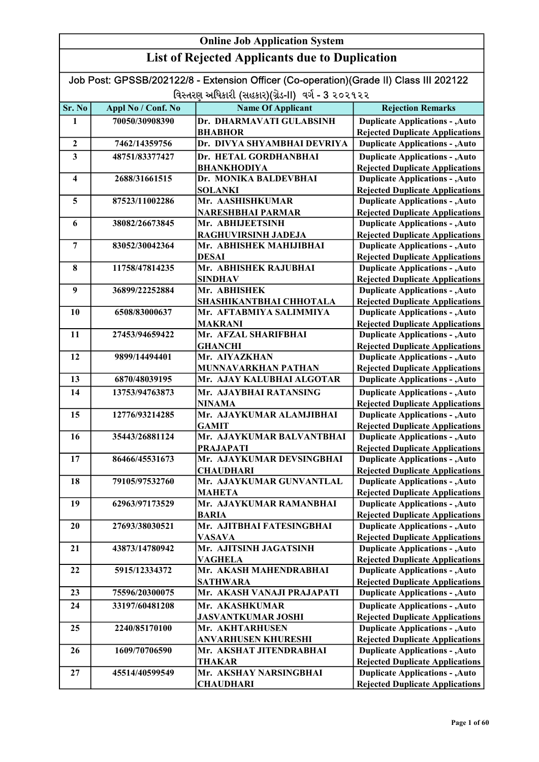# Online Job Application System

## List of Rejected Applicants due to Duplication

**Job Post: GPSSB/202122/8 - Extension Officer (Co-operation)(Grade II) Class III 202122**

**વિસ્તરણ અધિકારી (સહકાર)(ગ્રેડ-II) વર્ગ - 3 ૨૦૨૧૨૨**

| Sr. No | Appl No / Conf. No | Name Of Applicant | Rejection Remarks |
|---|---|---|---|
| 1 | 70050/30908390 | Dr. DHARMAVATI GULABSINH BHABHOR | Duplicate Applications - ,Auto Rejected Duplicate Applications |
| 2 | 7462/14359756 | Dr. DIVYA SHYAMBHAI DEVRIYA | Duplicate Applications - ,Auto |
| 3 | 48751/83377427 | Dr. HETAL GORDHANBHAI BHANKHODIYA | Duplicate Applications - ,Auto Rejected Duplicate Applications |
| 4 | 2688/31661515 | Dr. MONIKA BALDEVBHAI SOLANKI | Duplicate Applications - ,Auto Rejected Duplicate Applications |
| 5 | 87523/11002286 | Mr. AASHISHKUMAR NARESHBHAI PARMAR | Duplicate Applications - ,Auto Rejected Duplicate Applications |
| 6 | 38082/26673845 | Mr. ABHIJEETSINH RAGHUVIRSINH JADEJA | Duplicate Applications - ,Auto Rejected Duplicate Applications |
| 7 | 83052/30042364 | Mr. ABHISHEK MAHIJIBHAI DESAI | Duplicate Applications - ,Auto Rejected Duplicate Applications |
| 8 | 11758/47814235 | Mr. ABHISHEK RAJUBHAI SINDHAV | Duplicate Applications - ,Auto Rejected Duplicate Applications |
| 9 | 36899/22252884 | Mr. ABHISHEK SHASHIKANTBHAI CHHOTALA | Duplicate Applications - ,Auto Rejected Duplicate Applications |
| 10 | 6508/83000637 | Mr. AFTABMIYA SALIMMIYA MAKRANI | Duplicate Applications - ,Auto Rejected Duplicate Applications |
| 11 | 27453/94659422 | Mr. AFZAL SHARIFBHAI GHANCHI | Duplicate Applications - ,Auto Rejected Duplicate Applications |
| 12 | 9899/14494401 | Mr. AIYAZKHAN MUNNAVARKHAN PATHAN | Duplicate Applications - ,Auto Rejected Duplicate Applications |
| 13 | 6870/48039195 | Mr. AJAY KALUBHAI ALGOTAR | Duplicate Applications - ,Auto |
| 14 | 13753/94763873 | Mr. AJAYBHAI RATANSING NINAMA | Duplicate Applications - ,Auto Rejected Duplicate Applications |
| 15 | 12776/93214285 | Mr. AJAYKUMAR ALAMJIBHAI GAMIT | Duplicate Applications - ,Auto Rejected Duplicate Applications |
| 16 | 35443/26881124 | Mr. AJAYKUMAR BALVANTBHAI PRAJAPATI | Duplicate Applications - ,Auto Rejected Duplicate Applications |
| 17 | 86466/45531673 | Mr. AJAYKUMAR DEVSINGBHAI CHAUDHARI | Duplicate Applications - ,Auto Rejected Duplicate Applications |
| 18 | 79105/97532760 | Mr. AJAYKUMAR GUNVANTLAL MAHETA | Duplicate Applications - ,Auto Rejected Duplicate Applications |
| 19 | 62963/97173529 | Mr. AJAYKUMAR RAMANBHAI BARIA | Duplicate Applications - ,Auto Rejected Duplicate Applications |
| 20 | 27693/38030521 | Mr. AJITBHAI FATESINGBHAI VASAVA | Duplicate Applications - ,Auto Rejected Duplicate Applications |
| 21 | 43873/14780942 | Mr. AJITSINH JAGATSINH VAGHELA | Duplicate Applications - ,Auto Rejected Duplicate Applications |
| 22 | 5915/12334372 | Mr. AKASH MAHENDRABHAI SATHWARA | Duplicate Applications - ,Auto Rejected Duplicate Applications |
| 23 | 75596/20300075 | Mr. AKASH VANAJI PRAJAPATI | Duplicate Applications - ,Auto |
| 24 | 33197/60481208 | Mr. AKASHKUMAR JASVANTKUMAR JOSHI | Duplicate Applications - ,Auto Rejected Duplicate Applications |
| 25 | 2240/85170100 | Mr. AKHTARHUSEN ANVARHUSEN KHURESHI | Duplicate Applications - ,Auto Rejected Duplicate Applications |
| 26 | 1609/70706590 | Mr. AKSHAT JITENDRABHAI THAKAR | Duplicate Applications - ,Auto Rejected Duplicate Applications |
| 27 | 45514/40599549 | Mr. AKSHAY NARSINGBHAI CHAUDHARI | Duplicate Applications - ,Auto Rejected Duplicate Applications |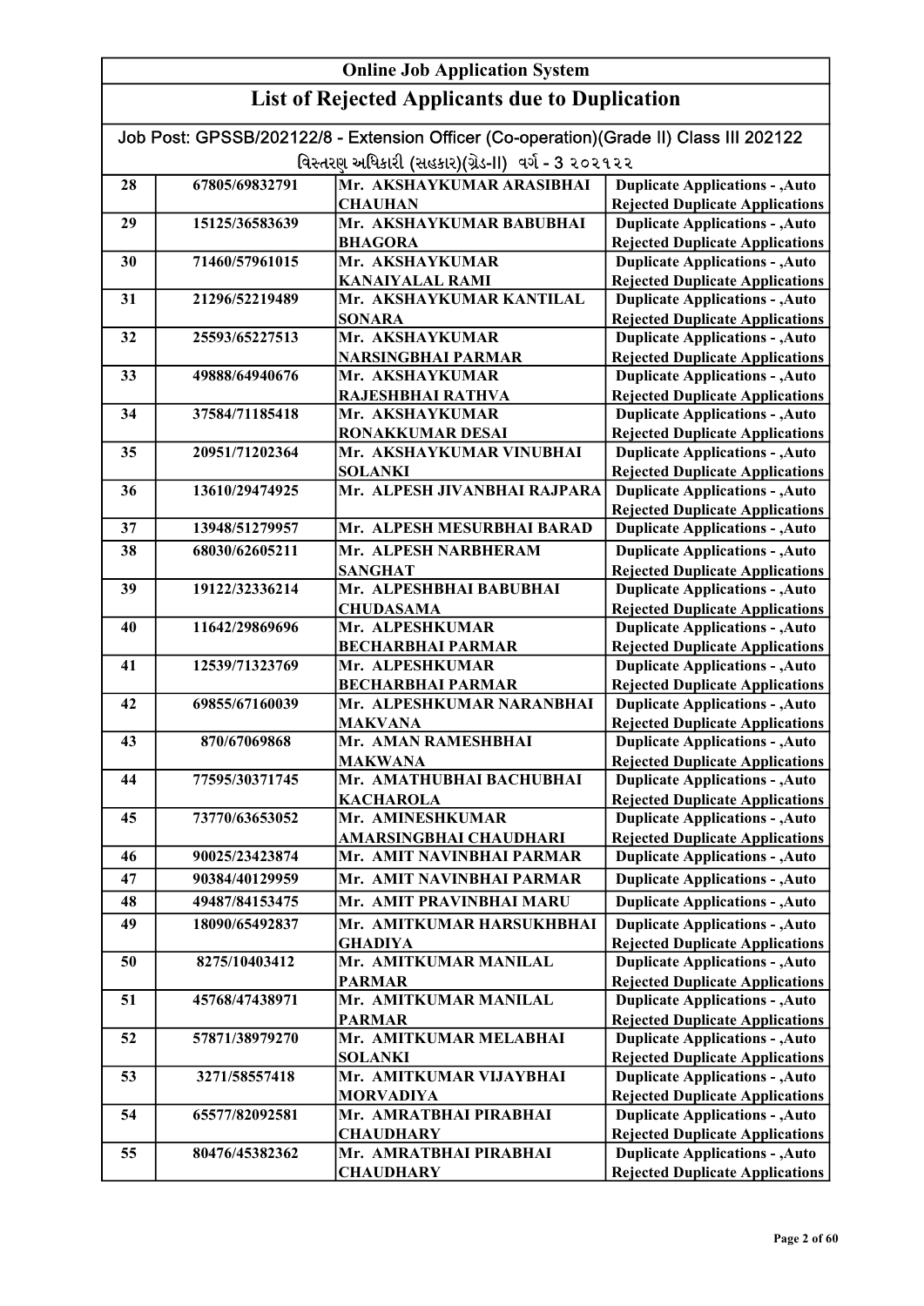| Online Job Application System | | | |
|---|---|---|---|
| **List of Rejected Applicants due to Duplication** | | | |
| Job Post: GPSSB/202122/8 - Extension Officer (Co-operation)(Grade II) Class III 202122 | | | |
| વિસ્તરણ અધિકારી (સહકાર)(ગ્રેડ-II) વર્ગ - 3 ૨૦૨૧૨૨ | | | |
| 28 | 67805/69832791 | Mr. AKSHAYKUMAR ARASIBHAI CHAUHAN | Duplicate Applications - ,Auto Rejected Duplicate Applications |
| 29 | 15125/36583639 | Mr. AKSHAYKUMAR BABUBHAI BHAGORA | Duplicate Applications - ,Auto Rejected Duplicate Applications |
| 30 | 71460/57961015 | Mr. AKSHAYKUMAR KANAIYALAL RAMI | Duplicate Applications - ,Auto Rejected Duplicate Applications |
| 31 | 21296/52219489 | Mr. AKSHAYKUMAR KANTILAL SONARA | Duplicate Applications - ,Auto Rejected Duplicate Applications |
| 32 | 25593/65227513 | Mr. AKSHAYKUMAR NARSINGBHAI PARMAR | Duplicate Applications - ,Auto Rejected Duplicate Applications |
| 33 | 49888/64940676 | Mr. AKSHAYKUMAR RAJESHBHAI RATHVA | Duplicate Applications - ,Auto Rejected Duplicate Applications |
| 34 | 37584/71185418 | Mr. AKSHAYKUMAR RONAKKUMAR DESAI | Duplicate Applications - ,Auto Rejected Duplicate Applications |
| 35 | 20951/71202364 | Mr. AKSHAYKUMAR VINUBHAI SOLANKI | Duplicate Applications - ,Auto Rejected Duplicate Applications |
| 36 | 13610/29474925 | Mr. ALPESH JIVANBHAI RAJPARA | Duplicate Applications - ,Auto Rejected Duplicate Applications |
| 37 | 13948/51279957 | Mr. ALPESH MESURBHAI BARAD | Duplicate Applications - ,Auto |
| 38 | 68030/62605211 | Mr. ALPESH NARBHERAM SANGHAT | Duplicate Applications - ,Auto Rejected Duplicate Applications |
| 39 | 19122/32336214 | Mr. ALPESHBHAI BABUBHAI CHUDASAMA | Duplicate Applications - ,Auto Rejected Duplicate Applications |
| 40 | 11642/29869696 | Mr. ALPESHKUMAR BECHARBHAI PARMAR | Duplicate Applications - ,Auto Rejected Duplicate Applications |
| 41 | 12539/71323769 | Mr. ALPESHKUMAR BECHARBHAI PARMAR | Duplicate Applications - ,Auto Rejected Duplicate Applications |
| 42 | 69855/67160039 | Mr. ALPESHKUMAR NARANBHAI MAKVANA | Duplicate Applications - ,Auto Rejected Duplicate Applications |
| 43 | 870/67069868 | Mr. AMAN RAMESHBHAI MAKWANA | Duplicate Applications - ,Auto Rejected Duplicate Applications |
| 44 | 77595/30371745 | Mr. AMATHUBHAI BACHUBHAI KACHAROLA | Duplicate Applications - ,Auto Rejected Duplicate Applications |
| 45 | 73770/63653052 | Mr. AMINESHKUMAR AMARSINGBHAI CHAUDHARI | Duplicate Applications - ,Auto Rejected Duplicate Applications |
| 46 | 90025/23423874 | Mr. AMIT NAVINBHAI PARMAR | Duplicate Applications - ,Auto |
| 47 | 90384/40129959 | Mr. AMIT NAVINBHAI PARMAR | Duplicate Applications - ,Auto |
| 48 | 49487/84153475 | Mr. AMIT PRAVINBHAI MARU | Duplicate Applications - ,Auto |
| 49 | 18090/65492837 | Mr. AMITKUMAR HARSUKHBHAI GHADIYA | Duplicate Applications - ,Auto Rejected Duplicate Applications |
| 50 | 8275/10403412 | Mr. AMITKUMAR MANILAL PARMAR | Duplicate Applications - ,Auto Rejected Duplicate Applications |
| 51 | 45768/47438971 | Mr. AMITKUMAR MANILAL PARMAR | Duplicate Applications - ,Auto Rejected Duplicate Applications |
| 52 | 57871/38979270 | Mr. AMITKUMAR MELABHAI SOLANKI | Duplicate Applications - ,Auto Rejected Duplicate Applications |
| 53 | 3271/58557418 | Mr. AMITKUMAR VIJAYBHAI MORVADIYA | Duplicate Applications - ,Auto Rejected Duplicate Applications |
| 54 | 65577/82092581 | Mr. AMRATBHAI PIRABHAI CHAUDHARY | Duplicate Applications - ,Auto Rejected Duplicate Applications |
| 55 | 80476/45382362 | Mr. AMRATBHAI PIRABHAI CHAUDHARY | Duplicate Applications - ,Auto Rejected Duplicate Applications |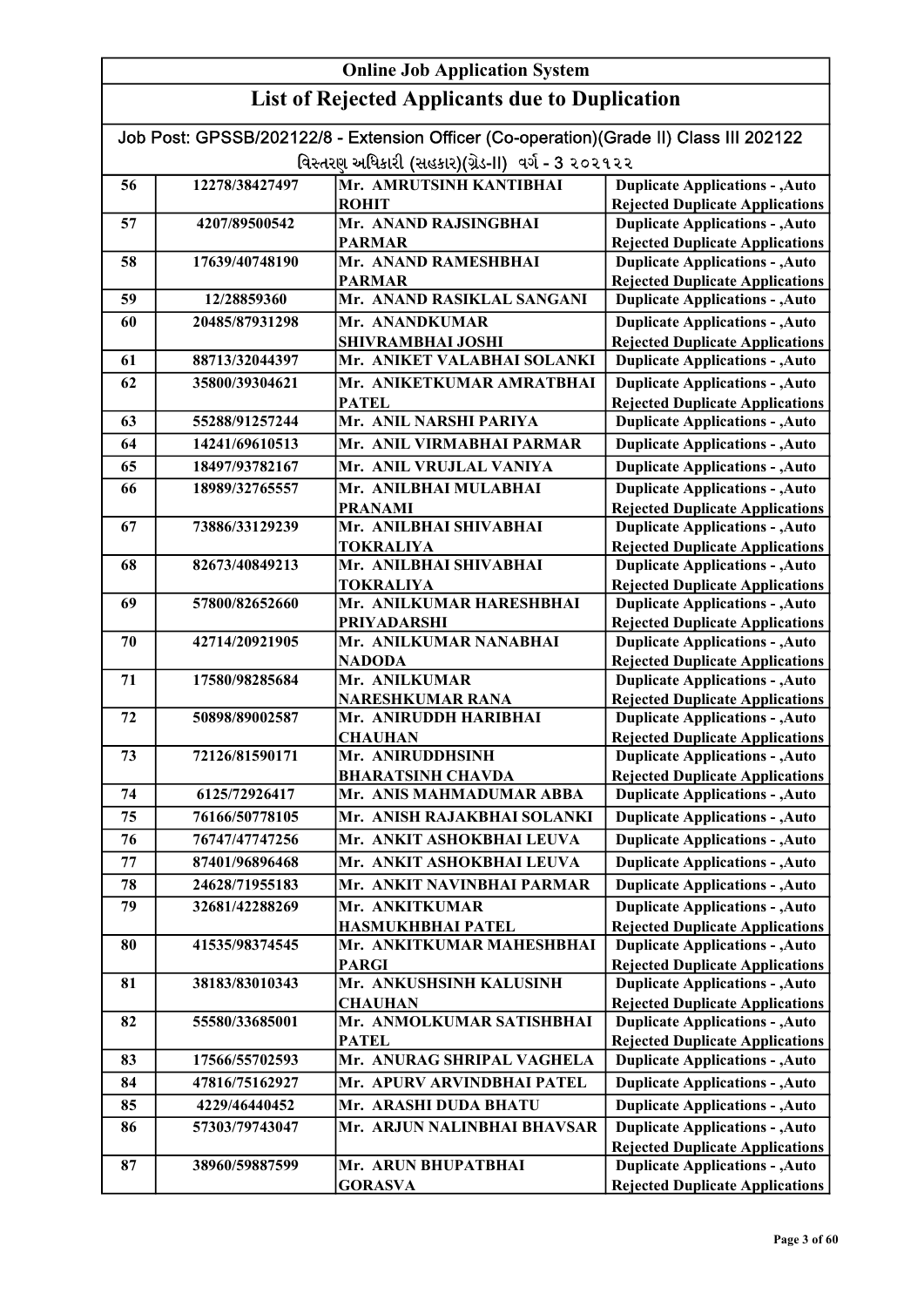# Online Job Application System

## List of Rejected Applicants due to Duplication

Job Post: GPSSB/202122/8 - Extension Officer (Co-operation)(Grade II) Class III 202122

વિસ્તરણ અધિકારી (સહકાર)(ગ્રેડ-II) વર્ગ - 3 ૨૦૨૧૨૨

| | | | |
|---|---|---|---|
| 56 | 12278/38427497 | Mr. AMRUTSINH KANTIBHAI ROHIT | Duplicate Applications - ,Auto Rejected Duplicate Applications |
| 57 | 4207/89500542 | Mr. ANAND RAJSINGBHAI PARMAR | Duplicate Applications - ,Auto Rejected Duplicate Applications |
| 58 | 17639/40748190 | Mr. ANAND RAMESHBHAI PARMAR | Duplicate Applications - ,Auto Rejected Duplicate Applications |
| 59 | 12/28859360 | Mr. ANAND RASIKLAL SANGANI | Duplicate Applications - ,Auto |
| 60 | 20485/87931298 | Mr. ANANDKUMAR SHIVRAMBHAI JOSHI | Duplicate Applications - ,Auto Rejected Duplicate Applications |
| 61 | 88713/32044397 | Mr. ANIKET VALABHAI SOLANKI | Duplicate Applications - ,Auto |
| 62 | 35800/39304621 | Mr. ANIKETKUMAR AMRATBHAI PATEL | Duplicate Applications - ,Auto Rejected Duplicate Applications |
| 63 | 55288/91257244 | Mr. ANIL NARSHI PARIYA | Duplicate Applications - ,Auto |
| 64 | 14241/69610513 | Mr. ANIL VIRMABHAI PARMAR | Duplicate Applications - ,Auto |
| 65 | 18497/93782167 | Mr. ANIL VRUJLAL VANIYA | Duplicate Applications - ,Auto |
| 66 | 18989/32765557 | Mr. ANILBHAI MULABHAI PRANAMI | Duplicate Applications - ,Auto Rejected Duplicate Applications |
| 67 | 73886/33129239 | Mr. ANILBHAI SHIVABHAI TOKRALIYA | Duplicate Applications - ,Auto Rejected Duplicate Applications |
| 68 | 82673/40849213 | Mr. ANILBHAI SHIVABHAI TOKRALIYA | Duplicate Applications - ,Auto Rejected Duplicate Applications |
| 69 | 57800/82652660 | Mr. ANILKUMAR HARESHBHAI PRIYADARSHI | Duplicate Applications - ,Auto Rejected Duplicate Applications |
| 70 | 42714/20921905 | Mr. ANILKUMAR NANABHAI NADODA | Duplicate Applications - ,Auto Rejected Duplicate Applications |
| 71 | 17580/98285684 | Mr. ANILKUMAR NARESHKUMAR RANA | Duplicate Applications - ,Auto Rejected Duplicate Applications |
| 72 | 50898/89002587 | Mr. ANIRUDDH HARIBHAI CHAUHAN | Duplicate Applications - ,Auto Rejected Duplicate Applications |
| 73 | 72126/81590171 | Mr. ANIRUDDHSINH BHARATSINH CHAVDA | Duplicate Applications - ,Auto Rejected Duplicate Applications |
| 74 | 6125/72926417 | Mr. ANIS MAHMADUMAR ABBA | Duplicate Applications - ,Auto |
| 75 | 76166/50778105 | Mr. ANISH RAJAKBHAI SOLANKI | Duplicate Applications - ,Auto |
| 76 | 76747/47747256 | Mr. ANKIT ASHOKBHAI LEUVA | Duplicate Applications - ,Auto |
| 77 | 87401/96896468 | Mr. ANKIT ASHOKBHAI LEUVA | Duplicate Applications - ,Auto |
| 78 | 24628/71955183 | Mr. ANKIT NAVINBHAI PARMAR | Duplicate Applications - ,Auto |
| 79 | 32681/42288269 | Mr. ANKITKUMAR HASMUKHBHAI PATEL | Duplicate Applications - ,Auto Rejected Duplicate Applications |
| 80 | 41535/98374545 | Mr. ANKITKUMAR MAHESHBHAI PARGI | Duplicate Applications - ,Auto Rejected Duplicate Applications |
| 81 | 38183/83010343 | Mr. ANKUSHSINH KALUSINH CHAUHAN | Duplicate Applications - ,Auto Rejected Duplicate Applications |
| 82 | 55580/33685001 | Mr. ANMOLKUMAR SATISHBHAI PATEL | Duplicate Applications - ,Auto Rejected Duplicate Applications |
| 83 | 17566/55702593 | Mr. ANURAG SHRIPAL VAGHELA | Duplicate Applications - ,Auto |
| 84 | 47816/75162927 | Mr. APURV ARVINDBHAI PATEL | Duplicate Applications - ,Auto |
| 85 | 4229/46440452 | Mr. ARASHI DUDA BHATU | Duplicate Applications - ,Auto |
| 86 | 57303/79743047 | Mr. ARJUN NALINBHAI BHAVSAR | Duplicate Applications - ,Auto Rejected Duplicate Applications |
| 87 | 38960/59887599 | Mr. ARUN BHUPATBHAI GORASVA | Duplicate Applications - ,Auto Rejected Duplicate Applications |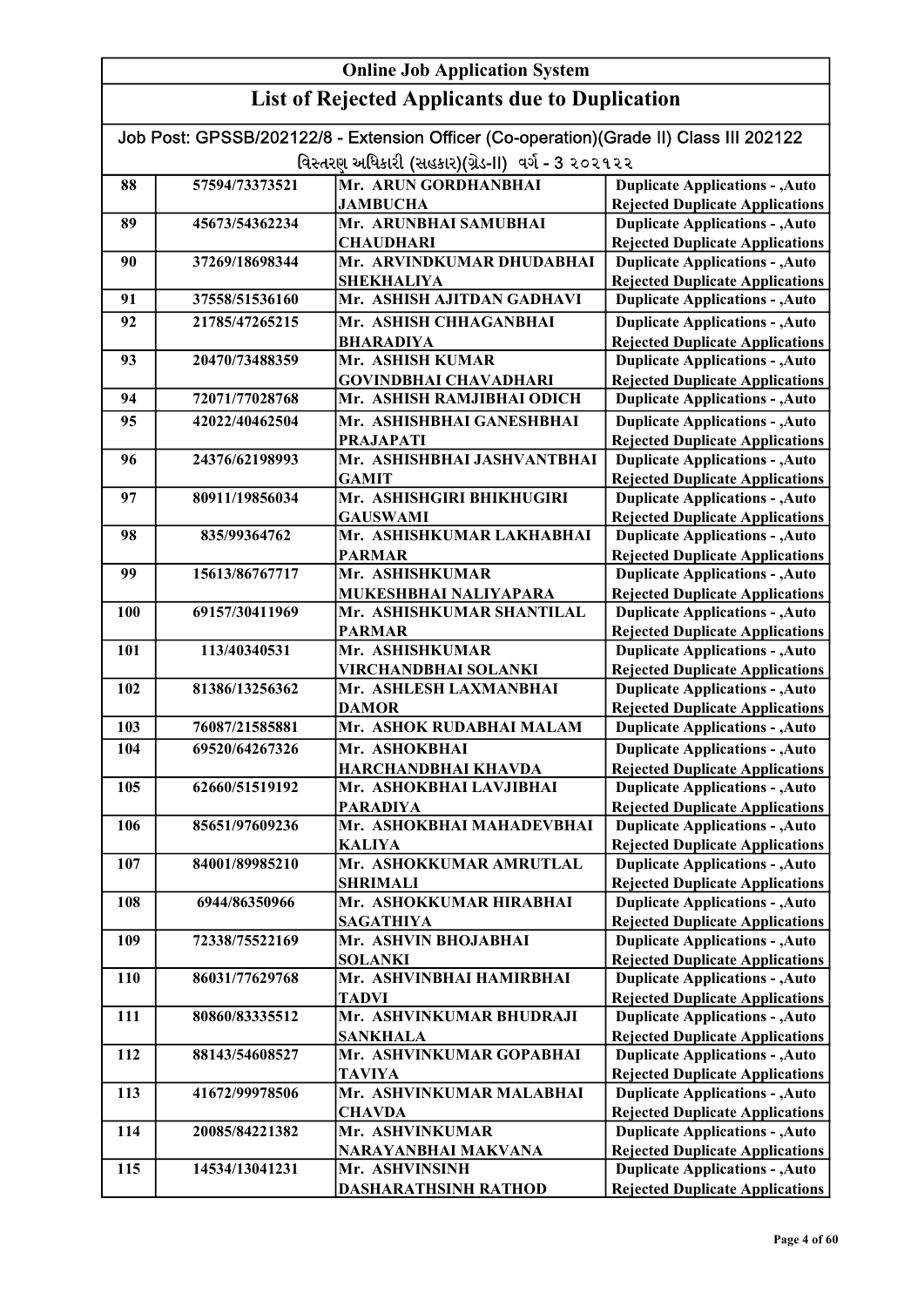## Online Job Application System

## List of Rejected Applicants due to Duplication

Job Post: GPSSB/202122/8 - Extension Officer (Co-operation)(Grade II) Class III 202122

વિસ્તરણ અધિકારી (સહકાર)(ગ્રેડ-II) વર્ગ - 3 ૨૦૨૧૨૨

| | | | |
|---|---|---|---|
| 88 | 57594/73373521 | Mr. ARUN GORDHANBHAI JAMBUCHA | Duplicate Applications - ,Auto Rejected Duplicate Applications |
| 89 | 45673/54362234 | Mr. ARUNBHAI SAMUBHAI CHAUDHARI | Duplicate Applications - ,Auto Rejected Duplicate Applications |
| 90 | 37269/18698344 | Mr. ARVINDKUMAR DHUDABHAI SHEKHALIYA | Duplicate Applications - ,Auto Rejected Duplicate Applications |
| 91 | 37558/51536160 | Mr. ASHISH AJITDAN GADHAVI | Duplicate Applications - ,Auto |
| 92 | 21785/47265215 | Mr. ASHISH CHHAGANBHAI BHARADIYA | Duplicate Applications - ,Auto Rejected Duplicate Applications |
| 93 | 20470/73488359 | Mr. ASHISH KUMAR GOVINDBHAI CHAVADHARI | Duplicate Applications - ,Auto Rejected Duplicate Applications |
| 94 | 72071/77028768 | Mr. ASHISH RAMJIBHAI ODICH | Duplicate Applications - ,Auto |
| 95 | 42022/40462504 | Mr. ASHISHBHAI GANESHBHAI PRAJAPATI | Duplicate Applications - ,Auto Rejected Duplicate Applications |
| 96 | 24376/62198993 | Mr. ASHISHBHAI JASHVANTBHAI GAMIT | Duplicate Applications - ,Auto Rejected Duplicate Applications |
| 97 | 80911/19856034 | Mr. ASHISHGIRI BHIKHUGIRI GAUSWAMI | Duplicate Applications - ,Auto Rejected Duplicate Applications |
| 98 | 835/99364762 | Mr. ASHISHKUMAR LAKHABHAI PARMAR | Duplicate Applications - ,Auto Rejected Duplicate Applications |
| 99 | 15613/86767717 | Mr. ASHISHKUMAR MUKESHBHAI NALIYAPARA | Duplicate Applications - ,Auto Rejected Duplicate Applications |
| 100 | 69157/30411969 | Mr. ASHISHKUMAR SHANTILAL PARMAR | Duplicate Applications - ,Auto Rejected Duplicate Applications |
| 101 | 113/40340531 | Mr. ASHISHKUMAR VIRCHANDBHAI SOLANKI | Duplicate Applications - ,Auto Rejected Duplicate Applications |
| 102 | 81386/13256362 | Mr. ASHLESH LAXMANBHAI DAMOR | Duplicate Applications - ,Auto Rejected Duplicate Applications |
| 103 | 76087/21585881 | Mr. ASHOK RUDABHAI MALAM | Duplicate Applications - ,Auto |
| 104 | 69520/64267326 | Mr. ASHOKBHAI HARCHANDBHAI KHAVDA | Duplicate Applications - ,Auto Rejected Duplicate Applications |
| 105 | 62660/51519192 | Mr. ASHOKBHAI LAVJIBHAI PARADIYA | Duplicate Applications - ,Auto Rejected Duplicate Applications |
| 106 | 85651/97609236 | Mr. ASHOKBHAI MAHADEVBHAI KALIYA | Duplicate Applications - ,Auto Rejected Duplicate Applications |
| 107 | 84001/89985210 | Mr. ASHOKKUMAR AMRUTLAL SHRIMALI | Duplicate Applications - ,Auto Rejected Duplicate Applications |
| 108 | 6944/86350966 | Mr. ASHOKKUMAR HIRABHAI SAGATHIYA | Duplicate Applications - ,Auto Rejected Duplicate Applications |
| 109 | 72338/75522169 | Mr. ASHVIN BHOJABHAI SOLANKI | Duplicate Applications - ,Auto Rejected Duplicate Applications |
| 110 | 86031/77629768 | Mr. ASHVINBHAI HAMIRBHAI TADVI | Duplicate Applications - ,Auto Rejected Duplicate Applications |
| 111 | 80860/83335512 | Mr. ASHVINKUMAR BHUDRAJI SANKHALA | Duplicate Applications - ,Auto Rejected Duplicate Applications |
| 112 | 88143/54608527 | Mr. ASHVINKUMAR GOPABHAI TAVIYA | Duplicate Applications - ,Auto Rejected Duplicate Applications |
| 113 | 41672/99978506 | Mr. ASHVINKUMAR MALABHAI CHAVDA | Duplicate Applications - ,Auto Rejected Duplicate Applications |
| 114 | 20085/84221382 | Mr. ASHVINKUMAR NARAYANBHAI MAKVANA | Duplicate Applications - ,Auto Rejected Duplicate Applications |
| 115 | 14534/13041231 | Mr. ASHVINSINH DASHARATHSINH RATHOD | Duplicate Applications - ,Auto Rejected Duplicate Applications |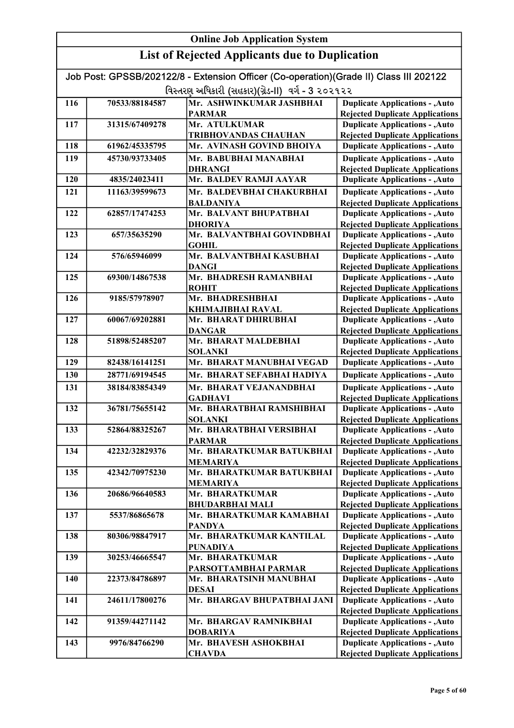| Online Job Application System | | | |
|---|---|---|---|
| **List of Rejected Applicants due to Duplication** | | | |
| Job Post: GPSSB/202122/8 - Extension Officer (Co-operation)(Grade II) Class III 202122 | | | |
| વિસ્તરણ અધિકારી (સહકાર)(ગ્રેડ-II) વર્ગ - 3 ૨૦૨૧૨૨ | | | |
| 116 | 70533/88184587 | Mr. ASHWINKUMAR JASHBHAI PARMAR | Duplicate Applications - ,Auto Rejected Duplicate Applications |
| 117 | 31315/67409278 | Mr. ATULKUMAR TRIBHOVANDAS CHAUHAN | Duplicate Applications - ,Auto Rejected Duplicate Applications |
| 118 | 61962/45335795 | Mr. AVINASH GOVIND BHOIYA | Duplicate Applications - ,Auto |
| 119 | 45730/93733405 | Mr. BABUBHAI MANABHAI DHRANGI | Duplicate Applications - ,Auto Rejected Duplicate Applications |
| 120 | 4835/24023411 | Mr. BALDEV RAMJI AAYAR | Duplicate Applications - ,Auto |
| 121 | 11163/39599673 | Mr. BALDEVBHAI CHAKURBHAI BALDANIYA | Duplicate Applications - ,Auto Rejected Duplicate Applications |
| 122 | 62857/17474253 | Mr. BALVANT BHUPATBHAI DHORIYA | Duplicate Applications - ,Auto Rejected Duplicate Applications |
| 123 | 657/35635290 | Mr. BALVANTBHAI GOVINDBHAI GOHIL | Duplicate Applications - ,Auto Rejected Duplicate Applications |
| 124 | 576/65946099 | Mr. BALVANTBHAI KASUBHAI DANGI | Duplicate Applications - ,Auto Rejected Duplicate Applications |
| 125 | 69300/14867538 | Mr. BHADRESH RAMANBHAI ROHIT | Duplicate Applications - ,Auto Rejected Duplicate Applications |
| 126 | 9185/57978907 | Mr. BHADRESHBHAI KHIMAJIBHAI RAVAL | Duplicate Applications - ,Auto Rejected Duplicate Applications |
| 127 | 60067/69202881 | Mr. BHARAT DHIRUBHAI DANGAR | Duplicate Applications - ,Auto Rejected Duplicate Applications |
| 128 | 51898/52485207 | Mr. BHARAT MALDEBHAI SOLANKI | Duplicate Applications - ,Auto Rejected Duplicate Applications |
| 129 | 82438/16141251 | Mr. BHARAT MANUBHAI VEGAD | Duplicate Applications - ,Auto |
| 130 | 28771/69194545 | Mr. BHARAT SEFABHAI HADIYA | Duplicate Applications - ,Auto |
| 131 | 38184/83854349 | Mr. BHARAT VEJANANDBHAI GADHAVI | Duplicate Applications - ,Auto Rejected Duplicate Applications |
| 132 | 36781/75655142 | Mr. BHARATBHAI RAMSHIBHAI SOLANKI | Duplicate Applications - ,Auto Rejected Duplicate Applications |
| 133 | 52864/88325267 | Mr. BHARATBHAI VERSIBHAI PARMAR | Duplicate Applications - ,Auto Rejected Duplicate Applications |
| 134 | 42232/32829376 | Mr. BHARATKUMAR BATUKBHAI MEMARIYA | Duplicate Applications - ,Auto Rejected Duplicate Applications |
| 135 | 42342/70975230 | Mr. BHARATKUMAR BATUKBHAI MEMARIYA | Duplicate Applications - ,Auto Rejected Duplicate Applications |
| 136 | 20686/96640583 | Mr. BHARATKUMAR BHUDARBHAI MALI | Duplicate Applications - ,Auto Rejected Duplicate Applications |
| 137 | 5537/86865678 | Mr. BHARATKUMAR KAMABHAI PANDYA | Duplicate Applications - ,Auto Rejected Duplicate Applications |
| 138 | 80306/98847917 | Mr. BHARATKUMAR KANTILAL PUNADIYA | Duplicate Applications - ,Auto Rejected Duplicate Applications |
| 139 | 30253/46665547 | Mr. BHARATKUMAR PARSOTTAMBHAI PARMAR | Duplicate Applications - ,Auto Rejected Duplicate Applications |
| 140 | 22373/84786897 | Mr. BHARATSINH MANUBHAI DESAI | Duplicate Applications - ,Auto Rejected Duplicate Applications |
| 141 | 24611/17800276 | Mr. BHARGAV BHUPATBHAI JANI | Duplicate Applications - ,Auto Rejected Duplicate Applications |
| 142 | 91359/44271142 | Mr. BHARGAV RAMNIKBHAI DOBARIYA | Duplicate Applications - ,Auto Rejected Duplicate Applications |
| 143 | 9976/84766290 | Mr. BHAVESH ASHOKBHAI CHAVDA | Duplicate Applications - ,Auto Rejected Duplicate Applications |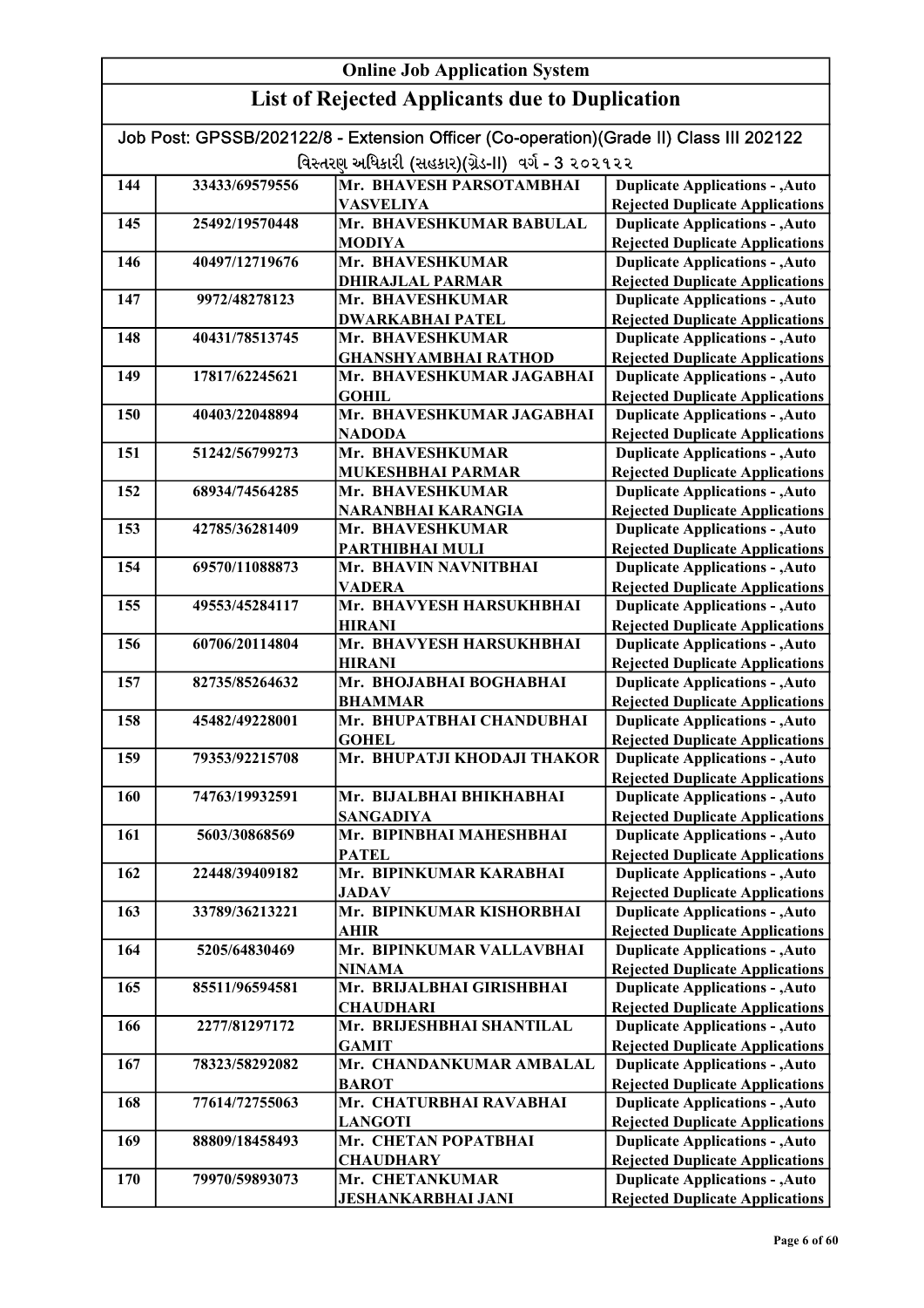# Online Job Application System

## List of Rejected Applicants due to Duplication

Job Post: GPSSB/202122/8 - Extension Officer (Co-operation)(Grade II) Class III 202122

વિસ્તરણ અધિકારી (સહકાર)(ગ્રેડ-II) વર્ગ - 3 ૨૦૨૧૨૨

| | | | |
|---|---|---|---|
| 144 | 33433/69579556 | Mr. BHAVESH PARSOTAMBHAI VASVELIYA | Duplicate Applications - ,Auto Rejected Duplicate Applications |
| 145 | 25492/19570448 | Mr. BHAVESHKUMAR BABULAL MODIYA | Duplicate Applications - ,Auto Rejected Duplicate Applications |
| 146 | 40497/12719676 | Mr. BHAVESHKUMAR DHIRAJLAL PARMAR | Duplicate Applications - ,Auto Rejected Duplicate Applications |
| 147 | 9972/48278123 | Mr. BHAVESHKUMAR DWARKABHAI PATEL | Duplicate Applications - ,Auto Rejected Duplicate Applications |
| 148 | 40431/78513745 | Mr. BHAVESHKUMAR GHANSHYAMBHAI RATHOD | Duplicate Applications - ,Auto Rejected Duplicate Applications |
| 149 | 17817/62245621 | Mr. BHAVESHKUMAR JAGABHAI GOHIL | Duplicate Applications - ,Auto Rejected Duplicate Applications |
| 150 | 40403/22048894 | Mr. BHAVESHKUMAR JAGABHAI NADODA | Duplicate Applications - ,Auto Rejected Duplicate Applications |
| 151 | 51242/56799273 | Mr. BHAVESHKUMAR MUKESHBHAI PARMAR | Duplicate Applications - ,Auto Rejected Duplicate Applications |
| 152 | 68934/74564285 | Mr. BHAVESHKUMAR NARANBHAI KARANGIA | Duplicate Applications - ,Auto Rejected Duplicate Applications |
| 153 | 42785/36281409 | Mr. BHAVESHKUMAR PARTHIBHAI MULI | Duplicate Applications - ,Auto Rejected Duplicate Applications |
| 154 | 69570/11088873 | Mr. BHAVIN NAVNITBHAI VADERA | Duplicate Applications - ,Auto Rejected Duplicate Applications |
| 155 | 49553/45284117 | Mr. BHAVYESH HARSUKHBHAI HIRANI | Duplicate Applications - ,Auto Rejected Duplicate Applications |
| 156 | 60706/20114804 | Mr. BHAVYESH HARSUKHBHAI HIRANI | Duplicate Applications - ,Auto Rejected Duplicate Applications |
| 157 | 82735/85264632 | Mr. BHOJABHAI BOGHABHAI BHAMMAR | Duplicate Applications - ,Auto Rejected Duplicate Applications |
| 158 | 45482/49228001 | Mr. BHUPATBHAI CHANDUBHAI GOHEL | Duplicate Applications - ,Auto Rejected Duplicate Applications |
| 159 | 79353/92215708 | Mr. BHUPATJI KHODAJI THAKOR | Duplicate Applications - ,Auto Rejected Duplicate Applications |
| 160 | 74763/19932591 | Mr. BIJALBHAI BHIKHABHAI SANGADIYA | Duplicate Applications - ,Auto Rejected Duplicate Applications |
| 161 | 5603/30868569 | Mr. BIPINBHAI MAHESHBHAI PATEL | Duplicate Applications - ,Auto Rejected Duplicate Applications |
| 162 | 22448/39409182 | Mr. BIPINKUMAR KARABHAI JADAV | Duplicate Applications - ,Auto Rejected Duplicate Applications |
| 163 | 33789/36213221 | Mr. BIPINKUMAR KISHORBHAI AHIR | Duplicate Applications - ,Auto Rejected Duplicate Applications |
| 164 | 5205/64830469 | Mr. BIPINKUMAR VALLAVBHAI NINAMA | Duplicate Applications - ,Auto Rejected Duplicate Applications |
| 165 | 85511/96594581 | Mr. BRIJALBHAI GIRISHBHAI CHAUDHARI | Duplicate Applications - ,Auto Rejected Duplicate Applications |
| 166 | 2277/81297172 | Mr. BRIJESHBHAI SHANTILAL GAMIT | Duplicate Applications - ,Auto Rejected Duplicate Applications |
| 167 | 78323/58292082 | Mr. CHANDANKUMAR AMBALAL BAROT | Duplicate Applications - ,Auto Rejected Duplicate Applications |
| 168 | 77614/72755063 | Mr. CHATURBHAI RAVABHAI LANGOTI | Duplicate Applications - ,Auto Rejected Duplicate Applications |
| 169 | 88809/18458493 | Mr. CHETAN POPATBHAI CHAUDHARY | Duplicate Applications - ,Auto Rejected Duplicate Applications |
| 170 | 79970/59893073 | Mr. CHETANKUMAR JESHANKARBHAI JANI | Duplicate Applications - ,Auto Rejected Duplicate Applications |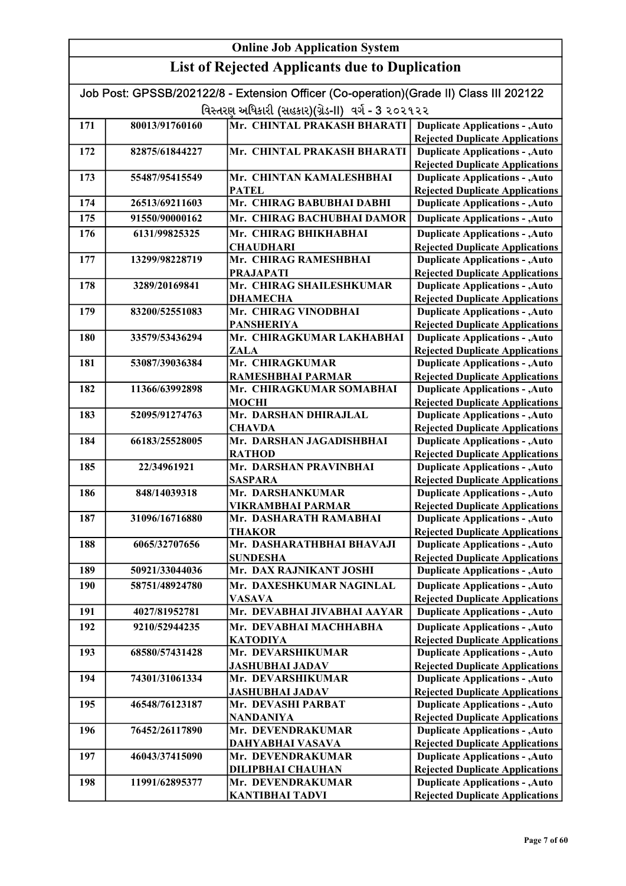# Online Job Application System

## List of Rejected Applicants due to Duplication

Job Post: GPSSB/202122/8 - Extension Officer (Co-operation)(Grade II) Class III 202122

વિસ્તરણ અધિકારી (સહકાર)(ગ્રેડ-II) વર્ગ - 3 ૨૦૨૧૨૨

| | | | |
|---|---|---|---|
| 171 | 80013/91760160 | Mr. CHINTAL PRAKASH BHARATI | Duplicate Applications - ,Auto Rejected Duplicate Applications |
| 172 | 82875/61844227 | Mr. CHINTAL PRAKASH BHARATI | Duplicate Applications - ,Auto Rejected Duplicate Applications |
| 173 | 55487/95415549 | Mr. CHINTAN KAMALESHBHAI PATEL | Duplicate Applications - ,Auto Rejected Duplicate Applications |
| 174 | 26513/69211603 | Mr. CHIRAG BABUBHAI DABHI | Duplicate Applications - ,Auto |
| 175 | 91550/90000162 | Mr. CHIRAG BACHUBHAI DAMOR | Duplicate Applications - ,Auto |
| 176 | 6131/99825325 | Mr. CHIRAG BHIKHABHAI CHAUDHARI | Duplicate Applications - ,Auto Rejected Duplicate Applications |
| 177 | 13299/98228719 | Mr. CHIRAG RAMESHBHAI PRAJAPATI | Duplicate Applications - ,Auto Rejected Duplicate Applications |
| 178 | 3289/20169841 | Mr. CHIRAG SHAILESHKUMAR DHAMECHA | Duplicate Applications - ,Auto Rejected Duplicate Applications |
| 179 | 83200/52551083 | Mr. CHIRAG VINODBHAI PANSHERIYA | Duplicate Applications - ,Auto Rejected Duplicate Applications |
| 180 | 33579/53436294 | Mr. CHIRAGKUMAR LAKHABHAI ZALA | Duplicate Applications - ,Auto Rejected Duplicate Applications |
| 181 | 53087/39036384 | Mr. CHIRAGKUMAR RAMESHBHAI PARMAR | Duplicate Applications - ,Auto Rejected Duplicate Applications |
| 182 | 11366/63992898 | Mr. CHIRAGKUMAR SOMABHAI MOCHI | Duplicate Applications - ,Auto Rejected Duplicate Applications |
| 183 | 52095/91274763 | Mr. DARSHAN DHIRAJLAL CHAVDA | Duplicate Applications - ,Auto Rejected Duplicate Applications |
| 184 | 66183/25528005 | Mr. DARSHAN JAGADISHBHAI RATHOD | Duplicate Applications - ,Auto Rejected Duplicate Applications |
| 185 | 22/34961921 | Mr. DARSHAN PRAVINBHAI SASPARA | Duplicate Applications - ,Auto Rejected Duplicate Applications |
| 186 | 848/14039318 | Mr. DARSHANKUMAR VIKRAMBHAI PARMAR | Duplicate Applications - ,Auto Rejected Duplicate Applications |
| 187 | 31096/16716880 | Mr. DASHARATH RAMABHAI THAKOR | Duplicate Applications - ,Auto Rejected Duplicate Applications |
| 188 | 6065/32707656 | Mr. DASHARATHBHAI BHAVAJI SUNDESHA | Duplicate Applications - ,Auto Rejected Duplicate Applications |
| 189 | 50921/33044036 | Mr. DAX RAJNIKANT JOSHI | Duplicate Applications - ,Auto |
| 190 | 58751/48924780 | Mr. DAXESHKUMAR NAGINLAL VASAVA | Duplicate Applications - ,Auto Rejected Duplicate Applications |
| 191 | 4027/81952781 | Mr. DEVABHAI JIVABHAI AAYAR | Duplicate Applications - ,Auto |
| 192 | 9210/52944235 | Mr. DEVABHAI MACHHABHA KATODIYA | Duplicate Applications - ,Auto Rejected Duplicate Applications |
| 193 | 68580/57431428 | Mr. DEVARSHIKUMAR JASHUBHAI JADAV | Duplicate Applications - ,Auto Rejected Duplicate Applications |
| 194 | 74301/31061334 | Mr. DEVARSHIKUMAR JASHUBHAI JADAV | Duplicate Applications - ,Auto Rejected Duplicate Applications |
| 195 | 46548/76123187 | Mr. DEVASHI PARBAT NANDANIYA | Duplicate Applications - ,Auto Rejected Duplicate Applications |
| 196 | 76452/26117890 | Mr. DEVENDRAKUMAR DAHYABHAI VASAVA | Duplicate Applications - ,Auto Rejected Duplicate Applications |
| 197 | 46043/37415090 | Mr. DEVENDRAKUMAR DILIPBHAI CHAUHAN | Duplicate Applications - ,Auto Rejected Duplicate Applications |
| 198 | 11991/62895377 | Mr. DEVENDRAKUMAR KANTIBHAI TADVI | Duplicate Applications - ,Auto Rejected Duplicate Applications |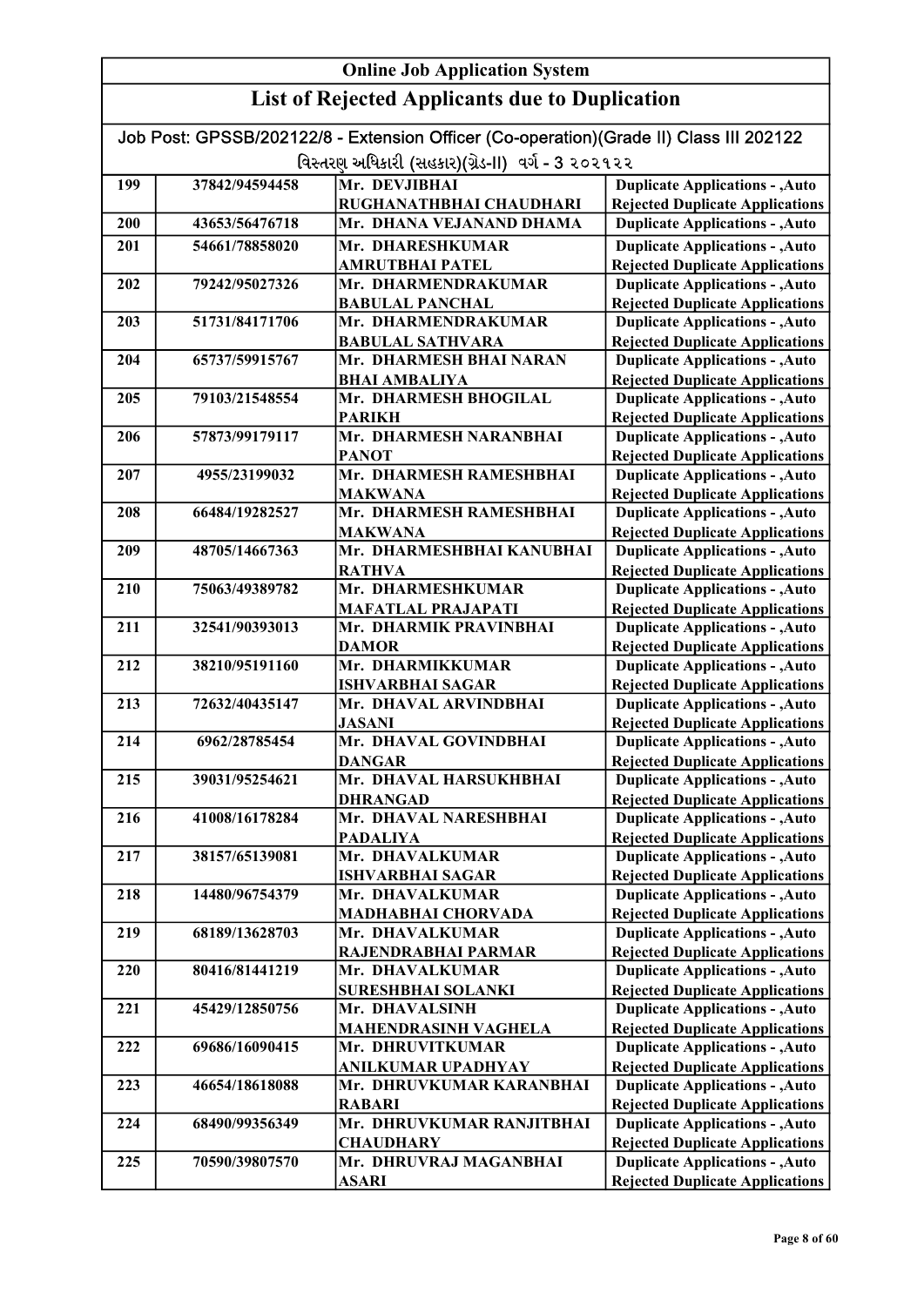# Online Job Application System

## List of Rejected Applicants due to Duplication

Job Post: GPSSB/202122/8 - Extension Officer (Co-operation)(Grade II) Class III 202122

વિસ્તરણ અધિકારી (સહકાર)(ગ્રેડ-II) વર્ગ - 3 ૨૦૨૧૨૨

| | | | |
|---|---|---|---|
| 199 | 37842/94594458 | Mr. DEVJIBHAI RUGHANATHBHAI CHAUDHARI | Duplicate Applications - ,Auto Rejected Duplicate Applications |
| 200 | 43653/56476718 | Mr. DHANA VEJANAND DHAMA | Duplicate Applications - ,Auto |
| 201 | 54661/78858020 | Mr. DHARESHKUMAR AMRUTBHAI PATEL | Duplicate Applications - ,Auto Rejected Duplicate Applications |
| 202 | 79242/95027326 | Mr. DHARMENDRAKUMAR BABULAL PANCHAL | Duplicate Applications - ,Auto Rejected Duplicate Applications |
| 203 | 51731/84171706 | Mr. DHARMENDRAKUMAR BABULAL SATHVARA | Duplicate Applications - ,Auto Rejected Duplicate Applications |
| 204 | 65737/59915767 | Mr. DHARMESH BHAI NARAN BHAI AMBALIYA | Duplicate Applications - ,Auto Rejected Duplicate Applications |
| 205 | 79103/21548554 | Mr. DHARMESH BHOGILAL PARIKH | Duplicate Applications - ,Auto Rejected Duplicate Applications |
| 206 | 57873/99179117 | Mr. DHARMESH NARANBHAI PANOT | Duplicate Applications - ,Auto Rejected Duplicate Applications |
| 207 | 4955/23199032 | Mr. DHARMESH RAMESHBHAI MAKWANA | Duplicate Applications - ,Auto Rejected Duplicate Applications |
| 208 | 66484/19282527 | Mr. DHARMESH RAMESHBHAI MAKWANA | Duplicate Applications - ,Auto Rejected Duplicate Applications |
| 209 | 48705/14667363 | Mr. DHARMESHBHAI KANUBHAI RATHVA | Duplicate Applications - ,Auto Rejected Duplicate Applications |
| 210 | 75063/49389782 | Mr. DHARMESHKUMAR MAFATLAL PRAJAPATI | Duplicate Applications - ,Auto Rejected Duplicate Applications |
| 211 | 32541/90393013 | Mr. DHARMIK PRAVINBHAI DAMOR | Duplicate Applications - ,Auto Rejected Duplicate Applications |
| 212 | 38210/95191160 | Mr. DHARMIKKUMAR ISHVARBHAI SAGAR | Duplicate Applications - ,Auto Rejected Duplicate Applications |
| 213 | 72632/40435147 | Mr. DHAVAL ARVINDBHAI JASANI | Duplicate Applications - ,Auto Rejected Duplicate Applications |
| 214 | 6962/28785454 | Mr. DHAVAL GOVINDBHAI DANGAR | Duplicate Applications - ,Auto Rejected Duplicate Applications |
| 215 | 39031/95254621 | Mr. DHAVAL HARSUKHBHAI DHRANGAD | Duplicate Applications - ,Auto Rejected Duplicate Applications |
| 216 | 41008/16178284 | Mr. DHAVAL NARESHBHAI PADALIYA | Duplicate Applications - ,Auto Rejected Duplicate Applications |
| 217 | 38157/65139081 | Mr. DHAVALKUMAR ISHVARBHAI SAGAR | Duplicate Applications - ,Auto Rejected Duplicate Applications |
| 218 | 14480/96754379 | Mr. DHAVALKUMAR MADHABHAI CHORVADA | Duplicate Applications - ,Auto Rejected Duplicate Applications |
| 219 | 68189/13628703 | Mr. DHAVALKUMAR RAJENDRABHAI PARMAR | Duplicate Applications - ,Auto Rejected Duplicate Applications |
| 220 | 80416/81441219 | Mr. DHAVALKUMAR SURESHBHAI SOLANKI | Duplicate Applications - ,Auto Rejected Duplicate Applications |
| 221 | 45429/12850756 | Mr. DHAVALSINH MAHENDRASINH VAGHELA | Duplicate Applications - ,Auto Rejected Duplicate Applications |
| 222 | 69686/16090415 | Mr. DHRUVITKUMAR ANILKUMAR UPADHYAY | Duplicate Applications - ,Auto Rejected Duplicate Applications |
| 223 | 46654/18618088 | Mr. DHRUVKUMAR KARANBHAI RABARI | Duplicate Applications - ,Auto Rejected Duplicate Applications |
| 224 | 68490/99356349 | Mr. DHRUVKUMAR RANJITBHAI CHAUDHARY | Duplicate Applications - ,Auto Rejected Duplicate Applications |
| 225 | 70590/39807570 | Mr. DHRUVRAJ MAGANBHAI ASARI | Duplicate Applications - ,Auto Rejected Duplicate Applications |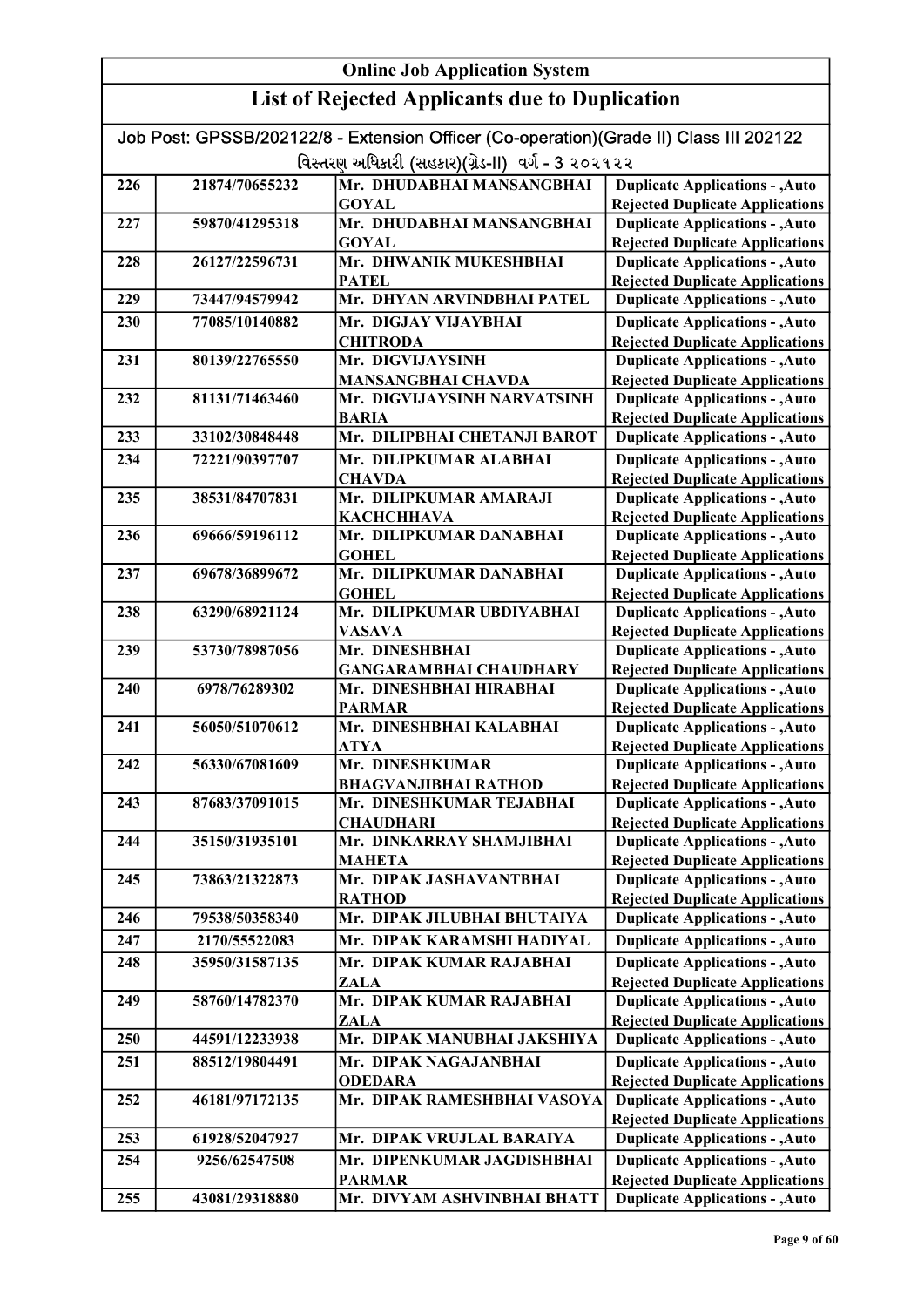# Online Job Application System

## List of Rejected Applicants due to Duplication

Job Post: GPSSB/202122/8 - Extension Officer (Co-operation)(Grade II) Class III 202122

વિસ્તરણ અધિકારી (સહકાર)(ગ્રેડ-II) વર્ગ - 3 ૨૦૨૧૨૨

| | | | |
|---|---|---|---|
| 226 | 21874/70655232 | Mr. DHUDABHAI MANSANGBHAI GOYAL | Duplicate Applications - ,Auto Rejected Duplicate Applications |
| 227 | 59870/41295318 | Mr. DHUDABHAI MANSANGBHAI GOYAL | Duplicate Applications - ,Auto Rejected Duplicate Applications |
| 228 | 26127/22596731 | Mr. DHWANIK MUKESHBHAI PATEL | Duplicate Applications - ,Auto Rejected Duplicate Applications |
| 229 | 73447/94579942 | Mr. DHYAN ARVINDBHAI PATEL | Duplicate Applications - ,Auto |
| 230 | 77085/10140882 | Mr. DIGJAY VIJAYBHAI CHITRODA | Duplicate Applications - ,Auto Rejected Duplicate Applications |
| 231 | 80139/22765550 | Mr. DIGVIJAYSINH MANSANGBHAI CHAVDA | Duplicate Applications - ,Auto Rejected Duplicate Applications |
| 232 | 81131/71463460 | Mr. DIGVIJAYSINH NARVATSINH BARIA | Duplicate Applications - ,Auto Rejected Duplicate Applications |
| 233 | 33102/30848448 | Mr. DILIPBHAI CHETANJI BAROT | Duplicate Applications - ,Auto |
| 234 | 72221/90397707 | Mr. DILIPKUMAR ALABHAI CHAVDA | Duplicate Applications - ,Auto Rejected Duplicate Applications |
| 235 | 38531/84707831 | Mr. DILIPKUMAR AMARAJI KACHCHHAVA | Duplicate Applications - ,Auto Rejected Duplicate Applications |
| 236 | 69666/59196112 | Mr. DILIPKUMAR DANABHAI GOHEL | Duplicate Applications - ,Auto Rejected Duplicate Applications |
| 237 | 69678/36899672 | Mr. DILIPKUMAR DANABHAI GOHEL | Duplicate Applications - ,Auto Rejected Duplicate Applications |
| 238 | 63290/68921124 | Mr. DILIPKUMAR UBDIYABHAI VASAVA | Duplicate Applications - ,Auto Rejected Duplicate Applications |
| 239 | 53730/78987056 | Mr. DINESHBHAI GANGARAMBHAI CHAUDHARY | Duplicate Applications - ,Auto Rejected Duplicate Applications |
| 240 | 6978/76289302 | Mr. DINESHBHAI HIRABHAI PARMAR | Duplicate Applications - ,Auto Rejected Duplicate Applications |
| 241 | 56050/51070612 | Mr. DINESHBHAI KALABHAI ATYA | Duplicate Applications - ,Auto Rejected Duplicate Applications |
| 242 | 56330/67081609 | Mr. DINESHKUMAR BHAGVANJIBHAI RATHOD | Duplicate Applications - ,Auto Rejected Duplicate Applications |
| 243 | 87683/37091015 | Mr. DINESHKUMAR TEJABHAI CHAUDHARI | Duplicate Applications - ,Auto Rejected Duplicate Applications |
| 244 | 35150/31935101 | Mr. DINKARRAY SHAMJIBHAI MAHETA | Duplicate Applications - ,Auto Rejected Duplicate Applications |
| 245 | 73863/21322873 | Mr. DIPAK JASHAVANTBHAI RATHOD | Duplicate Applications - ,Auto Rejected Duplicate Applications |
| 246 | 79538/50358340 | Mr. DIPAK JILUBHAI BHUTAIYA | Duplicate Applications - ,Auto |
| 247 | 2170/55522083 | Mr. DIPAK KARAMSHI HADIYAL | Duplicate Applications - ,Auto |
| 248 | 35950/31587135 | Mr. DIPAK KUMAR RAJABHAI ZALA | Duplicate Applications - ,Auto Rejected Duplicate Applications |
| 249 | 58760/14782370 | Mr. DIPAK KUMAR RAJABHAI ZALA | Duplicate Applications - ,Auto Rejected Duplicate Applications |
| 250 | 44591/12233938 | Mr. DIPAK MANUBHAI JAKSHIYA | Duplicate Applications - ,Auto |
| 251 | 88512/19804491 | Mr. DIPAK NAGAJANBHAI ODEDARA | Duplicate Applications - ,Auto Rejected Duplicate Applications |
| 252 | 46181/97172135 | Mr. DIPAK RAMESHBHAI VASOYA | Duplicate Applications - ,Auto Rejected Duplicate Applications |
| 253 | 61928/52047927 | Mr. DIPAK VRUJLAL BARAIYA | Duplicate Applications - ,Auto |
| 254 | 9256/62547508 | Mr. DIPENKUMAR JAGDISHBHAI PARMAR | Duplicate Applications - ,Auto Rejected Duplicate Applications |
| 255 | 43081/29318880 | Mr. DIVYAM ASHVINBHAI BHATT | Duplicate Applications - ,Auto |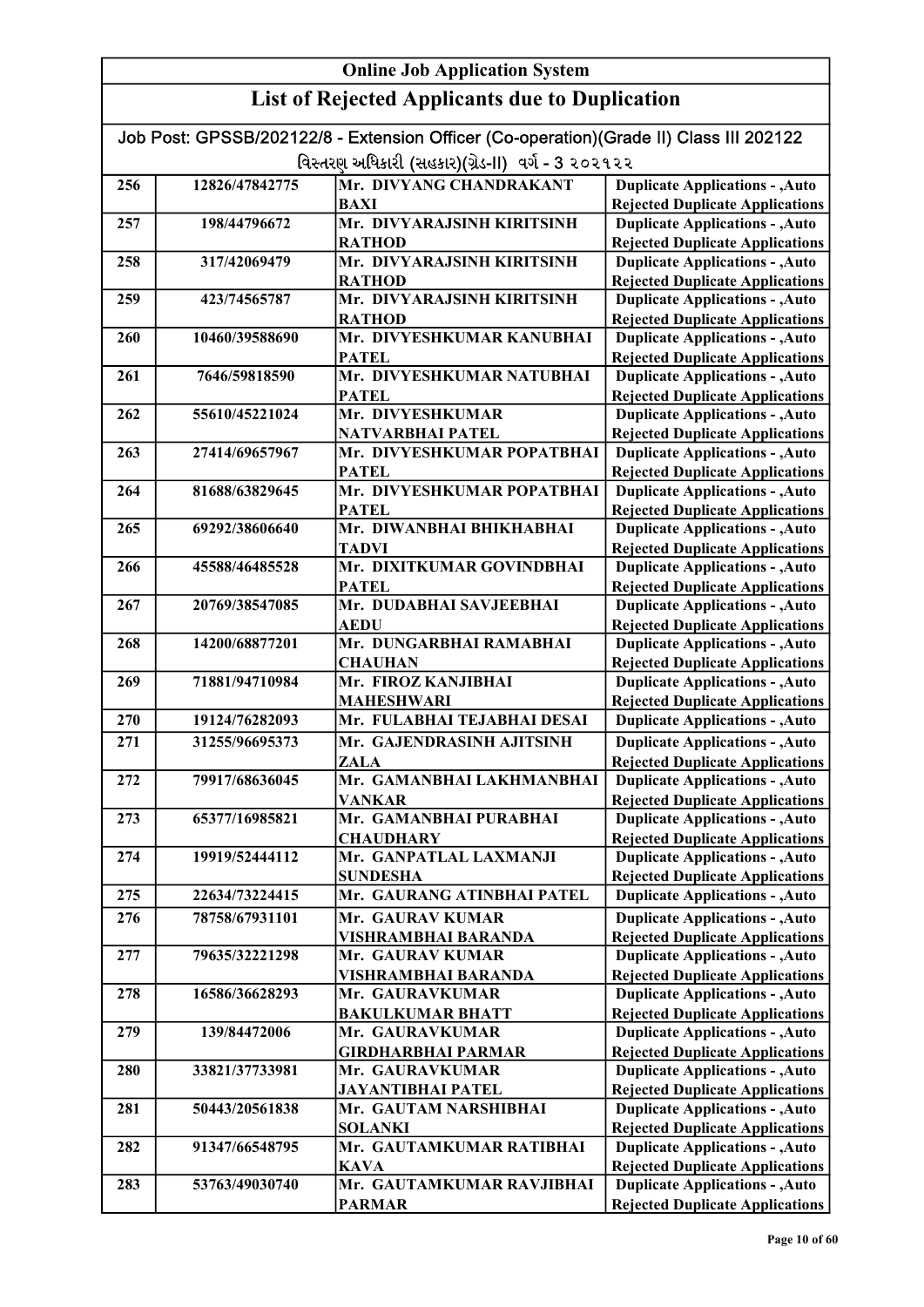# Online Job Application System

## List of Rejected Applicants due to Duplication

Job Post: GPSSB/202122/8 - Extension Officer (Co-operation)(Grade II) Class III 202122

વિસ્તરણ અધિકારી (સહકાર)(ગ્રેડ-II) વર્ગ - 3 ૨૦૨૧૨૨

| | | | |
|---|---|---|---|
| 256 | 12826/47842775 | Mr. DIVYANG CHANDRAKANT BAXI | Duplicate Applications - ,Auto Rejected Duplicate Applications |
| 257 | 198/44796672 | Mr. DIVYARAJSINH KIRITSINH RATHOD | Duplicate Applications - ,Auto Rejected Duplicate Applications |
| 258 | 317/42069479 | Mr. DIVYARAJSINH KIRITSINH RATHOD | Duplicate Applications - ,Auto Rejected Duplicate Applications |
| 259 | 423/74565787 | Mr. DIVYARAJSINH KIRITSINH RATHOD | Duplicate Applications - ,Auto Rejected Duplicate Applications |
| 260 | 10460/39588690 | Mr. DIVYESHKUMAR KANUBHAI PATEL | Duplicate Applications - ,Auto Rejected Duplicate Applications |
| 261 | 7646/59818590 | Mr. DIVYESHKUMAR NATUBHAI PATEL | Duplicate Applications - ,Auto Rejected Duplicate Applications |
| 262 | 55610/45221024 | Mr. DIVYESHKUMAR NATVARBHAI PATEL | Duplicate Applications - ,Auto Rejected Duplicate Applications |
| 263 | 27414/69657967 | Mr. DIVYESHKUMAR POPATBHAI PATEL | Duplicate Applications - ,Auto Rejected Duplicate Applications |
| 264 | 81688/63829645 | Mr. DIVYESHKUMAR POPATBHAI PATEL | Duplicate Applications - ,Auto Rejected Duplicate Applications |
| 265 | 69292/38606640 | Mr. DIWANBHAI BHIKHABHAI TADVI | Duplicate Applications - ,Auto Rejected Duplicate Applications |
| 266 | 45588/46485528 | Mr. DIXITKUMAR GOVINDBHAI PATEL | Duplicate Applications - ,Auto Rejected Duplicate Applications |
| 267 | 20769/38547085 | Mr. DUDABHAI SAVJEEBHAI AEDU | Duplicate Applications - ,Auto Rejected Duplicate Applications |
| 268 | 14200/68877201 | Mr. DUNGARBHAI RAMABHAI CHAUHAN | Duplicate Applications - ,Auto Rejected Duplicate Applications |
| 269 | 71881/94710984 | Mr. FIROZ KANJIBHAI MAHESHWARI | Duplicate Applications - ,Auto Rejected Duplicate Applications |
| 270 | 19124/76282093 | Mr. FULABHAI TEJABHAI DESAI | Duplicate Applications - ,Auto |
| 271 | 31255/96695373 | Mr. GAJENDRASINH AJITSINH ZALA | Duplicate Applications - ,Auto Rejected Duplicate Applications |
| 272 | 79917/68636045 | Mr. GAMANBHAI LAKHMANBHAI VANKAR | Duplicate Applications - ,Auto Rejected Duplicate Applications |
| 273 | 65377/16985821 | Mr. GAMANBHAI PURABHAI CHAUDHARY | Duplicate Applications - ,Auto Rejected Duplicate Applications |
| 274 | 19919/52444112 | Mr. GANPATLAL LAXMANJI SUNDESHA | Duplicate Applications - ,Auto Rejected Duplicate Applications |
| 275 | 22634/73224415 | Mr. GAURANG ATINBHAI PATEL | Duplicate Applications - ,Auto |
| 276 | 78758/67931101 | Mr. GAURAV KUMAR VISHRAMBHAI BARANDA | Duplicate Applications - ,Auto Rejected Duplicate Applications |
| 277 | 79635/32221298 | Mr. GAURAV KUMAR VISHRAMBHAI BARANDA | Duplicate Applications - ,Auto Rejected Duplicate Applications |
| 278 | 16586/36628293 | Mr. GAURAVKUMAR BAKULKUMAR BHATT | Duplicate Applications - ,Auto Rejected Duplicate Applications |
| 279 | 139/84472006 | Mr. GAURAVKUMAR GIRDHARBHAI PARMAR | Duplicate Applications - ,Auto Rejected Duplicate Applications |
| 280 | 33821/37733981 | Mr. GAURAVKUMAR JAYANTIBHAI PATEL | Duplicate Applications - ,Auto Rejected Duplicate Applications |
| 281 | 50443/20561838 | Mr. GAUTAM NARSHIBHAI SOLANKI | Duplicate Applications - ,Auto Rejected Duplicate Applications |
| 282 | 91347/66548795 | Mr. GAUTAMKUMAR RATIBHAI KAVA | Duplicate Applications - ,Auto Rejected Duplicate Applications |
| 283 | 53763/49030740 | Mr. GAUTAMKUMAR RAVJIBHAI PARMAR | Duplicate Applications - ,Auto Rejected Duplicate Applications |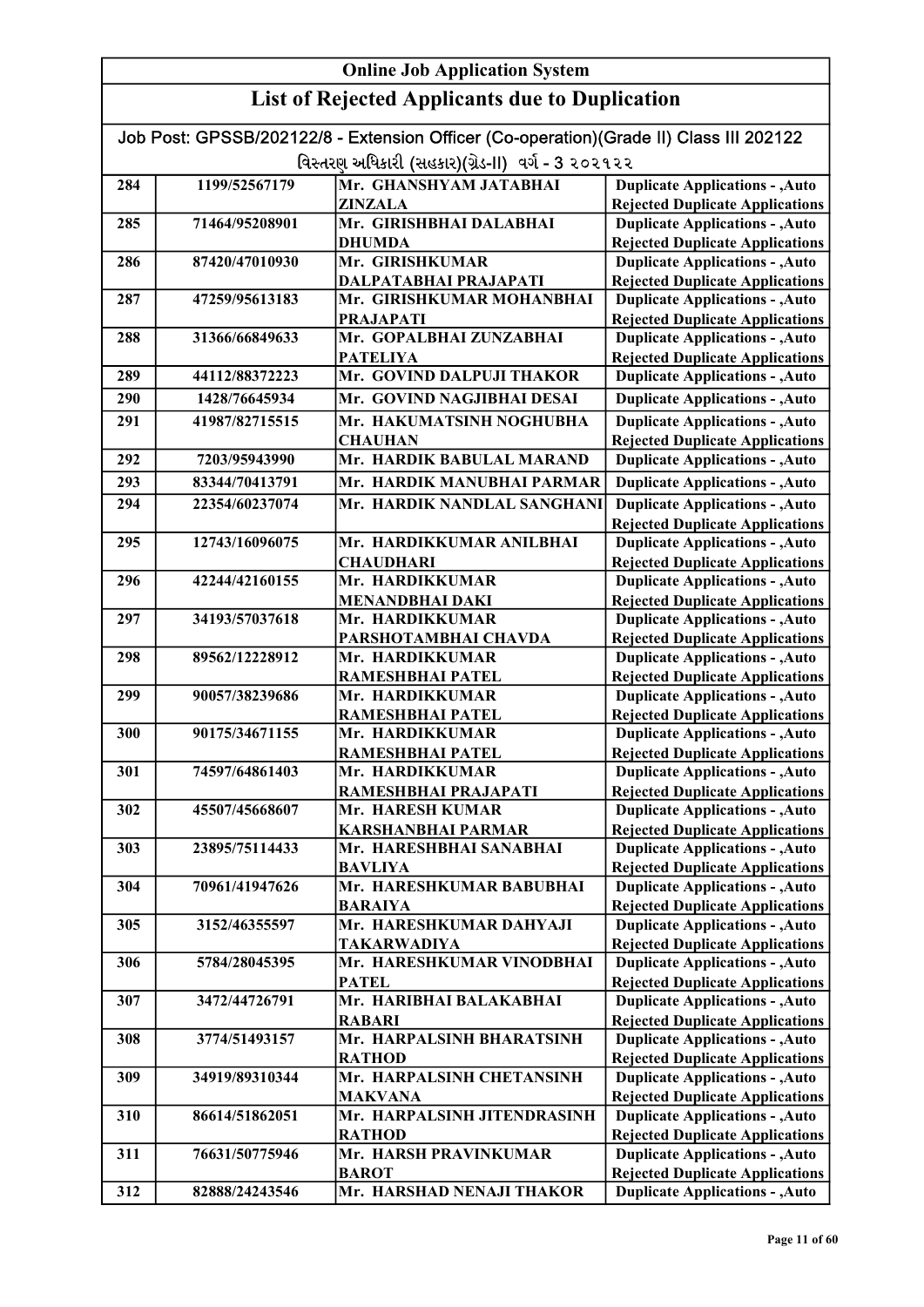# Online Job Application System

## List of Rejected Applicants due to Duplication

Job Post: GPSSB/202122/8 - Extension Officer (Co-operation)(Grade II) Class III 202122

વિસ્તરણ અધિકારી (સહકાર)(ગ્રેડ-II) વર્ગ - 3 ૨૦૨૧૨૨

| | | | |
|---|---|---|---|
| 284 | 1199/52567179 | Mr. GHANSHYAM JATABHAI ZINZALA | Duplicate Applications - ,Auto Rejected Duplicate Applications |
| 285 | 71464/95208901 | Mr. GIRISHBHAI DALABHAI DHUMDA | Duplicate Applications - ,Auto Rejected Duplicate Applications |
| 286 | 87420/47010930 | Mr. GIRISHKUMAR DALPATABHAI PRAJAPATI | Duplicate Applications - ,Auto Rejected Duplicate Applications |
| 287 | 47259/95613183 | Mr. GIRISHKUMAR MOHANBHAI PRAJAPATI | Duplicate Applications - ,Auto Rejected Duplicate Applications |
| 288 | 31366/66849633 | Mr. GOPALBHAI ZUNZABHAI PATELIYA | Duplicate Applications - ,Auto Rejected Duplicate Applications |
| 289 | 44112/88372223 | Mr. GOVIND DALPUJI THAKOR | Duplicate Applications - ,Auto |
| 290 | 1428/76645934 | Mr. GOVIND NAGJIBHAI DESAI | Duplicate Applications - ,Auto |
| 291 | 41987/82715515 | Mr. HAKUMATSINH NOGHUBHA CHAUHAN | Duplicate Applications - ,Auto Rejected Duplicate Applications |
| 292 | 7203/95943990 | Mr. HARDIK BABULAL MARAND | Duplicate Applications - ,Auto |
| 293 | 83344/70413791 | Mr. HARDIK MANUBHAI PARMAR | Duplicate Applications - ,Auto |
| 294 | 22354/60237074 | Mr. HARDIK NANDLAL SANGHANI | Duplicate Applications - ,Auto Rejected Duplicate Applications |
| 295 | 12743/16096075 | Mr. HARDIKKUMAR ANILBHAI CHAUDHARI | Duplicate Applications - ,Auto Rejected Duplicate Applications |
| 296 | 42244/42160155 | Mr. HARDIKKUMAR MENANDBHAI DAKI | Duplicate Applications - ,Auto Rejected Duplicate Applications |
| 297 | 34193/57037618 | Mr. HARDIKKUMAR PARSHOTAMBHAI CHAVDA | Duplicate Applications - ,Auto Rejected Duplicate Applications |
| 298 | 89562/12228912 | Mr. HARDIKKUMAR RAMESHBHAI PATEL | Duplicate Applications - ,Auto Rejected Duplicate Applications |
| 299 | 90057/38239686 | Mr. HARDIKKUMAR RAMESHBHAI PATEL | Duplicate Applications - ,Auto Rejected Duplicate Applications |
| 300 | 90175/34671155 | Mr. HARDIKKUMAR RAMESHBHAI PATEL | Duplicate Applications - ,Auto Rejected Duplicate Applications |
| 301 | 74597/64861403 | Mr. HARDIKKUMAR RAMESHBHAI PRAJAPATI | Duplicate Applications - ,Auto Rejected Duplicate Applications |
| 302 | 45507/45668607 | Mr. HARESH KUMAR KARSHANBHAI PARMAR | Duplicate Applications - ,Auto Rejected Duplicate Applications |
| 303 | 23895/75114433 | Mr. HARESHBHAI SANABHAI BAVLIYA | Duplicate Applications - ,Auto Rejected Duplicate Applications |
| 304 | 70961/41947626 | Mr. HARESHKUMAR BABUBHAI BARAIYA | Duplicate Applications - ,Auto Rejected Duplicate Applications |
| 305 | 3152/46355597 | Mr. HARESHKUMAR DAHYAJI TAKARWADIYA | Duplicate Applications - ,Auto Rejected Duplicate Applications |
| 306 | 5784/28045395 | Mr. HARESHKUMAR VINODBHAI PATEL | Duplicate Applications - ,Auto Rejected Duplicate Applications |
| 307 | 3472/44726791 | Mr. HARIBHAI BALAKABHAI RABARI | Duplicate Applications - ,Auto Rejected Duplicate Applications |
| 308 | 3774/51493157 | Mr. HARPALSINH BHARATSINH RATHOD | Duplicate Applications - ,Auto Rejected Duplicate Applications |
| 309 | 34919/89310344 | Mr. HARPALSINH CHETANSINH MAKVANA | Duplicate Applications - ,Auto Rejected Duplicate Applications |
| 310 | 86614/51862051 | Mr. HARPALSINH JITENDRASINH RATHOD | Duplicate Applications - ,Auto Rejected Duplicate Applications |
| 311 | 76631/50775946 | Mr. HARSH PRAVINKUMAR BAROT | Duplicate Applications - ,Auto Rejected Duplicate Applications |
| 312 | 82888/24243546 | Mr. HARSHAD NENAJI THAKOR | Duplicate Applications - ,Auto |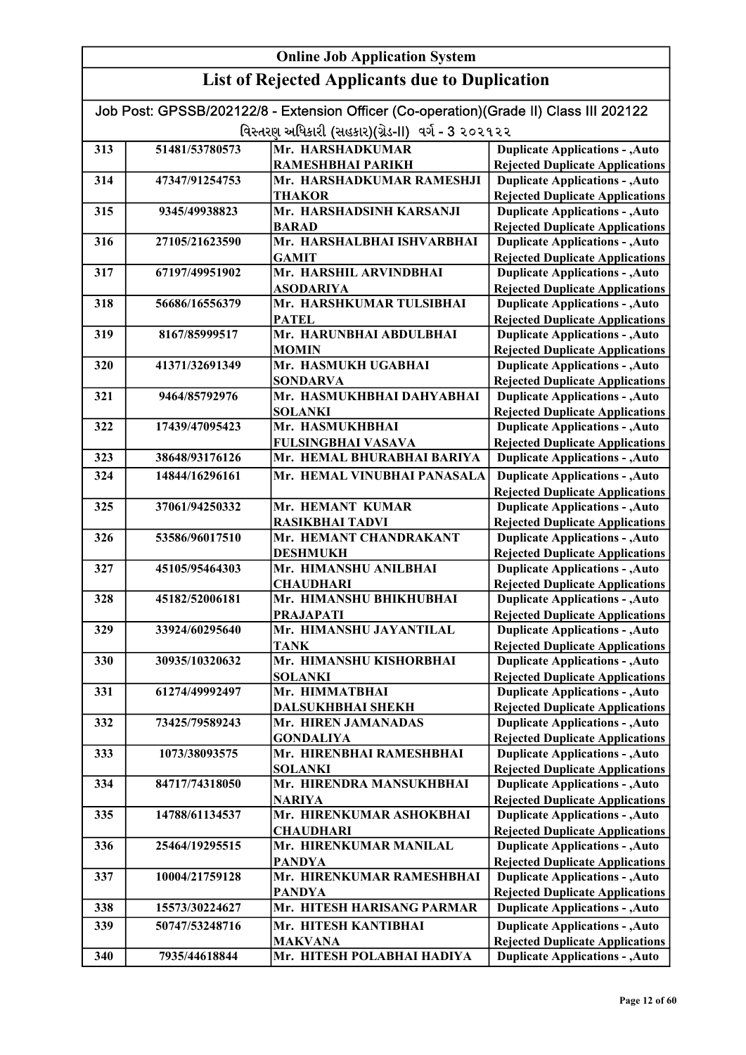## Online Job Application System

## List of Rejected Applicants due to Duplication

Job Post: GPSSB/202122/8 - Extension Officer (Co-operation)(Grade II) Class III 202122

વિસ્તરણ અધિકારી (સહકાર)(ગ્રેડ-II) વર્ગ - 3 ૨૦૨૧૨૨

| | | | |
|---|---|---|---|
| 313 | 51481/53780573 | Mr. HARSHADKUMAR RAMESHBHAI PARIKH | Duplicate Applications - ,Auto Rejected Duplicate Applications |
| 314 | 47347/91254753 | Mr. HARSHADKUMAR RAMESHJI THAKOR | Duplicate Applications - ,Auto Rejected Duplicate Applications |
| 315 | 9345/49938823 | Mr. HARSHADSINH KARSANJI BARAD | Duplicate Applications - ,Auto Rejected Duplicate Applications |
| 316 | 27105/21623590 | Mr. HARSHALBHAI ISHVARBHAI GAMIT | Duplicate Applications - ,Auto Rejected Duplicate Applications |
| 317 | 67197/49951902 | Mr. HARSHIL ARVINDBHAI ASODARIYA | Duplicate Applications - ,Auto Rejected Duplicate Applications |
| 318 | 56686/16556379 | Mr. HARSHKUMAR TULSIBHAI PATEL | Duplicate Applications - ,Auto Rejected Duplicate Applications |
| 319 | 8167/85999517 | Mr. HARUNBHAI ABDULBHAI MOMIN | Duplicate Applications - ,Auto Rejected Duplicate Applications |
| 320 | 41371/32691349 | Mr. HASMUKH UGABHAI SONDARVA | Duplicate Applications - ,Auto Rejected Duplicate Applications |
| 321 | 9464/85792976 | Mr. HASMUKHBHAI DAHYABHAI SOLANKI | Duplicate Applications - ,Auto Rejected Duplicate Applications |
| 322 | 17439/47095423 | Mr. HASMUKHBHAI FULSINGBHAI VASAVA | Duplicate Applications - ,Auto Rejected Duplicate Applications |
| 323 | 38648/93176126 | Mr. HEMAL BHURABHAI BARIYA | Duplicate Applications - ,Auto |
| 324 | 14844/16296161 | Mr. HEMAL VINUBHAI PANASALA | Duplicate Applications - ,Auto Rejected Duplicate Applications |
| 325 | 37061/94250332 | Mr. HEMANT KUMAR RASIKBHAI TADVI | Duplicate Applications - ,Auto Rejected Duplicate Applications |
| 326 | 53586/96017510 | Mr. HEMANT CHANDRAKANT DESHMUKH | Duplicate Applications - ,Auto Rejected Duplicate Applications |
| 327 | 45105/95464303 | Mr. HIMANSHU ANILBHAI CHAUDHARI | Duplicate Applications - ,Auto Rejected Duplicate Applications |
| 328 | 45182/52006181 | Mr. HIMANSHU BHIKHUBHAI PRAJAPATI | Duplicate Applications - ,Auto Rejected Duplicate Applications |
| 329 | 33924/60295640 | Mr. HIMANSHU JAYANTILAL TANK | Duplicate Applications - ,Auto Rejected Duplicate Applications |
| 330 | 30935/10320632 | Mr. HIMANSHU KISHORBHAI SOLANKI | Duplicate Applications - ,Auto Rejected Duplicate Applications |
| 331 | 61274/49992497 | Mr. HIMMATBHAI DALSUKHBHAI SHEKH | Duplicate Applications - ,Auto Rejected Duplicate Applications |
| 332 | 73425/79589243 | Mr. HIREN JAMANADAS GONDALIYA | Duplicate Applications - ,Auto Rejected Duplicate Applications |
| 333 | 1073/38093575 | Mr. HIRENBHAI RAMESHBHAI SOLANKI | Duplicate Applications - ,Auto Rejected Duplicate Applications |
| 334 | 84717/74318050 | Mr. HIRENDRA MANSUKHBHAI NARIYA | Duplicate Applications - ,Auto Rejected Duplicate Applications |
| 335 | 14788/61134537 | Mr. HIRENKUMAR ASHOKBHAI CHAUDHARI | Duplicate Applications - ,Auto Rejected Duplicate Applications |
| 336 | 25464/19295515 | Mr. HIRENKUMAR MANILAL PANDYA | Duplicate Applications - ,Auto Rejected Duplicate Applications |
| 337 | 10004/21759128 | Mr. HIRENKUMAR RAMESHBHAI PANDYA | Duplicate Applications - ,Auto Rejected Duplicate Applications |
| 338 | 15573/30224627 | Mr. HITESH HARISANG PARMAR | Duplicate Applications - ,Auto |
| 339 | 50747/53248716 | Mr. HITESH KANTIBHAI MAKVANA | Duplicate Applications - ,Auto Rejected Duplicate Applications |
| 340 | 7935/44618844 | Mr. HITESH POLABHAI HADIYA | Duplicate Applications - ,Auto |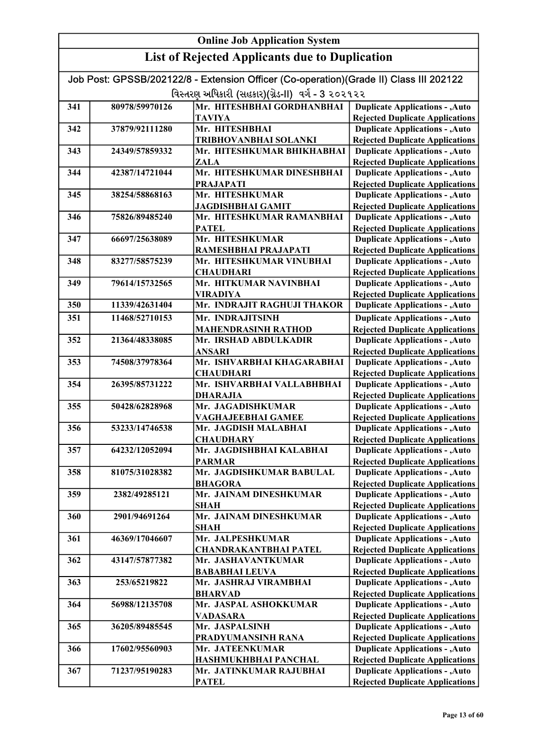# Online Job Application System

## List of Rejected Applicants due to Duplication

Job Post: GPSSB/202122/8 - Extension Officer (Co-operation)(Grade II) Class III 202122

વિસ્તરણ અધિકારી (સહકાર)(ગ્રેડ-II) વર્ગ - 3 ૨૦૨૧૨૨

| | | | |
|---|---|---|---|
| 341 | 80978/59970126 | Mr. HITESHBHAI GORDHANBHAI TAVIYA | Duplicate Applications - ,Auto Rejected Duplicate Applications |
| 342 | 37879/92111280 | Mr. HITESHBHAI TRIBHOVANBHAI SOLANKI | Duplicate Applications - ,Auto Rejected Duplicate Applications |
| 343 | 24349/57859332 | Mr. HITESHKUMAR BHIKHABHAI ZALA | Duplicate Applications - ,Auto Rejected Duplicate Applications |
| 344 | 42387/14721044 | Mr. HITESHKUMAR DINESHBHAI PRAJAPATI | Duplicate Applications - ,Auto Rejected Duplicate Applications |
| 345 | 38254/58868163 | Mr. HITESHKUMAR JAGDISHBHAI GAMIT | Duplicate Applications - ,Auto Rejected Duplicate Applications |
| 346 | 75826/89485240 | Mr. HITESHKUMAR RAMANBHAI PATEL | Duplicate Applications - ,Auto Rejected Duplicate Applications |
| 347 | 66697/25638089 | Mr. HITESHKUMAR RAMESHBHAI PRAJAPATI | Duplicate Applications - ,Auto Rejected Duplicate Applications |
| 348 | 83277/58575239 | Mr. HITESHKUMAR VINUBHAI CHAUDHARI | Duplicate Applications - ,Auto Rejected Duplicate Applications |
| 349 | 79614/15732565 | Mr. HITKUMAR NAVINBHAI VIRADIYA | Duplicate Applications - ,Auto Rejected Duplicate Applications |
| 350 | 11339/42631404 | Mr. INDRAJIT RAGHUJI THAKOR | Duplicate Applications - ,Auto |
| 351 | 11468/52710153 | Mr. INDRAJITSINH MAHENDRASINH RATHOD | Duplicate Applications - ,Auto Rejected Duplicate Applications |
| 352 | 21364/48338085 | Mr. IRSHAD ABDULKADIR ANSARI | Duplicate Applications - ,Auto Rejected Duplicate Applications |
| 353 | 74508/37978364 | Mr. ISHVARBHAI KHAGARABHAI CHAUDHARI | Duplicate Applications - ,Auto Rejected Duplicate Applications |
| 354 | 26395/85731222 | Mr. ISHVARBHAI VALLABHBHAI DHARAJIA | Duplicate Applications - ,Auto Rejected Duplicate Applications |
| 355 | 50428/62828968 | Mr. JAGADISHKUMAR VAGHAJEEBHAI GAMEE | Duplicate Applications - ,Auto Rejected Duplicate Applications |
| 356 | 53233/14746538 | Mr. JAGDISH MALABHAI CHAUDHARY | Duplicate Applications - ,Auto Rejected Duplicate Applications |
| 357 | 64232/12052094 | Mr. JAGDISHBHAI KALABHAI PARMAR | Duplicate Applications - ,Auto Rejected Duplicate Applications |
| 358 | 81075/31028382 | Mr. JAGDISHKUMAR BABULAL BHAGORA | Duplicate Applications - ,Auto Rejected Duplicate Applications |
| 359 | 2382/49285121 | Mr. JAINAM DINESHKUMAR SHAH | Duplicate Applications - ,Auto Rejected Duplicate Applications |
| 360 | 2901/94691264 | Mr. JAINAM DINESHKUMAR SHAH | Duplicate Applications - ,Auto Rejected Duplicate Applications |
| 361 | 46369/17046607 | Mr. JALPESHKUMAR CHANDRAKANTBHAI PATEL | Duplicate Applications - ,Auto Rejected Duplicate Applications |
| 362 | 43147/57877382 | Mr. JASHAVANTKUMAR BABABHAI LEUVA | Duplicate Applications - ,Auto Rejected Duplicate Applications |
| 363 | 253/65219822 | Mr. JASHRAJ VIRAMBHAI BHARVAD | Duplicate Applications - ,Auto Rejected Duplicate Applications |
| 364 | 56988/12135708 | Mr. JASPAL ASHOKKUMAR VADASARA | Duplicate Applications - ,Auto Rejected Duplicate Applications |
| 365 | 36205/89485545 | Mr. JASPALSINH PRADYUMANSINH RANA | Duplicate Applications - ,Auto Rejected Duplicate Applications |
| 366 | 17602/95560903 | Mr. JATEENKUMAR HASHMUKHBHAI PANCHAL | Duplicate Applications - ,Auto Rejected Duplicate Applications |
| 367 | 71237/95190283 | Mr. JATINKUMAR RAJUBHAI PATEL | Duplicate Applications - ,Auto Rejected Duplicate Applications |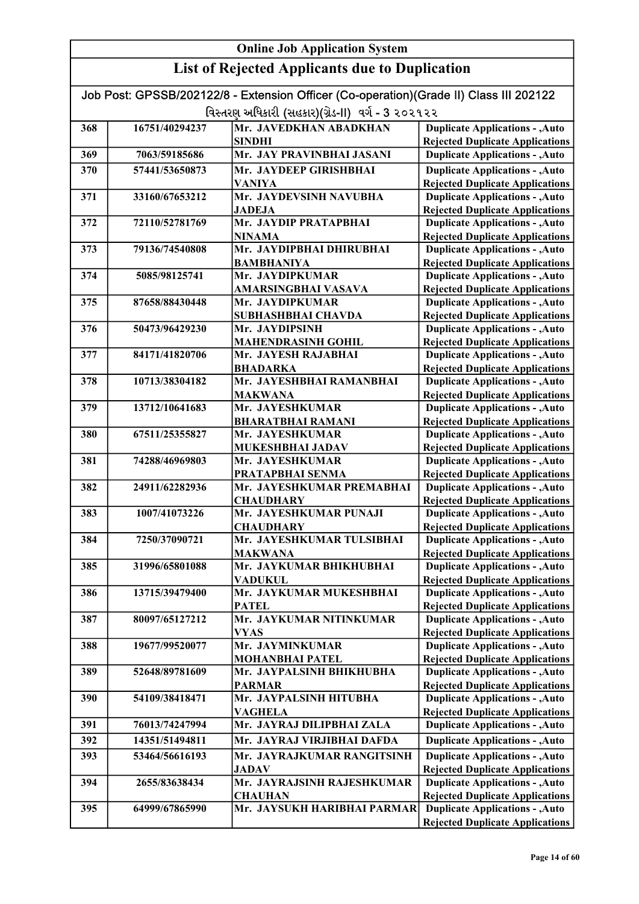# Online Job Application System

## List of Rejected Applicants due to Duplication

Job Post: GPSSB/202122/8 - Extension Officer (Co-operation)(Grade II) Class III 202122

વિસ્તરણ અધિકારી (સહકાર)(ગ્રેડ-II) વર્ગ - 3 ૨૦૨૧૨૨

| | | | |
|---|---|---|---|
| 368 | 16751/40294237 | Mr. JAVEDKHAN ABADKHAN SINDHI | Duplicate Applications - ,Auto Rejected Duplicate Applications |
| 369 | 7063/59185686 | Mr. JAY PRAVINBHAI JASANI | Duplicate Applications - ,Auto |
| 370 | 57441/53650873 | Mr. JAYDEEP GIRISHBHAI VANIYA | Duplicate Applications - ,Auto Rejected Duplicate Applications |
| 371 | 33160/67653212 | Mr. JAYDEVSINH NAVUBHA JADEJA | Duplicate Applications - ,Auto Rejected Duplicate Applications |
| 372 | 72110/52781769 | Mr. JAYDIP PRATAPBHAI NINAMA | Duplicate Applications - ,Auto Rejected Duplicate Applications |
| 373 | 79136/74540808 | Mr. JAYDIPBHAI DHIRUBHAI BAMBHANIYA | Duplicate Applications - ,Auto Rejected Duplicate Applications |
| 374 | 5085/98125741 | Mr. JAYDIPKUMAR AMARSINGBHAI VASAVA | Duplicate Applications - ,Auto Rejected Duplicate Applications |
| 375 | 87658/88430448 | Mr. JAYDIPKUMAR SUBHASHBHAI CHAVDA | Duplicate Applications - ,Auto Rejected Duplicate Applications |
| 376 | 50473/96429230 | Mr. JAYDIPSINH MAHENDRASINH GOHIL | Duplicate Applications - ,Auto Rejected Duplicate Applications |
| 377 | 84171/41820706 | Mr. JAYESH RAJABHAI BHADARKA | Duplicate Applications - ,Auto Rejected Duplicate Applications |
| 378 | 10713/38304182 | Mr. JAYESHBHAI RAMANBHAI MAKWANA | Duplicate Applications - ,Auto Rejected Duplicate Applications |
| 379 | 13712/10641683 | Mr. JAYESHKUMAR BHARATBHAI RAMANI | Duplicate Applications - ,Auto Rejected Duplicate Applications |
| 380 | 67511/25355827 | Mr. JAYESHKUMAR MUKESHBHAI JADAV | Duplicate Applications - ,Auto Rejected Duplicate Applications |
| 381 | 74288/46969803 | Mr. JAYESHKUMAR PRATAPBHAI SENMA | Duplicate Applications - ,Auto Rejected Duplicate Applications |
| 382 | 24911/62282936 | Mr. JAYESHKUMAR PREMABHAI CHAUDHARY | Duplicate Applications - ,Auto Rejected Duplicate Applications |
| 383 | 1007/41073226 | Mr. JAYESHKUMAR PUNAJI CHAUDHARY | Duplicate Applications - ,Auto Rejected Duplicate Applications |
| 384 | 7250/37090721 | Mr. JAYESHKUMAR TULSIBHAI MAKWANA | Duplicate Applications - ,Auto Rejected Duplicate Applications |
| 385 | 31996/65801088 | Mr. JAYKUMAR BHIKHUBHAI VADUKUL | Duplicate Applications - ,Auto Rejected Duplicate Applications |
| 386 | 13715/39479400 | Mr. JAYKUMAR MUKESHBHAI PATEL | Duplicate Applications - ,Auto Rejected Duplicate Applications |
| 387 | 80097/65127212 | Mr. JAYKUMAR NITINKUMAR VYAS | Duplicate Applications - ,Auto Rejected Duplicate Applications |
| 388 | 19677/99520077 | Mr. JAYMINKUMAR MOHANBHAI PATEL | Duplicate Applications - ,Auto Rejected Duplicate Applications |
| 389 | 52648/89781609 | Mr. JAYPALSINH BHIKHUBHA PARMAR | Duplicate Applications - ,Auto Rejected Duplicate Applications |
| 390 | 54109/38418471 | Mr. JAYPALSINH HITUBHA VAGHELA | Duplicate Applications - ,Auto Rejected Duplicate Applications |
| 391 | 76013/74247994 | Mr. JAYRAJ DILIPBHAI ZALA | Duplicate Applications - ,Auto |
| 392 | 14351/51494811 | Mr. JAYRAJ VIRJIBHAI DAFDA | Duplicate Applications - ,Auto |
| 393 | 53464/56616193 | Mr. JAYRAJKUMAR RANGITSINH JADAV | Duplicate Applications - ,Auto Rejected Duplicate Applications |
| 394 | 2655/83638434 | Mr. JAYRAJSINH RAJESHKUMAR CHAUHAN | Duplicate Applications - ,Auto Rejected Duplicate Applications |
| 395 | 64999/67865990 | Mr. JAYSUKH HARIBHAI PARMAR | Duplicate Applications - ,Auto Rejected Duplicate Applications |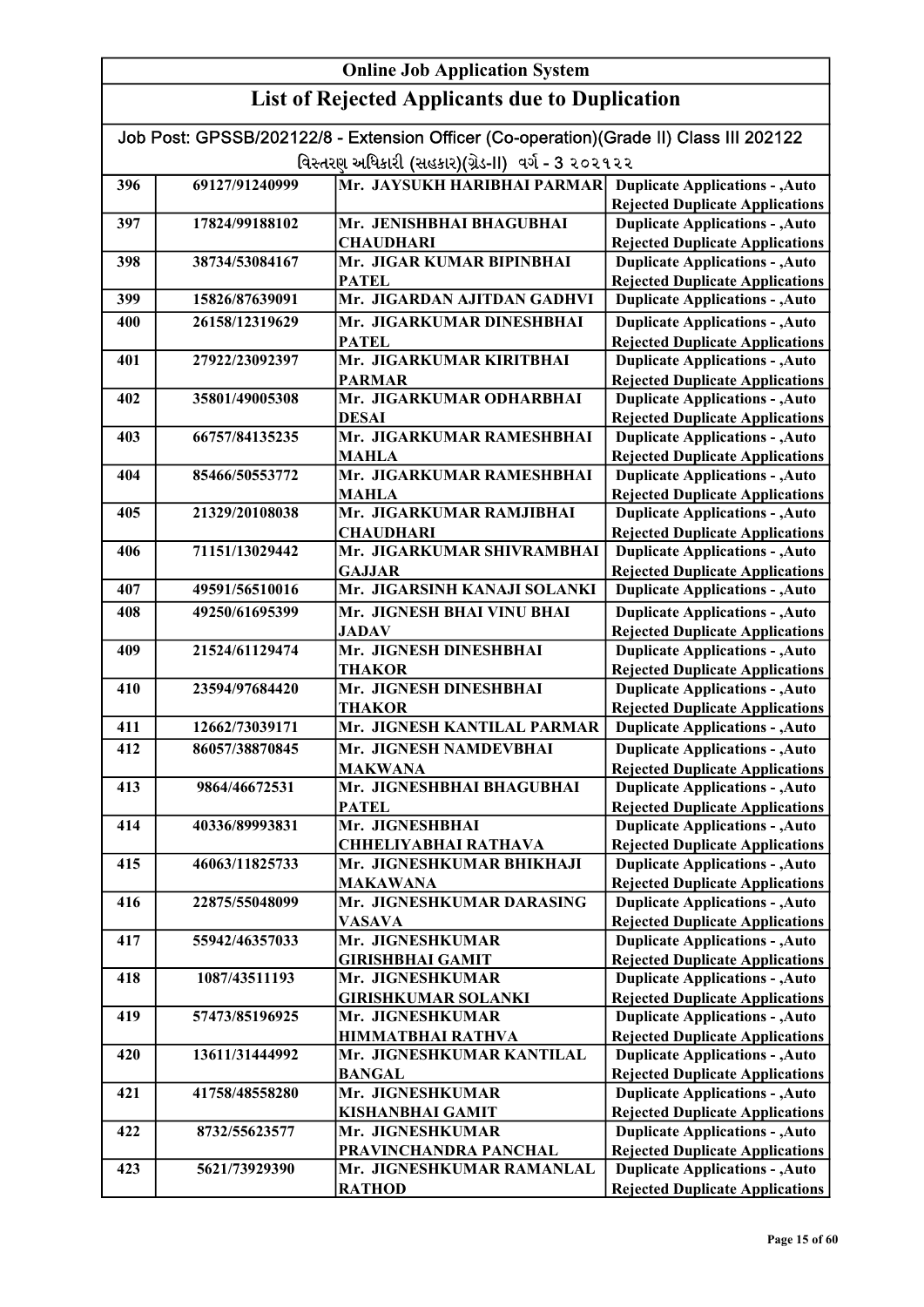## Online Job Application System

## List of Rejected Applicants due to Duplication

Job Post: GPSSB/202122/8 - Extension Officer (Co-operation)(Grade II) Class III 202122

વિસ્તરણ અધિકારી (સહકાર)(ગ્રેડ-II) વર્ગ - 3 ૨૦૨૧૨૨

| | | | |
|---|---|---|---|
| 396 | 69127/91240999 | Mr. JAYSUKH HARIBHAI PARMAR | Duplicate Applications - ,Auto Rejected Duplicate Applications |
| 397 | 17824/99188102 | Mr. JENISHBHAI BHAGUBHAI CHAUDHARI | Duplicate Applications - ,Auto Rejected Duplicate Applications |
| 398 | 38734/53084167 | Mr. JIGAR KUMAR BIPINBHAI PATEL | Duplicate Applications - ,Auto Rejected Duplicate Applications |
| 399 | 15826/87639091 | Mr. JIGARDAN AJITDAN GADHVI | Duplicate Applications - ,Auto |
| 400 | 26158/12319629 | Mr. JIGARKUMAR DINESHBHAI PATEL | Duplicate Applications - ,Auto Rejected Duplicate Applications |
| 401 | 27922/23092397 | Mr. JIGARKUMAR KIRITBHAI PARMAR | Duplicate Applications - ,Auto Rejected Duplicate Applications |
| 402 | 35801/49005308 | Mr. JIGARKUMAR ODHARBHAI DESAI | Duplicate Applications - ,Auto Rejected Duplicate Applications |
| 403 | 66757/84135235 | Mr. JIGARKUMAR RAMESHBHAI MAHLA | Duplicate Applications - ,Auto Rejected Duplicate Applications |
| 404 | 85466/50553772 | Mr. JIGARKUMAR RAMESHBHAI MAHLA | Duplicate Applications - ,Auto Rejected Duplicate Applications |
| 405 | 21329/20108038 | Mr. JIGARKUMAR RAMJIBHAI CHAUDHARI | Duplicate Applications - ,Auto Rejected Duplicate Applications |
| 406 | 71151/13029442 | Mr. JIGARKUMAR SHIVRAMBHAI GAJJAR | Duplicate Applications - ,Auto Rejected Duplicate Applications |
| 407 | 49591/56510016 | Mr. JIGARSINH KANAJI SOLANKI | Duplicate Applications - ,Auto |
| 408 | 49250/61695399 | Mr. JIGNESH BHAI VINU BHAI JADAV | Duplicate Applications - ,Auto Rejected Duplicate Applications |
| 409 | 21524/61129474 | Mr. JIGNESH DINESHBHAI THAKOR | Duplicate Applications - ,Auto Rejected Duplicate Applications |
| 410 | 23594/97684420 | Mr. JIGNESH DINESHBHAI THAKOR | Duplicate Applications - ,Auto Rejected Duplicate Applications |
| 411 | 12662/73039171 | Mr. JIGNESH KANTILAL PARMAR | Duplicate Applications - ,Auto |
| 412 | 86057/38870845 | Mr. JIGNESH NAMDEVBHAI MAKWANA | Duplicate Applications - ,Auto Rejected Duplicate Applications |
| 413 | 9864/46672531 | Mr. JIGNESHBHAI BHAGUBHAI PATEL | Duplicate Applications - ,Auto Rejected Duplicate Applications |
| 414 | 40336/89993831 | Mr. JIGNESHBHAI CHHELIYABHAI RATHAVA | Duplicate Applications - ,Auto Rejected Duplicate Applications |
| 415 | 46063/11825733 | Mr. JIGNESHKUMAR BHIKHAJI MAKAWANA | Duplicate Applications - ,Auto Rejected Duplicate Applications |
| 416 | 22875/55048099 | Mr. JIGNESHKUMAR DARASING VASAVA | Duplicate Applications - ,Auto Rejected Duplicate Applications |
| 417 | 55942/46357033 | Mr. JIGNESHKUMAR GIRISHBHAI GAMIT | Duplicate Applications - ,Auto Rejected Duplicate Applications |
| 418 | 1087/43511193 | Mr. JIGNESHKUMAR GIRISHKUMAR SOLANKI | Duplicate Applications - ,Auto Rejected Duplicate Applications |
| 419 | 57473/85196925 | Mr. JIGNESHKUMAR HIMMATBHAI RATHVA | Duplicate Applications - ,Auto Rejected Duplicate Applications |
| 420 | 13611/31444992 | Mr. JIGNESHKUMAR KANTILAL BANGAL | Duplicate Applications - ,Auto Rejected Duplicate Applications |
| 421 | 41758/48558280 | Mr. JIGNESHKUMAR KISHANBHAI GAMIT | Duplicate Applications - ,Auto Rejected Duplicate Applications |
| 422 | 8732/55623577 | Mr. JIGNESHKUMAR PRAVINCHANDRA PANCHAL | Duplicate Applications - ,Auto Rejected Duplicate Applications |
| 423 | 5621/73929390 | Mr. JIGNESHKUMAR RAMANLAL RATHOD | Duplicate Applications - ,Auto Rejected Duplicate Applications |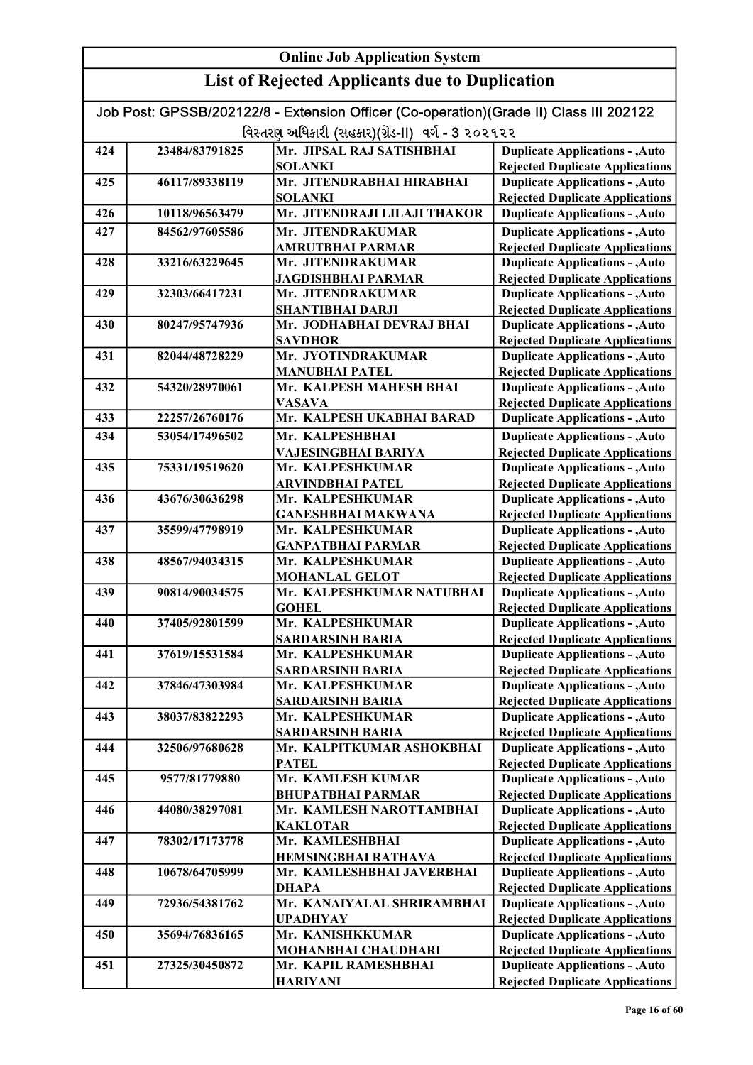# Online Job Application System

## List of Rejected Applicants due to Duplication

Job Post: GPSSB/202122/8 - Extension Officer (Co-operation)(Grade II) Class III 202122

વિસ્તરણ અધિકારી (સહકાર)(ગ્રેડ-II) વર્ગ - 3 ૨૦૨૧૨૨

| | | | |
|---|---|---|---|
| 424 | 23484/83791825 | Mr. JIPSAL RAJ SATISHBHAI SOLANKI | Duplicate Applications - ,Auto Rejected Duplicate Applications |
| 425 | 46117/89338119 | Mr. JITENDRABHAI HIRABHAI SOLANKI | Duplicate Applications - ,Auto Rejected Duplicate Applications |
| 426 | 10118/96563479 | Mr. JITENDRAJI LILAJI THAKOR | Duplicate Applications - ,Auto |
| 427 | 84562/97605586 | Mr. JITENDRAKUMAR AMRUTBHAI PARMAR | Duplicate Applications - ,Auto Rejected Duplicate Applications |
| 428 | 33216/63229645 | Mr. JITENDRAKUMAR JAGDISHBHAI PARMAR | Duplicate Applications - ,Auto Rejected Duplicate Applications |
| 429 | 32303/66417231 | Mr. JITENDRAKUMAR SHANTIBHAI DARJI | Duplicate Applications - ,Auto Rejected Duplicate Applications |
| 430 | 80247/95747936 | Mr. JODHABHAI DEVRAJ BHAI SAVDHOR | Duplicate Applications - ,Auto Rejected Duplicate Applications |
| 431 | 82044/48728229 | Mr. JYOTINDRAKUMAR MANUBHAI PATEL | Duplicate Applications - ,Auto Rejected Duplicate Applications |
| 432 | 54320/28970061 | Mr. KALPESH MAHESH BHAI VASAVA | Duplicate Applications - ,Auto Rejected Duplicate Applications |
| 433 | 22257/26760176 | Mr. KALPESH UKABHAI BARAD | Duplicate Applications - ,Auto |
| 434 | 53054/17496502 | Mr. KALPESHBHAI VAJESINGBHAI BARIYA | Duplicate Applications - ,Auto Rejected Duplicate Applications |
| 435 | 75331/19519620 | Mr. KALPESHKUMAR ARVINDBHAI PATEL | Duplicate Applications - ,Auto Rejected Duplicate Applications |
| 436 | 43676/30636298 | Mr. KALPESHKUMAR GANESHBHAI MAKWANA | Duplicate Applications - ,Auto Rejected Duplicate Applications |
| 437 | 35599/47798919 | Mr. KALPESHKUMAR GANPATBHAI PARMAR | Duplicate Applications - ,Auto Rejected Duplicate Applications |
| 438 | 48567/94034315 | Mr. KALPESHKUMAR MOHANLAL GELOT | Duplicate Applications - ,Auto Rejected Duplicate Applications |
| 439 | 90814/90034575 | Mr. KALPESHKUMAR NATUBHAI GOHEL | Duplicate Applications - ,Auto Rejected Duplicate Applications |
| 440 | 37405/92801599 | Mr. KALPESHKUMAR SARDARSINH BARIA | Duplicate Applications - ,Auto Rejected Duplicate Applications |
| 441 | 37619/15531584 | Mr. KALPESHKUMAR SARDARSINH BARIA | Duplicate Applications - ,Auto Rejected Duplicate Applications |
| 442 | 37846/47303984 | Mr. KALPESHKUMAR SARDARSINH BARIA | Duplicate Applications - ,Auto Rejected Duplicate Applications |
| 443 | 38037/83822293 | Mr. KALPESHKUMAR SARDARSINH BARIA | Duplicate Applications - ,Auto Rejected Duplicate Applications |
| 444 | 32506/97680628 | Mr. KALPITKUMAR ASHOKBHAI PATEL | Duplicate Applications - ,Auto Rejected Duplicate Applications |
| 445 | 9577/81779880 | Mr. KAMLESH KUMAR BHUPATBHAI PARMAR | Duplicate Applications - ,Auto Rejected Duplicate Applications |
| 446 | 44080/38297081 | Mr. KAMLESH NAROTTAMBHAI KAKLOTAR | Duplicate Applications - ,Auto Rejected Duplicate Applications |
| 447 | 78302/17173778 | Mr. KAMLESHBHAI HEMSINGBHAI RATHAVA | Duplicate Applications - ,Auto Rejected Duplicate Applications |
| 448 | 10678/64705999 | Mr. KAMLESHBHAI JAVERBHAI DHAPA | Duplicate Applications - ,Auto Rejected Duplicate Applications |
| 449 | 72936/54381762 | Mr. KANAIYALAL SHRIRAMBHAI UPADHYAY | Duplicate Applications - ,Auto Rejected Duplicate Applications |
| 450 | 35694/76836165 | Mr. KANISHKKUMAR MOHANBHAI CHAUDHARI | Duplicate Applications - ,Auto Rejected Duplicate Applications |
| 451 | 27325/30450872 | Mr. KAPIL RAMESHBHAI HARIYANI | Duplicate Applications - ,Auto Rejected Duplicate Applications |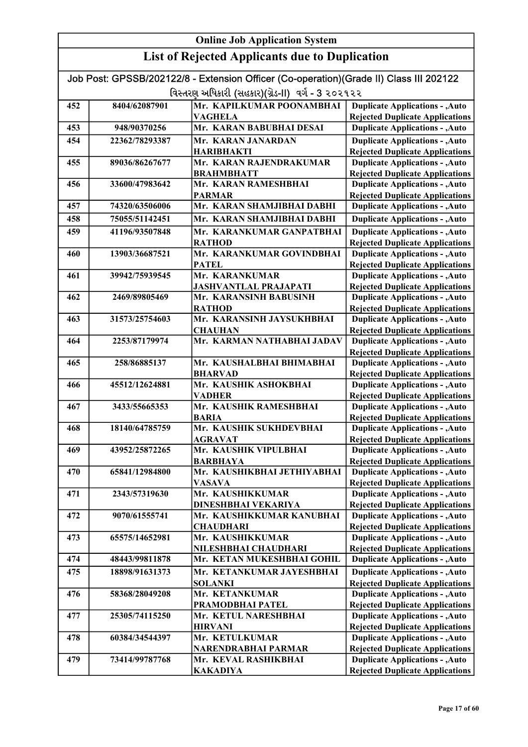## Online Job Application System

## List of Rejected Applicants due to Duplication

Job Post: GPSSB/202122/8 - Extension Officer (Co-operation)(Grade II) Class III 202122

વિસ્તરણ અધિકારી (સહકાર)(ગ્રેડ-II) વર્ગ - 3 ૨૦૨૧૨૨

| | | | |
|---|---|---|---|
| 452 | 8404/62087901 | Mr. KAPILKUMAR POONAMBHAI VAGHELA | Duplicate Applications - ,Auto Rejected Duplicate Applications |
| 453 | 948/90370256 | Mr. KARAN BABUBHAI DESAI | Duplicate Applications - ,Auto |
| 454 | 22362/78293387 | Mr. KARAN JANARDAN HARIBHAKTI | Duplicate Applications - ,Auto Rejected Duplicate Applications |
| 455 | 89036/86267677 | Mr. KARAN RAJENDRAKUMAR BRAHMBHATT | Duplicate Applications - ,Auto Rejected Duplicate Applications |
| 456 | 33600/47983642 | Mr. KARAN RAMESHBHAI PARMAR | Duplicate Applications - ,Auto Rejected Duplicate Applications |
| 457 | 74320/63506006 | Mr. KARAN SHAMJIBHAI DABHI | Duplicate Applications - ,Auto |
| 458 | 75055/51142451 | Mr. KARAN SHAMJIBHAI DABHI | Duplicate Applications - ,Auto |
| 459 | 41196/93507848 | Mr. KARANKUMAR GANPATBHAI RATHOD | Duplicate Applications - ,Auto Rejected Duplicate Applications |
| 460 | 13903/36687521 | Mr. KARANKUMAR GOVINDBHAI PATEL | Duplicate Applications - ,Auto Rejected Duplicate Applications |
| 461 | 39942/75939545 | Mr. KARANKUMAR JASHVANTLAL PRAJAPATI | Duplicate Applications - ,Auto Rejected Duplicate Applications |
| 462 | 2469/89805469 | Mr. KARANSINH BABUSINH RATHOD | Duplicate Applications - ,Auto Rejected Duplicate Applications |
| 463 | 31573/25754603 | Mr. KARANSINH JAYSUKHBHAI CHAUHAN | Duplicate Applications - ,Auto Rejected Duplicate Applications |
| 464 | 2253/87179974 | Mr. KARMAN NATHABHAI JADAV | Duplicate Applications - ,Auto Rejected Duplicate Applications |
| 465 | 258/86885137 | Mr. KAUSHALBHAI BHIMABHAI BHARVAD | Duplicate Applications - ,Auto Rejected Duplicate Applications |
| 466 | 45512/12624881 | Mr. KAUSHIK ASHOKBHAI VADHER | Duplicate Applications - ,Auto Rejected Duplicate Applications |
| 467 | 3433/55665353 | Mr. KAUSHIK RAMESHBHAI BARIA | Duplicate Applications - ,Auto Rejected Duplicate Applications |
| 468 | 18140/64785759 | Mr. KAUSHIK SUKHDEVBHAI AGRAVAT | Duplicate Applications - ,Auto Rejected Duplicate Applications |
| 469 | 43952/25872265 | Mr. KAUSHIK VIPULBHAI BARBHAYA | Duplicate Applications - ,Auto Rejected Duplicate Applications |
| 470 | 65841/12984800 | Mr. KAUSHIKBHAI JETHIYABHAI VASAVA | Duplicate Applications - ,Auto Rejected Duplicate Applications |
| 471 | 2343/57319630 | Mr. KAUSHIKKUMAR DINESHBHAI VEKARIYA | Duplicate Applications - ,Auto Rejected Duplicate Applications |
| 472 | 9070/61555741 | Mr. KAUSHIKKUMAR KANUBHAI CHAUDHARI | Duplicate Applications - ,Auto Rejected Duplicate Applications |
| 473 | 65575/14652981 | Mr. KAUSHIKKUMAR NILESHBHAI CHAUDHARI | Duplicate Applications - ,Auto Rejected Duplicate Applications |
| 474 | 48443/99811878 | Mr. KETAN MUKESHBHAI GOHIL | Duplicate Applications - ,Auto |
| 475 | 18898/91631373 | Mr. KETANKUMAR JAYESHBHAI SOLANKI | Duplicate Applications - ,Auto Rejected Duplicate Applications |
| 476 | 58368/28049208 | Mr. KETANKUMAR PRAMODBHAI PATEL | Duplicate Applications - ,Auto Rejected Duplicate Applications |
| 477 | 25305/74115250 | Mr. KETUL NARESHBHAI HIRVANI | Duplicate Applications - ,Auto Rejected Duplicate Applications |
| 478 | 60384/34544397 | Mr. KETULKUMAR NARENDRABHAI PARMAR | Duplicate Applications - ,Auto Rejected Duplicate Applications |
| 479 | 73414/99787768 | Mr. KEVAL RASHIKBHAI KAKADIYA | Duplicate Applications - ,Auto Rejected Duplicate Applications |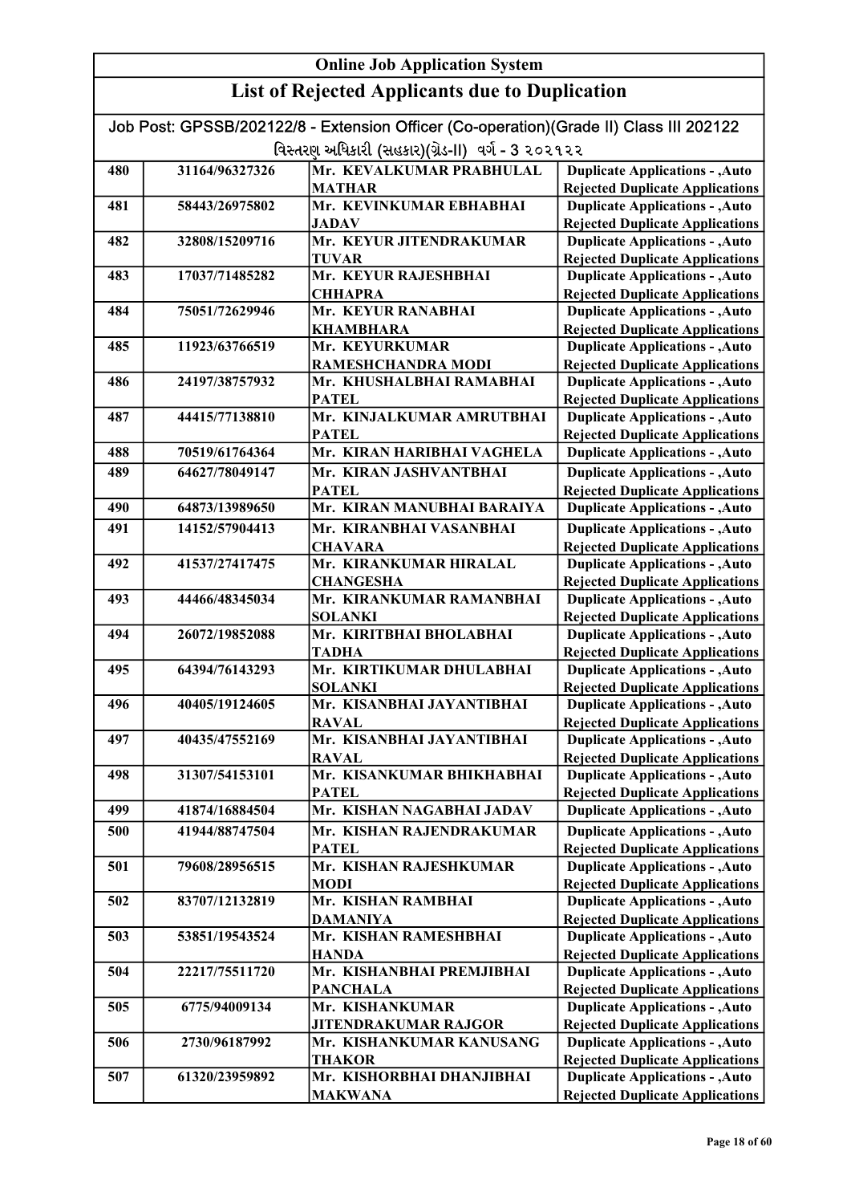# Online Job Application System

## List of Rejected Applicants due to Duplication

Job Post: GPSSB/202122/8 - Extension Officer (Co-operation)(Grade II) Class III 202122

વિસ્તરણ અધિકારી (સહકાર)(ગ્રેડ-II) વર્ગ - 3 ૨૦૨૧૨૨

| | | | |
|---|---|---|---|
| 480 | 31164/96327326 | Mr. KEVALKUMAR PRABHULAL MATHAR | Duplicate Applications - ,Auto Rejected Duplicate Applications |
| 481 | 58443/26975802 | Mr. KEVINKUMAR EBHABHAI JADAV | Duplicate Applications - ,Auto Rejected Duplicate Applications |
| 482 | 32808/15209716 | Mr. KEYUR JITENDRAKUMAR TUVAR | Duplicate Applications - ,Auto Rejected Duplicate Applications |
| 483 | 17037/71485282 | Mr. KEYUR RAJESHBHAI CHHAPRA | Duplicate Applications - ,Auto Rejected Duplicate Applications |
| 484 | 75051/72629946 | Mr. KEYUR RANABHAI KHAMBHARA | Duplicate Applications - ,Auto Rejected Duplicate Applications |
| 485 | 11923/63766519 | Mr. KEYURKUMAR RAMESHCHANDRA MODI | Duplicate Applications - ,Auto Rejected Duplicate Applications |
| 486 | 24197/38757932 | Mr. KHUSHALBHAI RAMABHAI PATEL | Duplicate Applications - ,Auto Rejected Duplicate Applications |
| 487 | 44415/77138810 | Mr. KINJALKUMAR AMRUTBHAI PATEL | Duplicate Applications - ,Auto Rejected Duplicate Applications |
| 488 | 70519/61764364 | Mr. KIRAN HARIBHAI VAGHELA | Duplicate Applications - ,Auto |
| 489 | 64627/78049147 | Mr. KIRAN JASHVANTBHAI PATEL | Duplicate Applications - ,Auto Rejected Duplicate Applications |
| 490 | 64873/13989650 | Mr. KIRAN MANUBHAI BARAIYA | Duplicate Applications - ,Auto |
| 491 | 14152/57904413 | Mr. KIRANBHAI VASANBHAI CHAVARA | Duplicate Applications - ,Auto Rejected Duplicate Applications |
| 492 | 41537/27417475 | Mr. KIRANKUMAR HIRALAL CHANGESHA | Duplicate Applications - ,Auto Rejected Duplicate Applications |
| 493 | 44466/48345034 | Mr. KIRANKUMAR RAMANBHAI SOLANKI | Duplicate Applications - ,Auto Rejected Duplicate Applications |
| 494 | 26072/19852088 | Mr. KIRITBHAI BHOLABHAI TADHA | Duplicate Applications - ,Auto Rejected Duplicate Applications |
| 495 | 64394/76143293 | Mr. KIRTIKUMAR DHULABHAI SOLANKI | Duplicate Applications - ,Auto Rejected Duplicate Applications |
| 496 | 40405/19124605 | Mr. KISANBHAI JAYANTIBHAI RAVAL | Duplicate Applications - ,Auto Rejected Duplicate Applications |
| 497 | 40435/47552169 | Mr. KISANBHAI JAYANTIBHAI RAVAL | Duplicate Applications - ,Auto Rejected Duplicate Applications |
| 498 | 31307/54153101 | Mr. KISANKUMAR BHIKHABHAI PATEL | Duplicate Applications - ,Auto Rejected Duplicate Applications |
| 499 | 41874/16884504 | Mr. KISHAN NAGABHAI JADAV | Duplicate Applications - ,Auto |
| 500 | 41944/88747504 | Mr. KISHAN RAJENDRAKUMAR PATEL | Duplicate Applications - ,Auto Rejected Duplicate Applications |
| 501 | 79608/28956515 | Mr. KISHAN RAJESHKUMAR MODI | Duplicate Applications - ,Auto Rejected Duplicate Applications |
| 502 | 83707/12132819 | Mr. KISHAN RAMBHAI DAMANIYA | Duplicate Applications - ,Auto Rejected Duplicate Applications |
| 503 | 53851/19543524 | Mr. KISHAN RAMESHBHAI HANDA | Duplicate Applications - ,Auto Rejected Duplicate Applications |
| 504 | 22217/75511720 | Mr. KISHANBHAI PREMJIBHAI PANCHALA | Duplicate Applications - ,Auto Rejected Duplicate Applications |
| 505 | 6775/94009134 | Mr. KISHANKUMAR JITENDRAKUMAR RAJGOR | Duplicate Applications - ,Auto Rejected Duplicate Applications |
| 506 | 2730/96187992 | Mr. KISHANKUMAR KANUSANG THAKOR | Duplicate Applications - ,Auto Rejected Duplicate Applications |
| 507 | 61320/23959892 | Mr. KISHORBHAI DHANJIBHAI MAKWANA | Duplicate Applications - ,Auto Rejected Duplicate Applications |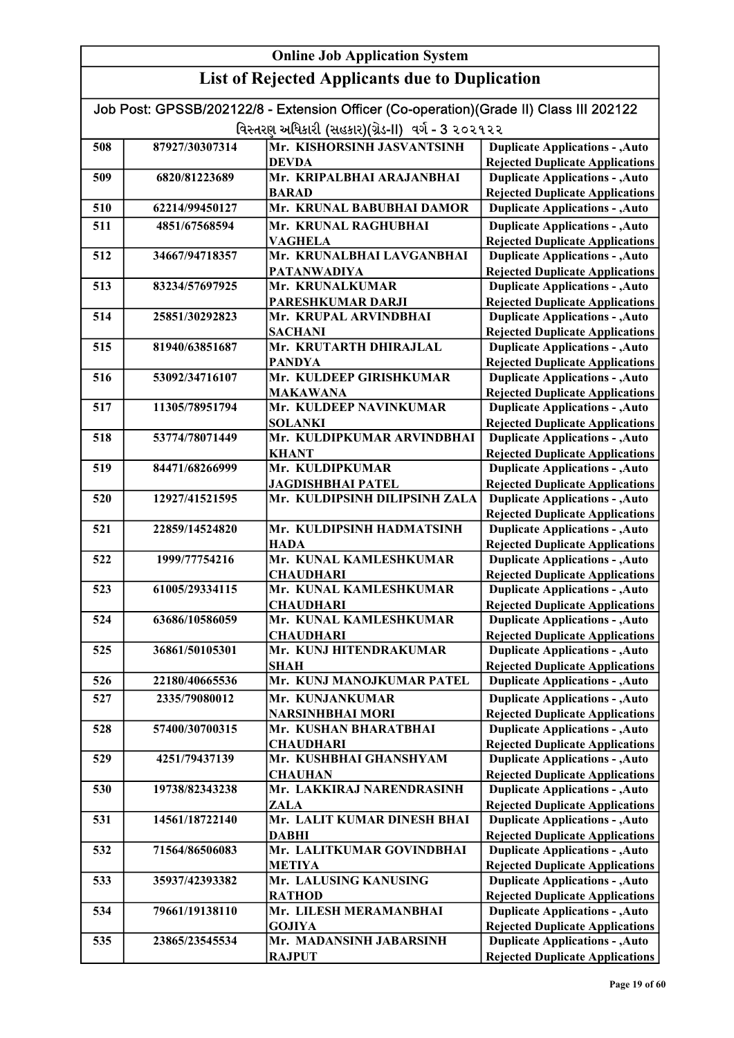## Online Job Application System

## List of Rejected Applicants due to Duplication

Job Post: GPSSB/202122/8 - Extension Officer (Co-operation)(Grade II) Class III 202122

વિસ્તરણ અધિકારી (સહકાર)(ગ્રેડ-II) વર્ગ - 3 ૨૦૨૧૨૨

| | | | |
|---|---|---|---|
| 508 | 87927/30307314 | Mr. KISHORSINH JASVANTSINH DEVDA | Duplicate Applications - ,Auto Rejected Duplicate Applications |
| 509 | 6820/81223689 | Mr. KRIPALBHAI ARAJANBHAI BARAD | Duplicate Applications - ,Auto Rejected Duplicate Applications |
| 510 | 62214/99450127 | Mr. KRUNAL BABUBHAI DAMOR | Duplicate Applications - ,Auto |
| 511 | 4851/67568594 | Mr. KRUNAL RAGHUBHAI VAGHELA | Duplicate Applications - ,Auto Rejected Duplicate Applications |
| 512 | 34667/94718357 | Mr. KRUNALBHAI LAVGANBHAI PATANWADIYA | Duplicate Applications - ,Auto Rejected Duplicate Applications |
| 513 | 83234/57697925 | Mr. KRUNALKUMAR PARESHKUMAR DARJI | Duplicate Applications - ,Auto Rejected Duplicate Applications |
| 514 | 25851/30292823 | Mr. KRUPAL ARVINDBHAI SACHANI | Duplicate Applications - ,Auto Rejected Duplicate Applications |
| 515 | 81940/63851687 | Mr. KRUTARTH DHIRAJLAL PANDYA | Duplicate Applications - ,Auto Rejected Duplicate Applications |
| 516 | 53092/34716107 | Mr. KULDEEP GIRISHKUMAR MAKAWANA | Duplicate Applications - ,Auto Rejected Duplicate Applications |
| 517 | 11305/78951794 | Mr. KULDEEP NAVINKUMAR SOLANKI | Duplicate Applications - ,Auto Rejected Duplicate Applications |
| 518 | 53774/78071449 | Mr. KULDIPKUMAR ARVINDBHAI KHANT | Duplicate Applications - ,Auto Rejected Duplicate Applications |
| 519 | 84471/68266999 | Mr. KULDIPKUMAR JAGDISHBHAI PATEL | Duplicate Applications - ,Auto Rejected Duplicate Applications |
| 520 | 12927/41521595 | Mr. KULDIPSINH DILIPSINH ZALA | Duplicate Applications - ,Auto Rejected Duplicate Applications |
| 521 | 22859/14524820 | Mr. KULDIPSINH HADMATSINH HADA | Duplicate Applications - ,Auto Rejected Duplicate Applications |
| 522 | 1999/77754216 | Mr. KUNAL KAMLESHKUMAR CHAUDHARI | Duplicate Applications - ,Auto Rejected Duplicate Applications |
| 523 | 61005/29334115 | Mr. KUNAL KAMLESHKUMAR CHAUDHARI | Duplicate Applications - ,Auto Rejected Duplicate Applications |
| 524 | 63686/10586059 | Mr. KUNAL KAMLESHKUMAR CHAUDHARI | Duplicate Applications - ,Auto Rejected Duplicate Applications |
| 525 | 36861/50105301 | Mr. KUNJ HITENDRAKUMAR SHAH | Duplicate Applications - ,Auto Rejected Duplicate Applications |
| 526 | 22180/40665536 | Mr. KUNJ MANOJKUMAR PATEL | Duplicate Applications - ,Auto |
| 527 | 2335/79080012 | Mr. KUNJANKUMAR NARSINHBHAI MORI | Duplicate Applications - ,Auto Rejected Duplicate Applications |
| 528 | 57400/30700315 | Mr. KUSHAN BHARATBHAI CHAUDHARI | Duplicate Applications - ,Auto Rejected Duplicate Applications |
| 529 | 4251/79437139 | Mr. KUSHBHAI GHANSHYAM CHAUHAN | Duplicate Applications - ,Auto Rejected Duplicate Applications |
| 530 | 19738/82343238 | Mr. LAKKIRAJ NARENDRASINH ZALA | Duplicate Applications - ,Auto Rejected Duplicate Applications |
| 531 | 14561/18722140 | Mr. LALIT KUMAR DINESH BHAI DABHI | Duplicate Applications - ,Auto Rejected Duplicate Applications |
| 532 | 71564/86506083 | Mr. LALITKUMAR GOVINDBHAI METIYA | Duplicate Applications - ,Auto Rejected Duplicate Applications |
| 533 | 35937/42393382 | Mr. LALUSING KANUSING RATHOD | Duplicate Applications - ,Auto Rejected Duplicate Applications |
| 534 | 79661/19138110 | Mr. LILESH MERAMANBHAI GOJIYA | Duplicate Applications - ,Auto Rejected Duplicate Applications |
| 535 | 23865/23545534 | Mr. MADANSINH JABARSINH RAJPUT | Duplicate Applications - ,Auto Rejected Duplicate Applications |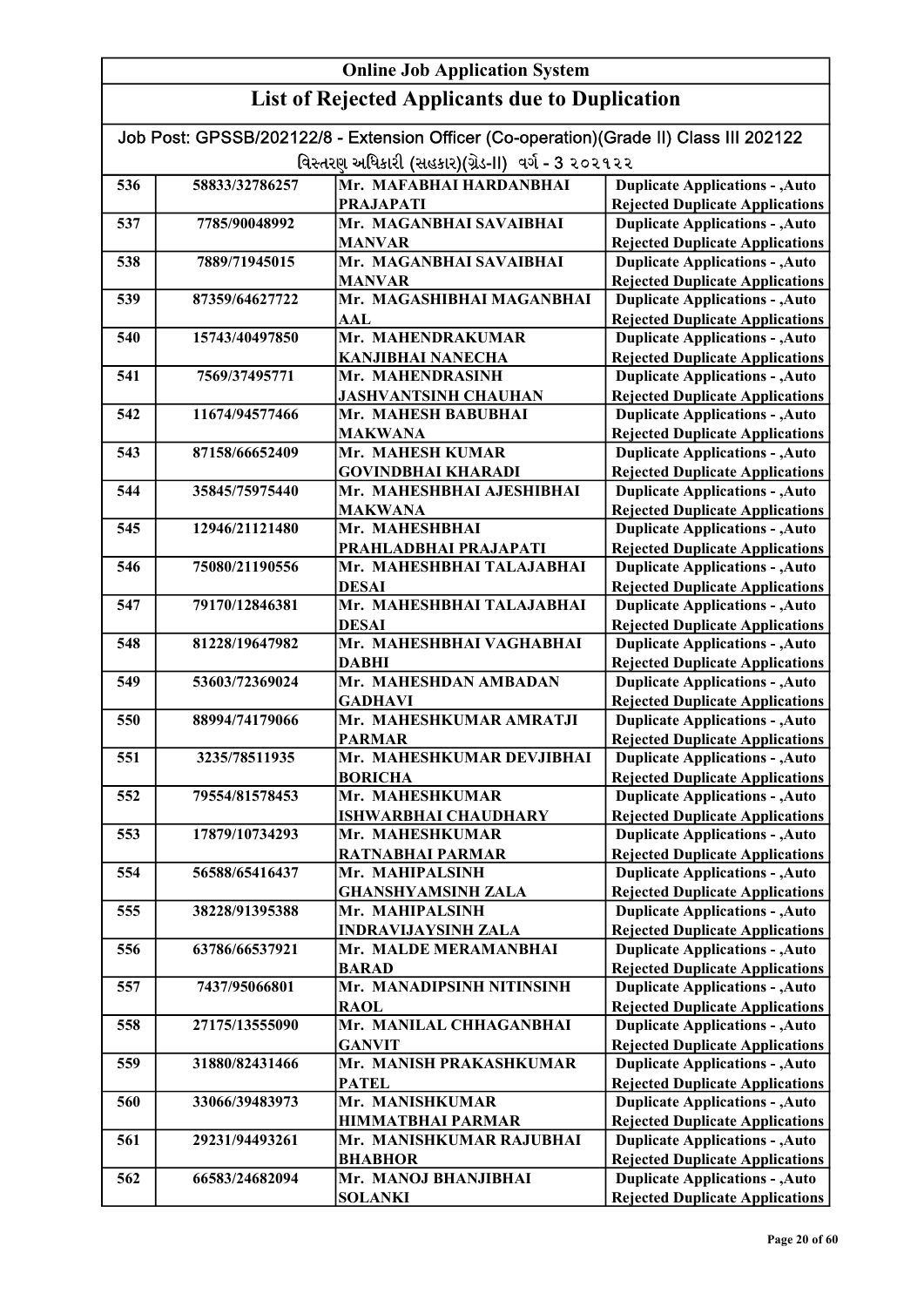# Online Job Application System

## List of Rejected Applicants due to Duplication

Job Post: GPSSB/202122/8 - Extension Officer (Co-operation)(Grade II) Class III 202122

વિસ્તરણ અધિકારી (સહકાર)(ગ્રેડ-II) વર્ગ - 3 ૨૦૨૧૨૨

| | | | |
|---|---|---|---|
| 536 | 58833/32786257 | Mr. MAFABHAI HARDANBHAI PRAJAPATI | Duplicate Applications - ,Auto Rejected Duplicate Applications |
| 537 | 7785/90048992 | Mr. MAGANBHAI SAVAIBHAI MANVAR | Duplicate Applications - ,Auto Rejected Duplicate Applications |
| 538 | 7889/71945015 | Mr. MAGANBHAI SAVAIBHAI MANVAR | Duplicate Applications - ,Auto Rejected Duplicate Applications |
| 539 | 87359/64627722 | Mr. MAGASHIBHAI MAGANBHAI AAL | Duplicate Applications - ,Auto Rejected Duplicate Applications |
| 540 | 15743/40497850 | Mr. MAHENDRAKUMAR KANJIBHAI NANECHA | Duplicate Applications - ,Auto Rejected Duplicate Applications |
| 541 | 7569/37495771 | Mr. MAHENDRASINH JASHVANTSINH CHAUHAN | Duplicate Applications - ,Auto Rejected Duplicate Applications |
| 542 | 11674/94577466 | Mr. MAHESH BABUBHAI MAKWANA | Duplicate Applications - ,Auto Rejected Duplicate Applications |
| 543 | 87158/66652409 | Mr. MAHESH KUMAR GOVINDBHAI KHARADI | Duplicate Applications - ,Auto Rejected Duplicate Applications |
| 544 | 35845/75975440 | Mr. MAHESHBHAI AJESHIBHAI MAKWANA | Duplicate Applications - ,Auto Rejected Duplicate Applications |
| 545 | 12946/21121480 | Mr. MAHESHBHAI PRAHLADBHAI PRAJAPATI | Duplicate Applications - ,Auto Rejected Duplicate Applications |
| 546 | 75080/21190556 | Mr. MAHESHBHAI TALAJABHAI DESAI | Duplicate Applications - ,Auto Rejected Duplicate Applications |
| 547 | 79170/12846381 | Mr. MAHESHBHAI TALAJABHAI DESAI | Duplicate Applications - ,Auto Rejected Duplicate Applications |
| 548 | 81228/19647982 | Mr. MAHESHBHAI VAGHABHAI DABHI | Duplicate Applications - ,Auto Rejected Duplicate Applications |
| 549 | 53603/72369024 | Mr. MAHESHDAN AMBADAN GADHAVI | Duplicate Applications - ,Auto Rejected Duplicate Applications |
| 550 | 88994/74179066 | Mr. MAHESHKUMAR AMRATJI PARMAR | Duplicate Applications - ,Auto Rejected Duplicate Applications |
| 551 | 3235/78511935 | Mr. MAHESHKUMAR DEVJIBHAI BORICHA | Duplicate Applications - ,Auto Rejected Duplicate Applications |
| 552 | 79554/81578453 | Mr. MAHESHKUMAR ISHWARBHAI CHAUDHARY | Duplicate Applications - ,Auto Rejected Duplicate Applications |
| 553 | 17879/10734293 | Mr. MAHESHKUMAR RATNABHAI PARMAR | Duplicate Applications - ,Auto Rejected Duplicate Applications |
| 554 | 56588/65416437 | Mr. MAHIPALSINH GHANSHYAMSINH ZALA | Duplicate Applications - ,Auto Rejected Duplicate Applications |
| 555 | 38228/91395388 | Mr. MAHIPALSINH INDRAVIJAYSINH ZALA | Duplicate Applications - ,Auto Rejected Duplicate Applications |
| 556 | 63786/66537921 | Mr. MALDE MERAMANBHAI BARAD | Duplicate Applications - ,Auto Rejected Duplicate Applications |
| 557 | 7437/95066801 | Mr. MANADIPSINH NITINSINH RAOL | Duplicate Applications - ,Auto Rejected Duplicate Applications |
| 558 | 27175/13555090 | Mr. MANILAL CHHAGANBHAI GANVIT | Duplicate Applications - ,Auto Rejected Duplicate Applications |
| 559 | 31880/82431466 | Mr. MANISH PRAKASHKUMAR PATEL | Duplicate Applications - ,Auto Rejected Duplicate Applications |
| 560 | 33066/39483973 | Mr. MANISHKUMAR HIMMATBHAI PARMAR | Duplicate Applications - ,Auto Rejected Duplicate Applications |
| 561 | 29231/94493261 | Mr. MANISHKUMAR RAJUBHAI BHABHOR | Duplicate Applications - ,Auto Rejected Duplicate Applications |
| 562 | 66583/24682094 | Mr. MANOJ BHANJIBHAI SOLANKI | Duplicate Applications - ,Auto Rejected Duplicate Applications |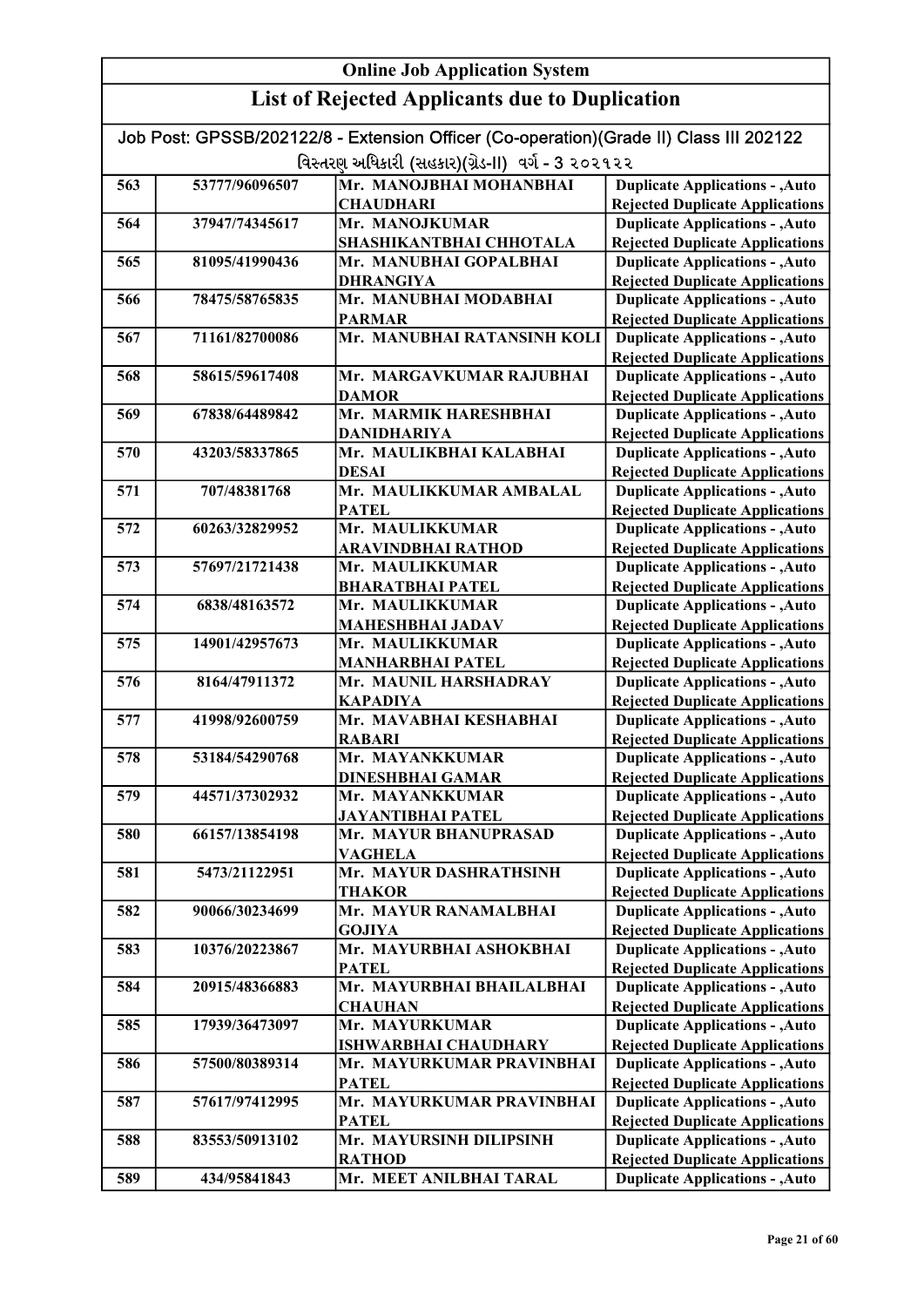## Online Job Application System

## List of Rejected Applicants due to Duplication

Job Post: GPSSB/202122/8 - Extension Officer (Co-operation)(Grade II) Class III 202122

વિસ્તરણ અધિકારી (સહકાર)(ગ્રેડ-II) વર્ગ - 3 ૨૦૨૧૨૨

| | | | |
|---|---|---|---|
| 563 | 53777/96096507 | Mr. MANOJBHAI MOHANBHAI CHAUDHARI | Duplicate Applications - ,Auto Rejected Duplicate Applications |
| 564 | 37947/74345617 | Mr. MANOJKUMAR SHASHIKANTBHAI CHHOTALA | Duplicate Applications - ,Auto Rejected Duplicate Applications |
| 565 | 81095/41990436 | Mr. MANUBHAI GOPALBHAI DHRANGIYA | Duplicate Applications - ,Auto Rejected Duplicate Applications |
| 566 | 78475/58765835 | Mr. MANUBHAI MODABHAI PARMAR | Duplicate Applications - ,Auto Rejected Duplicate Applications |
| 567 | 71161/82700086 | Mr. MANUBHAI RATANSINH KOLI | Duplicate Applications - ,Auto Rejected Duplicate Applications |
| 568 | 58615/59617408 | Mr. MARGAVKUMAR RAJUBHAI DAMOR | Duplicate Applications - ,Auto Rejected Duplicate Applications |
| 569 | 67838/64489842 | Mr. MARMIK HARESHBHAI DANIDHARIYA | Duplicate Applications - ,Auto Rejected Duplicate Applications |
| 570 | 43203/58337865 | Mr. MAULIKBHAI KALABHAI DESAI | Duplicate Applications - ,Auto Rejected Duplicate Applications |
| 571 | 707/48381768 | Mr. MAULIKKUMAR AMBALAL PATEL | Duplicate Applications - ,Auto Rejected Duplicate Applications |
| 572 | 60263/32829952 | Mr. MAULIKKUMAR ARAVINDBHAI RATHOD | Duplicate Applications - ,Auto Rejected Duplicate Applications |
| 573 | 57697/21721438 | Mr. MAULIKKUMAR BHARATBHAI PATEL | Duplicate Applications - ,Auto Rejected Duplicate Applications |
| 574 | 6838/48163572 | Mr. MAULIKKUMAR MAHESHBHAI JADAV | Duplicate Applications - ,Auto Rejected Duplicate Applications |
| 575 | 14901/42957673 | Mr. MAULIKKUMAR MANHARBHAI PATEL | Duplicate Applications - ,Auto Rejected Duplicate Applications |
| 576 | 8164/47911372 | Mr. MAUNIL HARSHADRAY KAPADIYA | Duplicate Applications - ,Auto Rejected Duplicate Applications |
| 577 | 41998/92600759 | Mr. MAVABHAI KESHABHAI RABARI | Duplicate Applications - ,Auto Rejected Duplicate Applications |
| 578 | 53184/54290768 | Mr. MAYANKKUMAR DINESHBHAI GAMAR | Duplicate Applications - ,Auto Rejected Duplicate Applications |
| 579 | 44571/37302932 | Mr. MAYANKKUMAR JAYANTIBHAI PATEL | Duplicate Applications - ,Auto Rejected Duplicate Applications |
| 580 | 66157/13854198 | Mr. MAYUR BHANUPRASAD VAGHELA | Duplicate Applications - ,Auto Rejected Duplicate Applications |
| 581 | 5473/21122951 | Mr. MAYUR DASHRATHSINH THAKOR | Duplicate Applications - ,Auto Rejected Duplicate Applications |
| 582 | 90066/30234699 | Mr. MAYUR RANAMALBHAI GOJIYA | Duplicate Applications - ,Auto Rejected Duplicate Applications |
| 583 | 10376/20223867 | Mr. MAYURBHAI ASHOKBHAI PATEL | Duplicate Applications - ,Auto Rejected Duplicate Applications |
| 584 | 20915/48366883 | Mr. MAYURBHAI BHAILALBHAI CHAUHAN | Duplicate Applications - ,Auto Rejected Duplicate Applications |
| 585 | 17939/36473097 | Mr. MAYURKUMAR ISHWARBHAI CHAUDHARY | Duplicate Applications - ,Auto Rejected Duplicate Applications |
| 586 | 57500/80389314 | Mr. MAYURKUMAR PRAVINBHAI PATEL | Duplicate Applications - ,Auto Rejected Duplicate Applications |
| 587 | 57617/97412995 | Mr. MAYURKUMAR PRAVINBHAI PATEL | Duplicate Applications - ,Auto Rejected Duplicate Applications |
| 588 | 83553/50913102 | Mr. MAYURSINH DILIPSINH RATHOD | Duplicate Applications - ,Auto Rejected Duplicate Applications |
| 589 | 434/95841843 | Mr. MEET ANILBHAI TARAL | Duplicate Applications - ,Auto |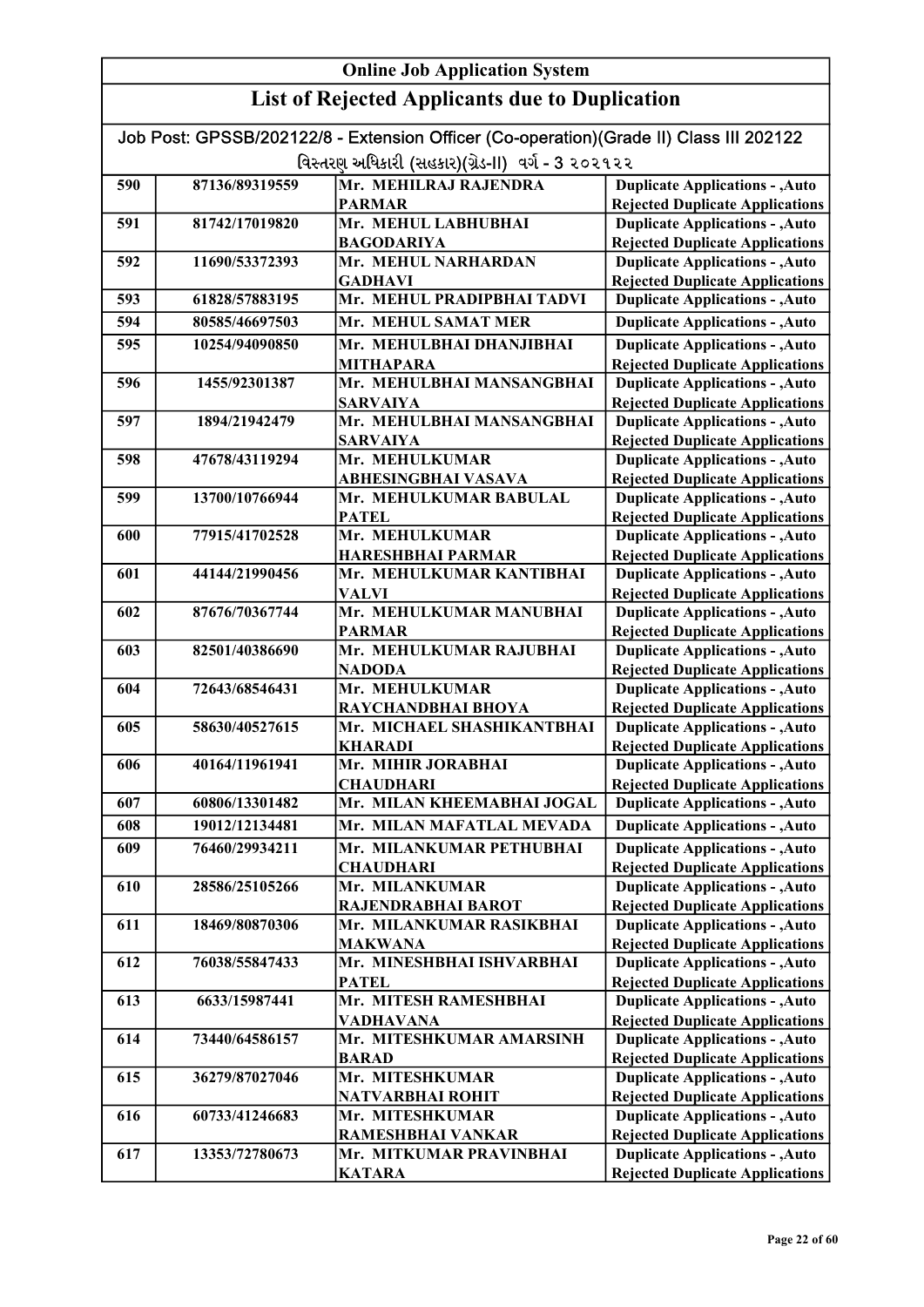# Online Job Application System

## List of Rejected Applicants due to Duplication

Job Post: GPSSB/202122/8 - Extension Officer (Co-operation)(Grade II) Class III 202122

વિસ્તરણ અધિકારી (સહકાર)(ગ્રેડ-II) વર્ગ - 3 ૨૦૨૧૨૨

| | | | |
|---|---|---|---|
| 590 | 87136/89319559 | Mr. MEHILRAJ RAJENDRA PARMAR | Duplicate Applications - ,Auto Rejected Duplicate Applications |
| 591 | 81742/17019820 | Mr. MEHUL LABHUBHAI BAGODARIYA | Duplicate Applications - ,Auto Rejected Duplicate Applications |
| 592 | 11690/53372393 | Mr. MEHUL NARHARDAN GADHAVI | Duplicate Applications - ,Auto Rejected Duplicate Applications |
| 593 | 61828/57883195 | Mr. MEHUL PRADIPBHAI TADVI | Duplicate Applications - ,Auto |
| 594 | 80585/46697503 | Mr. MEHUL SAMAT MER | Duplicate Applications - ,Auto |
| 595 | 10254/94090850 | Mr. MEHULBHAI DHANJIBHAI MITHAPARA | Duplicate Applications - ,Auto Rejected Duplicate Applications |
| 596 | 1455/92301387 | Mr. MEHULBHAI MANSANGBHAI SARVAIYA | Duplicate Applications - ,Auto Rejected Duplicate Applications |
| 597 | 1894/21942479 | Mr. MEHULBHAI MANSANGBHAI SARVAIYA | Duplicate Applications - ,Auto Rejected Duplicate Applications |
| 598 | 47678/43119294 | Mr. MEHULKUMAR ABHESINGBHAI VASAVA | Duplicate Applications - ,Auto Rejected Duplicate Applications |
| 599 | 13700/10766944 | Mr. MEHULKUMAR BABULAL PATEL | Duplicate Applications - ,Auto Rejected Duplicate Applications |
| 600 | 77915/41702528 | Mr. MEHULKUMAR HARESHBHAI PARMAR | Duplicate Applications - ,Auto Rejected Duplicate Applications |
| 601 | 44144/21990456 | Mr. MEHULKUMAR KANTIBHAI VALVI | Duplicate Applications - ,Auto Rejected Duplicate Applications |
| 602 | 87676/70367744 | Mr. MEHULKUMAR MANUBHAI PARMAR | Duplicate Applications - ,Auto Rejected Duplicate Applications |
| 603 | 82501/40386690 | Mr. MEHULKUMAR RAJUBHAI NADODA | Duplicate Applications - ,Auto Rejected Duplicate Applications |
| 604 | 72643/68546431 | Mr. MEHULKUMAR RAYCHANDBHAI BHOYA | Duplicate Applications - ,Auto Rejected Duplicate Applications |
| 605 | 58630/40527615 | Mr. MICHAEL SHASHIKANTBHAI KHARADI | Duplicate Applications - ,Auto Rejected Duplicate Applications |
| 606 | 40164/11961941 | Mr. MIHIR JORABHAI CHAUDHARI | Duplicate Applications - ,Auto Rejected Duplicate Applications |
| 607 | 60806/13301482 | Mr. MILAN KHEEMABHAI JOGAL | Duplicate Applications - ,Auto |
| 608 | 19012/12134481 | Mr. MILAN MAFATLAL MEVADA | Duplicate Applications - ,Auto |
| 609 | 76460/29934211 | Mr. MILANKUMAR PETHUBHAI CHAUDHARI | Duplicate Applications - ,Auto Rejected Duplicate Applications |
| 610 | 28586/25105266 | Mr. MILANKUMAR RAJENDRABHAI BAROT | Duplicate Applications - ,Auto Rejected Duplicate Applications |
| 611 | 18469/80870306 | Mr. MILANKUMAR RASIKBHAI MAKWANA | Duplicate Applications - ,Auto Rejected Duplicate Applications |
| 612 | 76038/55847433 | Mr. MINESHBHAI ISHVARBHAI PATEL | Duplicate Applications - ,Auto Rejected Duplicate Applications |
| 613 | 6633/15987441 | Mr. MITESH RAMESHBHAI VADHAVANA | Duplicate Applications - ,Auto Rejected Duplicate Applications |
| 614 | 73440/64586157 | Mr. MITESHKUMAR AMARSINH BARAD | Duplicate Applications - ,Auto Rejected Duplicate Applications |
| 615 | 36279/87027046 | Mr. MITESHKUMAR NATVARBHAI ROHIT | Duplicate Applications - ,Auto Rejected Duplicate Applications |
| 616 | 60733/41246683 | Mr. MITESHKUMAR RAMESHBHAI VANKAR | Duplicate Applications - ,Auto Rejected Duplicate Applications |
| 617 | 13353/72780673 | Mr. MITKUMAR PRAVINBHAI KATARA | Duplicate Applications - ,Auto Rejected Duplicate Applications |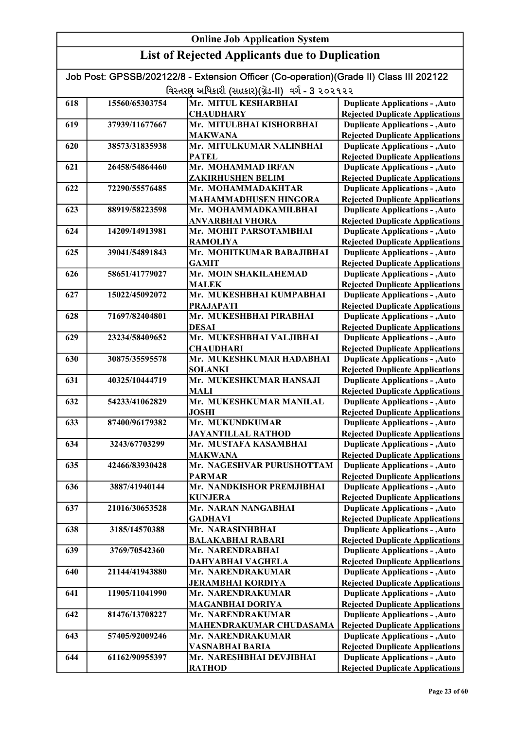# Online Job Application System

## List of Rejected Applicants due to Duplication

Job Post: GPSSB/202122/8 - Extension Officer (Co-operation)(Grade II) Class III 202122

વિસ્તરણ અધિકારી (સહકાર)(ગ્રેડ-II) વર્ગ - 3 ૨૦૨૧૨૨

| | | | |
|---|---|---|---|
| 618 | 15560/65303754 | Mr. MITUL KESHARBHAI CHAUDHARY | Duplicate Applications - ,Auto Rejected Duplicate Applications |
| 619 | 37939/11677667 | Mr. MITULBHAI KISHORBHAI MAKWANA | Duplicate Applications - ,Auto Rejected Duplicate Applications |
| 620 | 38573/31835938 | Mr. MITULKUMAR NALINBHAI PATEL | Duplicate Applications - ,Auto Rejected Duplicate Applications |
| 621 | 26458/54864460 | Mr. MOHAMMAD IRFAN ZAKIRHUSHEN BELIM | Duplicate Applications - ,Auto Rejected Duplicate Applications |
| 622 | 72290/55576485 | Mr. MOHAMMADAKHTAR MAHAMMADHUSEN HINGORA | Duplicate Applications - ,Auto Rejected Duplicate Applications |
| 623 | 88919/58223598 | Mr. MOHAMMADKAMILBHAI ANVARBHAI VHORA | Duplicate Applications - ,Auto Rejected Duplicate Applications |
| 624 | 14209/14913981 | Mr. MOHIT PARSOTAMBHAI RAMOLIYA | Duplicate Applications - ,Auto Rejected Duplicate Applications |
| 625 | 39041/54891843 | Mr. MOHITKUMAR BABAJIBHAI GAMIT | Duplicate Applications - ,Auto Rejected Duplicate Applications |
| 626 | 58651/41779027 | Mr. MOIN SHAKILAHEMAD MALEK | Duplicate Applications - ,Auto Rejected Duplicate Applications |
| 627 | 15022/45092072 | Mr. MUKESHBHAI KUMPABHAI PRAJAPATI | Duplicate Applications - ,Auto Rejected Duplicate Applications |
| 628 | 71697/82404801 | Mr. MUKESHBHAI PIRABHAI DESAI | Duplicate Applications - ,Auto Rejected Duplicate Applications |
| 629 | 23234/58409652 | Mr. MUKESHBHAI VALJIBHAI CHAUDHARI | Duplicate Applications - ,Auto Rejected Duplicate Applications |
| 630 | 30875/35595578 | Mr. MUKESHKUMAR HADABHAI SOLANKI | Duplicate Applications - ,Auto Rejected Duplicate Applications |
| 631 | 40325/10444719 | Mr. MUKESHKUMAR HANSAJI MALI | Duplicate Applications - ,Auto Rejected Duplicate Applications |
| 632 | 54233/41062829 | Mr. MUKESHKUMAR MANILAL JOSHI | Duplicate Applications - ,Auto Rejected Duplicate Applications |
| 633 | 87400/96179382 | Mr. MUKUNDKUMAR JAYANTILLAL RATHOD | Duplicate Applications - ,Auto Rejected Duplicate Applications |
| 634 | 3243/67703299 | Mr. MUSTAFA KASAMBHAI MAKWANA | Duplicate Applications - ,Auto Rejected Duplicate Applications |
| 635 | 42466/83930428 | Mr. NAGESHVAR PURUSHOTTAM PARMAR | Duplicate Applications - ,Auto Rejected Duplicate Applications |
| 636 | 3887/41940144 | Mr. NANDKISHOR PREMJIBHAI KUNJERA | Duplicate Applications - ,Auto Rejected Duplicate Applications |
| 637 | 21016/30653528 | Mr. NARAN NANGABHAI GADHAVI | Duplicate Applications - ,Auto Rejected Duplicate Applications |
| 638 | 3185/14570388 | Mr. NARASINHBHAI BALAKABHAI RABARI | Duplicate Applications - ,Auto Rejected Duplicate Applications |
| 639 | 3769/70542360 | Mr. NARENDRABHAI DAHYABHAI VAGHELA | Duplicate Applications - ,Auto Rejected Duplicate Applications |
| 640 | 21144/41943880 | Mr. NARENDRAKUMAR JERAMBHAI KORDIYA | Duplicate Applications - ,Auto Rejected Duplicate Applications |
| 641 | 11905/11041990 | Mr. NARENDRAKUMAR MAGANBHAI DORIYA | Duplicate Applications - ,Auto Rejected Duplicate Applications |
| 642 | 81476/13708227 | Mr. NARENDRAKUMAR MAHENDRAKUMAR CHUDASAMA | Duplicate Applications - ,Auto Rejected Duplicate Applications |
| 643 | 57405/92009246 | Mr. NARENDRAKUMAR VASNABHAI BARIA | Duplicate Applications - ,Auto Rejected Duplicate Applications |
| 644 | 61162/90955397 | Mr. NARESHBHAI DEVJIBHAI RATHOD | Duplicate Applications - ,Auto Rejected Duplicate Applications |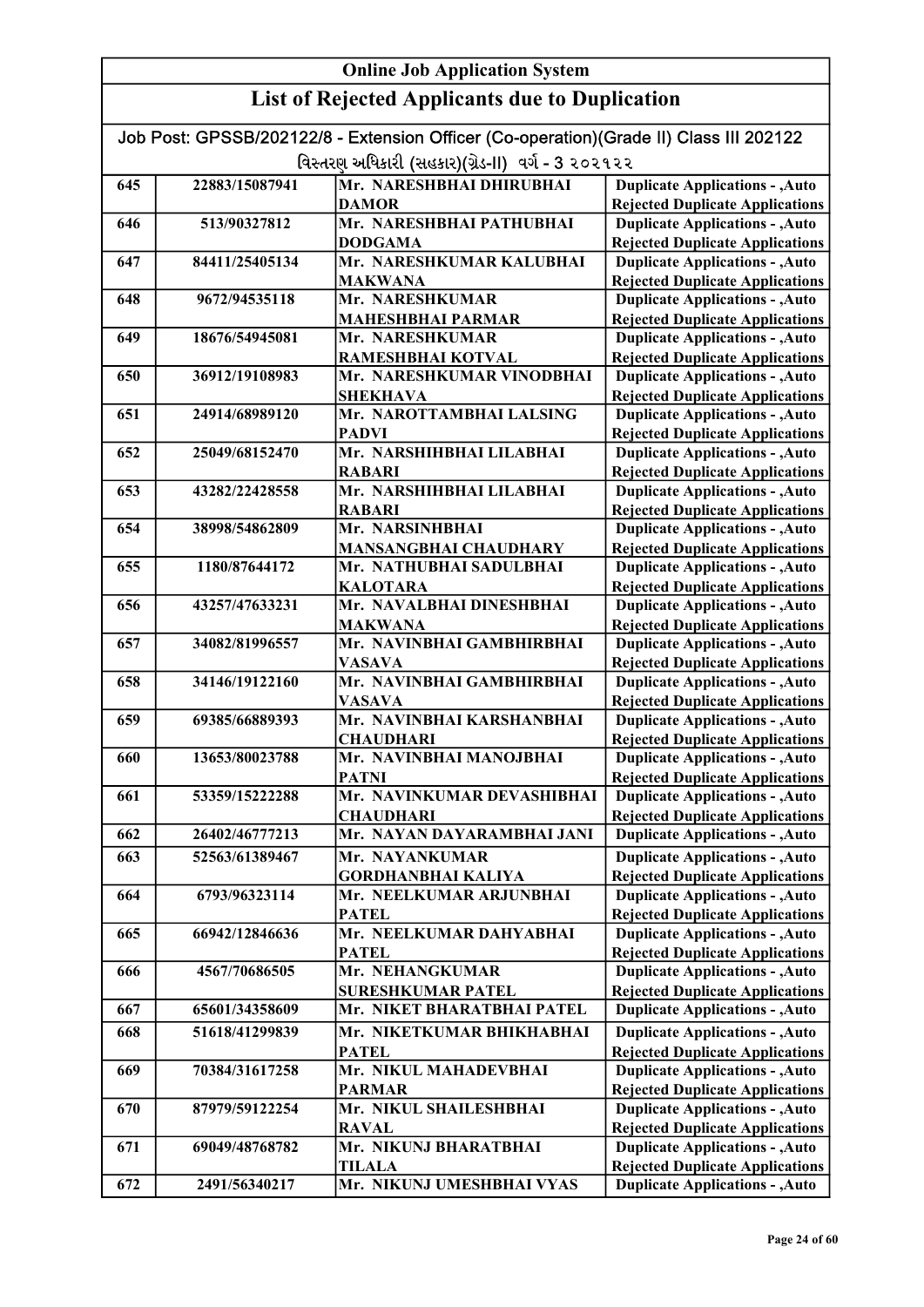# Online Job Application System

## List of Rejected Applicants due to Duplication

Job Post: GPSSB/202122/8 - Extension Officer (Co-operation)(Grade II) Class III 202122

વિસ્તરણ અધિકારી (સહકાર)(ગ્રેડ-II) વર્ગ - 3 ૨૦૨૧૨૨

| | | | |
|---|---|---|---|
| 645 | 22883/15087941 | Mr. NARESHBHAI DHIRUBHAI DAMOR | Duplicate Applications - ,Auto Rejected Duplicate Applications |
| 646 | 513/90327812 | Mr. NARESHBHAI PATHUBHAI DODGAMA | Duplicate Applications - ,Auto Rejected Duplicate Applications |
| 647 | 84411/25405134 | Mr. NARESHKUMAR KALUBHAI MAKWANA | Duplicate Applications - ,Auto Rejected Duplicate Applications |
| 648 | 9672/94535118 | Mr. NARESHKUMAR MAHESHBHAI PARMAR | Duplicate Applications - ,Auto Rejected Duplicate Applications |
| 649 | 18676/54945081 | Mr. NARESHKUMAR RAMESHBHAI KOTVAL | Duplicate Applications - ,Auto Rejected Duplicate Applications |
| 650 | 36912/19108983 | Mr. NARESHKUMAR VINODBHAI SHEKHAVA | Duplicate Applications - ,Auto Rejected Duplicate Applications |
| 651 | 24914/68989120 | Mr. NAROTTAMBHAI LALSING PADVI | Duplicate Applications - ,Auto Rejected Duplicate Applications |
| 652 | 25049/68152470 | Mr. NARSHIHBHAI LILABHAI RABARI | Duplicate Applications - ,Auto Rejected Duplicate Applications |
| 653 | 43282/22428558 | Mr. NARSHIHBHAI LILABHAI RABARI | Duplicate Applications - ,Auto Rejected Duplicate Applications |
| 654 | 38998/54862809 | Mr. NARSINHBHAI MANSANGBHAI CHAUDHARY | Duplicate Applications - ,Auto Rejected Duplicate Applications |
| 655 | 1180/87644172 | Mr. NATHUBHAI SADULBHAI KALOTARA | Duplicate Applications - ,Auto Rejected Duplicate Applications |
| 656 | 43257/47633231 | Mr. NAVALBHAI DINESHBHAI MAKWANA | Duplicate Applications - ,Auto Rejected Duplicate Applications |
| 657 | 34082/81996557 | Mr. NAVINBHAI GAMBHIRBHAI VASAVA | Duplicate Applications - ,Auto Rejected Duplicate Applications |
| 658 | 34146/19122160 | Mr. NAVINBHAI GAMBHIRBHAI VASAVA | Duplicate Applications - ,Auto Rejected Duplicate Applications |
| 659 | 69385/66889393 | Mr. NAVINBHAI KARSHANBHAI CHAUDHARI | Duplicate Applications - ,Auto Rejected Duplicate Applications |
| 660 | 13653/80023788 | Mr. NAVINBHAI MANOJBHAI PATNI | Duplicate Applications - ,Auto Rejected Duplicate Applications |
| 661 | 53359/15222288 | Mr. NAVINKUMAR DEVASHIBHAI CHAUDHARI | Duplicate Applications - ,Auto Rejected Duplicate Applications |
| 662 | 26402/46777213 | Mr. NAYAN DAYARAMBHAI JANI | Duplicate Applications - ,Auto |
| 663 | 52563/61389467 | Mr. NAYANKUMAR GORDHANBHAI KALIYA | Duplicate Applications - ,Auto Rejected Duplicate Applications |
| 664 | 6793/96323114 | Mr. NEELKUMAR ARJUNBHAI PATEL | Duplicate Applications - ,Auto Rejected Duplicate Applications |
| 665 | 66942/12846636 | Mr. NEELKUMAR DAHYABHAI PATEL | Duplicate Applications - ,Auto Rejected Duplicate Applications |
| 666 | 4567/70686505 | Mr. NEHANGKUMAR SURESHKUMAR PATEL | Duplicate Applications - ,Auto Rejected Duplicate Applications |
| 667 | 65601/34358609 | Mr. NIKET BHARATBHAI PATEL | Duplicate Applications - ,Auto |
| 668 | 51618/41299839 | Mr. NIKETKUMAR BHIKHABHAI PATEL | Duplicate Applications - ,Auto Rejected Duplicate Applications |
| 669 | 70384/31617258 | Mr. NIKUL MAHADEVBHAI PARMAR | Duplicate Applications - ,Auto Rejected Duplicate Applications |
| 670 | 87979/59122254 | Mr. NIKUL SHAILESHBHAI RAVAL | Duplicate Applications - ,Auto Rejected Duplicate Applications |
| 671 | 69049/48768782 | Mr. NIKUNJ BHARATBHAI TILALA | Duplicate Applications - ,Auto Rejected Duplicate Applications |
| 672 | 2491/56340217 | Mr. NIKUNJ UMESHBHAI VYAS | Duplicate Applications - ,Auto |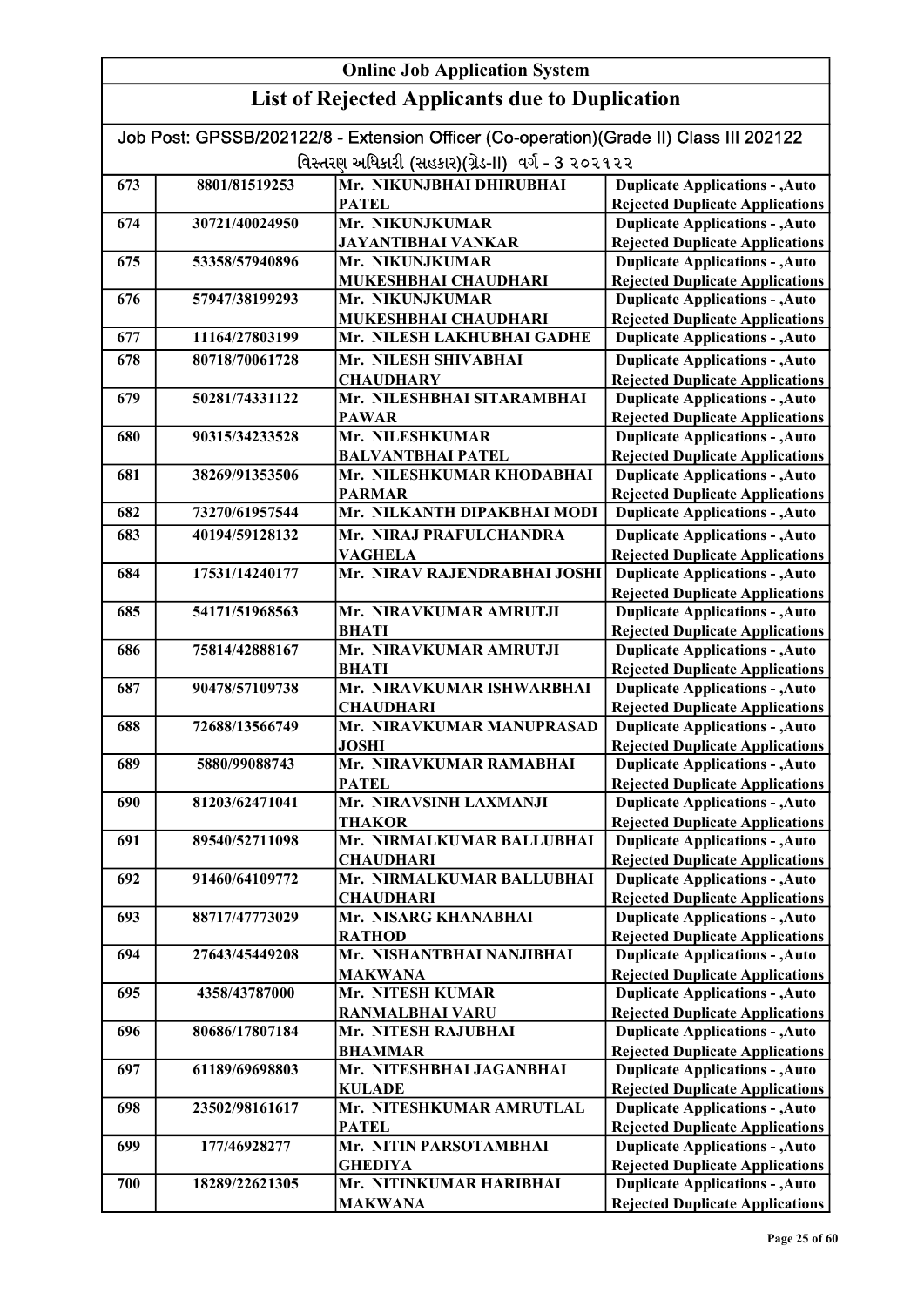# Online Job Application System

## List of Rejected Applicants due to Duplication

Job Post: GPSSB/202122/8 - Extension Officer (Co-operation)(Grade II) Class III 202122

વિસ્તરણ અધિકારી (સહકાર)(ગ્રેડ-II) વર્ગ - 3 ૨૦૨૧૨૨

| | | | |
|---|---|---|---|
| 673 | 8801/81519253 | Mr. NIKUNJBHAI DHIRUBHAI PATEL | Duplicate Applications - ,Auto Rejected Duplicate Applications |
| 674 | 30721/40024950 | Mr. NIKUNJKUMAR JAYANTIBHAI VANKAR | Duplicate Applications - ,Auto Rejected Duplicate Applications |
| 675 | 53358/57940896 | Mr. NIKUNJKUMAR MUKESHBHAI CHAUDHARI | Duplicate Applications - ,Auto Rejected Duplicate Applications |
| 676 | 57947/38199293 | Mr. NIKUNJKUMAR MUKESHBHAI CHAUDHARI | Duplicate Applications - ,Auto Rejected Duplicate Applications |
| 677 | 11164/27803199 | Mr. NILESH LAKHUBHAI GADHE | Duplicate Applications - ,Auto |
| 678 | 80718/70061728 | Mr. NILESH SHIVABHAI CHAUDHARY | Duplicate Applications - ,Auto Rejected Duplicate Applications |
| 679 | 50281/74331122 | Mr. NILESHBHAI SITARAMBHAI PAWAR | Duplicate Applications - ,Auto Rejected Duplicate Applications |
| 680 | 90315/34233528 | Mr. NILESHKUMAR BALVANTBHAI PATEL | Duplicate Applications - ,Auto Rejected Duplicate Applications |
| 681 | 38269/91353506 | Mr. NILESHKUMAR KHODABHAI PARMAR | Duplicate Applications - ,Auto Rejected Duplicate Applications |
| 682 | 73270/61957544 | Mr. NILKANTH DIPAKBHAI MODI | Duplicate Applications - ,Auto |
| 683 | 40194/59128132 | Mr. NIRAJ PRAFULCHANDRA VAGHELA | Duplicate Applications - ,Auto Rejected Duplicate Applications |
| 684 | 17531/14240177 | Mr. NIRAV RAJENDRABHAI JOSHI | Duplicate Applications - ,Auto Rejected Duplicate Applications |
| 685 | 54171/51968563 | Mr. NIRAVKUMAR AMRUTJI BHATI | Duplicate Applications - ,Auto Rejected Duplicate Applications |
| 686 | 75814/42888167 | Mr. NIRAVKUMAR AMRUTJI BHATI | Duplicate Applications - ,Auto Rejected Duplicate Applications |
| 687 | 90478/57109738 | Mr. NIRAVKUMAR ISHWARBHAI CHAUDHARI | Duplicate Applications - ,Auto Rejected Duplicate Applications |
| 688 | 72688/13566749 | Mr. NIRAVKUMAR MANUPRASAD JOSHI | Duplicate Applications - ,Auto Rejected Duplicate Applications |
| 689 | 5880/99088743 | Mr. NIRAVKUMAR RAMABHAI PATEL | Duplicate Applications - ,Auto Rejected Duplicate Applications |
| 690 | 81203/62471041 | Mr. NIRAVSINH LAXMANJI THAKOR | Duplicate Applications - ,Auto Rejected Duplicate Applications |
| 691 | 89540/52711098 | Mr. NIRMALKUMAR BALLUBHAI CHAUDHARI | Duplicate Applications - ,Auto Rejected Duplicate Applications |
| 692 | 91460/64109772 | Mr. NIRMALKUMAR BALLUBHAI CHAUDHARI | Duplicate Applications - ,Auto Rejected Duplicate Applications |
| 693 | 88717/47773029 | Mr. NISARG KHANABHAI RATHOD | Duplicate Applications - ,Auto Rejected Duplicate Applications |
| 694 | 27643/45449208 | Mr. NISHANTBHAI NANJIBHAI MAKWANA | Duplicate Applications - ,Auto Rejected Duplicate Applications |
| 695 | 4358/43787000 | Mr. NITESH KUMAR RANMALBHAI VARU | Duplicate Applications - ,Auto Rejected Duplicate Applications |
| 696 | 80686/17807184 | Mr. NITESH RAJUBHAI BHAMMAR | Duplicate Applications - ,Auto Rejected Duplicate Applications |
| 697 | 61189/69698803 | Mr. NITESHBHAI JAGANBHAI KULADE | Duplicate Applications - ,Auto Rejected Duplicate Applications |
| 698 | 23502/98161617 | Mr. NITESHKUMAR AMRUTLAL PATEL | Duplicate Applications - ,Auto Rejected Duplicate Applications |
| 699 | 177/46928277 | Mr. NITIN PARSOTAMBHAI GHEDIYA | Duplicate Applications - ,Auto Rejected Duplicate Applications |
| 700 | 18289/22621305 | Mr. NITINKUMAR HARIBHAI MAKWANA | Duplicate Applications - ,Auto Rejected Duplicate Applications |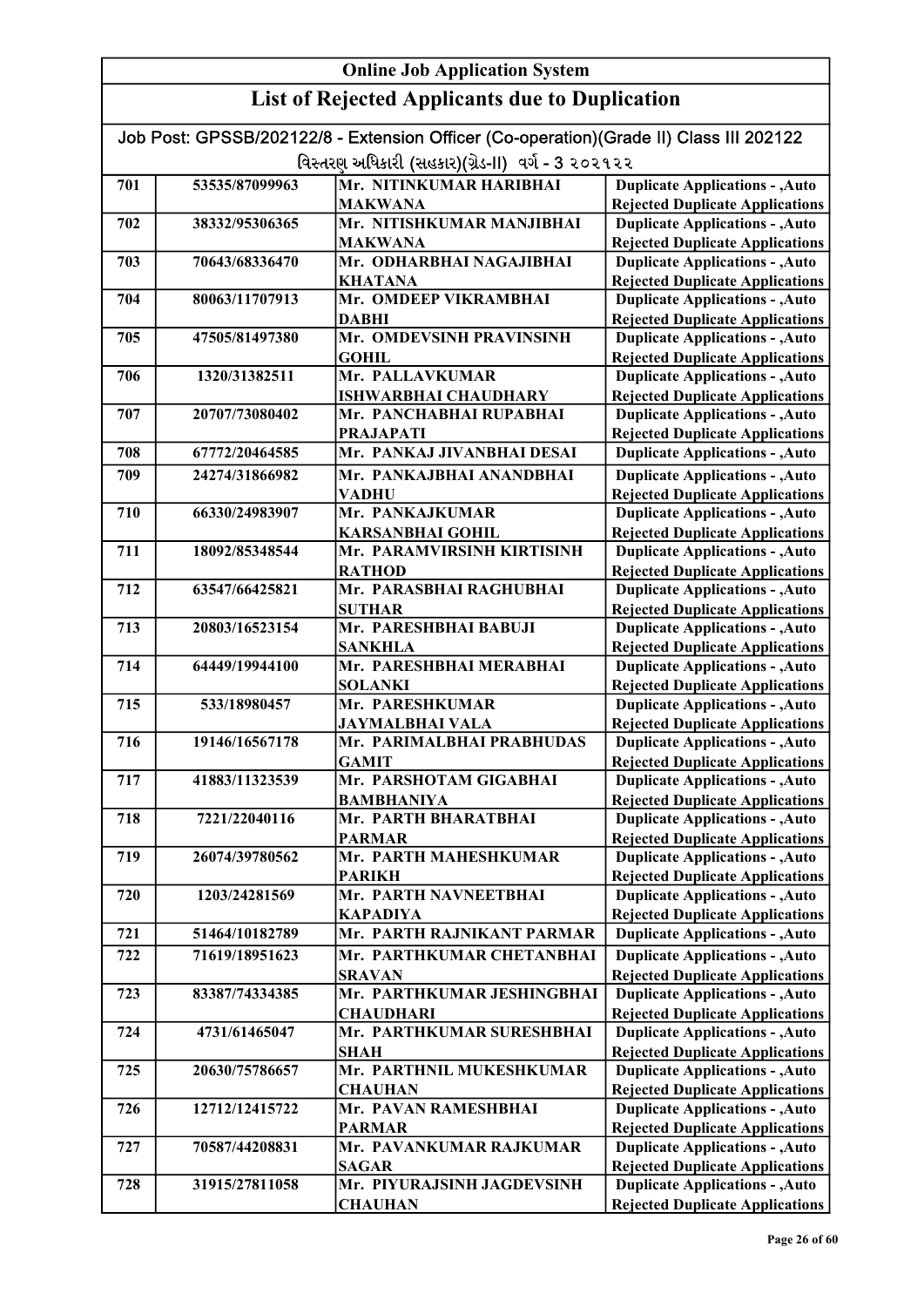# Online Job Application System

## List of Rejected Applicants due to Duplication

Job Post: GPSSB/202122/8 - Extension Officer (Co-operation)(Grade II) Class III 202122

વિસ્તરણ અધિકારી (સહકાર)(ગ્રેડ-II) વર્ગ - 3 ૨૦૨૧૨૨

| | | | |
|---|---|---|---|
| 701 | 53535/87099963 | Mr. NITINKUMAR HARIBHAI MAKWANA | Duplicate Applications - ,Auto Rejected Duplicate Applications |
| 702 | 38332/95306365 | Mr. NITISHKUMAR MANJIBHAI MAKWANA | Duplicate Applications - ,Auto Rejected Duplicate Applications |
| 703 | 70643/68336470 | Mr. ODHARBHAI NAGAJIBHAI KHATANA | Duplicate Applications - ,Auto Rejected Duplicate Applications |
| 704 | 80063/11707913 | Mr. OMDEEP VIKRAMBHAI DABHI | Duplicate Applications - ,Auto Rejected Duplicate Applications |
| 705 | 47505/81497380 | Mr. OMDEVSINH PRAVINSINH GOHIL | Duplicate Applications - ,Auto Rejected Duplicate Applications |
| 706 | 1320/31382511 | Mr. PALLAVKUMAR ISHWARBHAI CHAUDHARY | Duplicate Applications - ,Auto Rejected Duplicate Applications |
| 707 | 20707/73080402 | Mr. PANCHABHAI RUPABHAI PRAJAPATI | Duplicate Applications - ,Auto Rejected Duplicate Applications |
| 708 | 67772/20464585 | Mr. PANKAJ JIVANBHAI DESAI | Duplicate Applications - ,Auto |
| 709 | 24274/31866982 | Mr. PANKAJBHAI ANANDBHAI VADHU | Duplicate Applications - ,Auto Rejected Duplicate Applications |
| 710 | 66330/24983907 | Mr. PANKAJKUMAR KARSANBHAI GOHIL | Duplicate Applications - ,Auto Rejected Duplicate Applications |
| 711 | 18092/85348544 | Mr. PARAMVIRSINH KIRTISINH RATHOD | Duplicate Applications - ,Auto Rejected Duplicate Applications |
| 712 | 63547/66425821 | Mr. PARASBHAI RAGHUBHAI SUTHAR | Duplicate Applications - ,Auto Rejected Duplicate Applications |
| 713 | 20803/16523154 | Mr. PARESHBHAI BABUJI SANKHLA | Duplicate Applications - ,Auto Rejected Duplicate Applications |
| 714 | 64449/19944100 | Mr. PARESHBHAI MERABHAI SOLANKI | Duplicate Applications - ,Auto Rejected Duplicate Applications |
| 715 | 533/18980457 | Mr. PARESHKUMAR JAYMALBHAI VALA | Duplicate Applications - ,Auto Rejected Duplicate Applications |
| 716 | 19146/16567178 | Mr. PARIMALBHAI PRABHUDAS GAMIT | Duplicate Applications - ,Auto Rejected Duplicate Applications |
| 717 | 41883/11323539 | Mr. PARSHOTAM GIGABHAI BAMBHANIYA | Duplicate Applications - ,Auto Rejected Duplicate Applications |
| 718 | 7221/22040116 | Mr. PARTH BHARATBHAI PARMAR | Duplicate Applications - ,Auto Rejected Duplicate Applications |
| 719 | 26074/39780562 | Mr. PARTH MAHESHKUMAR PARIKH | Duplicate Applications - ,Auto Rejected Duplicate Applications |
| 720 | 1203/24281569 | Mr. PARTH NAVNEETBHAI KAPADIYA | Duplicate Applications - ,Auto Rejected Duplicate Applications |
| 721 | 51464/10182789 | Mr. PARTH RAJNIKANT PARMAR | Duplicate Applications - ,Auto |
| 722 | 71619/18951623 | Mr. PARTHKUMAR CHETANBHAI SRAVAN | Duplicate Applications - ,Auto Rejected Duplicate Applications |
| 723 | 83387/74334385 | Mr. PARTHKUMAR JESHINGBHAI CHAUDHARI | Duplicate Applications - ,Auto Rejected Duplicate Applications |
| 724 | 4731/61465047 | Mr. PARTHKUMAR SURESHBHAI SHAH | Duplicate Applications - ,Auto Rejected Duplicate Applications |
| 725 | 20630/75786657 | Mr. PARTHNIL MUKESHKUMAR CHAUHAN | Duplicate Applications - ,Auto Rejected Duplicate Applications |
| 726 | 12712/12415722 | Mr. PAVAN RAMESHBHAI PARMAR | Duplicate Applications - ,Auto Rejected Duplicate Applications |
| 727 | 70587/44208831 | Mr. PAVANKUMAR RAJKUMAR SAGAR | Duplicate Applications - ,Auto Rejected Duplicate Applications |
| 728 | 31915/27811058 | Mr. PIYURAJSINH JAGDEVSINH CHAUHAN | Duplicate Applications - ,Auto Rejected Duplicate Applications |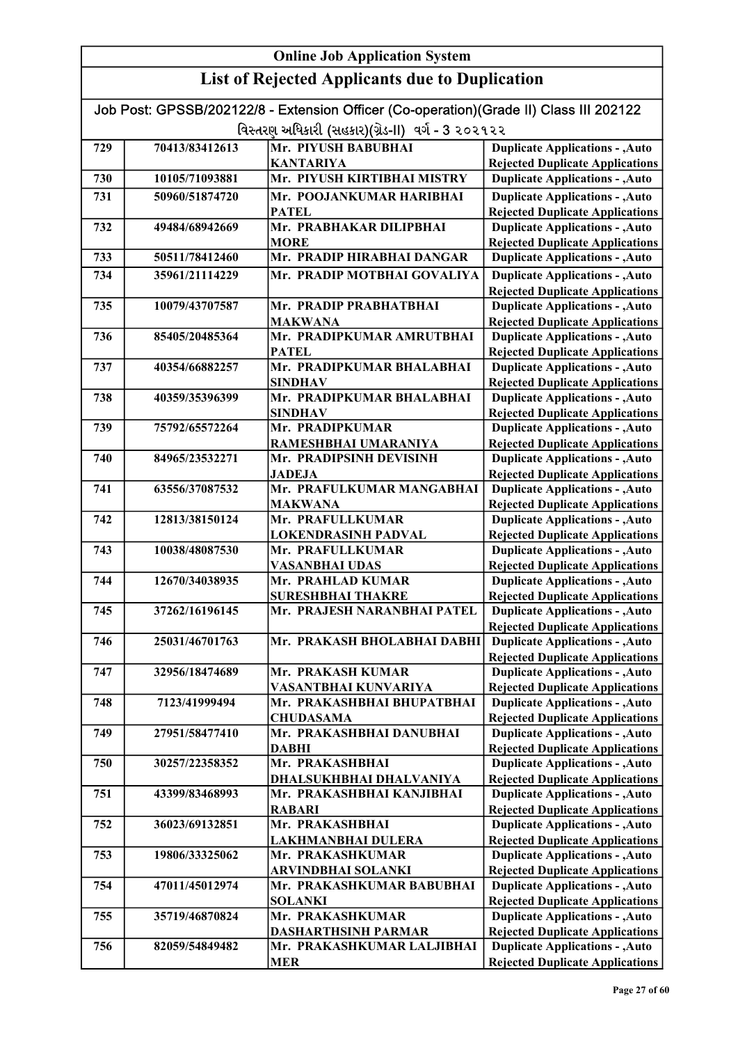# Online Job Application System

## List of Rejected Applicants due to Duplication

Job Post: GPSSB/202122/8 - Extension Officer (Co-operation)(Grade II) Class III 202122

વિસ્તરણ અધિકારી (સહકાર)(ગ્રેડ-II) વર્ગ - 3 ૨૦૨૧૨૨

| | | | |
|---|---|---|---|
| 729 | 70413/83412613 | Mr. PIYUSH BABUBHAI KANTARIYA | Duplicate Applications - ,Auto Rejected Duplicate Applications |
| 730 | 10105/71093881 | Mr. PIYUSH KIRTIBHAI MISTRY | Duplicate Applications - ,Auto |
| 731 | 50960/51874720 | Mr. POOJANKUMAR HARIBHAI PATEL | Duplicate Applications - ,Auto Rejected Duplicate Applications |
| 732 | 49484/68942669 | Mr. PRABHAKAR DILIPBHAI MORE | Duplicate Applications - ,Auto Rejected Duplicate Applications |
| 733 | 50511/78412460 | Mr. PRADIP HIRABHAI DANGAR | Duplicate Applications - ,Auto |
| 734 | 35961/21114229 | Mr. PRADIP MOTBHAI GOVALIYA | Duplicate Applications - ,Auto Rejected Duplicate Applications |
| 735 | 10079/43707587 | Mr. PRADIP PRABHATBHAI MAKWANA | Duplicate Applications - ,Auto Rejected Duplicate Applications |
| 736 | 85405/20485364 | Mr. PRADIPKUMAR AMRUTBHAI PATEL | Duplicate Applications - ,Auto Rejected Duplicate Applications |
| 737 | 40354/66882257 | Mr. PRADIPKUMAR BHALABHAI SINDHAV | Duplicate Applications - ,Auto Rejected Duplicate Applications |
| 738 | 40359/35396399 | Mr. PRADIPKUMAR BHALABHAI SINDHAV | Duplicate Applications - ,Auto Rejected Duplicate Applications |
| 739 | 75792/65572264 | Mr. PRADIPKUMAR RAMESHBHAI UMARANIYA | Duplicate Applications - ,Auto Rejected Duplicate Applications |
| 740 | 84965/23532271 | Mr. PRADIPSINH DEVISINH JADEJA | Duplicate Applications - ,Auto Rejected Duplicate Applications |
| 741 | 63556/37087532 | Mr. PRAFULKUMAR MANGABHAI MAKWANA | Duplicate Applications - ,Auto Rejected Duplicate Applications |
| 742 | 12813/38150124 | Mr. PRAFULLKUMAR LOKENDRASINH PADVAL | Duplicate Applications - ,Auto Rejected Duplicate Applications |
| 743 | 10038/48087530 | Mr. PRAFULLKUMAR VASANBHAI UDAS | Duplicate Applications - ,Auto Rejected Duplicate Applications |
| 744 | 12670/34038935 | Mr. PRAHLAD KUMAR SURESHBHAI THAKRE | Duplicate Applications - ,Auto Rejected Duplicate Applications |
| 745 | 37262/16196145 | Mr. PRAJESH NARANBHAI PATEL | Duplicate Applications - ,Auto Rejected Duplicate Applications |
| 746 | 25031/46701763 | Mr. PRAKASH BHOLABHAI DABHI | Duplicate Applications - ,Auto Rejected Duplicate Applications |
| 747 | 32956/18474689 | Mr. PRAKASH KUMAR VASANTBHAI KUNVARIYA | Duplicate Applications - ,Auto Rejected Duplicate Applications |
| 748 | 7123/41999494 | Mr. PRAKASHBHAI BHUPATBHAI CHUDASAMA | Duplicate Applications - ,Auto Rejected Duplicate Applications |
| 749 | 27951/58477410 | Mr. PRAKASHBHAI DANUBHAI DABHI | Duplicate Applications - ,Auto Rejected Duplicate Applications |
| 750 | 30257/22358352 | Mr. PRAKASHBHAI DHALSUKHBHAI DHALVANIYA | Duplicate Applications - ,Auto Rejected Duplicate Applications |
| 751 | 43399/83468993 | Mr. PRAKASHBHAI KANJIBHAI RABARI | Duplicate Applications - ,Auto Rejected Duplicate Applications |
| 752 | 36023/69132851 | Mr. PRAKASHBHAI LAKHMANBHAI DULERA | Duplicate Applications - ,Auto Rejected Duplicate Applications |
| 753 | 19806/33325062 | Mr. PRAKASHKUMAR ARVINDBHAI SOLANKI | Duplicate Applications - ,Auto Rejected Duplicate Applications |
| 754 | 47011/45012974 | Mr. PRAKASHKUMAR BABUBHAI SOLANKI | Duplicate Applications - ,Auto Rejected Duplicate Applications |
| 755 | 35719/46870824 | Mr. PRAKASHKUMAR DASHARTHSINH PARMAR | Duplicate Applications - ,Auto Rejected Duplicate Applications |
| 756 | 82059/54849482 | Mr. PRAKASHKUMAR LALJIBHAI MER | Duplicate Applications - ,Auto Rejected Duplicate Applications |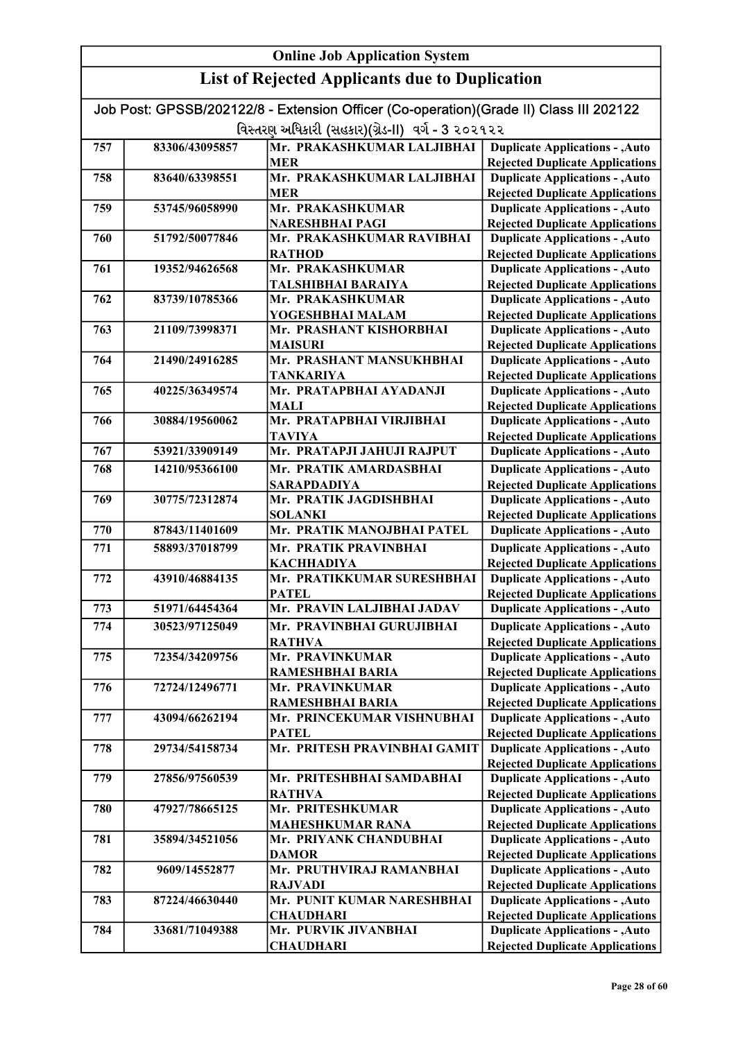# Online Job Application System

## List of Rejected Applicants due to Duplication

Job Post: GPSSB/202122/8 - Extension Officer (Co-operation)(Grade II) Class III 202122

વિસ્તરણ અધિકારી (સહકાર)(ગ્રેડ-II) વર્ગ - 3 ૨૦૨૧૨૨

| | | | |
|---|---|---|---|
| 757 | 83306/43095857 | Mr. PRAKASHKUMAR LALJIBHAI MER | Duplicate Applications - ,Auto Rejected Duplicate Applications |
| 758 | 83640/63398551 | Mr. PRAKASHKUMAR LALJIBHAI MER | Duplicate Applications - ,Auto Rejected Duplicate Applications |
| 759 | 53745/96058990 | Mr. PRAKASHKUMAR NARESHBHAI PAGI | Duplicate Applications - ,Auto Rejected Duplicate Applications |
| 760 | 51792/50077846 | Mr. PRAKASHKUMAR RAVIBHAI RATHOD | Duplicate Applications - ,Auto Rejected Duplicate Applications |
| 761 | 19352/94626568 | Mr. PRAKASHKUMAR TALSHIBHAI BARAIYA | Duplicate Applications - ,Auto Rejected Duplicate Applications |
| 762 | 83739/10785366 | Mr. PRAKASHKUMAR YOGESHBHAI MALAM | Duplicate Applications - ,Auto Rejected Duplicate Applications |
| 763 | 21109/73998371 | Mr. PRASHANT KISHORBHAI MAISURI | Duplicate Applications - ,Auto Rejected Duplicate Applications |
| 764 | 21490/24916285 | Mr. PRASHANT MANSUKHBHAI TANKARIYA | Duplicate Applications - ,Auto Rejected Duplicate Applications |
| 765 | 40225/36349574 | Mr. PRATAPBHAI AYADANJI MALI | Duplicate Applications - ,Auto Rejected Duplicate Applications |
| 766 | 30884/19560062 | Mr. PRATAPBHAI VIRJIBHAI TAVIYA | Duplicate Applications - ,Auto Rejected Duplicate Applications |
| 767 | 53921/33909149 | Mr. PRATAPJI JAHUJI RAJPUT | Duplicate Applications - ,Auto |
| 768 | 14210/95366100 | Mr. PRATIK AMARDASBHAI SARAPDADIYA | Duplicate Applications - ,Auto Rejected Duplicate Applications |
| 769 | 30775/72312874 | Mr. PRATIK JAGDISHBHAI SOLANKI | Duplicate Applications - ,Auto Rejected Duplicate Applications |
| 770 | 87843/11401609 | Mr. PRATIK MANOJBHAI PATEL | Duplicate Applications - ,Auto |
| 771 | 58893/37018799 | Mr. PRATIK PRAVINBHAI KACHHADIYA | Duplicate Applications - ,Auto Rejected Duplicate Applications |
| 772 | 43910/46884135 | Mr. PRATIKKUMAR SURESHBHAI PATEL | Duplicate Applications - ,Auto Rejected Duplicate Applications |
| 773 | 51971/64454364 | Mr. PRAVIN LALJIBHAI JADAV | Duplicate Applications - ,Auto |
| 774 | 30523/97125049 | Mr. PRAVINBHAI GURUJIBHAI RATHVA | Duplicate Applications - ,Auto Rejected Duplicate Applications |
| 775 | 72354/34209756 | Mr. PRAVINKUMAR RAMESHBHAI BARIA | Duplicate Applications - ,Auto Rejected Duplicate Applications |
| 776 | 72724/12496771 | Mr. PRAVINKUMAR RAMESHBHAI BARIA | Duplicate Applications - ,Auto Rejected Duplicate Applications |
| 777 | 43094/66262194 | Mr. PRINCEKUMAR VISHNUBHAI PATEL | Duplicate Applications - ,Auto Rejected Duplicate Applications |
| 778 | 29734/54158734 | Mr. PRITESH PRAVINBHAI GAMIT | Duplicate Applications - ,Auto Rejected Duplicate Applications |
| 779 | 27856/97560539 | Mr. PRITESHBHAI SAMDABHAI RATHVA | Duplicate Applications - ,Auto Rejected Duplicate Applications |
| 780 | 47927/78665125 | Mr. PRITESHKUMAR MAHESHKUMAR RANA | Duplicate Applications - ,Auto Rejected Duplicate Applications |
| 781 | 35894/34521056 | Mr. PRIYANK CHANDUBHAI DAMOR | Duplicate Applications - ,Auto Rejected Duplicate Applications |
| 782 | 9609/14552877 | Mr. PRUTHVIRAJ RAMANBHAI RAJVADI | Duplicate Applications - ,Auto Rejected Duplicate Applications |
| 783 | 87224/46630440 | Mr. PUNIT KUMAR NARESHBHAI CHAUDHARI | Duplicate Applications - ,Auto Rejected Duplicate Applications |
| 784 | 33681/71049388 | Mr. PURVIK JIVANBHAI CHAUDHARI | Duplicate Applications - ,Auto Rejected Duplicate Applications |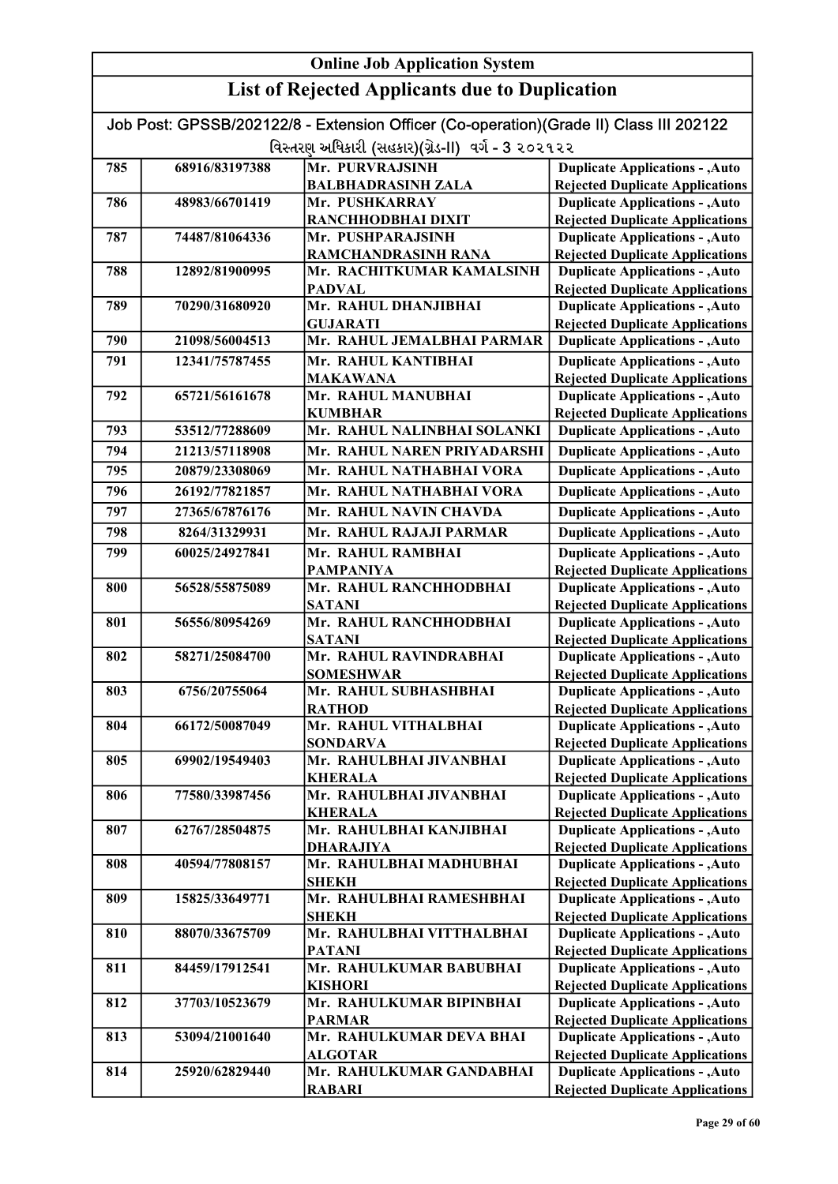## Online Job Application System

## List of Rejected Applicants due to Duplication

Job Post: GPSSB/202122/8 - Extension Officer (Co-operation)(Grade II) Class III 202122

વિસ્તરણ અધિકારી (સહકાર)(ગ્રેડ-II) વર્ગ - 3 ૨૦૨૧૨૨

| | | | |
|---|---|---|---|
| 785 | 68916/83197388 | Mr. PURVRAJSINH BALBHADRASINH ZALA | Duplicate Applications - ,Auto Rejected Duplicate Applications |
| 786 | 48983/66701419 | Mr. PUSHKARRAY RANCHHODBHAI DIXIT | Duplicate Applications - ,Auto Rejected Duplicate Applications |
| 787 | 74487/81064336 | Mr. PUSHPARAJSINH RAMCHANDRASINH RANA | Duplicate Applications - ,Auto Rejected Duplicate Applications |
| 788 | 12892/81900995 | Mr. RACHITKUMAR KAMALSINH PADVAL | Duplicate Applications - ,Auto Rejected Duplicate Applications |
| 789 | 70290/31680920 | Mr. RAHUL DHANJIBHAI GUJARATI | Duplicate Applications - ,Auto Rejected Duplicate Applications |
| 790 | 21098/56004513 | Mr. RAHUL JEMALBHAI PARMAR | Duplicate Applications - ,Auto |
| 791 | 12341/75787455 | Mr. RAHUL KANTIBHAI MAKAWANA | Duplicate Applications - ,Auto Rejected Duplicate Applications |
| 792 | 65721/56161678 | Mr. RAHUL MANUBHAI KUMBHAR | Duplicate Applications - ,Auto Rejected Duplicate Applications |
| 793 | 53512/77288609 | Mr. RAHUL NALINBHAI SOLANKI | Duplicate Applications - ,Auto |
| 794 | 21213/57118908 | Mr. RAHUL NAREN PRIYADARSHI | Duplicate Applications - ,Auto |
| 795 | 20879/23308069 | Mr. RAHUL NATHABHAI VORA | Duplicate Applications - ,Auto |
| 796 | 26192/77821857 | Mr. RAHUL NATHABHAI VORA | Duplicate Applications - ,Auto |
| 797 | 27365/67876176 | Mr. RAHUL NAVIN CHAVDA | Duplicate Applications - ,Auto |
| 798 | 8264/31329931 | Mr. RAHUL RAJAJI PARMAR | Duplicate Applications - ,Auto |
| 799 | 60025/24927841 | Mr. RAHUL RAMBHAI PAMPANIYA | Duplicate Applications - ,Auto Rejected Duplicate Applications |
| 800 | 56528/55875089 | Mr. RAHUL RANCHHODBHAI SATANI | Duplicate Applications - ,Auto Rejected Duplicate Applications |
| 801 | 56556/80954269 | Mr. RAHUL RANCHHODBHAI SATANI | Duplicate Applications - ,Auto Rejected Duplicate Applications |
| 802 | 58271/25084700 | Mr. RAHUL RAVINDRABHAI SOMESHWAR | Duplicate Applications - ,Auto Rejected Duplicate Applications |
| 803 | 6756/20755064 | Mr. RAHUL SUBHASHBHAI RATHOD | Duplicate Applications - ,Auto Rejected Duplicate Applications |
| 804 | 66172/50087049 | Mr. RAHUL VITHALBHAI SONDARVA | Duplicate Applications - ,Auto Rejected Duplicate Applications |
| 805 | 69902/19549403 | Mr. RAHULBHAI JIVANBHAI KHERALA | Duplicate Applications - ,Auto Rejected Duplicate Applications |
| 806 | 77580/33987456 | Mr. RAHULBHAI JIVANBHAI KHERALA | Duplicate Applications - ,Auto Rejected Duplicate Applications |
| 807 | 62767/28504875 | Mr. RAHULBHAI KANJIBHAI DHARAJIYA | Duplicate Applications - ,Auto Rejected Duplicate Applications |
| 808 | 40594/77808157 | Mr. RAHULBHAI MADHUBHAI SHEKH | Duplicate Applications - ,Auto Rejected Duplicate Applications |
| 809 | 15825/33649771 | Mr. RAHULBHAI RAMESHBHAI SHEKH | Duplicate Applications - ,Auto Rejected Duplicate Applications |
| 810 | 88070/33675709 | Mr. RAHULBHAI VITTHALBHAI PATANI | Duplicate Applications - ,Auto Rejected Duplicate Applications |
| 811 | 84459/17912541 | Mr. RAHULKUMAR BABUBHAI KISHORI | Duplicate Applications - ,Auto Rejected Duplicate Applications |
| 812 | 37703/10523679 | Mr. RAHULKUMAR BIPINBHAI PARMAR | Duplicate Applications - ,Auto Rejected Duplicate Applications |
| 813 | 53094/21001640 | Mr. RAHULKUMAR DEVA BHAI ALGOTAR | Duplicate Applications - ,Auto Rejected Duplicate Applications |
| 814 | 25920/62829440 | Mr. RAHULKUMAR GANDABHAI RABARI | Duplicate Applications - ,Auto Rejected Duplicate Applications |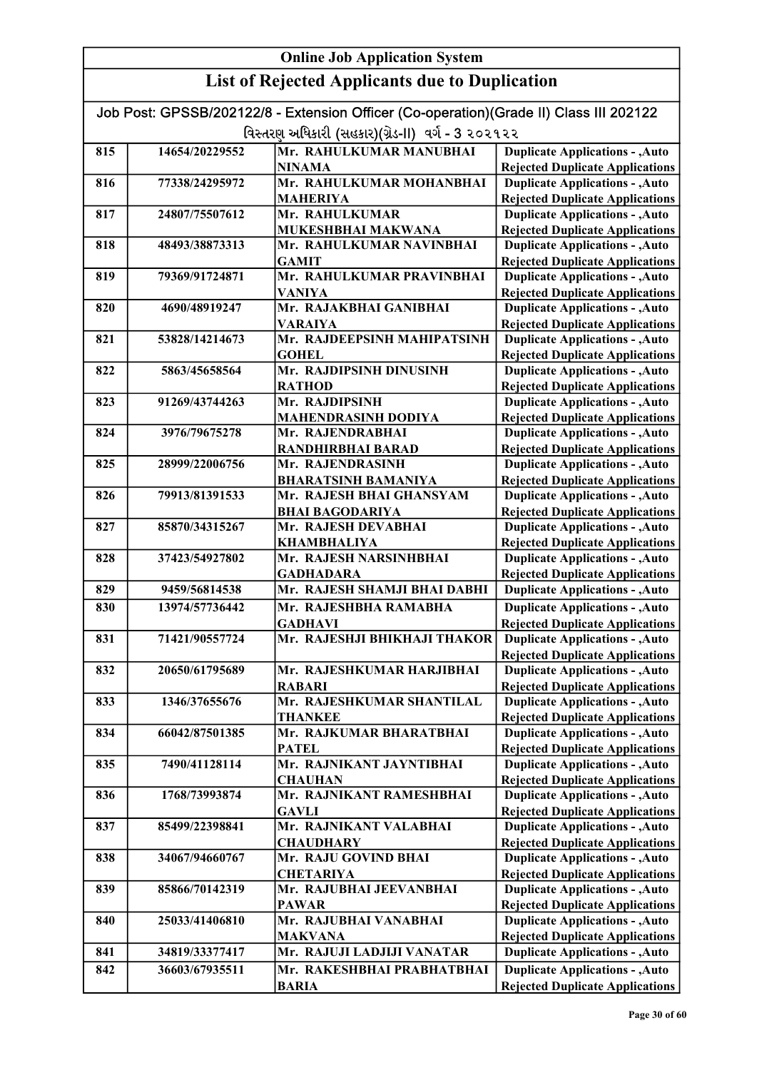# Online Job Application System

## List of Rejected Applicants due to Duplication

Job Post: GPSSB/202122/8 - Extension Officer (Co-operation)(Grade II) Class III 202122

વિસ્તરણ અધિકારી (સહકાર)(ગ્રેડ-II) વર્ગ - 3 ૨૦૨૧૨૨

| | | | |
|---|---|---|---|
| 815 | 14654/20229552 | Mr. RAHULKUMAR MANUBHAI NINAMA | Duplicate Applications - ,Auto Rejected Duplicate Applications |
| 816 | 77338/24295972 | Mr. RAHULKUMAR MOHANBHAI MAHERIYA | Duplicate Applications - ,Auto Rejected Duplicate Applications |
| 817 | 24807/75507612 | Mr. RAHULKUMAR MUKESHBHAI MAKWANA | Duplicate Applications - ,Auto Rejected Duplicate Applications |
| 818 | 48493/38873313 | Mr. RAHULKUMAR NAVINBHAI GAMIT | Duplicate Applications - ,Auto Rejected Duplicate Applications |
| 819 | 79369/91724871 | Mr. RAHULKUMAR PRAVINBHAI VANIYA | Duplicate Applications - ,Auto Rejected Duplicate Applications |
| 820 | 4690/48919247 | Mr. RAJAKBHAI GANIBHAI VARAIYA | Duplicate Applications - ,Auto Rejected Duplicate Applications |
| 821 | 53828/14214673 | Mr. RAJDEEPSINH MAHIPATSINH GOHEL | Duplicate Applications - ,Auto Rejected Duplicate Applications |
| 822 | 5863/45658564 | Mr. RAJDIPSINH DINUSINH RATHOD | Duplicate Applications - ,Auto Rejected Duplicate Applications |
| 823 | 91269/43744263 | Mr. RAJDIPSINH MAHENDRASINH DODIYA | Duplicate Applications - ,Auto Rejected Duplicate Applications |
| 824 | 3976/79675278 | Mr. RAJENDRABHAI RANDHIRBHAI BARAD | Duplicate Applications - ,Auto Rejected Duplicate Applications |
| 825 | 28999/22006756 | Mr. RAJENDRASINH BHARATSINH BAMANIYA | Duplicate Applications - ,Auto Rejected Duplicate Applications |
| 826 | 79913/81391533 | Mr. RAJESH BHAI GHANSYAM BHAI BAGODARIYA | Duplicate Applications - ,Auto Rejected Duplicate Applications |
| 827 | 85870/34315267 | Mr. RAJESH DEVABHAI KHAMBHALIYA | Duplicate Applications - ,Auto Rejected Duplicate Applications |
| 828 | 37423/54927802 | Mr. RAJESH NARSINHBHAI GADHADARA | Duplicate Applications - ,Auto Rejected Duplicate Applications |
| 829 | 9459/56814538 | Mr. RAJESH SHAMJI BHAI DABHI | Duplicate Applications - ,Auto |
| 830 | 13974/57736442 | Mr. RAJESHBHA RAMABHA GADHAVI | Duplicate Applications - ,Auto Rejected Duplicate Applications |
| 831 | 71421/90557724 | Mr. RAJESHJI BHIKHAJI THAKOR | Duplicate Applications - ,Auto Rejected Duplicate Applications |
| 832 | 20650/61795689 | Mr. RAJESHKUMAR HARJIBHAI RABARI | Duplicate Applications - ,Auto Rejected Duplicate Applications |
| 833 | 1346/37655676 | Mr. RAJESHKUMAR SHANTILAL THANKEE | Duplicate Applications - ,Auto Rejected Duplicate Applications |
| 834 | 66042/87501385 | Mr. RAJKUMAR BHARATBHAI PATEL | Duplicate Applications - ,Auto Rejected Duplicate Applications |
| 835 | 7490/41128114 | Mr. RAJNIKANT JAYNTIBHAI CHAUHAN | Duplicate Applications - ,Auto Rejected Duplicate Applications |
| 836 | 1768/73993874 | Mr. RAJNIKANT RAMESHBHAI GAVLI | Duplicate Applications - ,Auto Rejected Duplicate Applications |
| 837 | 85499/22398841 | Mr. RAJNIKANT VALABHAI CHAUDHARY | Duplicate Applications - ,Auto Rejected Duplicate Applications |
| 838 | 34067/94660767 | Mr. RAJU GOVIND BHAI CHETARIYA | Duplicate Applications - ,Auto Rejected Duplicate Applications |
| 839 | 85866/70142319 | Mr. RAJUBHAI JEEVANBHAI PAWAR | Duplicate Applications - ,Auto Rejected Duplicate Applications |
| 840 | 25033/41406810 | Mr. RAJUBHAI VANABHAI MAKVANA | Duplicate Applications - ,Auto Rejected Duplicate Applications |
| 841 | 34819/33377417 | Mr. RAJUJI LADJIJI VANATAR | Duplicate Applications - ,Auto |
| 842 | 36603/67935511 | Mr. RAKESHBHAI PRABHATBHAI BARIA | Duplicate Applications - ,Auto Rejected Duplicate Applications |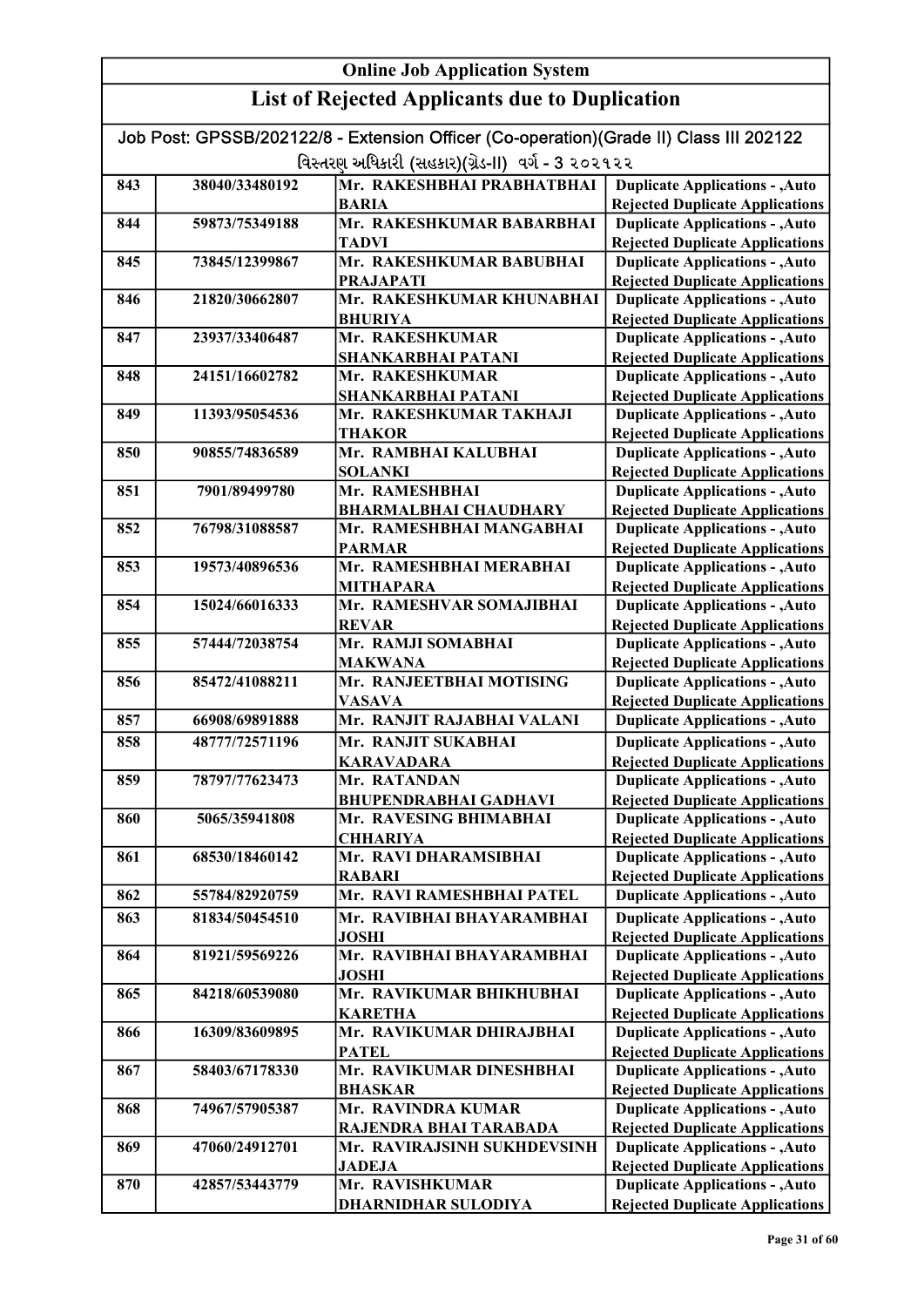| Online Job Application System | | | |
|---|---|---|---|
| **List of Rejected Applicants due to Duplication** | | | |
| Job Post: GPSSB/202122/8 - Extension Officer (Co-operation)(Grade II) Class III 202122<br>વિસ્તરણ અધિકારી (સહકાર)(ગ્રેડ-II) વર્ગ - ૩ ૨૦૨૧૨૨ | | | |
| 843 | 38040/33480192 | Mr. RAKESHBHAI PRABHATBHAI BARIA | Duplicate Applications - ,Auto Rejected Duplicate Applications |
| 844 | 59873/75349188 | Mr. RAKESHKUMAR BABARBHAI TADVI | Duplicate Applications - ,Auto Rejected Duplicate Applications |
| 845 | 73845/12399867 | Mr. RAKESHKUMAR BABUBHAI PRAJAPATI | Duplicate Applications - ,Auto Rejected Duplicate Applications |
| 846 | 21820/30662807 | Mr. RAKESHKUMAR KHUNABHAI BHURIYA | Duplicate Applications - ,Auto Rejected Duplicate Applications |
| 847 | 23937/33406487 | Mr. RAKESHKUMAR SHANKARBHAI PATANI | Duplicate Applications - ,Auto Rejected Duplicate Applications |
| 848 | 24151/16602782 | Mr. RAKESHKUMAR SHANKARBHAI PATANI | Duplicate Applications - ,Auto Rejected Duplicate Applications |
| 849 | 11393/95054536 | Mr. RAKESHKUMAR TAKHAJI THAKOR | Duplicate Applications - ,Auto Rejected Duplicate Applications |
| 850 | 90855/74836589 | Mr. RAMBHAI KALUBHAI SOLANKI | Duplicate Applications - ,Auto Rejected Duplicate Applications |
| 851 | 7901/89499780 | Mr. RAMESHBHAI BHARMALBHAI CHAUDHARY | Duplicate Applications - ,Auto Rejected Duplicate Applications |
| 852 | 76798/31088587 | Mr. RAMESHBHAI MANGABHAI PARMAR | Duplicate Applications - ,Auto Rejected Duplicate Applications |
| 853 | 19573/40896536 | Mr. RAMESHBHAI MERABHAI MITHAPARA | Duplicate Applications - ,Auto Rejected Duplicate Applications |
| 854 | 15024/66016333 | Mr. RAMESHVAR SOMAJIBHAI REVAR | Duplicate Applications - ,Auto Rejected Duplicate Applications |
| 855 | 57444/72038754 | Mr. RAMJI SOMABHAI MAKWANA | Duplicate Applications - ,Auto Rejected Duplicate Applications |
| 856 | 85472/41088211 | Mr. RANJEETBHAI MOTISING VASAVA | Duplicate Applications - ,Auto Rejected Duplicate Applications |
| 857 | 66908/69891888 | Mr. RANJIT RAJABHAI VALANI | Duplicate Applications - ,Auto |
| 858 | 48777/72571196 | Mr. RANJIT SUKABHAI KARAVADARA | Duplicate Applications - ,Auto Rejected Duplicate Applications |
| 859 | 78797/77623473 | Mr. RATANDAN BHUPENDRABHAI GADHAVI | Duplicate Applications - ,Auto Rejected Duplicate Applications |
| 860 | 5065/35941808 | Mr. RAVESING BHIMABHAI CHHARIYA | Duplicate Applications - ,Auto Rejected Duplicate Applications |
| 861 | 68530/18460142 | Mr. RAVI DHARAMSIBHAI RABARI | Duplicate Applications - ,Auto Rejected Duplicate Applications |
| 862 | 55784/82920759 | Mr. RAVI RAMESHBHAI PATEL | Duplicate Applications - ,Auto |
| 863 | 81834/50454510 | Mr. RAVIBHAI BHAYARAMBHAI JOSHI | Duplicate Applications - ,Auto Rejected Duplicate Applications |
| 864 | 81921/59569226 | Mr. RAVIBHAI BHAYARAMBHAI JOSHI | Duplicate Applications - ,Auto Rejected Duplicate Applications |
| 865 | 84218/60539080 | Mr. RAVIKUMAR BHIKHUBHAI KARETHA | Duplicate Applications - ,Auto Rejected Duplicate Applications |
| 866 | 16309/83609895 | Mr. RAVIKUMAR DHIRAJBHAI PATEL | Duplicate Applications - ,Auto Rejected Duplicate Applications |
| 867 | 58403/67178330 | Mr. RAVIKUMAR DINESHBHAI BHASKAR | Duplicate Applications - ,Auto Rejected Duplicate Applications |
| 868 | 74967/57905387 | Mr. RAVINDRA KUMAR RAJENDRA BHAI TARABADA | Duplicate Applications - ,Auto Rejected Duplicate Applications |
| 869 | 47060/24912701 | Mr. RAVIRAJSINH SUKHDEVSINH JADEJA | Duplicate Applications - ,Auto Rejected Duplicate Applications |
| 870 | 42857/53443779 | Mr. RAVISHKUMAR DHARNIDHAR SULODIYA | Duplicate Applications - ,Auto Rejected Duplicate Applications |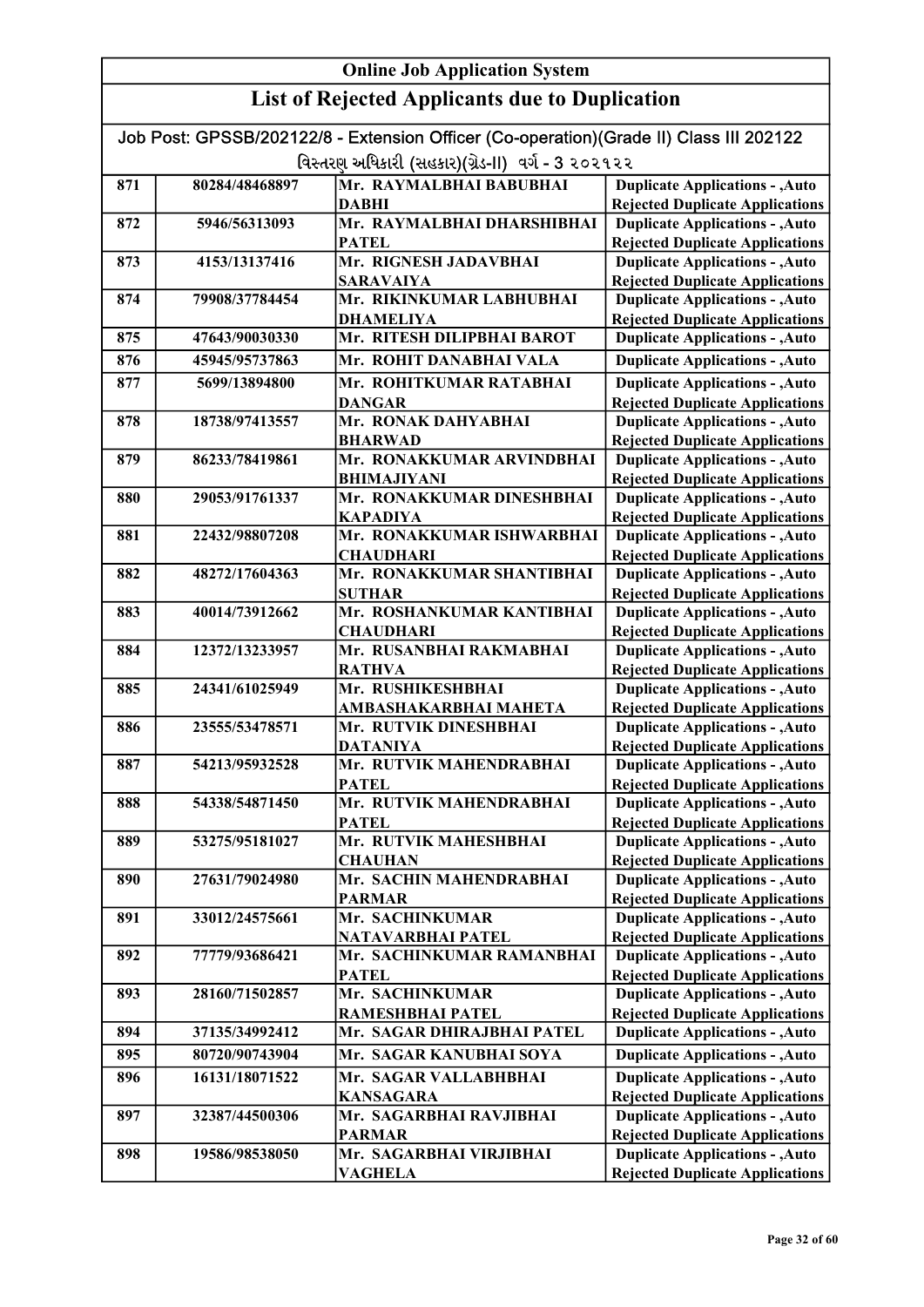# Online Job Application System

## List of Rejected Applicants due to Duplication

Job Post: GPSSB/202122/8 - Extension Officer (Co-operation)(Grade II) Class III 202122

વિસ્તરણ અધિકારી (સહકાર)(ગ્રેડ-II) વર્ગ - 3 ૨૦૨૧૨૨

| | | | |
|---|---|---|---|
| 871 | 80284/48468897 | Mr. RAYMALBHAI BABUBHAI DABHI | Duplicate Applications - ,Auto Rejected Duplicate Applications |
| 872 | 5946/56313093 | Mr. RAYMALBHAI DHARSHIBHAI PATEL | Duplicate Applications - ,Auto Rejected Duplicate Applications |
| 873 | 4153/13137416 | Mr. RIGNESH JADAVBHAI SARAVAIYA | Duplicate Applications - ,Auto Rejected Duplicate Applications |
| 874 | 79908/37784454 | Mr. RIKINKUMAR LABHUBHAI DHAMELIYA | Duplicate Applications - ,Auto Rejected Duplicate Applications |
| 875 | 47643/90030330 | Mr. RITESH DILIPBHAI BAROT | Duplicate Applications - ,Auto |
| 876 | 45945/95737863 | Mr. ROHIT DANABHAI VALA | Duplicate Applications - ,Auto |
| 877 | 5699/13894800 | Mr. ROHITKUMAR RATABHAI DANGAR | Duplicate Applications - ,Auto Rejected Duplicate Applications |
| 878 | 18738/97413557 | Mr. RONAK DAHYABHAI BHARWAD | Duplicate Applications - ,Auto Rejected Duplicate Applications |
| 879 | 86233/78419861 | Mr. RONAKKUMAR ARVINDBHAI BHIMAJIYANI | Duplicate Applications - ,Auto Rejected Duplicate Applications |
| 880 | 29053/91761337 | Mr. RONAKKUMAR DINESHBHAI KAPADIYA | Duplicate Applications - ,Auto Rejected Duplicate Applications |
| 881 | 22432/98807208 | Mr. RONAKKUMAR ISHWARBHAI CHAUDHARI | Duplicate Applications - ,Auto Rejected Duplicate Applications |
| 882 | 48272/17604363 | Mr. RONAKKUMAR SHANTIBHAI SUTHAR | Duplicate Applications - ,Auto Rejected Duplicate Applications |
| 883 | 40014/73912662 | Mr. ROSHANKUMAR KANTIBHAI CHAUDHARI | Duplicate Applications - ,Auto Rejected Duplicate Applications |
| 884 | 12372/13233957 | Mr. RUSANBHAI RAKMABHAI RATHVA | Duplicate Applications - ,Auto Rejected Duplicate Applications |
| 885 | 24341/61025949 | Mr. RUSHIKESHBHAI AMBASHAKARBHAI MAHETA | Duplicate Applications - ,Auto Rejected Duplicate Applications |
| 886 | 23555/53478571 | Mr. RUTVIK DINESHBHAI DATANIYA | Duplicate Applications - ,Auto Rejected Duplicate Applications |
| 887 | 54213/95932528 | Mr. RUTVIK MAHENDRABHAI PATEL | Duplicate Applications - ,Auto Rejected Duplicate Applications |
| 888 | 54338/54871450 | Mr. RUTVIK MAHENDRABHAI PATEL | Duplicate Applications - ,Auto Rejected Duplicate Applications |
| 889 | 53275/95181027 | Mr. RUTVIK MAHESHBHAI CHAUHAN | Duplicate Applications - ,Auto Rejected Duplicate Applications |
| 890 | 27631/79024980 | Mr. SACHIN MAHENDRABHAI PARMAR | Duplicate Applications - ,Auto Rejected Duplicate Applications |
| 891 | 33012/24575661 | Mr. SACHINKUMAR NATAVARBHAI PATEL | Duplicate Applications - ,Auto Rejected Duplicate Applications |
| 892 | 77779/93686421 | Mr. SACHINKUMAR RAMANBHAI PATEL | Duplicate Applications - ,Auto Rejected Duplicate Applications |
| 893 | 28160/71502857 | Mr. SACHINKUMAR RAMESHBHAI PATEL | Duplicate Applications - ,Auto Rejected Duplicate Applications |
| 894 | 37135/34992412 | Mr. SAGAR DHIRAJBHAI PATEL | Duplicate Applications - ,Auto |
| 895 | 80720/90743904 | Mr. SAGAR KANUBHAI SOYA | Duplicate Applications - ,Auto |
| 896 | 16131/18071522 | Mr. SAGAR VALLABHBHAI KANSAGARA | Duplicate Applications - ,Auto Rejected Duplicate Applications |
| 897 | 32387/44500306 | Mr. SAGARBHAI RAVJIBHAI PARMAR | Duplicate Applications - ,Auto Rejected Duplicate Applications |
| 898 | 19586/98538050 | Mr. SAGARBHAI VIRJIBHAI VAGHELA | Duplicate Applications - ,Auto Rejected Duplicate Applications |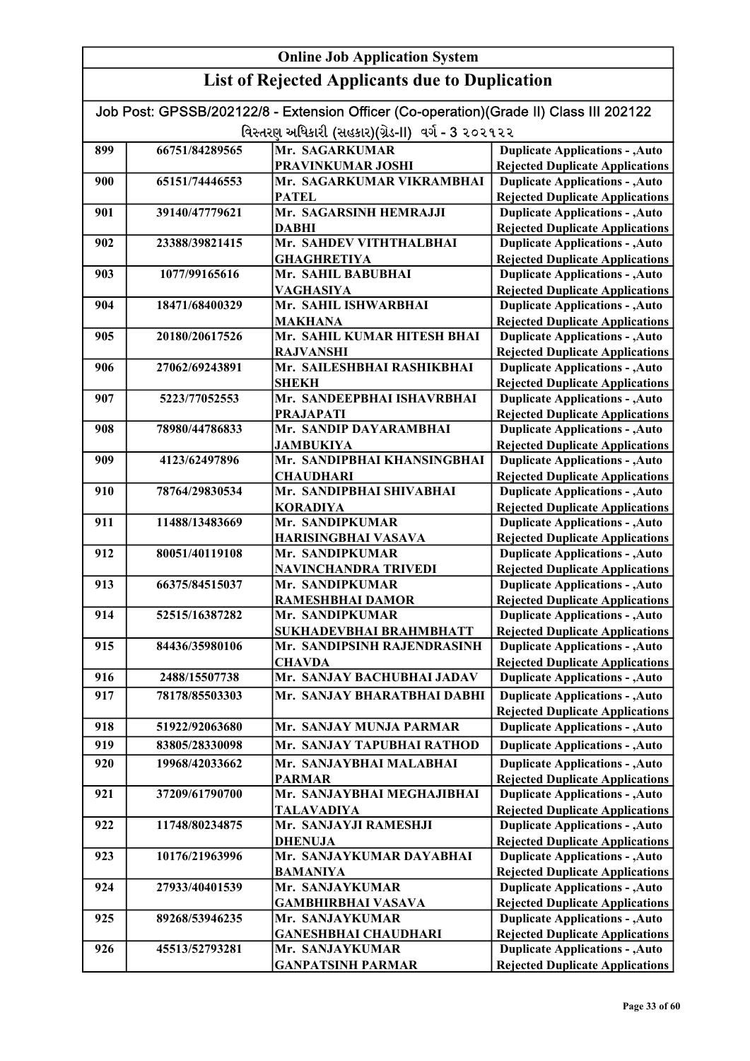| Online Job Application System | | | |
|---|---|---|---|
| **List of Rejected Applicants due to Duplication** | | | |
| Job Post: GPSSB/202122/8 - Extension Officer (Co-operation)(Grade II) Class III 202122 | | | |
| વિસ્તરણ અધિકારી (સહકાર)(ગ્રેડ-II) વર્ગ - 3 ૨૦૨૧૨૨ | | | |
| 899 | 66751/84289565 | Mr. SAGARKUMAR PRAVINKUMAR JOSHI | Duplicate Applications - ,Auto Rejected Duplicate Applications |
| 900 | 65151/74446553 | Mr. SAGARKUMAR VIKRAMBHAI PATEL | Duplicate Applications - ,Auto Rejected Duplicate Applications |
| 901 | 39140/47779621 | Mr. SAGARSINH HEMRAJJI DABHI | Duplicate Applications - ,Auto Rejected Duplicate Applications |
| 902 | 23388/39821415 | Mr. SAHDEV VITHTHALBHAI GHAGHRETIYA | Duplicate Applications - ,Auto Rejected Duplicate Applications |
| 903 | 1077/99165616 | Mr. SAHIL BABUBHAI VAGHASIYA | Duplicate Applications - ,Auto Rejected Duplicate Applications |
| 904 | 18471/68400329 | Mr. SAHIL ISHWARBHAI MAKHANA | Duplicate Applications - ,Auto Rejected Duplicate Applications |
| 905 | 20180/20617526 | Mr. SAHIL KUMAR HITESH BHAI RAJVANSHI | Duplicate Applications - ,Auto Rejected Duplicate Applications |
| 906 | 27062/69243891 | Mr. SAILESHBHAI RASHIKBHAI SHEKH | Duplicate Applications - ,Auto Rejected Duplicate Applications |
| 907 | 5223/77052553 | Mr. SANDEEPBHAI ISHAVRBHAI PRAJAPATI | Duplicate Applications - ,Auto Rejected Duplicate Applications |
| 908 | 78980/44786833 | Mr. SANDIP DAYARAMBHAI JAMBUKIYA | Duplicate Applications - ,Auto Rejected Duplicate Applications |
| 909 | 4123/62497896 | Mr. SANDIPBHAI KHANSINGBHAI CHAUDHARI | Duplicate Applications - ,Auto Rejected Duplicate Applications |
| 910 | 78764/29830534 | Mr. SANDIPBHAI SHIVABHAI KORADIYA | Duplicate Applications - ,Auto Rejected Duplicate Applications |
| 911 | 11488/13483669 | Mr. SANDIPKUMAR HARISINGBHAI VASAVA | Duplicate Applications - ,Auto Rejected Duplicate Applications |
| 912 | 80051/40119108 | Mr. SANDIPKUMAR NAVINCHANDRA TRIVEDI | Duplicate Applications - ,Auto Rejected Duplicate Applications |
| 913 | 66375/84515037 | Mr. SANDIPKUMAR RAMESHBHAI DAMOR | Duplicate Applications - ,Auto Rejected Duplicate Applications |
| 914 | 52515/16387282 | Mr. SANDIPKUMAR SUKHADEVBHAI BRAHMBHATT | Duplicate Applications - ,Auto Rejected Duplicate Applications |
| 915 | 84436/35980106 | Mr. SANDIPSINH RAJENDRASINH CHAVDA | Duplicate Applications - ,Auto Rejected Duplicate Applications |
| 916 | 2488/15507738 | Mr. SANJAY BACHUBHAI JADAV | Duplicate Applications - ,Auto |
| 917 | 78178/85503303 | Mr. SANJAY BHARATBHAI DABHI | Duplicate Applications - ,Auto Rejected Duplicate Applications |
| 918 | 51922/92063680 | Mr. SANJAY MUNJA PARMAR | Duplicate Applications - ,Auto |
| 919 | 83805/28330098 | Mr. SANJAY TAPUBHAI RATHOD | Duplicate Applications - ,Auto |
| 920 | 19968/42033662 | Mr. SANJAYBHAI MALABHAI PARMAR | Duplicate Applications - ,Auto Rejected Duplicate Applications |
| 921 | 37209/61790700 | Mr. SANJAYBHAI MEGHAJIBHAI TALAVADIYA | Duplicate Applications - ,Auto Rejected Duplicate Applications |
| 922 | 11748/80234875 | Mr. SANJAYJI RAMESHJI DHENUJA | Duplicate Applications - ,Auto Rejected Duplicate Applications |
| 923 | 10176/21963996 | Mr. SANJAYKUMAR DAYABHAI BAMANIYA | Duplicate Applications - ,Auto Rejected Duplicate Applications |
| 924 | 27933/40401539 | Mr. SANJAYKUMAR GAMBHIRBHAI VASAVA | Duplicate Applications - ,Auto Rejected Duplicate Applications |
| 925 | 89268/53946235 | Mr. SANJAYKUMAR GANESHBHAI CHAUDHARI | Duplicate Applications - ,Auto Rejected Duplicate Applications |
| 926 | 45513/52793281 | Mr. SANJAYKUMAR GANPATSINH PARMAR | Duplicate Applications - ,Auto Rejected Duplicate Applications |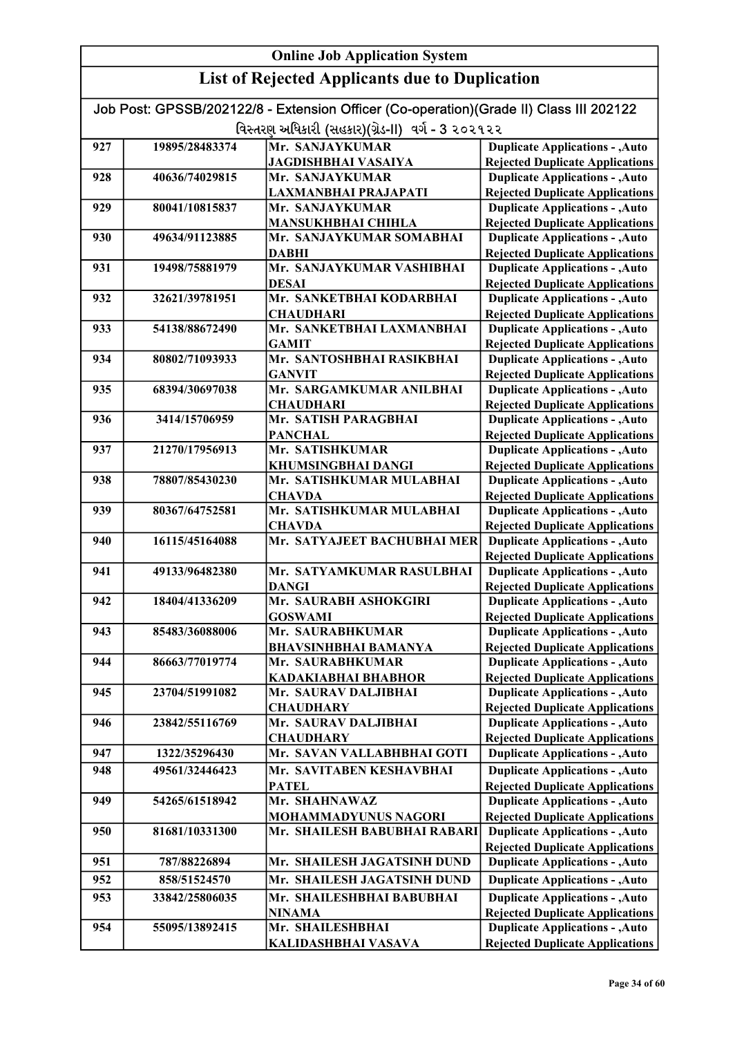# Online Job Application System

## List of Rejected Applicants due to Duplication

Job Post: GPSSB/202122/8 - Extension Officer (Co-operation)(Grade II) Class III 202122

વિસ્તરણ અધિકારી (સહકાર)(ગ્રેડ-II) વર્ગ - 3 ૨૦૨૧૨૨

| | | | |
|---|---|---|---|
| 927 | 19895/28483374 | Mr. SANJAYKUMAR JAGDISHBHAI VASAIYA | Duplicate Applications - ,Auto Rejected Duplicate Applications |
| 928 | 40636/74029815 | Mr. SANJAYKUMAR LAXMANBHAI PRAJAPATI | Duplicate Applications - ,Auto Rejected Duplicate Applications |
| 929 | 80041/10815837 | Mr. SANJAYKUMAR MANSUKHBHAI CHIHLA | Duplicate Applications - ,Auto Rejected Duplicate Applications |
| 930 | 49634/91123885 | Mr. SANJAYKUMAR SOMABHAI DABHI | Duplicate Applications - ,Auto Rejected Duplicate Applications |
| 931 | 19498/75881979 | Mr. SANJAYKUMAR VASHIBHAI DESAI | Duplicate Applications - ,Auto Rejected Duplicate Applications |
| 932 | 32621/39781951 | Mr. SANKETBHAI KODARBHAI CHAUDHARI | Duplicate Applications - ,Auto Rejected Duplicate Applications |
| 933 | 54138/88672490 | Mr. SANKETBHAI LAXMANBHAI GAMIT | Duplicate Applications - ,Auto Rejected Duplicate Applications |
| 934 | 80802/71093933 | Mr. SANTOSHBHAI RASIKBHAI GANVIT | Duplicate Applications - ,Auto Rejected Duplicate Applications |
| 935 | 68394/30697038 | Mr. SARGAMKUMAR ANILBHAI CHAUDHARI | Duplicate Applications - ,Auto Rejected Duplicate Applications |
| 936 | 3414/15706959 | Mr. SATISH PARAGBHAI PANCHAL | Duplicate Applications - ,Auto Rejected Duplicate Applications |
| 937 | 21270/17956913 | Mr. SATISHKUMAR KHUMSINGBHAI DANGI | Duplicate Applications - ,Auto Rejected Duplicate Applications |
| 938 | 78807/85430230 | Mr. SATISHKUMAR MULABHAI CHAVDA | Duplicate Applications - ,Auto Rejected Duplicate Applications |
| 939 | 80367/64752581 | Mr. SATISHKUMAR MULABHAI CHAVDA | Duplicate Applications - ,Auto Rejected Duplicate Applications |
| 940 | 16115/45164088 | Mr. SATYAJEET BACHUBHAI MER | Duplicate Applications - ,Auto Rejected Duplicate Applications |
| 941 | 49133/96482380 | Mr. SATYAMKUMAR RASULBHAI DANGI | Duplicate Applications - ,Auto Rejected Duplicate Applications |
| 942 | 18404/41336209 | Mr. SAURABH ASHOKGIRI GOSWAMI | Duplicate Applications - ,Auto Rejected Duplicate Applications |
| 943 | 85483/36088006 | Mr. SAURABHKUMAR BHAVSINHBHAI BAMANYA | Duplicate Applications - ,Auto Rejected Duplicate Applications |
| 944 | 86663/77019774 | Mr. SAURABHKUMAR KADAKIABHAI BHABHOR | Duplicate Applications - ,Auto Rejected Duplicate Applications |
| 945 | 23704/51991082 | Mr. SAURAV DALJIBHAI CHAUDHARY | Duplicate Applications - ,Auto Rejected Duplicate Applications |
| 946 | 23842/55116769 | Mr. SAURAV DALJIBHAI CHAUDHARY | Duplicate Applications - ,Auto Rejected Duplicate Applications |
| 947 | 1322/35296430 | Mr. SAVAN VALLABHBHAI GOTI | Duplicate Applications - ,Auto |
| 948 | 49561/32446423 | Mr. SAVITABEN KESHAVBHAI PATEL | Duplicate Applications - ,Auto Rejected Duplicate Applications |
| 949 | 54265/61518942 | Mr. SHAHNAWAZ MOHAMMADYUNUS NAGORI | Duplicate Applications - ,Auto Rejected Duplicate Applications |
| 950 | 81681/10331300 | Mr. SHAILESH BABUBHAI RABARI | Duplicate Applications - ,Auto Rejected Duplicate Applications |
| 951 | 787/88226894 | Mr. SHAILESH JAGATSINH DUND | Duplicate Applications - ,Auto |
| 952 | 858/51524570 | Mr. SHAILESH JAGATSINH DUND | Duplicate Applications - ,Auto |
| 953 | 33842/25806035 | Mr. SHAILESHBHAI BABUBHAI NINAMA | Duplicate Applications - ,Auto Rejected Duplicate Applications |
| 954 | 55095/13892415 | Mr. SHAILESHBHAI KALIDASHBHAI VASAVA | Duplicate Applications - ,Auto Rejected Duplicate Applications |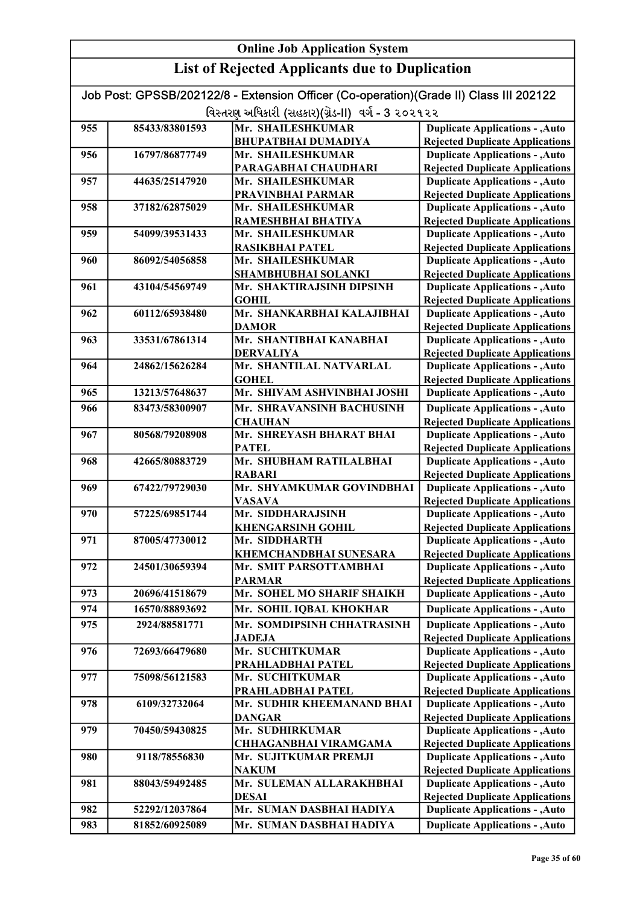# Online Job Application System

## List of Rejected Applicants due to Duplication

Job Post: GPSSB/202122/8 - Extension Officer (Co-operation)(Grade II) Class III 202122

વિસ્તરણ અધિકારી (સહકાર)(ગ્રેડ-II) વર્ગ - 3 ૨૦૨૧૨૨

| | | | |
|---|---|---|---|
| 955 | 85433/83801593 | Mr. SHAILESHKUMAR BHUPATBHAI DUMADIYA | Duplicate Applications - ,Auto Rejected Duplicate Applications |
| 956 | 16797/86877749 | Mr. SHAILESHKUMAR PARAGABHAI CHAUDHARI | Duplicate Applications - ,Auto Rejected Duplicate Applications |
| 957 | 44635/25147920 | Mr. SHAILESHKUMAR PRAVINBHAI PARMAR | Duplicate Applications - ,Auto Rejected Duplicate Applications |
| 958 | 37182/62875029 | Mr. SHAILESHKUMAR RAMESHBHAI BHATIYA | Duplicate Applications - ,Auto Rejected Duplicate Applications |
| 959 | 54099/39531433 | Mr. SHAILESHKUMAR RASIKBHAI PATEL | Duplicate Applications - ,Auto Rejected Duplicate Applications |
| 960 | 86092/54056858 | Mr. SHAILESHKUMAR SHAMBHUBHAI SOLANKI | Duplicate Applications - ,Auto Rejected Duplicate Applications |
| 961 | 43104/54569749 | Mr. SHAKTIRAJSINH DIPSINH GOHIL | Duplicate Applications - ,Auto Rejected Duplicate Applications |
| 962 | 60112/65938480 | Mr. SHANKARBHAI KALAJIBHAI DAMOR | Duplicate Applications - ,Auto Rejected Duplicate Applications |
| 963 | 33531/67861314 | Mr. SHANTIBHAI KANABHAI DERVALIYA | Duplicate Applications - ,Auto Rejected Duplicate Applications |
| 964 | 24862/15626284 | Mr. SHANTILAL NATVARLAL GOHEL | Duplicate Applications - ,Auto Rejected Duplicate Applications |
| 965 | 13213/57648637 | Mr. SHIVAM ASHVINBHAI JOSHI | Duplicate Applications - ,Auto |
| 966 | 83473/58300907 | Mr. SHRAVANSINH BACHUSINH CHAUHAN | Duplicate Applications - ,Auto Rejected Duplicate Applications |
| 967 | 80568/79208908 | Mr. SHREYASH BHARAT BHAI PATEL | Duplicate Applications - ,Auto Rejected Duplicate Applications |
| 968 | 42665/80883729 | Mr. SHUBHAM RATILALBHAI RABARI | Duplicate Applications - ,Auto Rejected Duplicate Applications |
| 969 | 67422/79729030 | Mr. SHYAMKUMAR GOVINDBHAI VASAVA | Duplicate Applications - ,Auto Rejected Duplicate Applications |
| 970 | 57225/69851744 | Mr. SIDDHARAJSINH KHENGARSINH GOHIL | Duplicate Applications - ,Auto Rejected Duplicate Applications |
| 971 | 87005/47730012 | Mr. SIDDHARTH KHEMCHANDBHAI SUNESARA | Duplicate Applications - ,Auto Rejected Duplicate Applications |
| 972 | 24501/30659394 | Mr. SMIT PARSOTTAMBHAI PARMAR | Duplicate Applications - ,Auto Rejected Duplicate Applications |
| 973 | 20696/41518679 | Mr. SOHEL MO SHARIF SHAIKH | Duplicate Applications - ,Auto |
| 974 | 16570/88893692 | Mr. SOHIL IQBAL KHOKHAR | Duplicate Applications - ,Auto |
| 975 | 2924/88581771 | Mr. SOMDIPSINH CHHATRASINH JADEJA | Duplicate Applications - ,Auto Rejected Duplicate Applications |
| 976 | 72693/66479680 | Mr. SUCHITKUMAR PRAHLADBHAI PATEL | Duplicate Applications - ,Auto Rejected Duplicate Applications |
| 977 | 75098/56121583 | Mr. SUCHITKUMAR PRAHLADBHAI PATEL | Duplicate Applications - ,Auto Rejected Duplicate Applications |
| 978 | 6109/32732064 | Mr. SUDHIR KHEEMANAND BHAI DANGAR | Duplicate Applications - ,Auto Rejected Duplicate Applications |
| 979 | 70450/59430825 | Mr. SUDHIRKUMAR CHHAGANBHAI VIRAMGAMA | Duplicate Applications - ,Auto Rejected Duplicate Applications |
| 980 | 9118/78556830 | Mr. SUJITKUMAR PREMJI NAKUM | Duplicate Applications - ,Auto Rejected Duplicate Applications |
| 981 | 88043/59492485 | Mr. SULEMAN ALLARAKHBHAI DESAI | Duplicate Applications - ,Auto Rejected Duplicate Applications |
| 982 | 52292/12037864 | Mr. SUMAN DASBHAI HADIYA | Duplicate Applications - ,Auto |
| 983 | 81852/60925089 | Mr. SUMAN DASBHAI HADIYA | Duplicate Applications - ,Auto |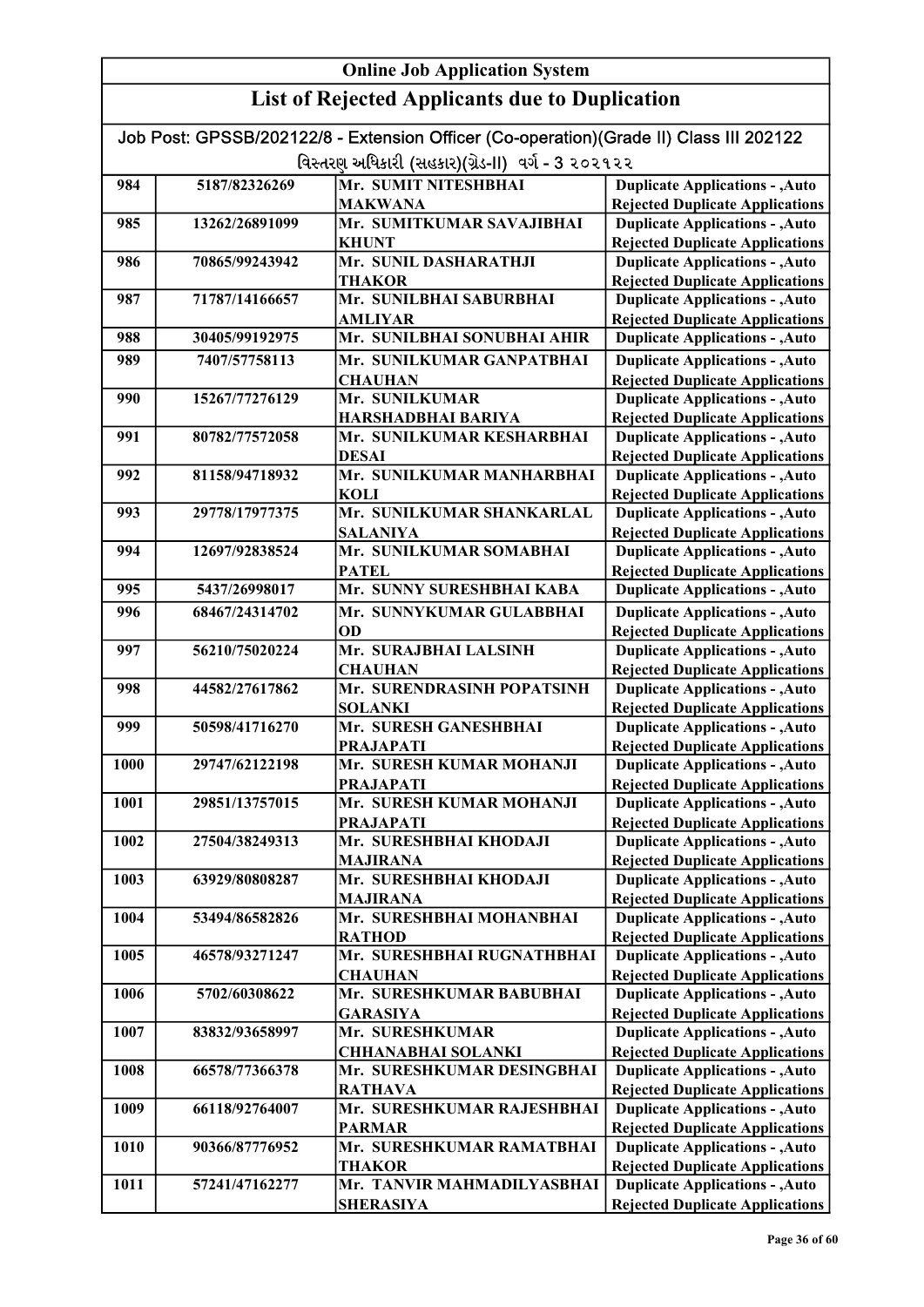# Online Job Application System

## List of Rejected Applicants due to Duplication

Job Post: GPSSB/202122/8 - Extension Officer (Co-operation)(Grade II) Class III 202122

વિસ્તરણ અધિકારી (સહકાર)(ગ્રેડ-II) વર્ગ - 3 ૨૦૨૧૨૨

| | | | |
|---|---|---|---|
| 984 | 5187/82326269 | Mr. SUMIT NITESHBHAI MAKWANA | Duplicate Applications - ,Auto Rejected Duplicate Applications |
| 985 | 13262/26891099 | Mr. SUMITKUMAR SAVAJIBHAI KHUNT | Duplicate Applications - ,Auto Rejected Duplicate Applications |
| 986 | 70865/99243942 | Mr. SUNIL DASHARATHJI THAKOR | Duplicate Applications - ,Auto Rejected Duplicate Applications |
| 987 | 71787/14166657 | Mr. SUNILBHAI SABURBHAI AMLIYAR | Duplicate Applications - ,Auto Rejected Duplicate Applications |
| 988 | 30405/99192975 | Mr. SUNILBHAI SONUBHAI AHIR | Duplicate Applications - ,Auto |
| 989 | 7407/57758113 | Mr. SUNILKUMAR GANPATBHAI CHAUHAN | Duplicate Applications - ,Auto Rejected Duplicate Applications |
| 990 | 15267/77276129 | Mr. SUNILKUMAR HARSHADBHAI BARIYA | Duplicate Applications - ,Auto Rejected Duplicate Applications |
| 991 | 80782/77572058 | Mr. SUNILKUMAR KESHARBHAI DESAI | Duplicate Applications - ,Auto Rejected Duplicate Applications |
| 992 | 81158/94718932 | Mr. SUNILKUMAR MANHARBHAI KOLI | Duplicate Applications - ,Auto Rejected Duplicate Applications |
| 993 | 29778/17977375 | Mr. SUNILKUMAR SHANKARLAL SALANIYA | Duplicate Applications - ,Auto Rejected Duplicate Applications |
| 994 | 12697/92838524 | Mr. SUNILKUMAR SOMABHAI PATEL | Duplicate Applications - ,Auto Rejected Duplicate Applications |
| 995 | 5437/26998017 | Mr. SUNNY SURESHBHAI KABA | Duplicate Applications - ,Auto |
| 996 | 68467/24314702 | Mr. SUNNYKUMAR GULABBHAI OD | Duplicate Applications - ,Auto Rejected Duplicate Applications |
| 997 | 56210/75020224 | Mr. SURAJBHAI LALSINH CHAUHAN | Duplicate Applications - ,Auto Rejected Duplicate Applications |
| 998 | 44582/27617862 | Mr. SURENDRASINH POPATSINH SOLANKI | Duplicate Applications - ,Auto Rejected Duplicate Applications |
| 999 | 50598/41716270 | Mr. SURESH GANESHBHAI PRAJAPATI | Duplicate Applications - ,Auto Rejected Duplicate Applications |
| 1000 | 29747/62122198 | Mr. SURESH KUMAR MOHANJI PRAJAPATI | Duplicate Applications - ,Auto Rejected Duplicate Applications |
| 1001 | 29851/13757015 | Mr. SURESH KUMAR MOHANJI PRAJAPATI | Duplicate Applications - ,Auto Rejected Duplicate Applications |
| 1002 | 27504/38249313 | Mr. SURESHBHAI KHODAJI MAJIRANA | Duplicate Applications - ,Auto Rejected Duplicate Applications |
| 1003 | 63929/80808287 | Mr. SURESHBHAI KHODAJI MAJIRANA | Duplicate Applications - ,Auto Rejected Duplicate Applications |
| 1004 | 53494/86582826 | Mr. SURESHBHAI MOHANBHAI RATHOD | Duplicate Applications - ,Auto Rejected Duplicate Applications |
| 1005 | 46578/93271247 | Mr. SURESHBHAI RUGNATHBHAI CHAUHAN | Duplicate Applications - ,Auto Rejected Duplicate Applications |
| 1006 | 5702/60308622 | Mr. SURESHKUMAR BABUBHAI GARASIYA | Duplicate Applications - ,Auto Rejected Duplicate Applications |
| 1007 | 83832/93658997 | Mr. SURESHKUMAR CHHANABHAI SOLANKI | Duplicate Applications - ,Auto Rejected Duplicate Applications |
| 1008 | 66578/77366378 | Mr. SURESHKUMAR DESINGBHAI RATHAVA | Duplicate Applications - ,Auto Rejected Duplicate Applications |
| 1009 | 66118/92764007 | Mr. SURESHKUMAR RAJESHBHAI PARMAR | Duplicate Applications - ,Auto Rejected Duplicate Applications |
| 1010 | 90366/87776952 | Mr. SURESHKUMAR RAMATBHAI THAKOR | Duplicate Applications - ,Auto Rejected Duplicate Applications |
| 1011 | 57241/47162277 | Mr. TANVIR MAHMADILYASBHAI SHERASIYA | Duplicate Applications - ,Auto Rejected Duplicate Applications |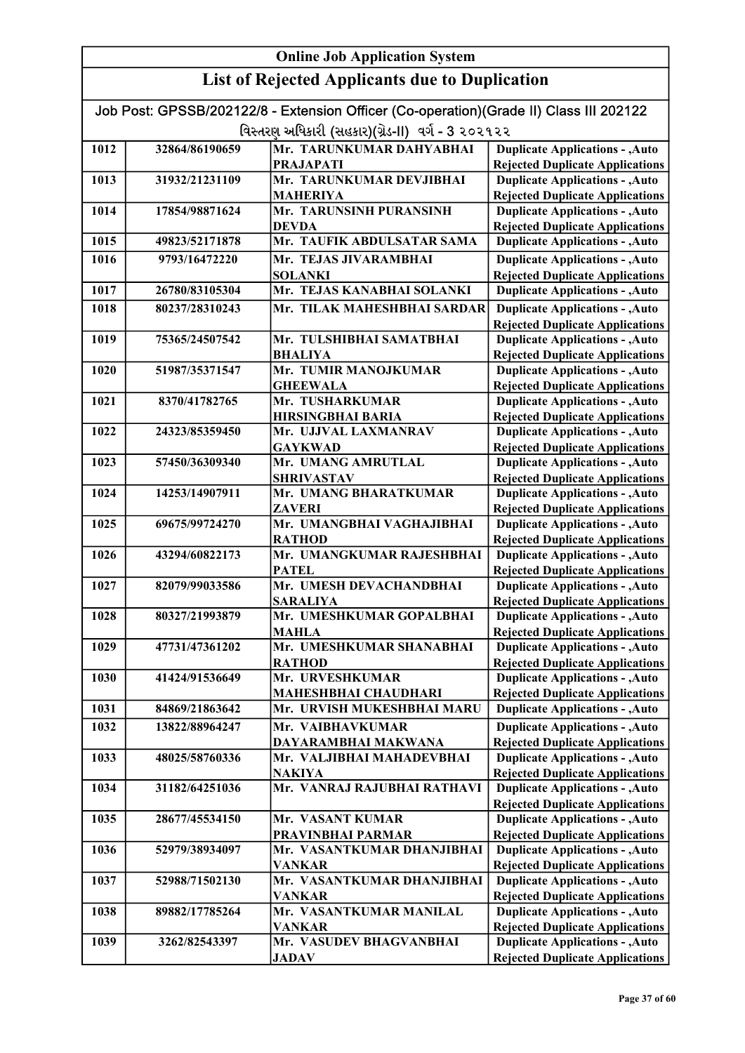# Online Job Application System

## List of Rejected Applicants due to Duplication

Job Post: GPSSB/202122/8 - Extension Officer (Co-operation)(Grade II) Class III 202122

વિસ્તરણ અધિકારી (સહકાર)(ગ્રેડ-II) વર્ગ - 3 ૨૦૨૧૨૨

| | | | |
|---|---|---|---|
| 1012 | 32864/86190659 | Mr. TARUNKUMAR DAHYABHAI PRAJAPATI | Duplicate Applications - ,Auto Rejected Duplicate Applications |
| 1013 | 31932/21231109 | Mr. TARUNKUMAR DEVJIBHAI MAHERIYA | Duplicate Applications - ,Auto Rejected Duplicate Applications |
| 1014 | 17854/98871624 | Mr. TARUNSINH PURANSINH DEVDA | Duplicate Applications - ,Auto Rejected Duplicate Applications |
| 1015 | 49823/52171878 | Mr. TAUFIK ABDULSATAR SAMA | Duplicate Applications - ,Auto |
| 1016 | 9793/16472220 | Mr. TEJAS JIVARAMBHAI SOLANKI | Duplicate Applications - ,Auto Rejected Duplicate Applications |
| 1017 | 26780/83105304 | Mr. TEJAS KANABHAI SOLANKI | Duplicate Applications - ,Auto |
| 1018 | 80237/28310243 | Mr. TILAK MAHESHBHAI SARDAR | Duplicate Applications - ,Auto Rejected Duplicate Applications |
| 1019 | 75365/24507542 | Mr. TULSHIBHAI SAMATBHAI BHALIYA | Duplicate Applications - ,Auto Rejected Duplicate Applications |
| 1020 | 51987/35371547 | Mr. TUMIR MANOJKUMAR GHEEWALA | Duplicate Applications - ,Auto Rejected Duplicate Applications |
| 1021 | 8370/41782765 | Mr. TUSHARKUMAR HIRSINGBHAI BARIA | Duplicate Applications - ,Auto Rejected Duplicate Applications |
| 1022 | 24323/85359450 | Mr. UJJVAL LAXMANRAV GAYKWAD | Duplicate Applications - ,Auto Rejected Duplicate Applications |
| 1023 | 57450/36309340 | Mr. UMANG AMRUTLAL SHRIVASTAV | Duplicate Applications - ,Auto Rejected Duplicate Applications |
| 1024 | 14253/14907911 | Mr. UMANG BHARATKUMAR ZAVERI | Duplicate Applications - ,Auto Rejected Duplicate Applications |
| 1025 | 69675/99724270 | Mr. UMANGBHAI VAGHAJIBHAI RATHOD | Duplicate Applications - ,Auto Rejected Duplicate Applications |
| 1026 | 43294/60822173 | Mr. UMANGKUMAR RAJESHBHAI PATEL | Duplicate Applications - ,Auto Rejected Duplicate Applications |
| 1027 | 82079/99033586 | Mr. UMESH DEVACHANDBHAI SARALIYA | Duplicate Applications - ,Auto Rejected Duplicate Applications |
| 1028 | 80327/21993879 | Mr. UMESHKUMAR GOPALBHAI MAHLA | Duplicate Applications - ,Auto Rejected Duplicate Applications |
| 1029 | 47731/47361202 | Mr. UMESHKUMAR SHANABHAI RATHOD | Duplicate Applications - ,Auto Rejected Duplicate Applications |
| 1030 | 41424/91536649 | Mr. URVESHKUMAR MAHESHBHAI CHAUDHARI | Duplicate Applications - ,Auto Rejected Duplicate Applications |
| 1031 | 84869/21863642 | Mr. URVISH MUKESHBHAI MARU | Duplicate Applications - ,Auto |
| 1032 | 13822/88964247 | Mr. VAIBHAVKUMAR DAYARAMBHAI MAKWANA | Duplicate Applications - ,Auto Rejected Duplicate Applications |
| 1033 | 48025/58760336 | Mr. VALJIBHAI MAHADEVBHAI NAKIYA | Duplicate Applications - ,Auto Rejected Duplicate Applications |
| 1034 | 31182/64251036 | Mr. VANRAJ RAJUBHAI RATHAVI | Duplicate Applications - ,Auto Rejected Duplicate Applications |
| 1035 | 28677/45534150 | Mr. VASANT KUMAR PRAVINBHAI PARMAR | Duplicate Applications - ,Auto Rejected Duplicate Applications |
| 1036 | 52979/38934097 | Mr. VASANTKUMAR DHANJIBHAI VANKAR | Duplicate Applications - ,Auto Rejected Duplicate Applications |
| 1037 | 52988/71502130 | Mr. VASANTKUMAR DHANJIBHAI VANKAR | Duplicate Applications - ,Auto Rejected Duplicate Applications |
| 1038 | 89882/17785264 | Mr. VASANTKUMAR MANILAL VANKAR | Duplicate Applications - ,Auto Rejected Duplicate Applications |
| 1039 | 3262/82543397 | Mr. VASUDEV BHAGVANBHAI JADAV | Duplicate Applications - ,Auto Rejected Duplicate Applications |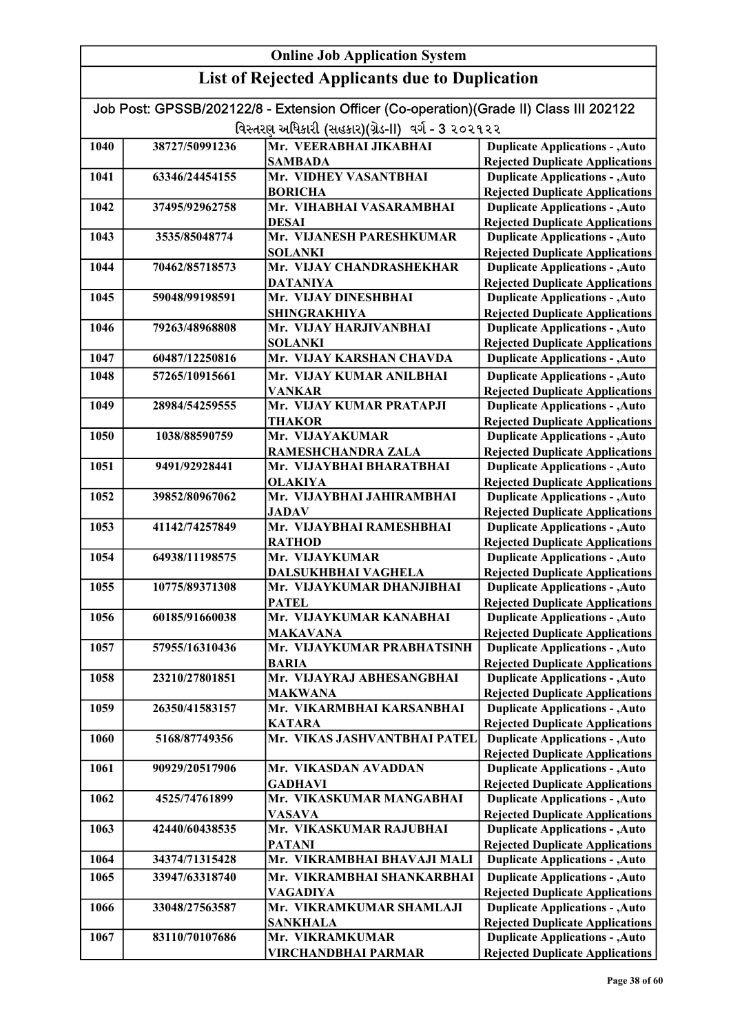# Online Job Application System

## List of Rejected Applicants due to Duplication

Job Post: GPSSB/202122/8 - Extension Officer (Co-operation)(Grade II) Class III 202122

વિસ્તરણ અધિકારી (સહકાર)(ગ્રેડ-II) વર્ગ - 3 ૨૦૨૧૨૨

| | | | |
|---|---|---|---|
| 1040 | 38727/50991236 | Mr. VEERABHAI JIKABHAI SAMBADA | Duplicate Applications - ,Auto Rejected Duplicate Applications |
| 1041 | 63346/24454155 | Mr. VIDHEY VASANTBHAI BORICHA | Duplicate Applications - ,Auto Rejected Duplicate Applications |
| 1042 | 37495/92962758 | Mr. VIHABHAI VASARAMBHAI DESAI | Duplicate Applications - ,Auto Rejected Duplicate Applications |
| 1043 | 3535/85048774 | Mr. VIJANESH PARESHKUMAR SOLANKI | Duplicate Applications - ,Auto Rejected Duplicate Applications |
| 1044 | 70462/85718573 | Mr. VIJAY CHANDRASHEKHAR DATANIYA | Duplicate Applications - ,Auto Rejected Duplicate Applications |
| 1045 | 59048/99198591 | Mr. VIJAY DINESHBHAI SHINGRAKHIYA | Duplicate Applications - ,Auto Rejected Duplicate Applications |
| 1046 | 79263/48968808 | Mr. VIJAY HARJIVANBHAI SOLANKI | Duplicate Applications - ,Auto Rejected Duplicate Applications |
| 1047 | 60487/12250816 | Mr. VIJAY KARSHAN CHAVDA | Duplicate Applications - ,Auto |
| 1048 | 57265/10915661 | Mr. VIJAY KUMAR ANILBHAI VANKAR | Duplicate Applications - ,Auto Rejected Duplicate Applications |
| 1049 | 28984/54259555 | Mr. VIJAY KUMAR PRATAPJI THAKOR | Duplicate Applications - ,Auto Rejected Duplicate Applications |
| 1050 | 1038/88590759 | Mr. VIJAYAKUMAR RAMESHCHANDRA ZALA | Duplicate Applications - ,Auto Rejected Duplicate Applications |
| 1051 | 9491/92928441 | Mr. VIJAYBHAI BHARATBHAI OLAKIYA | Duplicate Applications - ,Auto Rejected Duplicate Applications |
| 1052 | 39852/80967062 | Mr. VIJAYBHAI JAHIRAMBHAI JADAV | Duplicate Applications - ,Auto Rejected Duplicate Applications |
| 1053 | 41142/74257849 | Mr. VIJAYBHAI RAMESHBHAI RATHOD | Duplicate Applications - ,Auto Rejected Duplicate Applications |
| 1054 | 64938/11198575 | Mr. VIJAYKUMAR DALSUKHBHAI VAGHELA | Duplicate Applications - ,Auto Rejected Duplicate Applications |
| 1055 | 10775/89371308 | Mr. VIJAYKUMAR DHANJIBHAI PATEL | Duplicate Applications - ,Auto Rejected Duplicate Applications |
| 1056 | 60185/91660038 | Mr. VIJAYKUMAR KANABHAI MAKAVANA | Duplicate Applications - ,Auto Rejected Duplicate Applications |
| 1057 | 57955/16310436 | Mr. VIJAYKUMAR PRABHATSINH BARIA | Duplicate Applications - ,Auto Rejected Duplicate Applications |
| 1058 | 23210/27801851 | Mr. VIJAYRAJ ABHESANGBHAI MAKWANA | Duplicate Applications - ,Auto Rejected Duplicate Applications |
| 1059 | 26350/41583157 | Mr. VIKARMBHAI KARSANBHAI KATARA | Duplicate Applications - ,Auto Rejected Duplicate Applications |
| 1060 | 5168/87749356 | Mr. VIKAS JASHVANTBHAI PATEL | Duplicate Applications - ,Auto Rejected Duplicate Applications |
| 1061 | 90929/20517906 | Mr. VIKASDAN AVADDAN GADHAVI | Duplicate Applications - ,Auto Rejected Duplicate Applications |
| 1062 | 4525/74761899 | Mr. VIKASKUMAR MANGABHAI VASAVA | Duplicate Applications - ,Auto Rejected Duplicate Applications |
| 1063 | 42440/60438535 | Mr. VIKASKUMAR RAJUBHAI PATANI | Duplicate Applications - ,Auto Rejected Duplicate Applications |
| 1064 | 34374/71315428 | Mr. VIKRAMBHAI BHAVAJI MALI | Duplicate Applications - ,Auto |
| 1065 | 33947/63318740 | Mr. VIKRAMBHAI SHANKARBHAI VAGADIYA | Duplicate Applications - ,Auto Rejected Duplicate Applications |
| 1066 | 33048/27563587 | Mr. VIKRAMKUMAR SHAMLAJI SANKHALA | Duplicate Applications - ,Auto Rejected Duplicate Applications |
| 1067 | 83110/70107686 | Mr. VIKRAMKUMAR VIRCHANDBHAI PARMAR | Duplicate Applications - ,Auto Rejected Duplicate Applications |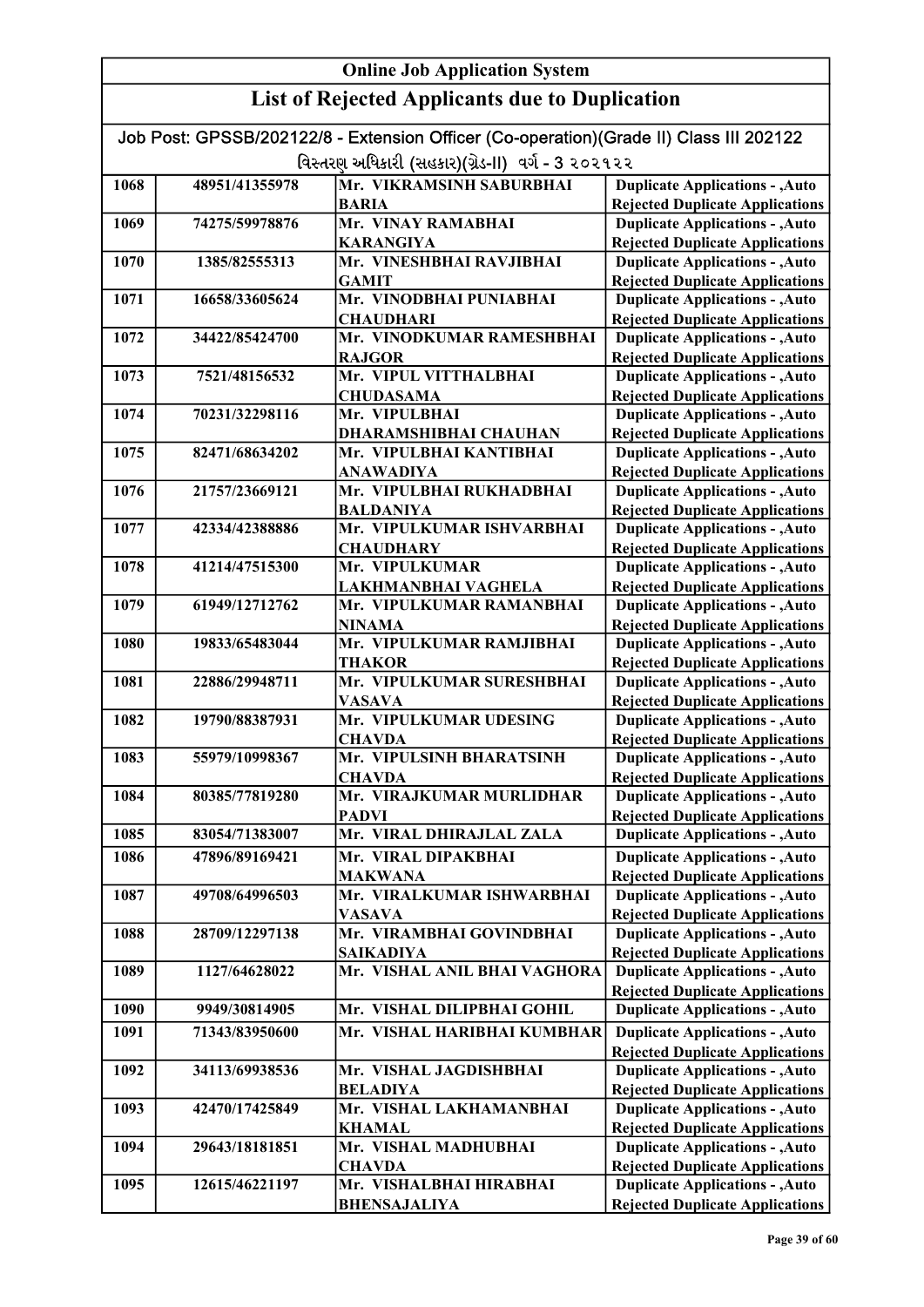# Online Job Application System

## List of Rejected Applicants due to Duplication

Job Post: GPSSB/202122/8 - Extension Officer (Co-operation)(Grade II) Class III 202122

વિસ્તરણ અધિકારી (સહકાર)(ગ્રેડ-II) વર્ગ - 3 ૨૦૨૧૨૨

| | | | |
|---|---|---|---|
| 1068 | 48951/41355978 | Mr. VIKRAMSINH SABURBHAI BARIA | Duplicate Applications - ,Auto Rejected Duplicate Applications |
| 1069 | 74275/59978876 | Mr. VINAY RAMABHAI KARANGIYA | Duplicate Applications - ,Auto Rejected Duplicate Applications |
| 1070 | 1385/82555313 | Mr. VINESHBHAI RAVJIBHAI GAMIT | Duplicate Applications - ,Auto Rejected Duplicate Applications |
| 1071 | 16658/33605624 | Mr. VINODBHAI PUNIABHAI CHAUDHARI | Duplicate Applications - ,Auto Rejected Duplicate Applications |
| 1072 | 34422/85424700 | Mr. VINODKUMAR RAMESHBHAI RAJGOR | Duplicate Applications - ,Auto Rejected Duplicate Applications |
| 1073 | 7521/48156532 | Mr. VIPUL VITTHALBHAI CHUDASAMA | Duplicate Applications - ,Auto Rejected Duplicate Applications |
| 1074 | 70231/32298116 | Mr. VIPULBHAI DHARAMSHIBHAI CHAUHAN | Duplicate Applications - ,Auto Rejected Duplicate Applications |
| 1075 | 82471/68634202 | Mr. VIPULBHAI KANTIBHAI ANAWADIYA | Duplicate Applications - ,Auto Rejected Duplicate Applications |
| 1076 | 21757/23669121 | Mr. VIPULBHAI RUKHADBHAI BALDANIYA | Duplicate Applications - ,Auto Rejected Duplicate Applications |
| 1077 | 42334/42388886 | Mr. VIPULKUMAR ISHVARBHAI CHAUDHARY | Duplicate Applications - ,Auto Rejected Duplicate Applications |
| 1078 | 41214/47515300 | Mr. VIPULKUMAR LAKHMANBHAI VAGHELA | Duplicate Applications - ,Auto Rejected Duplicate Applications |
| 1079 | 61949/12712762 | Mr. VIPULKUMAR RAMANBHAI NINAMA | Duplicate Applications - ,Auto Rejected Duplicate Applications |
| 1080 | 19833/65483044 | Mr. VIPULKUMAR RAMJIBHAI THAKOR | Duplicate Applications - ,Auto Rejected Duplicate Applications |
| 1081 | 22886/29948711 | Mr. VIPULKUMAR SURESHBHAI VASAVA | Duplicate Applications - ,Auto Rejected Duplicate Applications |
| 1082 | 19790/88387931 | Mr. VIPULKUMAR UDESING CHAVDA | Duplicate Applications - ,Auto Rejected Duplicate Applications |
| 1083 | 55979/10998367 | Mr. VIPULSINH BHARATSINH CHAVDA | Duplicate Applications - ,Auto Rejected Duplicate Applications |
| 1084 | 80385/77819280 | Mr. VIRAJKUMAR MURLIDHAR PADVI | Duplicate Applications - ,Auto Rejected Duplicate Applications |
| 1085 | 83054/71383007 | Mr. VIRAL DHIRAJLAL ZALA | Duplicate Applications - ,Auto |
| 1086 | 47896/89169421 | Mr. VIRAL DIPAKBHAI MAKWANA | Duplicate Applications - ,Auto Rejected Duplicate Applications |
| 1087 | 49708/64996503 | Mr. VIRALKUMAR ISHWARBHAI VASAVA | Duplicate Applications - ,Auto Rejected Duplicate Applications |
| 1088 | 28709/12297138 | Mr. VIRAMBHAI GOVINDBHAI SAIKADIYA | Duplicate Applications - ,Auto Rejected Duplicate Applications |
| 1089 | 1127/64628022 | Mr. VISHAL ANIL BHAI VAGHORA | Duplicate Applications - ,Auto Rejected Duplicate Applications |
| 1090 | 9949/30814905 | Mr. VISHAL DILIPBHAI GOHIL | Duplicate Applications - ,Auto |
| 1091 | 71343/83950600 | Mr. VISHAL HARIBHAI KUMBHAR | Duplicate Applications - ,Auto Rejected Duplicate Applications |
| 1092 | 34113/69938536 | Mr. VISHAL JAGDISHBHAI BELADIYA | Duplicate Applications - ,Auto Rejected Duplicate Applications |
| 1093 | 42470/17425849 | Mr. VISHAL LAKHAMANBHAI KHAMAL | Duplicate Applications - ,Auto Rejected Duplicate Applications |
| 1094 | 29643/18181851 | Mr. VISHAL MADHUBHAI CHAVDA | Duplicate Applications - ,Auto Rejected Duplicate Applications |
| 1095 | 12615/46221197 | Mr. VISHALBHAI HIRABHAI BHENSAJALIYA | Duplicate Applications - ,Auto Rejected Duplicate Applications |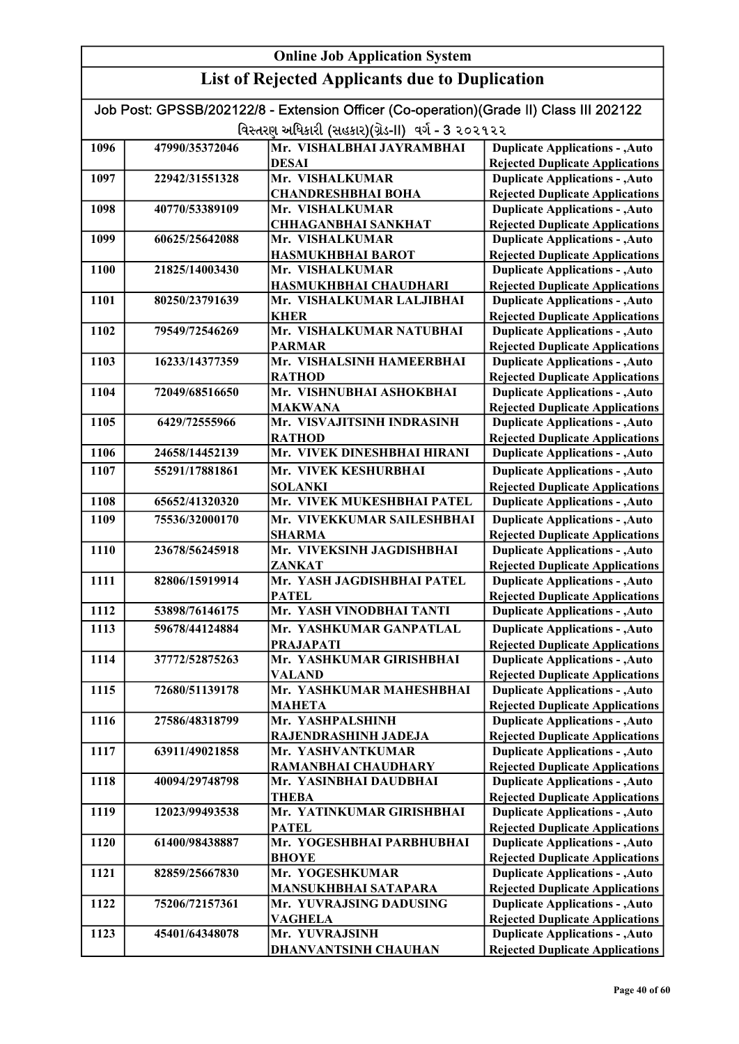# Online Job Application System

## List of Rejected Applicants due to Duplication

Job Post: GPSSB/202122/8 - Extension Officer (Co-operation)(Grade II) Class III 202122

વિસ્તરણ અધિકારી (સહકાર)(ગ્રેડ-II) વર્ગ - 3 ૨૦૨૧૨૨

| | | | |
|---|---|---|---|
| 1096 | 47990/35372046 | Mr. VISHALBHAI JAYRAMBHAI DESAI | Duplicate Applications - ,Auto Rejected Duplicate Applications |
| 1097 | 22942/31551328 | Mr. VISHALKUMAR CHANDRESHBHAI BOHA | Duplicate Applications - ,Auto Rejected Duplicate Applications |
| 1098 | 40770/53389109 | Mr. VISHALKUMAR CHHAGANBHAI SANKHAT | Duplicate Applications - ,Auto Rejected Duplicate Applications |
| 1099 | 60625/25642088 | Mr. VISHALKUMAR HASMUKHBHAI BAROT | Duplicate Applications - ,Auto Rejected Duplicate Applications |
| 1100 | 21825/14003430 | Mr. VISHALKUMAR HASMUKHBHAI CHAUDHARI | Duplicate Applications - ,Auto Rejected Duplicate Applications |
| 1101 | 80250/23791639 | Mr. VISHALKUMAR LALJIBHAI KHER | Duplicate Applications - ,Auto Rejected Duplicate Applications |
| 1102 | 79549/72546269 | Mr. VISHALKUMAR NATUBHAI PARMAR | Duplicate Applications - ,Auto Rejected Duplicate Applications |
| 1103 | 16233/14377359 | Mr. VISHALSINH HAMEERBHAI RATHOD | Duplicate Applications - ,Auto Rejected Duplicate Applications |
| 1104 | 72049/68516650 | Mr. VISHNUBHAI ASHOKBHAI MAKWANA | Duplicate Applications - ,Auto Rejected Duplicate Applications |
| 1105 | 6429/72555966 | Mr. VISVAJITSINH INDRASINH RATHOD | Duplicate Applications - ,Auto Rejected Duplicate Applications |
| 1106 | 24658/14452139 | Mr. VIVEK DINESHBHAI HIRANI | Duplicate Applications - ,Auto |
| 1107 | 55291/17881861 | Mr. VIVEK KESHURBHAI SOLANKI | Duplicate Applications - ,Auto Rejected Duplicate Applications |
| 1108 | 65652/41320320 | Mr. VIVEK MUKESHBHAI PATEL | Duplicate Applications - ,Auto |
| 1109 | 75536/32000170 | Mr. VIVEKKUMAR SAILESHBHAI SHARMA | Duplicate Applications - ,Auto Rejected Duplicate Applications |
| 1110 | 23678/56245918 | Mr. VIVEKSINH JAGDISHBHAI ZANKAT | Duplicate Applications - ,Auto Rejected Duplicate Applications |
| 1111 | 82806/15919914 | Mr. YASH JAGDISHBHAI PATEL PATEL | Duplicate Applications - ,Auto Rejected Duplicate Applications |
| 1112 | 53898/76146175 | Mr. YASH VINODBHAI TANTI | Duplicate Applications - ,Auto |
| 1113 | 59678/44124884 | Mr. YASHKUMAR GANPATLAL PRAJAPATI | Duplicate Applications - ,Auto Rejected Duplicate Applications |
| 1114 | 37772/52875263 | Mr. YASHKUMAR GIRISHBHAI VALAND | Duplicate Applications - ,Auto Rejected Duplicate Applications |
| 1115 | 72680/51139178 | Mr. YASHKUMAR MAHESHBHAI MAHETA | Duplicate Applications - ,Auto Rejected Duplicate Applications |
| 1116 | 27586/48318799 | Mr. YASHPALSHINH RAJENDRASHINH JADEJA | Duplicate Applications - ,Auto Rejected Duplicate Applications |
| 1117 | 63911/49021858 | Mr. YASHVANTKUMAR RAMANBHAI CHAUDHARY | Duplicate Applications - ,Auto Rejected Duplicate Applications |
| 1118 | 40094/29748798 | Mr. YASINBHAI DAUDBHAI THEBA | Duplicate Applications - ,Auto Rejected Duplicate Applications |
| 1119 | 12023/99493538 | Mr. YATINKUMAR GIRISHBHAI PATEL | Duplicate Applications - ,Auto Rejected Duplicate Applications |
| 1120 | 61400/98438887 | Mr. YOGESHBHAI PARBHUBHAI BHOYE | Duplicate Applications - ,Auto Rejected Duplicate Applications |
| 1121 | 82859/25667830 | Mr. YOGESHKUMAR MANSUKHBHAI SATAPARA | Duplicate Applications - ,Auto Rejected Duplicate Applications |
| 1122 | 75206/72157361 | Mr. YUVRAJSING DADUSING VAGHELA | Duplicate Applications - ,Auto Rejected Duplicate Applications |
| 1123 | 45401/64348078 | Mr. YUVRAJSINH DHANVANTSINH CHAUHAN | Duplicate Applications - ,Auto Rejected Duplicate Applications |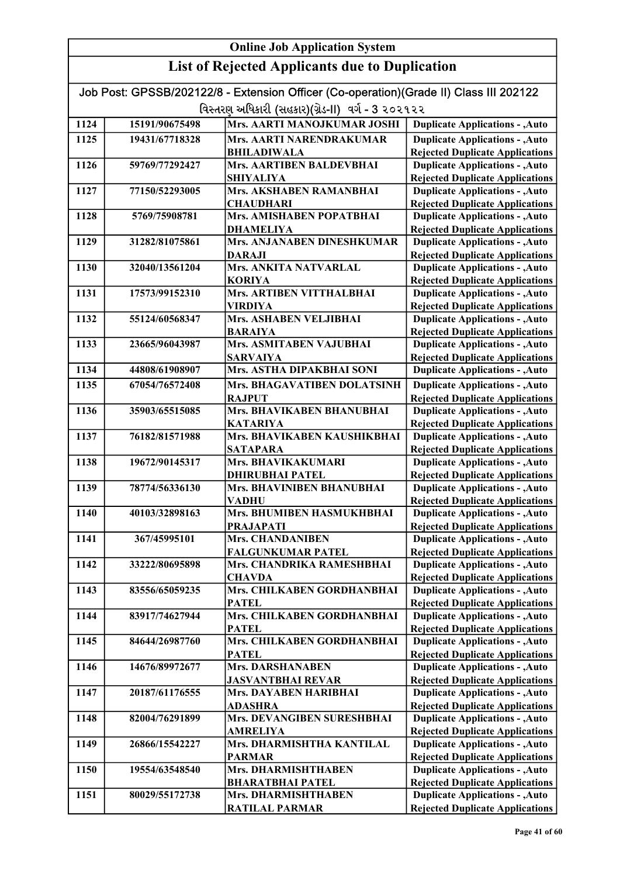# Online Job Application System

## List of Rejected Applicants due to Duplication

Job Post: GPSSB/202122/8 - Extension Officer (Co-operation)(Grade II) Class III 202122

વિસ્તરણ અધિકારી (સહકાર)(ગ્રેડ-II) વર્ગ - 3 ૨૦૨૧૨૨

| | | | |
|---|---|---|---|
| 1124 | 15191/90675498 | Mrs. AARTI MANOJKUMAR JOSHI | Duplicate Applications - ,Auto |
| 1125 | 19431/67718328 | Mrs. AARTI NARENDRAKUMAR BHILADIWALA | Duplicate Applications - ,Auto Rejected Duplicate Applications |
| 1126 | 59769/77292427 | Mrs. AARTIBEN BALDEVBHAI SHIYALIYA | Duplicate Applications - ,Auto Rejected Duplicate Applications |
| 1127 | 77150/52293005 | Mrs. AKSHABEN RAMANBHAI CHAUDHARI | Duplicate Applications - ,Auto Rejected Duplicate Applications |
| 1128 | 5769/75908781 | Mrs. AMISHABEN POPATBHAI DHAMELIYA | Duplicate Applications - ,Auto Rejected Duplicate Applications |
| 1129 | 31282/81075861 | Mrs. ANJANABEN DINESHKUMAR DARAJI | Duplicate Applications - ,Auto Rejected Duplicate Applications |
| 1130 | 32040/13561204 | Mrs. ANKITA NATVARLAL KORIYA | Duplicate Applications - ,Auto Rejected Duplicate Applications |
| 1131 | 17573/99152310 | Mrs. ARTIBEN VITTHALBHAI VIRDIYA | Duplicate Applications - ,Auto Rejected Duplicate Applications |
| 1132 | 55124/60568347 | Mrs. ASHABEN VELJIBHAI BARAIYA | Duplicate Applications - ,Auto Rejected Duplicate Applications |
| 1133 | 23665/96043987 | Mrs. ASMITABEN VAJUBHAI SARVAIYA | Duplicate Applications - ,Auto Rejected Duplicate Applications |
| 1134 | 44808/61908907 | Mrs. ASTHA DIPAKBHAI SONI | Duplicate Applications - ,Auto |
| 1135 | 67054/76572408 | Mrs. BHAGAVATIBEN DOLATSINH RAJPUT | Duplicate Applications - ,Auto Rejected Duplicate Applications |
| 1136 | 35903/65515085 | Mrs. BHAVIKABEN BHANUBHAI KATARIYA | Duplicate Applications - ,Auto Rejected Duplicate Applications |
| 1137 | 76182/81571988 | Mrs. BHAVIKABEN KAUSHIKBHAI SATAPARA | Duplicate Applications - ,Auto Rejected Duplicate Applications |
| 1138 | 19672/90145317 | Mrs. BHAVIKAKUMARI DHIRUBHAI PATEL | Duplicate Applications - ,Auto Rejected Duplicate Applications |
| 1139 | 78774/56336130 | Mrs. BHAVINIBEN BHANUBHAI VADHU | Duplicate Applications - ,Auto Rejected Duplicate Applications |
| 1140 | 40103/32898163 | Mrs. BHUMIBEN HASMUKHBHAI PRAJAPATI | Duplicate Applications - ,Auto Rejected Duplicate Applications |
| 1141 | 367/45995101 | Mrs. CHANDANIBEN FALGUNKUMAR PATEL | Duplicate Applications - ,Auto Rejected Duplicate Applications |
| 1142 | 33222/80695898 | Mrs. CHANDRIKA RAMESHBHAI CHAVDA | Duplicate Applications - ,Auto Rejected Duplicate Applications |
| 1143 | 83556/65059235 | Mrs. CHILKABEN GORDHANBHAI PATEL | Duplicate Applications - ,Auto Rejected Duplicate Applications |
| 1144 | 83917/74627944 | Mrs. CHILKABEN GORDHANBHAI PATEL | Duplicate Applications - ,Auto Rejected Duplicate Applications |
| 1145 | 84644/26987760 | Mrs. CHILKABEN GORDHANBHAI PATEL | Duplicate Applications - ,Auto Rejected Duplicate Applications |
| 1146 | 14676/89972677 | Mrs. DARSHANABEN JASVANTBHAI REVAR | Duplicate Applications - ,Auto Rejected Duplicate Applications |
| 1147 | 20187/61176555 | Mrs. DAYABEN HARIBHAI ADASHRA | Duplicate Applications - ,Auto Rejected Duplicate Applications |
| 1148 | 82004/76291899 | Mrs. DEVANGIBEN SURESHBHAI AMRELIYA | Duplicate Applications - ,Auto Rejected Duplicate Applications |
| 1149 | 26866/15542227 | Mrs. DHARMISHTHA KANTILAL PARMAR | Duplicate Applications - ,Auto Rejected Duplicate Applications |
| 1150 | 19554/63548540 | Mrs. DHARMISHTHABEN BHARATBHAI PATEL | Duplicate Applications - ,Auto Rejected Duplicate Applications |
| 1151 | 80029/55172738 | Mrs. DHARMISHTHABEN RATILAL PARMAR | Duplicate Applications - ,Auto Rejected Duplicate Applications |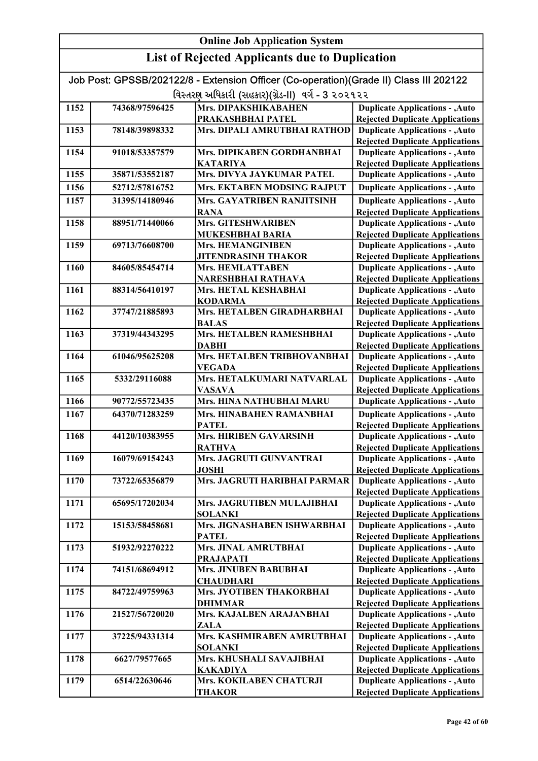## Online Job Application System

## List of Rejected Applicants due to Duplication

Job Post: GPSSB/202122/8 - Extension Officer (Co-operation)(Grade II) Class III 202122

વિસ્તરણ અધિકારી (સહકાર)(ગ્રેડ-II) વર્ગ - 3 ૨૦૨૧૨૨

| | | | |
|---|---|---|---|
| 1152 | 74368/97596425 | Mrs. DIPAKSHIKABAHEN PRAKASHBHAI PATEL | Duplicate Applications - ,Auto Rejected Duplicate Applications |
| 1153 | 78148/39898332 | Mrs. DIPALI AMRUTBHAI RATHOD | Duplicate Applications - ,Auto Rejected Duplicate Applications |
| 1154 | 91018/53357579 | Mrs. DIPIKABEN GORDHANBHAI KATARIYA | Duplicate Applications - ,Auto Rejected Duplicate Applications |
| 1155 | 35871/53552187 | Mrs. DIVYA JAYKUMAR PATEL | Duplicate Applications - ,Auto |
| 1156 | 52712/57816752 | Mrs. EKTABEN MODSING RAJPUT | Duplicate Applications - ,Auto |
| 1157 | 31395/14180946 | Mrs. GAYATRIBEN RANJITSINH RANA | Duplicate Applications - ,Auto Rejected Duplicate Applications |
| 1158 | 88951/71440066 | Mrs. GITESHWARIBEN MUKESHBHAI BARIA | Duplicate Applications - ,Auto Rejected Duplicate Applications |
| 1159 | 69713/76608700 | Mrs. HEMANGINIBEN JITENDRASINH THAKOR | Duplicate Applications - ,Auto Rejected Duplicate Applications |
| 1160 | 84605/85454714 | Mrs. HEMLATTABEN NARESHBHAI RATHAVA | Duplicate Applications - ,Auto Rejected Duplicate Applications |
| 1161 | 88314/56410197 | Mrs. HETAL KESHABHAI KODARMA | Duplicate Applications - ,Auto Rejected Duplicate Applications |
| 1162 | 37747/21885893 | Mrs. HETALBEN GIRADHARBHAI BALAS | Duplicate Applications - ,Auto Rejected Duplicate Applications |
| 1163 | 37319/44343295 | Mrs. HETALBEN RAMESHBHAI DABHI | Duplicate Applications - ,Auto Rejected Duplicate Applications |
| 1164 | 61046/95625208 | Mrs. HETALBEN TRIBHOVANBHAI VEGADA | Duplicate Applications - ,Auto Rejected Duplicate Applications |
| 1165 | 5332/29116088 | Mrs. HETALKUMARI NATVARLAL VASAVA | Duplicate Applications - ,Auto Rejected Duplicate Applications |
| 1166 | 90772/55723435 | Mrs. HINA NATHUBHAI MARU | Duplicate Applications - ,Auto |
| 1167 | 64370/71283259 | Mrs. HINABAHEN RAMANBHAI PATEL | Duplicate Applications - ,Auto Rejected Duplicate Applications |
| 1168 | 44120/10383955 | Mrs. HIRIBEN GAVARSINH RATHVA | Duplicate Applications - ,Auto Rejected Duplicate Applications |
| 1169 | 16079/69154243 | Mrs. JAGRUTI GUNVANTRAI JOSHI | Duplicate Applications - ,Auto Rejected Duplicate Applications |
| 1170 | 73722/65356879 | Mrs. JAGRUTI HARIBHAI PARMAR | Duplicate Applications - ,Auto Rejected Duplicate Applications |
| 1171 | 65695/17202034 | Mrs. JAGRUTIBEN MULAJIBHAI SOLANKI | Duplicate Applications - ,Auto Rejected Duplicate Applications |
| 1172 | 15153/58458681 | Mrs. JIGNASHABEN ISHWARBHAI PATEL | Duplicate Applications - ,Auto Rejected Duplicate Applications |
| 1173 | 51932/92270222 | Mrs. JINAL AMRUTBHAI PRAJAPATI | Duplicate Applications - ,Auto Rejected Duplicate Applications |
| 1174 | 74151/68694912 | Mrs. JINUBEN BABUBHAI CHAUDHARI | Duplicate Applications - ,Auto Rejected Duplicate Applications |
| 1175 | 84722/49759963 | Mrs. JYOTIBEN THAKORBHAI DHIMMAR | Duplicate Applications - ,Auto Rejected Duplicate Applications |
| 1176 | 21527/56720020 | Mrs. KAJALBEN ARAJANBHAI ZALA | Duplicate Applications - ,Auto Rejected Duplicate Applications |
| 1177 | 37225/94331314 | Mrs. KASHMIRABEN AMRUTBHAI SOLANKI | Duplicate Applications - ,Auto Rejected Duplicate Applications |
| 1178 | 6627/79577665 | Mrs. KHUSHALI SAVAJIBHAI KAKADIYA | Duplicate Applications - ,Auto Rejected Duplicate Applications |
| 1179 | 6514/22630646 | Mrs. KOKILABEN CHATURJI THAKOR | Duplicate Applications - ,Auto Rejected Duplicate Applications |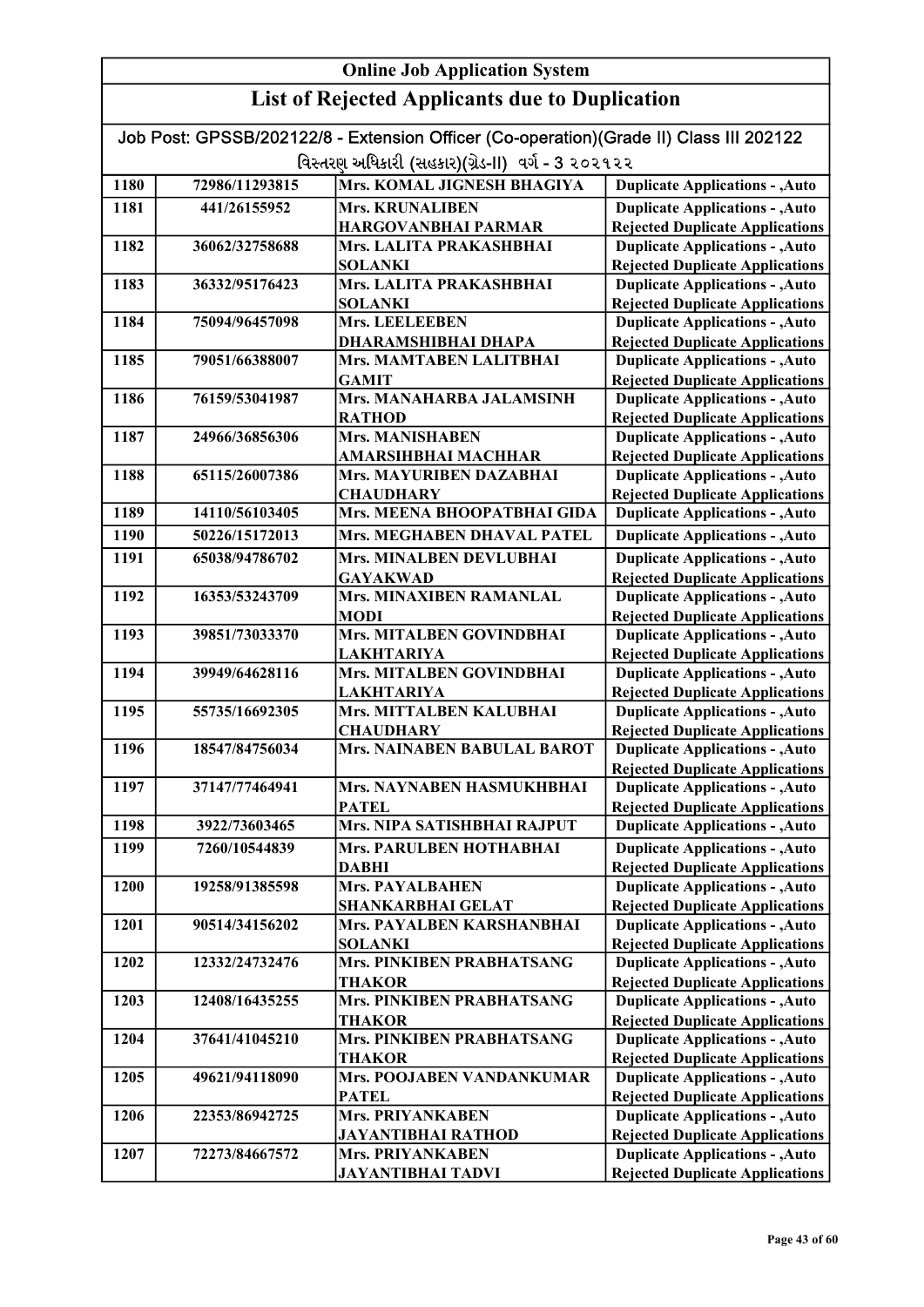## Online Job Application System

## List of Rejected Applicants due to Duplication

Job Post: GPSSB/202122/8 - Extension Officer (Co-operation)(Grade II) Class III 202122

વિસ્તરણ અધિકારી (સહકાર)(ગ્રેડ-II) વર્ગ - 3 ૨૦૨૧૨૨

| | | | |
|---|---|---|---|
| 1180 | 72986/11293815 | Mrs. KOMAL JIGNESH BHAGIYA | Duplicate Applications - ,Auto |
| 1181 | 441/26155952 | Mrs. KRUNALIBEN HARGOVANBHAI PARMAR | Duplicate Applications - ,Auto Rejected Duplicate Applications |
| 1182 | 36062/32758688 | Mrs. LALITA PRAKASHBHAI SOLANKI | Duplicate Applications - ,Auto Rejected Duplicate Applications |
| 1183 | 36332/95176423 | Mrs. LALITA PRAKASHBHAI SOLANKI | Duplicate Applications - ,Auto Rejected Duplicate Applications |
| 1184 | 75094/96457098 | Mrs. LEELEEBEN DHARAMSHIBHAI DHAPA | Duplicate Applications - ,Auto Rejected Duplicate Applications |
| 1185 | 79051/66388007 | Mrs. MAMTABEN LALITBHAI GAMIT | Duplicate Applications - ,Auto Rejected Duplicate Applications |
| 1186 | 76159/53041987 | Mrs. MANAHARBA JALAMSINH RATHOD | Duplicate Applications - ,Auto Rejected Duplicate Applications |
| 1187 | 24966/36856306 | Mrs. MANISHABEN AMARSIHBHAI MACHHAR | Duplicate Applications - ,Auto Rejected Duplicate Applications |
| 1188 | 65115/26007386 | Mrs. MAYURIBEN DAZABHAI CHAUDHARY | Duplicate Applications - ,Auto Rejected Duplicate Applications |
| 1189 | 14110/56103405 | Mrs. MEENA BHOOPATBHAI GIDA | Duplicate Applications - ,Auto |
| 1190 | 50226/15172013 | Mrs. MEGHABEN DHAVAL PATEL | Duplicate Applications - ,Auto |
| 1191 | 65038/94786702 | Mrs. MINALBEN DEVLUBHAI GAYAKWAD | Duplicate Applications - ,Auto Rejected Duplicate Applications |
| 1192 | 16353/53243709 | Mrs. MINAXIBEN RAMANLAL MODI | Duplicate Applications - ,Auto Rejected Duplicate Applications |
| 1193 | 39851/73033370 | Mrs. MITALBEN GOVINDBHAI LAKHTARIYA | Duplicate Applications - ,Auto Rejected Duplicate Applications |
| 1194 | 39949/64628116 | Mrs. MITALBEN GOVINDBHAI LAKHTARIYA | Duplicate Applications - ,Auto Rejected Duplicate Applications |
| 1195 | 55735/16692305 | Mrs. MITTALBEN KALUBHAI CHAUDHARY | Duplicate Applications - ,Auto Rejected Duplicate Applications |
| 1196 | 18547/84756034 | Mrs. NAINABEN BABULAL BAROT | Duplicate Applications - ,Auto Rejected Duplicate Applications |
| 1197 | 37147/77464941 | Mrs. NAYNABEN HASMUKHBHAI PATEL | Duplicate Applications - ,Auto Rejected Duplicate Applications |
| 1198 | 3922/73603465 | Mrs. NIPA SATISHBHAI RAJPUT | Duplicate Applications - ,Auto |
| 1199 | 7260/10544839 | Mrs. PARULBEN HOTHABHAI DABHI | Duplicate Applications - ,Auto Rejected Duplicate Applications |
| 1200 | 19258/91385598 | Mrs. PAYALBAHEN SHANKARBHAI GELAT | Duplicate Applications - ,Auto Rejected Duplicate Applications |
| 1201 | 90514/34156202 | Mrs. PAYALBEN KARSHANBHAI SOLANKI | Duplicate Applications - ,Auto Rejected Duplicate Applications |
| 1202 | 12332/24732476 | Mrs. PINKIBEN PRABHATSANG THAKOR | Duplicate Applications - ,Auto Rejected Duplicate Applications |
| 1203 | 12408/16435255 | Mrs. PINKIBEN PRABHATSANG THAKOR | Duplicate Applications - ,Auto Rejected Duplicate Applications |
| 1204 | 37641/41045210 | Mrs. PINKIBEN PRABHATSANG THAKOR | Duplicate Applications - ,Auto Rejected Duplicate Applications |
| 1205 | 49621/94118090 | Mrs. POOJABEN VANDANKUMAR PATEL | Duplicate Applications - ,Auto Rejected Duplicate Applications |
| 1206 | 22353/86942725 | Mrs. PRIYANKABEN JAYANTIBHAI RATHOD | Duplicate Applications - ,Auto Rejected Duplicate Applications |
| 1207 | 72273/84667572 | Mrs. PRIYANKABEN JAYANTIBHAI TADVI | Duplicate Applications - ,Auto Rejected Duplicate Applications |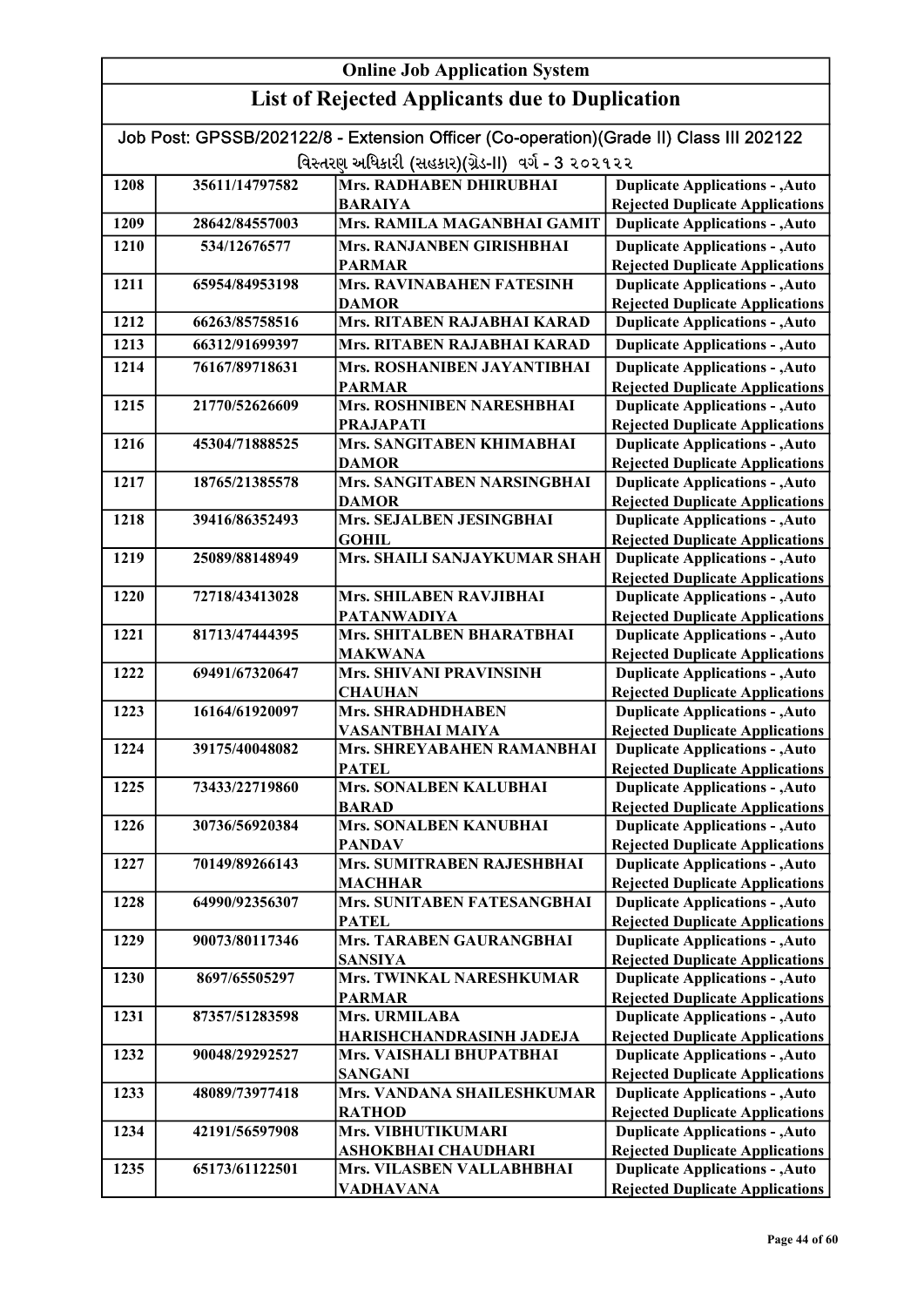# Online Job Application System

## List of Rejected Applicants due to Duplication

Job Post: GPSSB/202122/8 - Extension Officer (Co-operation)(Grade II) Class III 202122

વિસ્તરણ અધિકારી (સહકાર)(ગ્રેડ-II) વર્ગ - 3 ૨૦૨૧૨૨

| | | | |
|---|---|---|---|
| 1208 | 35611/14797582 | Mrs. RADHABEN DHIRUBHAI BARAIYA | Duplicate Applications - ,Auto Rejected Duplicate Applications |
| 1209 | 28642/84557003 | Mrs. RAMILA MAGANBHAI GAMIT | Duplicate Applications - ,Auto |
| 1210 | 534/12676577 | Mrs. RANJANBEN GIRISHBHAI PARMAR | Duplicate Applications - ,Auto Rejected Duplicate Applications |
| 1211 | 65954/84953198 | Mrs. RAVINABAHEN FATESINH DAMOR | Duplicate Applications - ,Auto Rejected Duplicate Applications |
| 1212 | 66263/85758516 | Mrs. RITABEN RAJABHAI KARAD | Duplicate Applications - ,Auto |
| 1213 | 66312/91699397 | Mrs. RITABEN RAJABHAI KARAD | Duplicate Applications - ,Auto |
| 1214 | 76167/89718631 | Mrs. ROSHANIBEN JAYANTIBHAI PARMAR | Duplicate Applications - ,Auto Rejected Duplicate Applications |
| 1215 | 21770/52626609 | Mrs. ROSHNIBEN NARESHBHAI PRAJAPATI | Duplicate Applications - ,Auto Rejected Duplicate Applications |
| 1216 | 45304/71888525 | Mrs. SANGITABEN KHIMABHAI DAMOR | Duplicate Applications - ,Auto Rejected Duplicate Applications |
| 1217 | 18765/21385578 | Mrs. SANGITABEN NARSINGBHAI DAMOR | Duplicate Applications - ,Auto Rejected Duplicate Applications |
| 1218 | 39416/86352493 | Mrs. SEJALBEN JESINGBHAI GOHIL | Duplicate Applications - ,Auto Rejected Duplicate Applications |
| 1219 | 25089/88148949 | Mrs. SHAILI SANJAYKUMAR SHAH | Duplicate Applications - ,Auto Rejected Duplicate Applications |
| 1220 | 72718/43413028 | Mrs. SHILABEN RAVJIBHAI PATANWADIYA | Duplicate Applications - ,Auto Rejected Duplicate Applications |
| 1221 | 81713/47444395 | Mrs. SHITALBEN BHARATBHAI MAKWANA | Duplicate Applications - ,Auto Rejected Duplicate Applications |
| 1222 | 69491/67320647 | Mrs. SHIVANI PRAVINSINH CHAUHAN | Duplicate Applications - ,Auto Rejected Duplicate Applications |
| 1223 | 16164/61920097 | Mrs. SHRADHDHABEN VASANTBHAI MAIYA | Duplicate Applications - ,Auto Rejected Duplicate Applications |
| 1224 | 39175/40048082 | Mrs. SHREYABAHEN RAMANBHAI PATEL | Duplicate Applications - ,Auto Rejected Duplicate Applications |
| 1225 | 73433/22719860 | Mrs. SONALBEN KALUBHAI BARAD | Duplicate Applications - ,Auto Rejected Duplicate Applications |
| 1226 | 30736/56920384 | Mrs. SONALBEN KANUBHAI PANDAV | Duplicate Applications - ,Auto Rejected Duplicate Applications |
| 1227 | 70149/89266143 | Mrs. SUMITRABEN RAJESHBHAI MACHHAR | Duplicate Applications - ,Auto Rejected Duplicate Applications |
| 1228 | 64990/92356307 | Mrs. SUNITABEN FATESANGBHAI PATEL | Duplicate Applications - ,Auto Rejected Duplicate Applications |
| 1229 | 90073/80117346 | Mrs. TARABEN GAURANGBHAI SANSIYA | Duplicate Applications - ,Auto Rejected Duplicate Applications |
| 1230 | 8697/65505297 | Mrs. TWINKAL NARESHKUMAR PARMAR | Duplicate Applications - ,Auto Rejected Duplicate Applications |
| 1231 | 87357/51283598 | Mrs. URMILABA HARISHCHANDRASINH JADEJA | Duplicate Applications - ,Auto Rejected Duplicate Applications |
| 1232 | 90048/29292527 | Mrs. VAISHALI BHUPATBHAI SANGANI | Duplicate Applications - ,Auto Rejected Duplicate Applications |
| 1233 | 48089/73977418 | Mrs. VANDANA SHAILESHKUMAR RATHOD | Duplicate Applications - ,Auto Rejected Duplicate Applications |
| 1234 | 42191/56597908 | Mrs. VIBHUTIKUMARI ASHOKBHAI CHAUDHARI | Duplicate Applications - ,Auto Rejected Duplicate Applications |
| 1235 | 65173/61122501 | Mrs. VILASBEN VALLABHBHAI VADHAVANA | Duplicate Applications - ,Auto Rejected Duplicate Applications |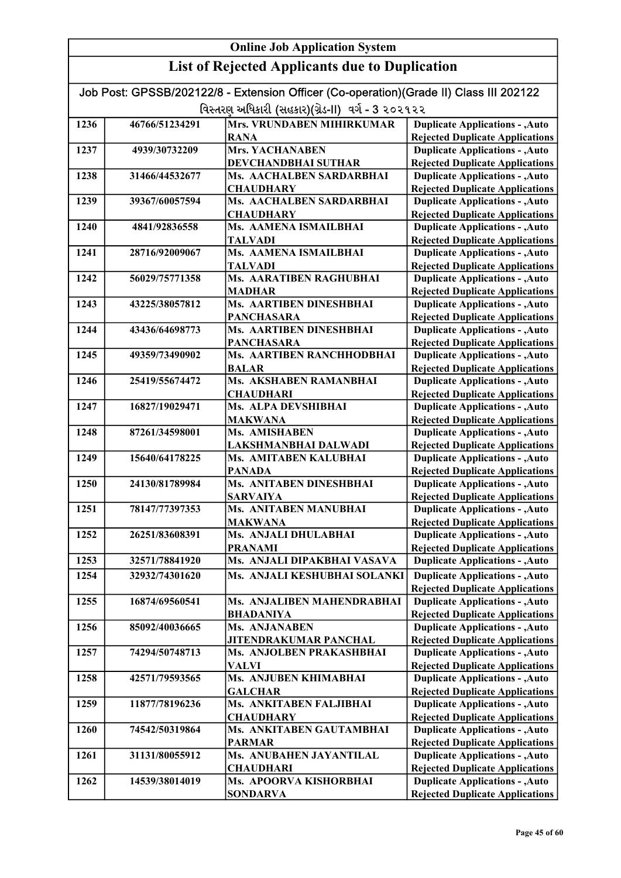# Online Job Application System

## List of Rejected Applicants due to Duplication

Job Post: GPSSB/202122/8 - Extension Officer (Co-operation)(Grade II) Class III 202122

વિસ્તરણ અધિકારી (સહકાર)(ગ્રેડ-II) વર્ગ - 3 ૨૦૨૧૨૨

| | | | |
|---|---|---|---|
| 1236 | 46766/51234291 | Mrs. VRUNDABEN MIHIRKUMAR RANA | Duplicate Applications - ,Auto Rejected Duplicate Applications |
| 1237 | 4939/30732209 | Mrs. YACHANABEN DEVCHANDBHAI SUTHAR | Duplicate Applications - ,Auto Rejected Duplicate Applications |
| 1238 | 31466/44532677 | Ms. AACHALBEN SARDARBHAI CHAUDHARY | Duplicate Applications - ,Auto Rejected Duplicate Applications |
| 1239 | 39367/60057594 | Ms. AACHALBEN SARDARBHAI CHAUDHARY | Duplicate Applications - ,Auto Rejected Duplicate Applications |
| 1240 | 4841/92836558 | Ms. AAMENA ISMAILBHAI TALVADI | Duplicate Applications - ,Auto Rejected Duplicate Applications |
| 1241 | 28716/92009067 | Ms. AAMENA ISMAILBHAI TALVADI | Duplicate Applications - ,Auto Rejected Duplicate Applications |
| 1242 | 56029/75771358 | Ms. AARATIBEN RAGHUBHAI MADHAR | Duplicate Applications - ,Auto Rejected Duplicate Applications |
| 1243 | 43225/38057812 | Ms. AARTIBEN DINESHBHAI PANCHASARA | Duplicate Applications - ,Auto Rejected Duplicate Applications |
| 1244 | 43436/64698773 | Ms. AARTIBEN DINESHBHAI PANCHASARA | Duplicate Applications - ,Auto Rejected Duplicate Applications |
| 1245 | 49359/73490902 | Ms. AARTIBEN RANCHHODBHAI BALAR | Duplicate Applications - ,Auto Rejected Duplicate Applications |
| 1246 | 25419/55674472 | Ms. AKSHABEN RAMANBHAI CHAUDHARI | Duplicate Applications - ,Auto Rejected Duplicate Applications |
| 1247 | 16827/19029471 | Ms. ALPA DEVSHIBHAI MAKWANA | Duplicate Applications - ,Auto Rejected Duplicate Applications |
| 1248 | 87261/34598001 | Ms. AMISHABEN LAKSHMANBHAI DALWADI | Duplicate Applications - ,Auto Rejected Duplicate Applications |
| 1249 | 15640/64178225 | Ms. AMITABEN KALUBHAI PANADA | Duplicate Applications - ,Auto Rejected Duplicate Applications |
| 1250 | 24130/81789984 | Ms. ANITABEN DINESHBHAI SARVAIYA | Duplicate Applications - ,Auto Rejected Duplicate Applications |
| 1251 | 78147/77397353 | Ms. ANITABEN MANUBHAI MAKWANA | Duplicate Applications - ,Auto Rejected Duplicate Applications |
| 1252 | 26251/83608391 | Ms. ANJALI DHULABHAI PRANAMI | Duplicate Applications - ,Auto Rejected Duplicate Applications |
| 1253 | 32571/78841920 | Ms. ANJALI DIPAKBHAI VASAVA | Duplicate Applications - ,Auto |
| 1254 | 32932/74301620 | Ms. ANJALI KESHUBHAI SOLANKI | Duplicate Applications - ,Auto Rejected Duplicate Applications |
| 1255 | 16874/69560541 | Ms. ANJALIBEN MAHENDRABHAI BHADANIYA | Duplicate Applications - ,Auto Rejected Duplicate Applications |
| 1256 | 85092/40036665 | Ms. ANJANABEN JITENDRAKUMAR PANCHAL | Duplicate Applications - ,Auto Rejected Duplicate Applications |
| 1257 | 74294/50748713 | Ms. ANJOLBEN PRAKASHBHAI VALVI | Duplicate Applications - ,Auto Rejected Duplicate Applications |
| 1258 | 42571/79593565 | Ms. ANJUBEN KHIMABHAI GALCHAR | Duplicate Applications - ,Auto Rejected Duplicate Applications |
| 1259 | 11877/78196236 | Ms. ANKITABEN FALJIBHAI CHAUDHARY | Duplicate Applications - ,Auto Rejected Duplicate Applications |
| 1260 | 74542/50319864 | Ms. ANKITABEN GAUTAMBHAI PARMAR | Duplicate Applications - ,Auto Rejected Duplicate Applications |
| 1261 | 31131/80055912 | Ms. ANUBAHEN JAYANTILAL CHAUDHARI | Duplicate Applications - ,Auto Rejected Duplicate Applications |
| 1262 | 14539/38014019 | Ms. APOORVA KISHORBHAI SONDARVA | Duplicate Applications - ,Auto Rejected Duplicate Applications |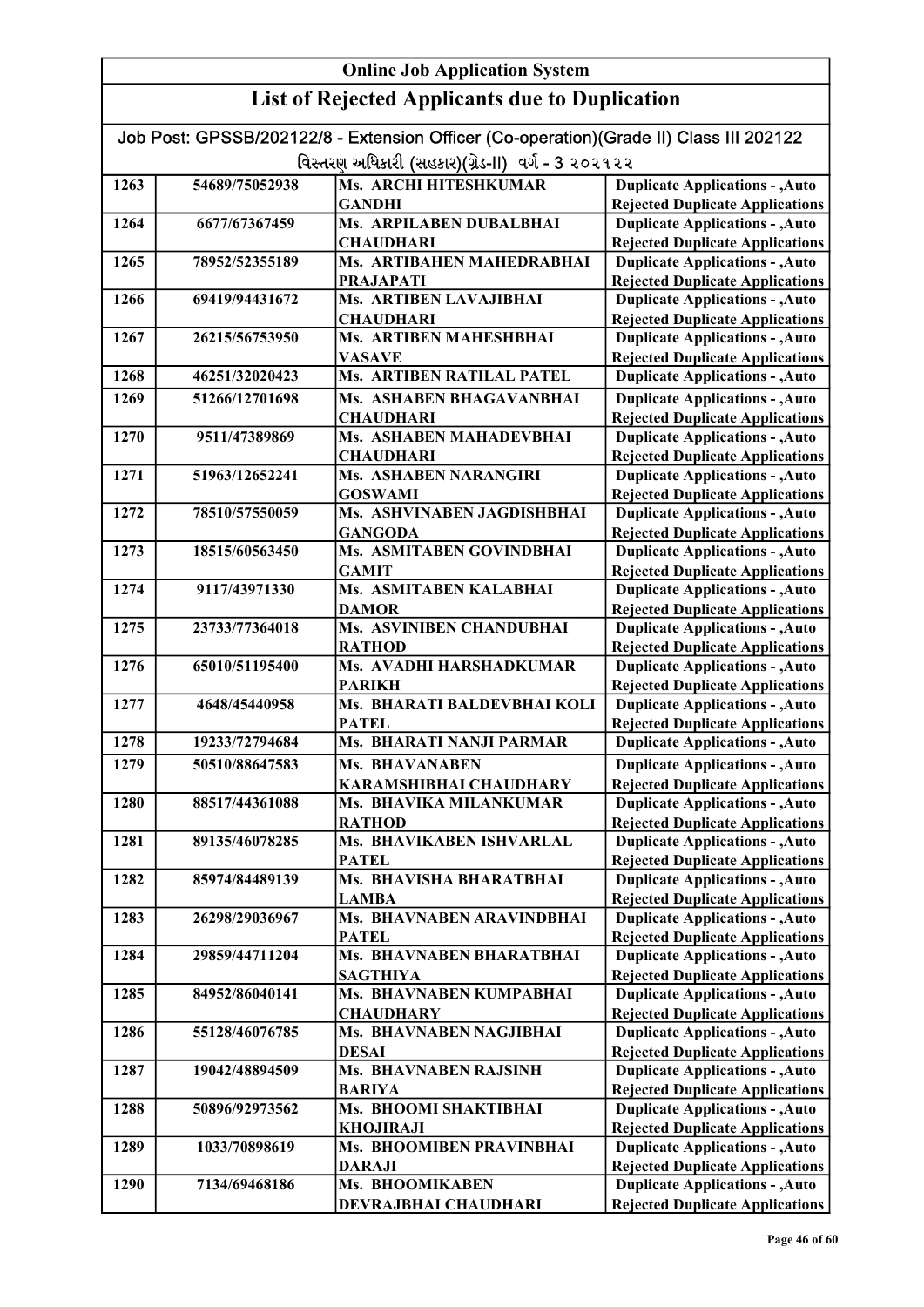# Online Job Application System

## List of Rejected Applicants due to Duplication

Job Post: GPSSB/202122/8 - Extension Officer (Co-operation)(Grade II) Class III 202122

વિસ્તરણ અધિકારી (સહકાર)(ગ્રેડ-II) વર્ગ - 3 ૨૦૨૧૨૨

| | | | |
|---|---|---|---|
| 1263 | 54689/75052938 | Ms. ARCHI HITESHKUMAR GANDHI | Duplicate Applications - ,Auto Rejected Duplicate Applications |
| 1264 | 6677/67367459 | Ms. ARPILABEN DUBALBHAI CHAUDHARI | Duplicate Applications - ,Auto Rejected Duplicate Applications |
| 1265 | 78952/52355189 | Ms. ARTIBAHEN MAHEDRABHAI PRAJAPATI | Duplicate Applications - ,Auto Rejected Duplicate Applications |
| 1266 | 69419/94431672 | Ms. ARTIBEN LAVAJIBHAI CHAUDHARI | Duplicate Applications - ,Auto Rejected Duplicate Applications |
| 1267 | 26215/56753950 | Ms. ARTIBEN MAHESHBHAI VASAVE | Duplicate Applications - ,Auto Rejected Duplicate Applications |
| 1268 | 46251/32020423 | Ms. ARTIBEN RATILAL PATEL | Duplicate Applications - ,Auto |
| 1269 | 51266/12701698 | Ms. ASHABEN BHAGAVANBHAI CHAUDHARI | Duplicate Applications - ,Auto Rejected Duplicate Applications |
| 1270 | 9511/47389869 | Ms. ASHABEN MAHADEVBHAI CHAUDHARI | Duplicate Applications - ,Auto Rejected Duplicate Applications |
| 1271 | 51963/12652241 | Ms. ASHABEN NARANGIRI GOSWAMI | Duplicate Applications - ,Auto Rejected Duplicate Applications |
| 1272 | 78510/57550059 | Ms. ASHVINABEN JAGDISHBHAI GANGODA | Duplicate Applications - ,Auto Rejected Duplicate Applications |
| 1273 | 18515/60563450 | Ms. ASMITABEN GOVINDBHAI GAMIT | Duplicate Applications - ,Auto Rejected Duplicate Applications |
| 1274 | 9117/43971330 | Ms. ASMITABEN KALABHAI DAMOR | Duplicate Applications - ,Auto Rejected Duplicate Applications |
| 1275 | 23733/77364018 | Ms. ASVINIBEN CHANDUBHAI RATHOD | Duplicate Applications - ,Auto Rejected Duplicate Applications |
| 1276 | 65010/51195400 | Ms. AVADHI HARSHADKUMAR PARIKH | Duplicate Applications - ,Auto Rejected Duplicate Applications |
| 1277 | 4648/45440958 | Ms. BHARATI BALDEVBHAI KOLI PATEL | Duplicate Applications - ,Auto Rejected Duplicate Applications |
| 1278 | 19233/72794684 | Ms. BHARATI NANJI PARMAR | Duplicate Applications - ,Auto |
| 1279 | 50510/88647583 | Ms. BHAVANABEN KARAMSHIBHAI CHAUDHARY | Duplicate Applications - ,Auto Rejected Duplicate Applications |
| 1280 | 88517/44361088 | Ms. BHAVIKA MILANKUMAR RATHOD | Duplicate Applications - ,Auto Rejected Duplicate Applications |
| 1281 | 89135/46078285 | Ms. BHAVIKABEN ISHVARLAL PATEL | Duplicate Applications - ,Auto Rejected Duplicate Applications |
| 1282 | 85974/84489139 | Ms. BHAVISHA BHARATBHAI LAMBA | Duplicate Applications - ,Auto Rejected Duplicate Applications |
| 1283 | 26298/29036967 | Ms. BHAVNABEN ARAVINDBHAI PATEL | Duplicate Applications - ,Auto Rejected Duplicate Applications |
| 1284 | 29859/44711204 | Ms. BHAVNABEN BHARATBHAI SAGTHIYA | Duplicate Applications - ,Auto Rejected Duplicate Applications |
| 1285 | 84952/86040141 | Ms. BHAVNABEN KUMPABHAI CHAUDHARY | Duplicate Applications - ,Auto Rejected Duplicate Applications |
| 1286 | 55128/46076785 | Ms. BHAVNABEN NAGJIBHAI DESAI | Duplicate Applications - ,Auto Rejected Duplicate Applications |
| 1287 | 19042/48894509 | Ms. BHAVNABEN RAJSINH BARIYA | Duplicate Applications - ,Auto Rejected Duplicate Applications |
| 1288 | 50896/92973562 | Ms. BHOOMI SHAKTIBHAI KHOJIRAJI | Duplicate Applications - ,Auto Rejected Duplicate Applications |
| 1289 | 1033/70898619 | Ms. BHOOMIBEN PRAVINBHAI DARAJI | Duplicate Applications - ,Auto Rejected Duplicate Applications |
| 1290 | 7134/69468186 | Ms. BHOOMIKABEN DEVRAJBHAI CHAUDHARI | Duplicate Applications - ,Auto Rejected Duplicate Applications |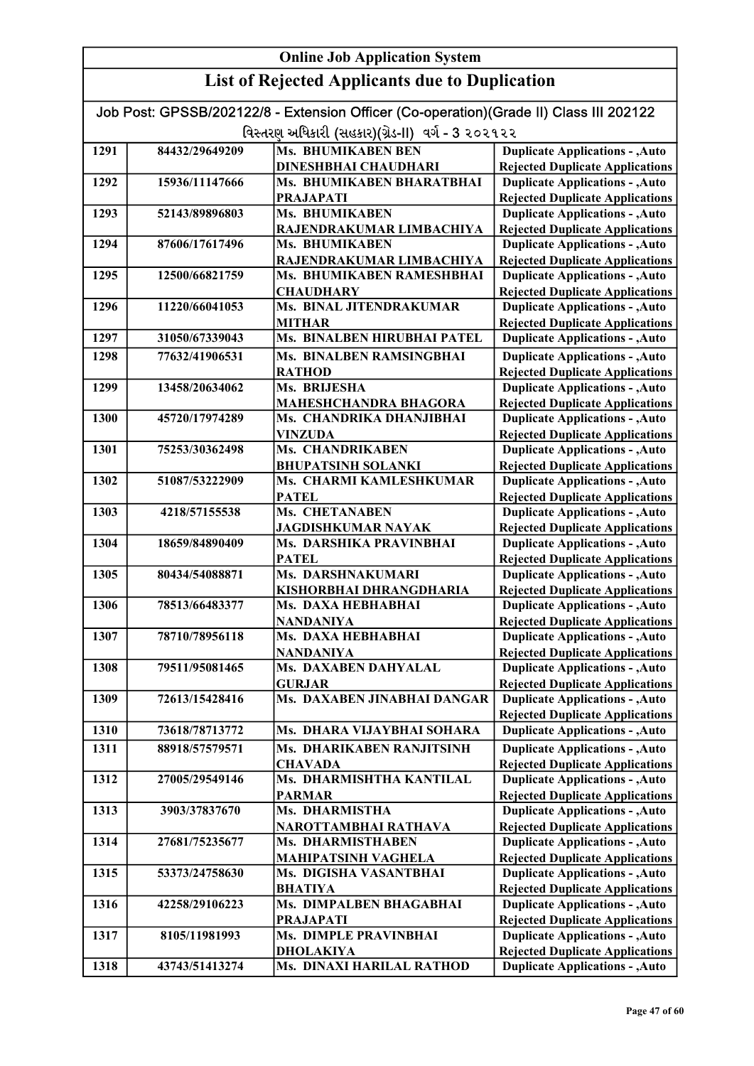| Online Job Application System | | | |
|---|---|---|---|
| **List of Rejected Applicants due to Duplication** | | | |
| Job Post: GPSSB/202122/8 - Extension Officer (Co-operation)(Grade II) Class III 202122 | | | |
| વિસ્તરણ અધિકારી (સહકાર)(ગ્રેડ-II) વર્ગ - 3 ૨૦૨૧૨૨ | | | |
| 1291 | 84432/29649209 | Ms. BHUMIKABEN BEN DINESHBHAI CHAUDHARI | Duplicate Applications - ,Auto Rejected Duplicate Applications |
| 1292 | 15936/11147666 | Ms. BHUMIKABEN BHARATBHAI PRAJAPATI | Duplicate Applications - ,Auto Rejected Duplicate Applications |
| 1293 | 52143/89896803 | Ms. BHUMIKABEN RAJENDRAKUMAR LIMBACHIYA | Duplicate Applications - ,Auto Rejected Duplicate Applications |
| 1294 | 87606/17617496 | Ms. BHUMIKABEN RAJENDRAKUMAR LIMBACHIYA | Duplicate Applications - ,Auto Rejected Duplicate Applications |
| 1295 | 12500/66821759 | Ms. BHUMIKABEN RAMESHBHAI CHAUDHARY | Duplicate Applications - ,Auto Rejected Duplicate Applications |
| 1296 | 11220/66041053 | Ms. BINAL JITENDRAKUMAR MITHAR | Duplicate Applications - ,Auto Rejected Duplicate Applications |
| 1297 | 31050/67339043 | Ms. BINALBEN HIRUBHAI PATEL | Duplicate Applications - ,Auto |
| 1298 | 77632/41906531 | Ms. BINALBEN RAMSINGBHAI RATHOD | Duplicate Applications - ,Auto Rejected Duplicate Applications |
| 1299 | 13458/20634062 | Ms. BRIJESHA MAHESHCHANDRA BHAGORA | Duplicate Applications - ,Auto Rejected Duplicate Applications |
| 1300 | 45720/17974289 | Ms. CHANDRIKA DHANJIBHAI VINZUDA | Duplicate Applications - ,Auto Rejected Duplicate Applications |
| 1301 | 75253/30362498 | Ms. CHANDRIKABEN BHUPATSINH SOLANKI | Duplicate Applications - ,Auto Rejected Duplicate Applications |
| 1302 | 51087/53222909 | Ms. CHARMI KAMLESHKUMAR PATEL | Duplicate Applications - ,Auto Rejected Duplicate Applications |
| 1303 | 4218/57155538 | Ms. CHETANABEN JAGDISHKUMAR NAYAK | Duplicate Applications - ,Auto Rejected Duplicate Applications |
| 1304 | 18659/84890409 | Ms. DARSHIKA PRAVINBHAI PATEL | Duplicate Applications - ,Auto Rejected Duplicate Applications |
| 1305 | 80434/54088871 | Ms. DARSHNAKUMARI KISHORBHAI DHRANGDHARIA | Duplicate Applications - ,Auto Rejected Duplicate Applications |
| 1306 | 78513/66483377 | Ms. DAXA HEBHABHAI NANDANIYA | Duplicate Applications - ,Auto Rejected Duplicate Applications |
| 1307 | 78710/78956118 | Ms. DAXA HEBHABHAI NANDANIYA | Duplicate Applications - ,Auto Rejected Duplicate Applications |
| 1308 | 79511/95081465 | Ms. DAXABEN DAHYALAL GURJAR | Duplicate Applications - ,Auto Rejected Duplicate Applications |
| 1309 | 72613/15428416 | Ms. DAXABEN JINABHAI DANGAR | Duplicate Applications - ,Auto Rejected Duplicate Applications |
| 1310 | 73618/78713772 | Ms. DHARA VIJAYBHAI SOHARA | Duplicate Applications - ,Auto |
| 1311 | 88918/57579571 | Ms. DHARIKABEN RANJITSINH CHAVADA | Duplicate Applications - ,Auto Rejected Duplicate Applications |
| 1312 | 27005/29549146 | Ms. DHARMISHTHA KANTILAL PARMAR | Duplicate Applications - ,Auto Rejected Duplicate Applications |
| 1313 | 3903/37837670 | Ms. DHARMISTHA NAROTTAMBHAI RATHAVA | Duplicate Applications - ,Auto Rejected Duplicate Applications |
| 1314 | 27681/75235677 | Ms. DHARMISTHABEN MAHIPATSINH VAGHELA | Duplicate Applications - ,Auto Rejected Duplicate Applications |
| 1315 | 53373/24758630 | Ms. DIGISHA VASANTBHAI BHATIYA | Duplicate Applications - ,Auto Rejected Duplicate Applications |
| 1316 | 42258/29106223 | Ms. DIMPALBEN BHAGABHAI PRAJAPATI | Duplicate Applications - ,Auto Rejected Duplicate Applications |
| 1317 | 8105/11981993 | Ms. DIMPLE PRAVINBHAI DHOLAKIYA | Duplicate Applications - ,Auto Rejected Duplicate Applications |
| 1318 | 43743/51413274 | Ms. DINAXI HARILAL RATHOD | Duplicate Applications - ,Auto |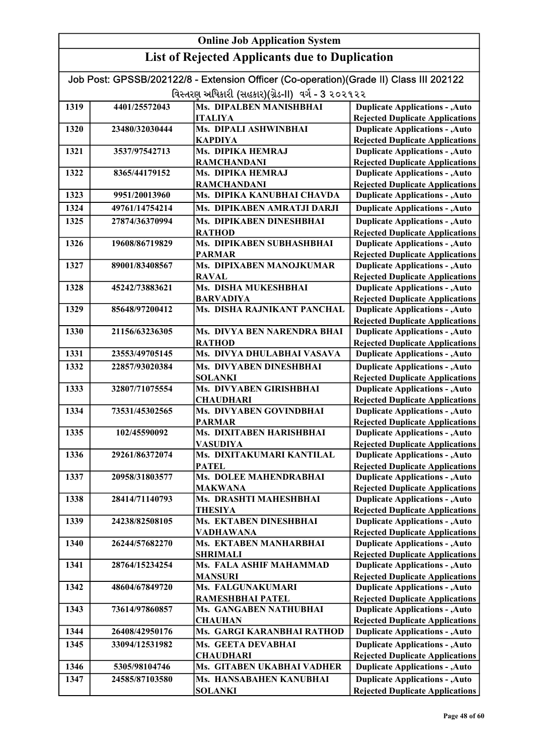## Online Job Application System

## List of Rejected Applicants due to Duplication

Job Post: GPSSB/202122/8 - Extension Officer (Co-operation)(Grade II) Class III 202122

વિસ્તરણ અધિકારી (સહકાર)(ગ્રેડ-II) વર્ગ - 3 ૨૦૨૧૨૨

| | | | |
|---|---|---|---|
| 1319 | 4401/25572043 | Ms. DIPALBEN MANISHBHAI ITALIYA | Duplicate Applications - ,Auto Rejected Duplicate Applications |
| 1320 | 23480/32030444 | Ms. DIPALI ASHWINBHAI KAPDIYA | Duplicate Applications - ,Auto Rejected Duplicate Applications |
| 1321 | 3537/97542713 | Ms. DIPIKA HEMRAJ RAMCHANDANI | Duplicate Applications - ,Auto Rejected Duplicate Applications |
| 1322 | 8365/44179152 | Ms. DIPIKA HEMRAJ RAMCHANDANI | Duplicate Applications - ,Auto Rejected Duplicate Applications |
| 1323 | 9951/20013960 | Ms. DIPIKA KANUBHAI CHAVDA | Duplicate Applications - ,Auto |
| 1324 | 49761/14754214 | Ms. DIPIKABEN AMRATJI DARJI | Duplicate Applications - ,Auto |
| 1325 | 27874/36370994 | Ms. DIPIKABEN DINESHBHAI RATHOD | Duplicate Applications - ,Auto Rejected Duplicate Applications |
| 1326 | 19608/86719829 | Ms. DIPIKABEN SUBHASHBHAI PARMAR | Duplicate Applications - ,Auto Rejected Duplicate Applications |
| 1327 | 89001/83408567 | Ms. DIPIXABEN MANOJKUMAR RAVAL | Duplicate Applications - ,Auto Rejected Duplicate Applications |
| 1328 | 45242/73883621 | Ms. DISHA MUKESHBHAI BARVADIYA | Duplicate Applications - ,Auto Rejected Duplicate Applications |
| 1329 | 85648/97200412 | Ms. DISHA RAJNIKANT PANCHAL | Duplicate Applications - ,Auto Rejected Duplicate Applications |
| 1330 | 21156/63236305 | Ms. DIVYA BEN NARENDRA BHAI RATHOD | Duplicate Applications - ,Auto Rejected Duplicate Applications |
| 1331 | 23553/49705145 | Ms. DIVYA DHULABHAI VASAVA | Duplicate Applications - ,Auto |
| 1332 | 22857/93020384 | Ms. DIVYABEN DINESHBHAI SOLANKI | Duplicate Applications - ,Auto Rejected Duplicate Applications |
| 1333 | 32807/71075554 | Ms. DIVYABEN GIRISHBHAI CHAUDHARI | Duplicate Applications - ,Auto Rejected Duplicate Applications |
| 1334 | 73531/45302565 | Ms. DIVYABEN GOVINDBHAI PARMAR | Duplicate Applications - ,Auto Rejected Duplicate Applications |
| 1335 | 102/45590092 | Ms. DIXITABEN HARISHBHAI VASUDIYA | Duplicate Applications - ,Auto Rejected Duplicate Applications |
| 1336 | 29261/86372074 | Ms. DIXITAKUMARI KANTILAL PATEL | Duplicate Applications - ,Auto Rejected Duplicate Applications |
| 1337 | 20958/31803577 | Ms. DOLEE MAHENDRABHAI MAKWANA | Duplicate Applications - ,Auto Rejected Duplicate Applications |
| 1338 | 28414/71140793 | Ms. DRASHTI MAHESHBHAI THESIYA | Duplicate Applications - ,Auto Rejected Duplicate Applications |
| 1339 | 24238/82508105 | Ms. EKTABEN DINESHBHAI VADHAWANA | Duplicate Applications - ,Auto Rejected Duplicate Applications |
| 1340 | 26244/57682270 | Ms. EKTABEN MANHARBHAI SHRIMALI | Duplicate Applications - ,Auto Rejected Duplicate Applications |
| 1341 | 28764/15234254 | Ms. FALA ASHIF MAHAMMAD MANSURI | Duplicate Applications - ,Auto Rejected Duplicate Applications |
| 1342 | 48604/67849720 | Ms. FALGUNAKUMARI RAMESHBHAI PATEL | Duplicate Applications - ,Auto Rejected Duplicate Applications |
| 1343 | 73614/97860857 | Ms. GANGABEN NATHUBHAI CHAUHAN | Duplicate Applications - ,Auto Rejected Duplicate Applications |
| 1344 | 26408/42950176 | Ms. GARGI KARANBHAI RATHOD | Duplicate Applications - ,Auto |
| 1345 | 33094/12531982 | Ms. GEETA DEVABHAI CHAUDHARI | Duplicate Applications - ,Auto Rejected Duplicate Applications |
| 1346 | 5305/98104746 | Ms. GITABEN UKABHAI VADHER | Duplicate Applications - ,Auto |
| 1347 | 24585/87103580 | Ms. HANSABAHEN KANUBHAI SOLANKI | Duplicate Applications - ,Auto Rejected Duplicate Applications |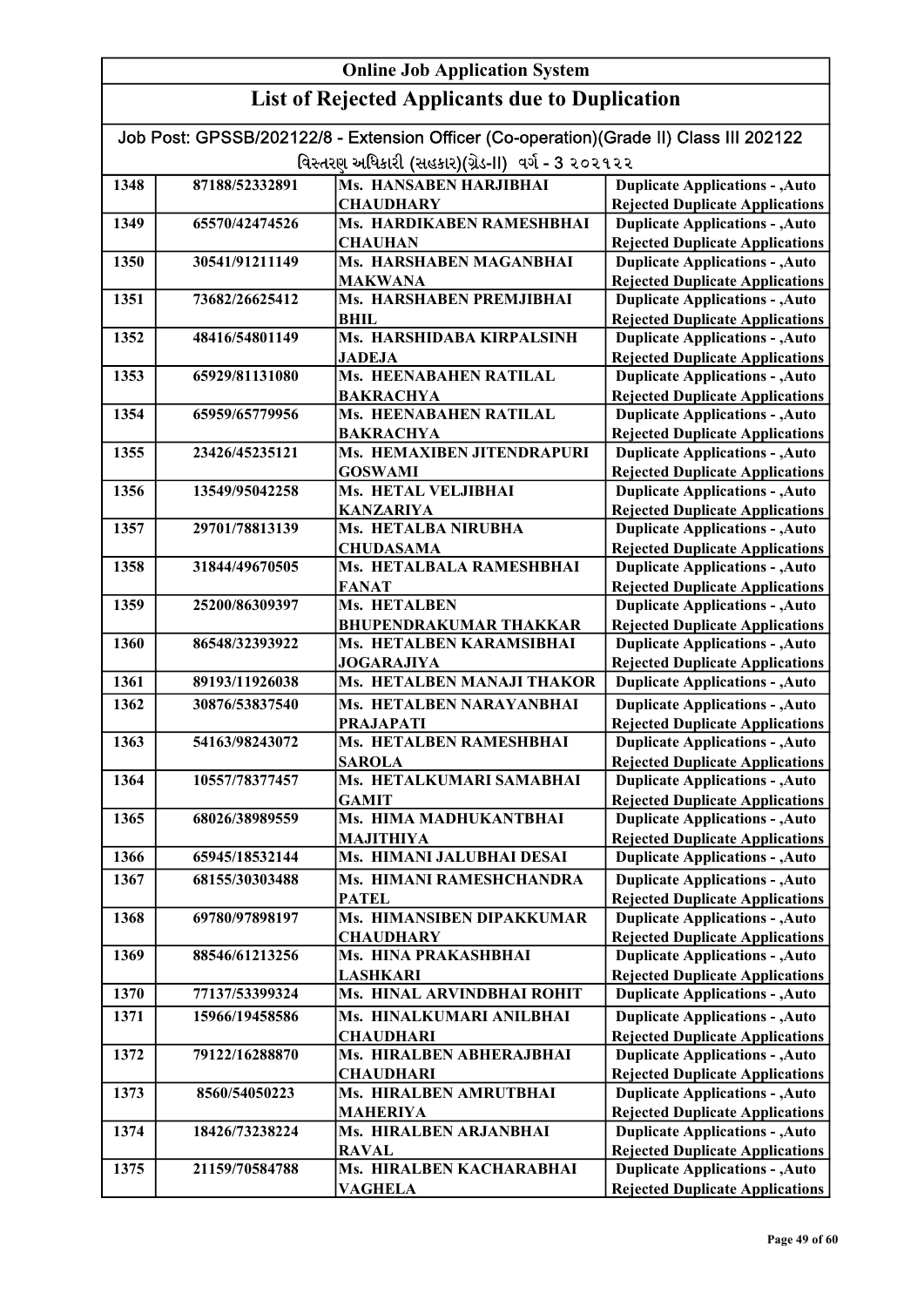## Online Job Application System

## List of Rejected Applicants due to Duplication

Job Post: GPSSB/202122/8 - Extension Officer (Co-operation)(Grade II) Class III 202122

વિસ્તરણ અધિકારી (સહકાર)(ગ્રેડ-II) વર્ગ - 3 ૨૦૨૧૨૨

| | | | |
|---|---|---|---|
| 1348 | 87188/52332891 | Ms. HANSABEN HARJIBHAI CHAUDHARY | Duplicate Applications - ,Auto Rejected Duplicate Applications |
| 1349 | 65570/42474526 | Ms. HARDIKABEN RAMESHBHAI CHAUHAN | Duplicate Applications - ,Auto Rejected Duplicate Applications |
| 1350 | 30541/91211149 | Ms. HARSHABEN MAGANBHAI MAKWANA | Duplicate Applications - ,Auto Rejected Duplicate Applications |
| 1351 | 73682/26625412 | Ms. HARSHABEN PREMJIBHAI BHIL | Duplicate Applications - ,Auto Rejected Duplicate Applications |
| 1352 | 48416/54801149 | Ms. HARSHIDABA KIRPALSINH JADEJA | Duplicate Applications - ,Auto Rejected Duplicate Applications |
| 1353 | 65929/81131080 | Ms. HEENABAHEN RATILAL BAKRACHYA | Duplicate Applications - ,Auto Rejected Duplicate Applications |
| 1354 | 65959/65779956 | Ms. HEENABAHEN RATILAL BAKRACHYA | Duplicate Applications - ,Auto Rejected Duplicate Applications |
| 1355 | 23426/45235121 | Ms. HEMAXIBEN JITENDRAPURI GOSWAMI | Duplicate Applications - ,Auto Rejected Duplicate Applications |
| 1356 | 13549/95042258 | Ms. HETAL VELJIBHAI KANZARIYA | Duplicate Applications - ,Auto Rejected Duplicate Applications |
| 1357 | 29701/78813139 | Ms. HETALBA NIRUBHA CHUDASAMA | Duplicate Applications - ,Auto Rejected Duplicate Applications |
| 1358 | 31844/49670505 | Ms. HETALBALA RAMESHBHAI FANAT | Duplicate Applications - ,Auto Rejected Duplicate Applications |
| 1359 | 25200/86309397 | Ms. HETALBEN BHUPENDRAKUMAR THAKKAR | Duplicate Applications - ,Auto Rejected Duplicate Applications |
| 1360 | 86548/32393922 | Ms. HETALBEN KARAMSIBHAI JOGARAJIYA | Duplicate Applications - ,Auto Rejected Duplicate Applications |
| 1361 | 89193/11926038 | Ms. HETALBEN MANAJI THAKOR | Duplicate Applications - ,Auto |
| 1362 | 30876/53837540 | Ms. HETALBEN NARAYANBHAI PRAJAPATI | Duplicate Applications - ,Auto Rejected Duplicate Applications |
| 1363 | 54163/98243072 | Ms. HETALBEN RAMESHBHAI SAROLA | Duplicate Applications - ,Auto Rejected Duplicate Applications |
| 1364 | 10557/78377457 | Ms. HETALKUMARI SAMABHAI GAMIT | Duplicate Applications - ,Auto Rejected Duplicate Applications |
| 1365 | 68026/38989559 | Ms. HIMA MADHUKANTBHAI MAJITHIYA | Duplicate Applications - ,Auto Rejected Duplicate Applications |
| 1366 | 65945/18532144 | Ms. HIMANI JALUBHAI DESAI | Duplicate Applications - ,Auto |
| 1367 | 68155/30303488 | Ms. HIMANI RAMESHCHANDRA PATEL | Duplicate Applications - ,Auto Rejected Duplicate Applications |
| 1368 | 69780/97898197 | Ms. HIMANSIBEN DIPAKKUMAR CHAUDHARY | Duplicate Applications - ,Auto Rejected Duplicate Applications |
| 1369 | 88546/61213256 | Ms. HINA PRAKASHBHAI LASHKARI | Duplicate Applications - ,Auto Rejected Duplicate Applications |
| 1370 | 77137/53399324 | Ms. HINAL ARVINDBHAI ROHIT | Duplicate Applications - ,Auto |
| 1371 | 15966/19458586 | Ms. HINALKUMARI ANILBHAI CHAUDHARI | Duplicate Applications - ,Auto Rejected Duplicate Applications |
| 1372 | 79122/16288870 | Ms. HIRALBEN ABHERAJBHAI CHAUDHARI | Duplicate Applications - ,Auto Rejected Duplicate Applications |
| 1373 | 8560/54050223 | Ms. HIRALBEN AMRUTBHAI MAHERIYA | Duplicate Applications - ,Auto Rejected Duplicate Applications |
| 1374 | 18426/73238224 | Ms. HIRALBEN ARJANBHAI RAVAL | Duplicate Applications - ,Auto Rejected Duplicate Applications |
| 1375 | 21159/70584788 | Ms. HIRALBEN KACHARABHAI VAGHELA | Duplicate Applications - ,Auto Rejected Duplicate Applications |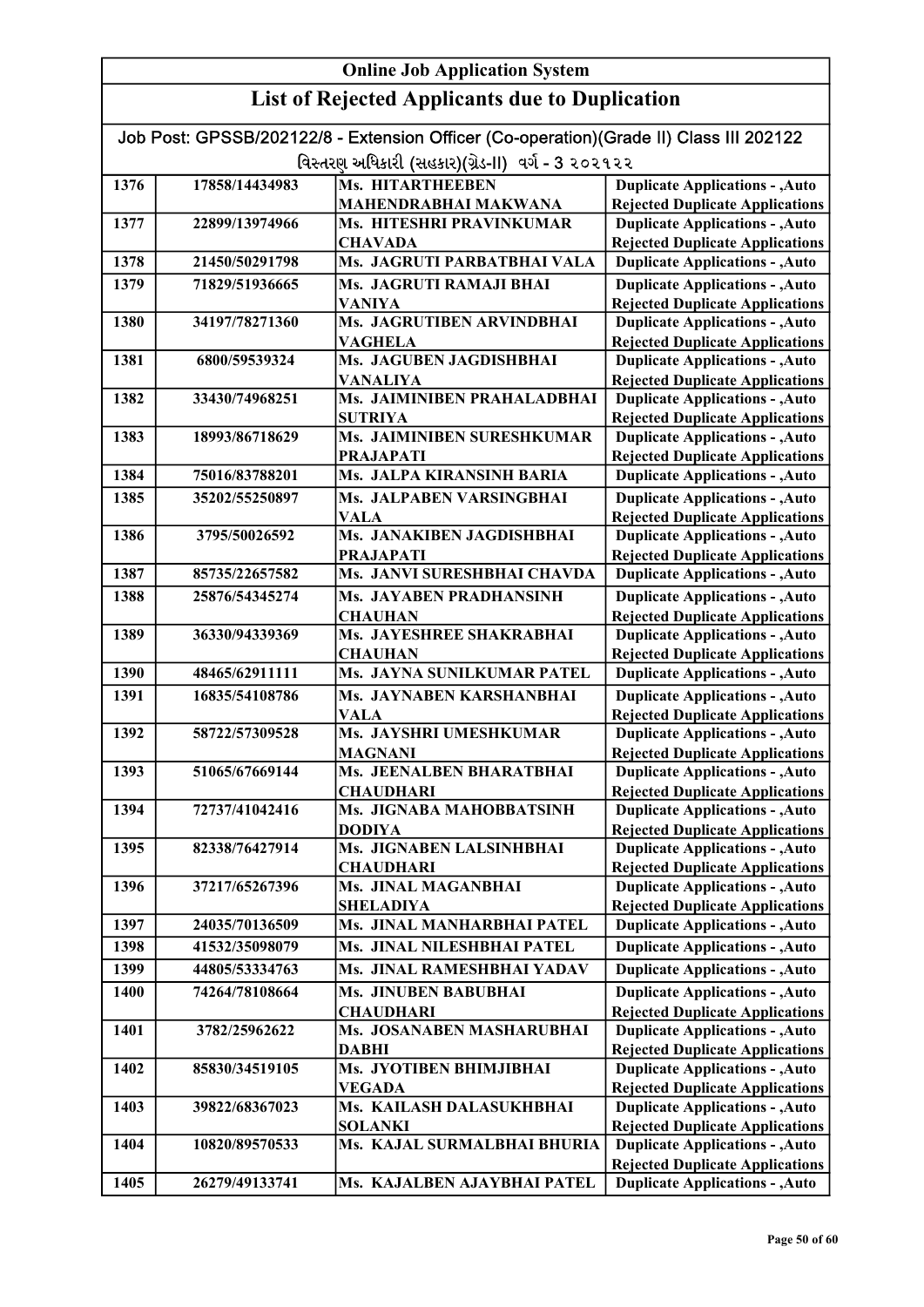# Online Job Application System

## List of Rejected Applicants due to Duplication

Job Post: GPSSB/202122/8 - Extension Officer (Co-operation)(Grade II) Class III 202122

વિસ્તરણ અધિકારી (સહકાર)(ગ્રેડ-II) વર્ગ - 3 ૨૦૨૧૨૨

| | | | |
|---|---|---|---|
| 1376 | 17858/14434983 | Ms. HITARTHEEBEN MAHENDRABHAI MAKWANA | Duplicate Applications - ,Auto Rejected Duplicate Applications |
| 1377 | 22899/13974966 | Ms. HITESHRI PRAVINKUMAR CHAVADA | Duplicate Applications - ,Auto Rejected Duplicate Applications |
| 1378 | 21450/50291798 | Ms. JAGRUTI PARBATBHAI VALA | Duplicate Applications - ,Auto |
| 1379 | 71829/51936665 | Ms. JAGRUTI RAMAJI BHAI VANIYA | Duplicate Applications - ,Auto Rejected Duplicate Applications |
| 1380 | 34197/78271360 | Ms. JAGRUTIBEN ARVINDBHAI VAGHELA | Duplicate Applications - ,Auto Rejected Duplicate Applications |
| 1381 | 6800/59539324 | Ms. JAGUBEN JAGDISHBHAI VANALIYA | Duplicate Applications - ,Auto Rejected Duplicate Applications |
| 1382 | 33430/74968251 | Ms. JAIMINIBEN PRAHALADBHAI SUTRIYA | Duplicate Applications - ,Auto Rejected Duplicate Applications |
| 1383 | 18993/86718629 | Ms. JAIMINIBEN SURESHKUMAR PRAJAPATI | Duplicate Applications - ,Auto Rejected Duplicate Applications |
| 1384 | 75016/83788201 | Ms. JALPA KIRANSINH BARIA | Duplicate Applications - ,Auto |
| 1385 | 35202/55250897 | Ms. JALPABEN VARSINGBHAI VALA | Duplicate Applications - ,Auto Rejected Duplicate Applications |
| 1386 | 3795/50026592 | Ms. JANAKIBEN JAGDISHBHAI PRAJAPATI | Duplicate Applications - ,Auto Rejected Duplicate Applications |
| 1387 | 85735/22657582 | Ms. JANVI SURESHBHAI CHAVDA | Duplicate Applications - ,Auto |
| 1388 | 25876/54345274 | Ms. JAYABEN PRADHANSINH CHAUHAN | Duplicate Applications - ,Auto Rejected Duplicate Applications |
| 1389 | 36330/94339369 | Ms. JAYESHREE SHAKRABHAI CHAUHAN | Duplicate Applications - ,Auto Rejected Duplicate Applications |
| 1390 | 48465/62911111 | Ms. JAYNA SUNILKUMAR PATEL | Duplicate Applications - ,Auto |
| 1391 | 16835/54108786 | Ms. JAYNABEN KARSHANBHAI VALA | Duplicate Applications - ,Auto Rejected Duplicate Applications |
| 1392 | 58722/57309528 | Ms. JAYSHRI UMESHKUMAR MAGNANI | Duplicate Applications - ,Auto Rejected Duplicate Applications |
| 1393 | 51065/67669144 | Ms. JEENALBEN BHARATBHAI CHAUDHARI | Duplicate Applications - ,Auto Rejected Duplicate Applications |
| 1394 | 72737/41042416 | Ms. JIGNABA MAHOBBATSINH DODIYA | Duplicate Applications - ,Auto Rejected Duplicate Applications |
| 1395 | 82338/76427914 | Ms. JIGNABEN LALSINHBHAI CHAUDHARI | Duplicate Applications - ,Auto Rejected Duplicate Applications |
| 1396 | 37217/65267396 | Ms. JINAL MAGANBHAI SHELADIYA | Duplicate Applications - ,Auto Rejected Duplicate Applications |
| 1397 | 24035/70136509 | Ms. JINAL MANHARBHAI PATEL | Duplicate Applications - ,Auto |
| 1398 | 41532/35098079 | Ms. JINAL NILESHBHAI PATEL | Duplicate Applications - ,Auto |
| 1399 | 44805/53334763 | Ms. JINAL RAMESHBHAI YADAV | Duplicate Applications - ,Auto |
| 1400 | 74264/78108664 | Ms. JINUBEN BABUBHAI CHAUDHARI | Duplicate Applications - ,Auto Rejected Duplicate Applications |
| 1401 | 3782/25962622 | Ms. JOSANABEN MASHARUBHAI DABHI | Duplicate Applications - ,Auto Rejected Duplicate Applications |
| 1402 | 85830/34519105 | Ms. JYOTIBEN BHIMJIBHAI VEGADA | Duplicate Applications - ,Auto Rejected Duplicate Applications |
| 1403 | 39822/68367023 | Ms. KAILASH DALASUKHBHAI SOLANKI | Duplicate Applications - ,Auto Rejected Duplicate Applications |
| 1404 | 10820/89570533 | Ms. KAJAL SURMALBHAI BHURIA | Duplicate Applications - ,Auto Rejected Duplicate Applications |
| 1405 | 26279/49133741 | Ms. KAJALBEN AJAYBHAI PATEL | Duplicate Applications - ,Auto |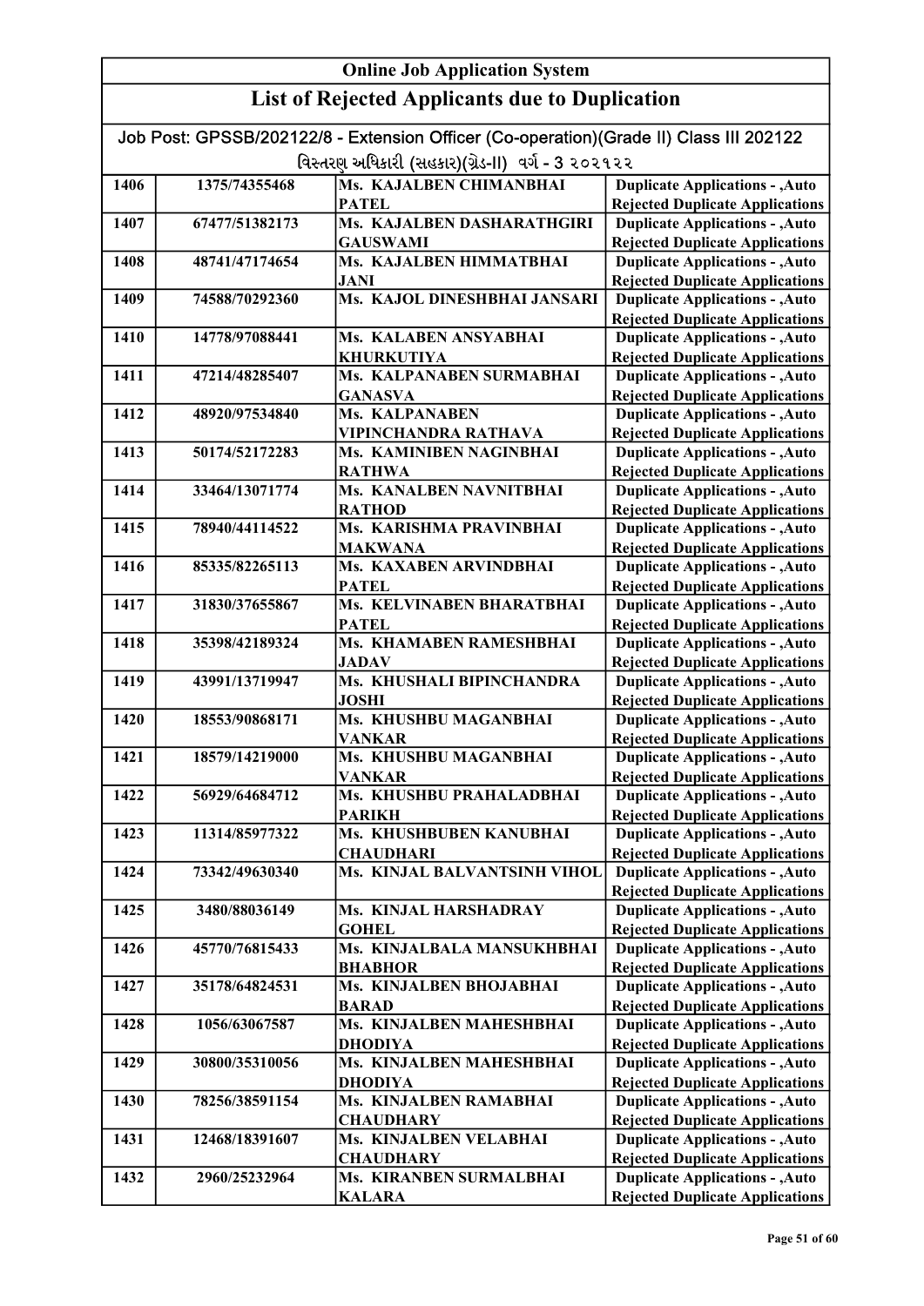# Online Job Application System

## List of Rejected Applicants due to Duplication

Job Post: GPSSB/202122/8 - Extension Officer (Co-operation)(Grade II) Class III 202122

વિસ્તરણ અધિકારી (સહકાર)(ગ્રેડ-II) વર્ગ - 3 ૨૦૨૧૨૨

| | | | |
|---|---|---|---|
| 1406 | 1375/74355468 | Ms. KAJALBEN CHIMANBHAI PATEL | Duplicate Applications - ,Auto Rejected Duplicate Applications |
| 1407 | 67477/51382173 | Ms. KAJALBEN DASHARATHGIRI GAUSWAMI | Duplicate Applications - ,Auto Rejected Duplicate Applications |
| 1408 | 48741/47174654 | Ms. KAJALBEN HIMMATBHAI JANI | Duplicate Applications - ,Auto Rejected Duplicate Applications |
| 1409 | 74588/70292360 | Ms. KAJOL DINESHBHAI JANSARI | Duplicate Applications - ,Auto Rejected Duplicate Applications |
| 1410 | 14778/97088441 | Ms. KALABEN ANSYABHAI KHURKUTIYA | Duplicate Applications - ,Auto Rejected Duplicate Applications |
| 1411 | 47214/48285407 | Ms. KALPANABEN SURMABHAI GANASVA | Duplicate Applications - ,Auto Rejected Duplicate Applications |
| 1412 | 48920/97534840 | Ms. KALPANABEN VIPINCHANDRA RATHAVA | Duplicate Applications - ,Auto Rejected Duplicate Applications |
| 1413 | 50174/52172283 | Ms. KAMINIBEN NAGINBHAI RATHWA | Duplicate Applications - ,Auto Rejected Duplicate Applications |
| 1414 | 33464/13071774 | Ms. KANALBEN NAVNITBHAI RATHOD | Duplicate Applications - ,Auto Rejected Duplicate Applications |
| 1415 | 78940/44114522 | Ms. KARISHMA PRAVINBHAI MAKWANA | Duplicate Applications - ,Auto Rejected Duplicate Applications |
| 1416 | 85335/82265113 | Ms. KAXABEN ARVINDBHAI PATEL | Duplicate Applications - ,Auto Rejected Duplicate Applications |
| 1417 | 31830/37655867 | Ms. KELVINABEN BHARATBHAI PATEL | Duplicate Applications - ,Auto Rejected Duplicate Applications |
| 1418 | 35398/42189324 | Ms. KHAMABEN RAMESHBHAI JADAV | Duplicate Applications - ,Auto Rejected Duplicate Applications |
| 1419 | 43991/13719947 | Ms. KHUSHALI BIPINCHANDRA JOSHI | Duplicate Applications - ,Auto Rejected Duplicate Applications |
| 1420 | 18553/90868171 | Ms. KHUSHBU MAGANBHAI VANKAR | Duplicate Applications - ,Auto Rejected Duplicate Applications |
| 1421 | 18579/14219000 | Ms. KHUSHBU MAGANBHAI VANKAR | Duplicate Applications - ,Auto Rejected Duplicate Applications |
| 1422 | 56929/64684712 | Ms. KHUSHBU PRAHALADBHAI PARIKH | Duplicate Applications - ,Auto Rejected Duplicate Applications |
| 1423 | 11314/85977322 | Ms. KHUSHBUBEN KANUBHAI CHAUDHARI | Duplicate Applications - ,Auto Rejected Duplicate Applications |
| 1424 | 73342/49630340 | Ms. KINJAL BALVANTSINH VIHOL | Duplicate Applications - ,Auto Rejected Duplicate Applications |
| 1425 | 3480/88036149 | Ms. KINJAL HARSHADRAY GOHEL | Duplicate Applications - ,Auto Rejected Duplicate Applications |
| 1426 | 45770/76815433 | Ms. KINJALBALA MANSUKHBHAI BHABHOR | Duplicate Applications - ,Auto Rejected Duplicate Applications |
| 1427 | 35178/64824531 | Ms. KINJALBEN BHOJABHAI BARAD | Duplicate Applications - ,Auto Rejected Duplicate Applications |
| 1428 | 1056/63067587 | Ms. KINJALBEN MAHESHBHAI DHODIYA | Duplicate Applications - ,Auto Rejected Duplicate Applications |
| 1429 | 30800/35310056 | Ms. KINJALBEN MAHESHBHAI DHODIYA | Duplicate Applications - ,Auto Rejected Duplicate Applications |
| 1430 | 78256/38591154 | Ms. KINJALBEN RAMABHAI CHAUDHARY | Duplicate Applications - ,Auto Rejected Duplicate Applications |
| 1431 | 12468/18391607 | Ms. KINJALBEN VELABHAI CHAUDHARY | Duplicate Applications - ,Auto Rejected Duplicate Applications |
| 1432 | 2960/25232964 | Ms. KIRANBEN SURMALBHAI KALARA | Duplicate Applications - ,Auto Rejected Duplicate Applications |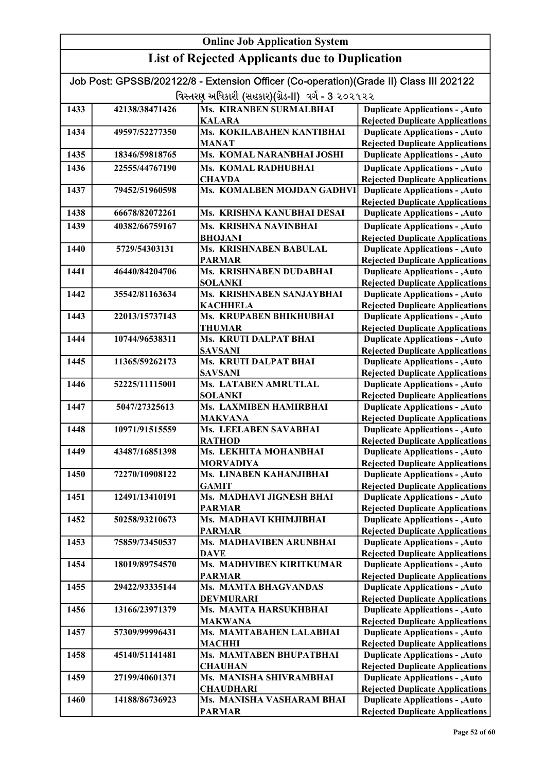# Online Job Application System

## List of Rejected Applicants due to Duplication

Job Post: GPSSB/202122/8 - Extension Officer (Co-operation)(Grade II) Class III 202122

વિસ્તરણ અધિકારી (સહકાર)(ગ્રેડ-II) વર્ગ - 3 ૨૦૨૧૨૨

| | | | |
|---|---|---|---|
| 1433 | 42138/38471426 | Ms. KIRANBEN SURMALBHAI KALARA | Duplicate Applications - ,Auto Rejected Duplicate Applications |
| 1434 | 49597/52277350 | Ms. KOKILABAHEN KANTIBHAI MANAT | Duplicate Applications - ,Auto Rejected Duplicate Applications |
| 1435 | 18346/59818765 | Ms. KOMAL NARANBHAI JOSHI | Duplicate Applications - ,Auto |
| 1436 | 22555/44767190 | Ms. KOMAL RADHUBHAI CHAVDA | Duplicate Applications - ,Auto Rejected Duplicate Applications |
| 1437 | 79452/51960598 | Ms. KOMALBEN MOJDAN GADHVI | Duplicate Applications - ,Auto Rejected Duplicate Applications |
| 1438 | 66678/82072261 | Ms. KRISHNA KANUBHAI DESAI | Duplicate Applications - ,Auto |
| 1439 | 40382/66759167 | Ms. KRISHNA NAVINBHAI BHOJANI | Duplicate Applications - ,Auto Rejected Duplicate Applications |
| 1440 | 5729/54303131 | Ms. KRISHNABEN BABULAL PARMAR | Duplicate Applications - ,Auto Rejected Duplicate Applications |
| 1441 | 46440/84204706 | Ms. KRISHNABEN DUDABHAI SOLANKI | Duplicate Applications - ,Auto Rejected Duplicate Applications |
| 1442 | 35542/81163634 | Ms. KRISHNABEN SANJAYBHAI KACHHELA | Duplicate Applications - ,Auto Rejected Duplicate Applications |
| 1443 | 22013/15737143 | Ms. KRUPABEN BHIKHUBHAI THUMAR | Duplicate Applications - ,Auto Rejected Duplicate Applications |
| 1444 | 10744/96538311 | Ms. KRUTI DALPAT BHAI SAVSANI | Duplicate Applications - ,Auto Rejected Duplicate Applications |
| 1445 | 11365/59262173 | Ms. KRUTI DALPAT BHAI SAVSANI | Duplicate Applications - ,Auto Rejected Duplicate Applications |
| 1446 | 52225/11115001 | Ms. LATABEN AMRUTLAL SOLANKI | Duplicate Applications - ,Auto Rejected Duplicate Applications |
| 1447 | 5047/27325613 | Ms. LAXMIBEN HAMIRBHAI MAKVANA | Duplicate Applications - ,Auto Rejected Duplicate Applications |
| 1448 | 10971/91515559 | Ms. LEELABEN SAVABHAI RATHOD | Duplicate Applications - ,Auto Rejected Duplicate Applications |
| 1449 | 43487/16851398 | Ms. LEKHITA MOHANBHAI MORVADIYA | Duplicate Applications - ,Auto Rejected Duplicate Applications |
| 1450 | 72270/10908122 | Ms. LINABEN KAHANJIBHAI GAMIT | Duplicate Applications - ,Auto Rejected Duplicate Applications |
| 1451 | 12491/13410191 | Ms. MADHAVI JIGNESH BHAI PARMAR | Duplicate Applications - ,Auto Rejected Duplicate Applications |
| 1452 | 50258/93210673 | Ms. MADHAVI KHIMJIBHAI PARMAR | Duplicate Applications - ,Auto Rejected Duplicate Applications |
| 1453 | 75859/73450537 | Ms. MADHAVIBEN ARUNBHAI DAVE | Duplicate Applications - ,Auto Rejected Duplicate Applications |
| 1454 | 18019/89754570 | Ms. MADHVIBEN KIRITKUMAR PARMAR | Duplicate Applications - ,Auto Rejected Duplicate Applications |
| 1455 | 29422/93335144 | Ms. MAMTA BHAGVANDAS DEVMURARI | Duplicate Applications - ,Auto Rejected Duplicate Applications |
| 1456 | 13166/23971379 | Ms. MAMTA HARSUKHBHAI MAKWANA | Duplicate Applications - ,Auto Rejected Duplicate Applications |
| 1457 | 57309/99996431 | Ms. MAMTABAHEN LALABHAI MACHHI | Duplicate Applications - ,Auto Rejected Duplicate Applications |
| 1458 | 45140/51141481 | Ms. MAMTABEN BHUPATBHAI CHAUHAN | Duplicate Applications - ,Auto Rejected Duplicate Applications |
| 1459 | 27199/40601371 | Ms. MANISHA SHIVRAMBHAI CHAUDHARI | Duplicate Applications - ,Auto Rejected Duplicate Applications |
| 1460 | 14188/86736923 | Ms. MANISHA VASHARAM BHAI PARMAR | Duplicate Applications - ,Auto Rejected Duplicate Applications |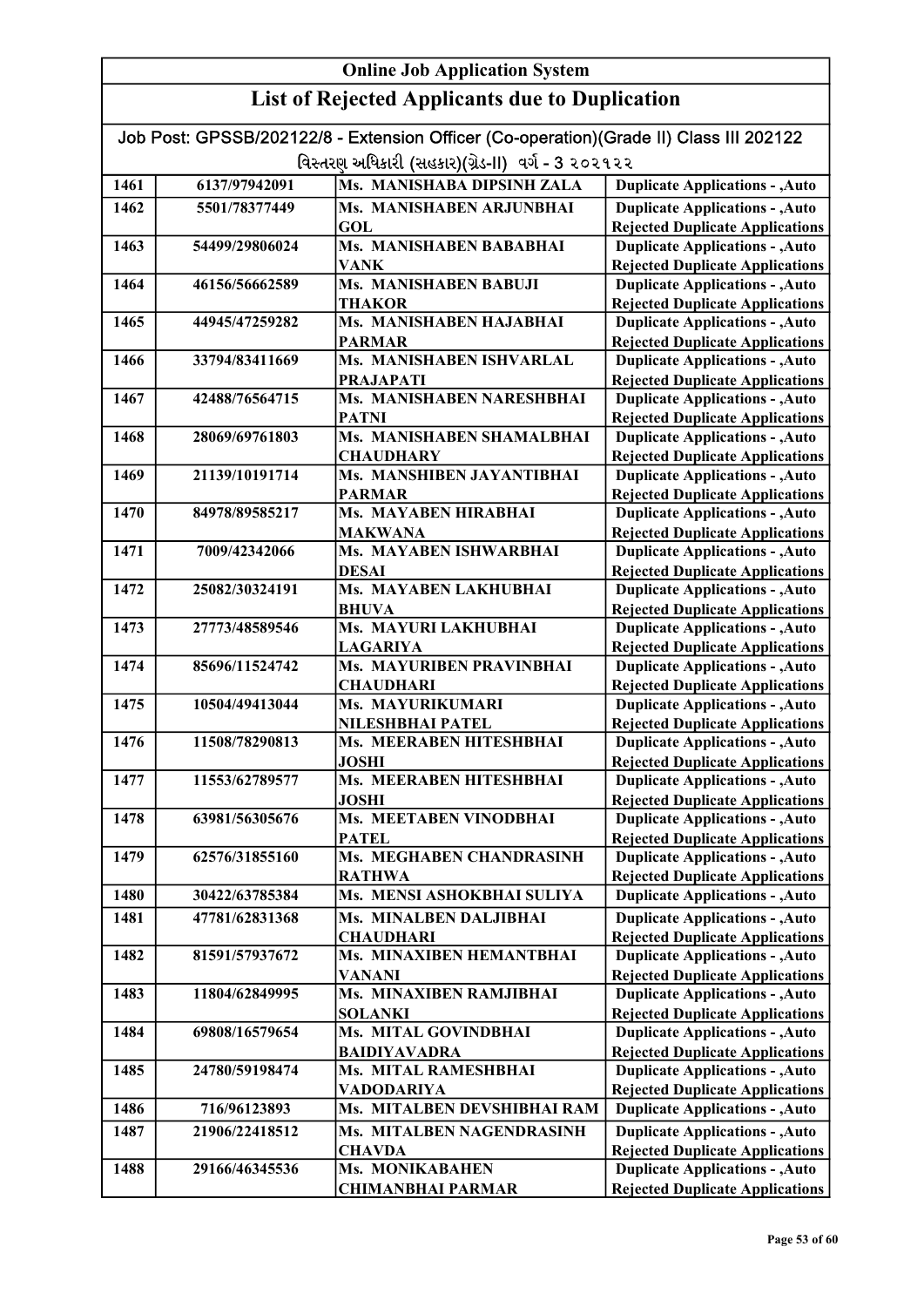# Online Job Application System

## List of Rejected Applicants due to Duplication

Job Post: GPSSB/202122/8 - Extension Officer (Co-operation)(Grade II) Class III 202122

વિસ્તરણ અધિકારી (સહકાર)(ગ્રેડ-II) વર્ગ - 3 ૨૦૨૧૨૨

| | | | |
|---|---|---|---|
| 1461 | 6137/97942091 | Ms. MANISHABA DIPSINH ZALA | Duplicate Applications - ,Auto |
| 1462 | 5501/78377449 | Ms. MANISHABEN ARJUNBHAI GOL | Duplicate Applications - ,Auto Rejected Duplicate Applications |
| 1463 | 54499/29806024 | Ms. MANISHABEN BABABHAI VANK | Duplicate Applications - ,Auto Rejected Duplicate Applications |
| 1464 | 46156/56662589 | Ms. MANISHABEN BABUJI THAKOR | Duplicate Applications - ,Auto Rejected Duplicate Applications |
| 1465 | 44945/47259282 | Ms. MANISHABEN HAJABHAI PARMAR | Duplicate Applications - ,Auto Rejected Duplicate Applications |
| 1466 | 33794/83411669 | Ms. MANISHABEN ISHVARLAL PRAJAPATI | Duplicate Applications - ,Auto Rejected Duplicate Applications |
| 1467 | 42488/76564715 | Ms. MANISHABEN NARESHBHAI PATNI | Duplicate Applications - ,Auto Rejected Duplicate Applications |
| 1468 | 28069/69761803 | Ms. MANISHABEN SHAMALBHAI CHAUDHARY | Duplicate Applications - ,Auto Rejected Duplicate Applications |
| 1469 | 21139/10191714 | Ms. MANSHIBEN JAYANTIBHAI PARMAR | Duplicate Applications - ,Auto Rejected Duplicate Applications |
| 1470 | 84978/89585217 | Ms. MAYABEN HIRABHAI MAKWANA | Duplicate Applications - ,Auto Rejected Duplicate Applications |
| 1471 | 7009/42342066 | Ms. MAYABEN ISHWARBHAI DESAI | Duplicate Applications - ,Auto Rejected Duplicate Applications |
| 1472 | 25082/30324191 | Ms. MAYABEN LAKHUBHAI BHUVA | Duplicate Applications - ,Auto Rejected Duplicate Applications |
| 1473 | 27773/48589546 | Ms. MAYURI LAKHUBHAI LAGARIYA | Duplicate Applications - ,Auto Rejected Duplicate Applications |
| 1474 | 85696/11524742 | Ms. MAYURIBEN PRAVINBHAI CHAUDHARI | Duplicate Applications - ,Auto Rejected Duplicate Applications |
| 1475 | 10504/49413044 | Ms. MAYURIKUMARI NILESHBHAI PATEL | Duplicate Applications - ,Auto Rejected Duplicate Applications |
| 1476 | 11508/78290813 | Ms. MEERABEN HITESHBHAI JOSHI | Duplicate Applications - ,Auto Rejected Duplicate Applications |
| 1477 | 11553/62789577 | Ms. MEERABEN HITESHBHAI JOSHI | Duplicate Applications - ,Auto Rejected Duplicate Applications |
| 1478 | 63981/56305676 | Ms. MEETABEN VINODBHAI PATEL | Duplicate Applications - ,Auto Rejected Duplicate Applications |
| 1479 | 62576/31855160 | Ms. MEGHABEN CHANDRASINH RATHWA | Duplicate Applications - ,Auto Rejected Duplicate Applications |
| 1480 | 30422/63785384 | Ms. MENSI ASHOKBHAI SULIYA | Duplicate Applications - ,Auto |
| 1481 | 47781/62831368 | Ms. MINALBEN DALJIBHAI CHAUDHARI | Duplicate Applications - ,Auto Rejected Duplicate Applications |
| 1482 | 81591/57937672 | Ms. MINAXIBEN HEMANTBHAI VANANI | Duplicate Applications - ,Auto Rejected Duplicate Applications |
| 1483 | 11804/62849995 | Ms. MINAXIBEN RAMJIBHAI SOLANKI | Duplicate Applications - ,Auto Rejected Duplicate Applications |
| 1484 | 69808/16579654 | Ms. MITAL GOVINDBHAI BAIDIYAVADRA | Duplicate Applications - ,Auto Rejected Duplicate Applications |
| 1485 | 24780/59198474 | Ms. MITAL RAMESHBHAI VADODARIYA | Duplicate Applications - ,Auto Rejected Duplicate Applications |
| 1486 | 716/96123893 | Ms. MITALBEN DEVSHIBHAI RAM | Duplicate Applications - ,Auto |
| 1487 | 21906/22418512 | Ms. MITALBEN NAGENDRASINH CHAVDA | Duplicate Applications - ,Auto Rejected Duplicate Applications |
| 1488 | 29166/46345536 | Ms. MONIKABAHEN CHIMANBHAI PARMAR | Duplicate Applications - ,Auto Rejected Duplicate Applications |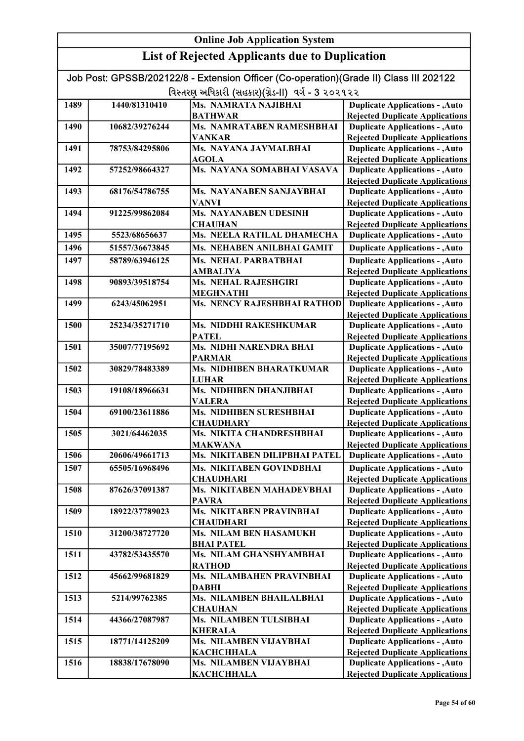# Online Job Application System

## List of Rejected Applicants due to Duplication

Job Post: GPSSB/202122/8 - Extension Officer (Co-operation)(Grade II) Class III 202122

વિસ્તરણ અધિકારી (સહકાર)(ગ્રેડ-II) વર્ગ - 3 ૨૦૨૧૨૨

| | | | |
|---|---|---|---|
| 1489 | 1440/81310410 | Ms. NAMRATA NAJIBHAI BATHWAR | Duplicate Applications - ,Auto Rejected Duplicate Applications |
| 1490 | 10682/39276244 | Ms. NAMRATABEN RAMESHBHAI VANKAR | Duplicate Applications - ,Auto Rejected Duplicate Applications |
| 1491 | 78753/84295806 | Ms. NAYANA JAYMALBHAI AGOLA | Duplicate Applications - ,Auto Rejected Duplicate Applications |
| 1492 | 57252/98664327 | Ms. NAYANA SOMABHAI VASAVA | Duplicate Applications - ,Auto Rejected Duplicate Applications |
| 1493 | 68176/54786755 | Ms. NAYANABEN SANJAYBHAI VANVI | Duplicate Applications - ,Auto Rejected Duplicate Applications |
| 1494 | 91225/99862084 | Ms. NAYANABEN UDESINH CHAUHAN | Duplicate Applications - ,Auto Rejected Duplicate Applications |
| 1495 | 5523/68656637 | Ms. NEELA RATILAL DHAMECHA | Duplicate Applications - ,Auto |
| 1496 | 51557/36673845 | Ms. NEHABEN ANILBHAI GAMIT | Duplicate Applications - ,Auto |
| 1497 | 58789/63946125 | Ms. NEHAL PARBATBHAI AMBALIYA | Duplicate Applications - ,Auto Rejected Duplicate Applications |
| 1498 | 90893/39518754 | Ms. NEHAL RAJESHGIRI MEGHNATHI | Duplicate Applications - ,Auto Rejected Duplicate Applications |
| 1499 | 6243/45062951 | Ms. NENCY RAJESHBHAI RATHOD | Duplicate Applications - ,Auto Rejected Duplicate Applications |
| 1500 | 25234/35271710 | Ms. NIDDHI RAKESHKUMAR PATEL | Duplicate Applications - ,Auto Rejected Duplicate Applications |
| 1501 | 35007/77195692 | Ms. NIDHI NARENDRA BHAI PARMAR | Duplicate Applications - ,Auto Rejected Duplicate Applications |
| 1502 | 30829/78483389 | Ms. NIDHIBEN BHARATKUMAR LUHAR | Duplicate Applications - ,Auto Rejected Duplicate Applications |
| 1503 | 19108/18966631 | Ms. NIDHIBEN DHANJIBHAI VALERA | Duplicate Applications - ,Auto Rejected Duplicate Applications |
| 1504 | 69100/23611886 | Ms. NIDHIBEN SURESHBHAI CHAUDHARY | Duplicate Applications - ,Auto Rejected Duplicate Applications |
| 1505 | 3021/64462035 | Ms. NIKITA CHANDRESHBHAI MAKWANA | Duplicate Applications - ,Auto Rejected Duplicate Applications |
| 1506 | 20606/49661713 | Ms. NIKITABEN DILIPBHAI PATEL | Duplicate Applications - ,Auto |
| 1507 | 65505/16968496 | Ms. NIKITABEN GOVINDBHAI CHAUDHARI | Duplicate Applications - ,Auto Rejected Duplicate Applications |
| 1508 | 87626/37091387 | Ms. NIKITABEN MAHADEVBHAI PAVRA | Duplicate Applications - ,Auto Rejected Duplicate Applications |
| 1509 | 18922/37789023 | Ms. NIKITABEN PRAVINBHAI CHAUDHARI | Duplicate Applications - ,Auto Rejected Duplicate Applications |
| 1510 | 31200/38727720 | Ms. NILAM BEN HASAMUKH BHAI PATEL | Duplicate Applications - ,Auto Rejected Duplicate Applications |
| 1511 | 43782/53435570 | Ms. NILAM GHANSHYAMBHAI RATHOD | Duplicate Applications - ,Auto Rejected Duplicate Applications |
| 1512 | 45662/99681829 | Ms. NILAMBAHEN PRAVINBHAI DABHI | Duplicate Applications - ,Auto Rejected Duplicate Applications |
| 1513 | 5214/99762385 | Ms. NILAMBEN BHAILALBHAI CHAUHAN | Duplicate Applications - ,Auto Rejected Duplicate Applications |
| 1514 | 44366/27087987 | Ms. NILAMBEN TULSIBHAI KHERALA | Duplicate Applications - ,Auto Rejected Duplicate Applications |
| 1515 | 18771/14125209 | Ms. NILAMBEN VIJAYBHAI KACHCHHALA | Duplicate Applications - ,Auto Rejected Duplicate Applications |
| 1516 | 18838/17678090 | Ms. NILAMBEN VIJAYBHAI KACHCHHALA | Duplicate Applications - ,Auto Rejected Duplicate Applications |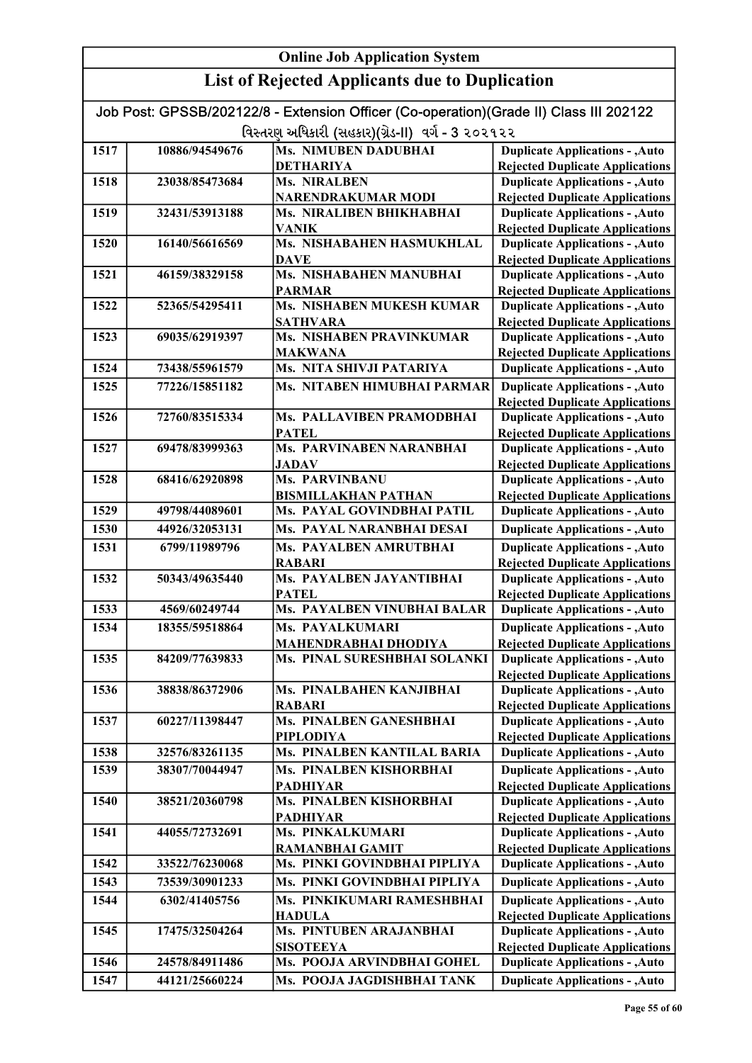## Online Job Application System

## List of Rejected Applicants due to Duplication

Job Post: GPSSB/202122/8 - Extension Officer (Co-operation)(Grade II) Class III 202122

વિસ્તરણ અધિકારી (સહકાર)(ગ્રેડ-II) વર્ગ - 3 ૨૦૨૧૨૨

| | | | |
|---|---|---|---|
| 1517 | 10886/94549676 | Ms. NIMUBEN DADUBHAI DETHARIYA | Duplicate Applications - ,Auto Rejected Duplicate Applications |
| 1518 | 23038/85473684 | Ms. NIRALBEN NARENDRAKUMAR MODI | Duplicate Applications - ,Auto Rejected Duplicate Applications |
| 1519 | 32431/53913188 | Ms. NIRALIBEN BHIKHABHAI VANIK | Duplicate Applications - ,Auto Rejected Duplicate Applications |
| 1520 | 16140/56616569 | Ms. NISHABAHEN HASMUKHLAL DAVE | Duplicate Applications - ,Auto Rejected Duplicate Applications |
| 1521 | 46159/38329158 | Ms. NISHABAHEN MANUBHAI PARMAR | Duplicate Applications - ,Auto Rejected Duplicate Applications |
| 1522 | 52365/54295411 | Ms. NISHABEN MUKESH KUMAR SATHVARA | Duplicate Applications - ,Auto Rejected Duplicate Applications |
| 1523 | 69035/62919397 | Ms. NISHABEN PRAVINKUMAR MAKWANA | Duplicate Applications - ,Auto Rejected Duplicate Applications |
| 1524 | 73438/55961579 | Ms. NITA SHIVJI PATARIYA | Duplicate Applications - ,Auto |
| 1525 | 77226/15851182 | Ms. NITABEN HIMUBHAI PARMAR | Duplicate Applications - ,Auto Rejected Duplicate Applications |
| 1526 | 72760/83515334 | Ms. PALLAVIBEN PRAMODBHAI PATEL | Duplicate Applications - ,Auto Rejected Duplicate Applications |
| 1527 | 69478/83999363 | Ms. PARVINABEN NARANBHAI JADAV | Duplicate Applications - ,Auto Rejected Duplicate Applications |
| 1528 | 68416/62920898 | Ms. PARVINBANU BISMILLAKHAN PATHAN | Duplicate Applications - ,Auto Rejected Duplicate Applications |
| 1529 | 49798/44089601 | Ms. PAYAL GOVINDBHAI PATIL | Duplicate Applications - ,Auto |
| 1530 | 44926/32053131 | Ms. PAYAL NARANBHAI DESAI | Duplicate Applications - ,Auto |
| 1531 | 6799/11989796 | Ms. PAYALBEN AMRUTBHAI RABARI | Duplicate Applications - ,Auto Rejected Duplicate Applications |
| 1532 | 50343/49635440 | Ms. PAYALBEN JAYANTIBHAI PATEL | Duplicate Applications - ,Auto Rejected Duplicate Applications |
| 1533 | 4569/60249744 | Ms. PAYALBEN VINUBHAI BALAR | Duplicate Applications - ,Auto |
| 1534 | 18355/59518864 | Ms. PAYALKUMARI MAHENDRABHAI DHODIYA | Duplicate Applications - ,Auto Rejected Duplicate Applications |
| 1535 | 84209/77639833 | Ms. PINAL SURESHBHAI SOLANKI | Duplicate Applications - ,Auto Rejected Duplicate Applications |
| 1536 | 38838/86372906 | Ms. PINALBAHEN KANJIBHAI RABARI | Duplicate Applications - ,Auto Rejected Duplicate Applications |
| 1537 | 60227/11398447 | Ms. PINALBEN GANESHBHAI PIPLODIYA | Duplicate Applications - ,Auto Rejected Duplicate Applications |
| 1538 | 32576/83261135 | Ms. PINALBEN KANTILAL BARIA | Duplicate Applications - ,Auto |
| 1539 | 38307/70044947 | Ms. PINALBEN KISHORBHAI PADHIYAR | Duplicate Applications - ,Auto Rejected Duplicate Applications |
| 1540 | 38521/20360798 | Ms. PINALBEN KISHORBHAI PADHIYAR | Duplicate Applications - ,Auto Rejected Duplicate Applications |
| 1541 | 44055/72732691 | Ms. PINKALKUMARI RAMANBHAI GAMIT | Duplicate Applications - ,Auto Rejected Duplicate Applications |
| 1542 | 33522/76230068 | Ms. PINKI GOVINDBHAI PIPLIYA | Duplicate Applications - ,Auto |
| 1543 | 73539/30901233 | Ms. PINKI GOVINDBHAI PIPLIYA | Duplicate Applications - ,Auto |
| 1544 | 6302/41405756 | Ms. PINKIKUMARI RAMESHBHAI HADULA | Duplicate Applications - ,Auto Rejected Duplicate Applications |
| 1545 | 17475/32504264 | Ms. PINTUBEN ARAJANBHAI SISOTEEYA | Duplicate Applications - ,Auto Rejected Duplicate Applications |
| 1546 | 24578/84911486 | Ms. POOJA ARVINDBHAI GOHEL | Duplicate Applications - ,Auto |
| 1547 | 44121/25660224 | Ms. POOJA JAGDISHBHAI TANK | Duplicate Applications - ,Auto |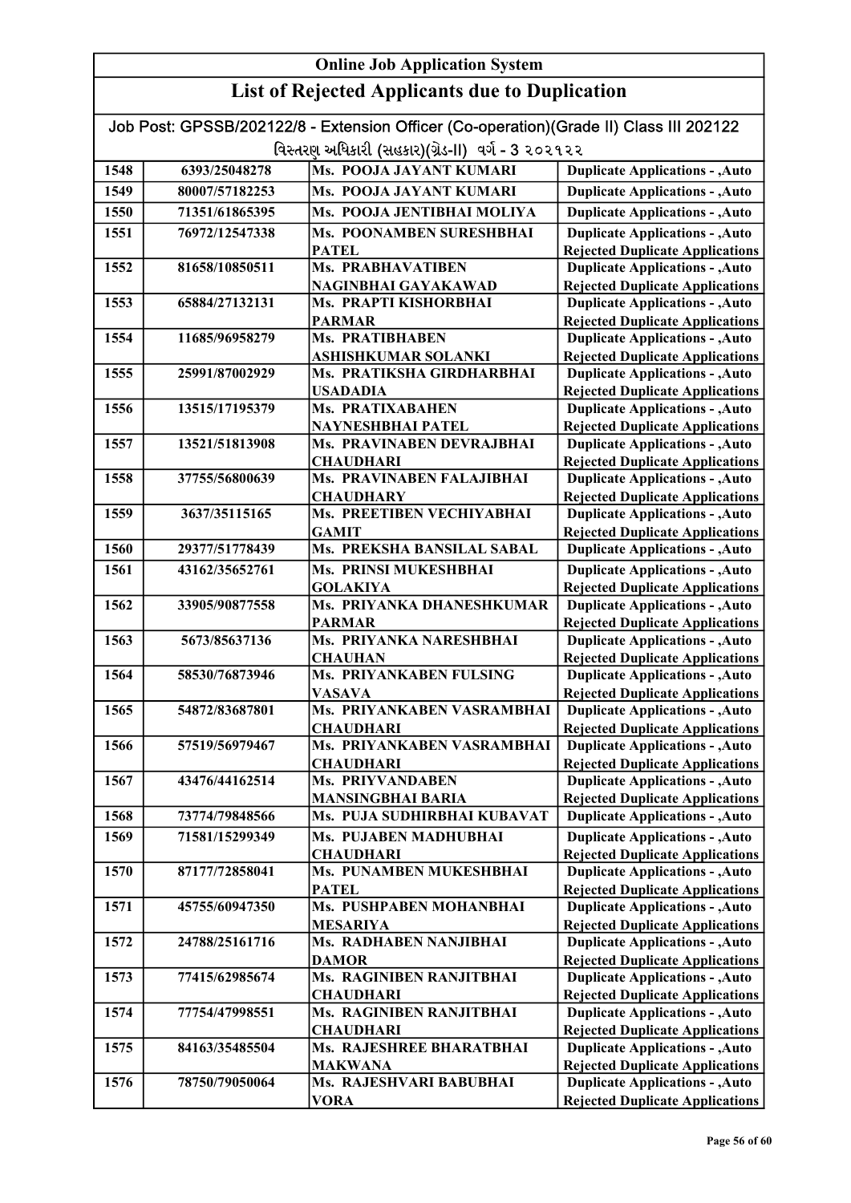# Online Job Application System

## List of Rejected Applicants due to Duplication

Job Post: GPSSB/202122/8 - Extension Officer (Co-operation)(Grade II) Class III 202122

વિસ્તરણ અધિકારી (સહકાર)(ગ્રેડ-II) વર્ગ - 3 ૨૦૨૧૨૨

| | | | |
|---|---|---|---|
| 1548 | 6393/25048278 | Ms. POOJA JAYANT KUMARI | Duplicate Applications - ,Auto |
| 1549 | 80007/57182253 | Ms. POOJA JAYANT KUMARI | Duplicate Applications - ,Auto |
| 1550 | 71351/61865395 | Ms. POOJA JENTIBHAI MOLIYA | Duplicate Applications - ,Auto |
| 1551 | 76972/12547338 | Ms. POONAMBEN SURESHBHAI PATEL | Duplicate Applications - ,Auto Rejected Duplicate Applications |
| 1552 | 81658/10850511 | Ms. PRABHAVATIBEN NAGINBHAI GAYAKAWAD | Duplicate Applications - ,Auto Rejected Duplicate Applications |
| 1553 | 65884/27132131 | Ms. PRAPTI KISHORBHAI PARMAR | Duplicate Applications - ,Auto Rejected Duplicate Applications |
| 1554 | 11685/96958279 | Ms. PRATIBHABEN ASHISHKUMAR SOLANKI | Duplicate Applications - ,Auto Rejected Duplicate Applications |
| 1555 | 25991/87002929 | Ms. PRATIKSHA GIRDHARBHAI USADADIA | Duplicate Applications - ,Auto Rejected Duplicate Applications |
| 1556 | 13515/17195379 | Ms. PRATIXABAHEN NAYNESHBHAI PATEL | Duplicate Applications - ,Auto Rejected Duplicate Applications |
| 1557 | 13521/51813908 | Ms. PRAVINABEN DEVRAJBHAI CHAUDHARI | Duplicate Applications - ,Auto Rejected Duplicate Applications |
| 1558 | 37755/56800639 | Ms. PRAVINABEN FALAJIBHAI CHAUDHARY | Duplicate Applications - ,Auto Rejected Duplicate Applications |
| 1559 | 3637/35115165 | Ms. PREETIBEN VECHIYABHAI GAMIT | Duplicate Applications - ,Auto Rejected Duplicate Applications |
| 1560 | 29377/51778439 | Ms. PREKSHA BANSILAL SABAL | Duplicate Applications - ,Auto |
| 1561 | 43162/35652761 | Ms. PRINSI MUKESHBHAI GOLAKIYA | Duplicate Applications - ,Auto Rejected Duplicate Applications |
| 1562 | 33905/90877558 | Ms. PRIYANKA DHANESHKUMAR PARMAR | Duplicate Applications - ,Auto Rejected Duplicate Applications |
| 1563 | 5673/85637136 | Ms. PRIYANKA NARESHBHAI CHAUHAN | Duplicate Applications - ,Auto Rejected Duplicate Applications |
| 1564 | 58530/76873946 | Ms. PRIYANKABEN FULSING VASAVA | Duplicate Applications - ,Auto Rejected Duplicate Applications |
| 1565 | 54872/83687801 | Ms. PRIYANKABEN VASRAMBHAI CHAUDHARI | Duplicate Applications - ,Auto Rejected Duplicate Applications |
| 1566 | 57519/56979467 | Ms. PRIYANKABEN VASRAMBHAI CHAUDHARI | Duplicate Applications - ,Auto Rejected Duplicate Applications |
| 1567 | 43476/44162514 | Ms. PRIYVANDABEN MANSINGBHAI BARIA | Duplicate Applications - ,Auto Rejected Duplicate Applications |
| 1568 | 73774/79848566 | Ms. PUJA SUDHIRBHAI KUBAVAT | Duplicate Applications - ,Auto |
| 1569 | 71581/15299349 | Ms. PUJABEN MADHUBHAI CHAUDHARI | Duplicate Applications - ,Auto Rejected Duplicate Applications |
| 1570 | 87177/72858041 | Ms. PUNAMBEN MUKESHBHAI PATEL | Duplicate Applications - ,Auto Rejected Duplicate Applications |
| 1571 | 45755/60947350 | Ms. PUSHPABEN MOHANBHAI MESARIYA | Duplicate Applications - ,Auto Rejected Duplicate Applications |
| 1572 | 24788/25161716 | Ms. RADHABEN NANJIBHAI DAMOR | Duplicate Applications - ,Auto Rejected Duplicate Applications |
| 1573 | 77415/62985674 | Ms. RAGINIBEN RANJITBHAI CHAUDHARI | Duplicate Applications - ,Auto Rejected Duplicate Applications |
| 1574 | 77754/47998551 | Ms. RAGINIBEN RANJITBHAI CHAUDHARI | Duplicate Applications - ,Auto Rejected Duplicate Applications |
| 1575 | 84163/35485504 | Ms. RAJESHREE BHARATBHAI MAKWANA | Duplicate Applications - ,Auto Rejected Duplicate Applications |
| 1576 | 78750/79050064 | Ms. RAJESHVARI BABUBHAI VORA | Duplicate Applications - ,Auto Rejected Duplicate Applications |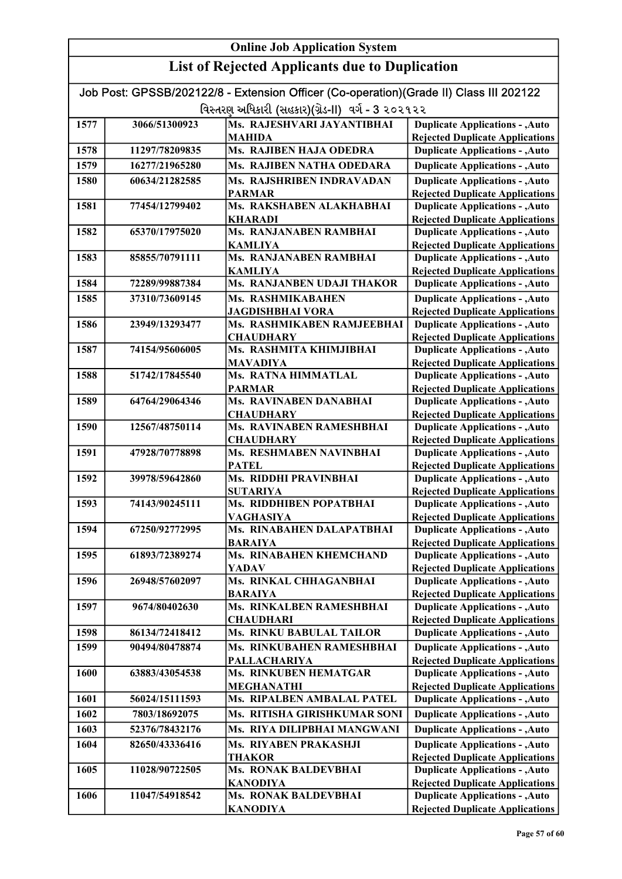| Online Job Application System | | | |
|---|---|---|---|
| **List of Rejected Applicants due to Duplication** | | | |
| Job Post: GPSSB/202122/8 - Extension Officer (Co-operation)(Grade II) Class III 202122 | | | |
| વિસ્તરણ અધિકારી (સહકાર)(ગ્રેડ-II) વર્ગ - 3 ૨૦૨૧૨૨ | | | |
| 1577 | 3066/51300923 | Ms. RAJESHVARI JAYANTIBHAI MAHIDA | Duplicate Applications - ,Auto Rejected Duplicate Applications |
| 1578 | 11297/78209835 | Ms. RAJIBEN HAJA ODEDRA | Duplicate Applications - ,Auto |
| 1579 | 16277/21965280 | Ms. RAJIBEN NATHA ODEDARA | Duplicate Applications - ,Auto |
| 1580 | 60634/21282585 | Ms. RAJSHRIBEN INDRAVADAN PARMAR | Duplicate Applications - ,Auto Rejected Duplicate Applications |
| 1581 | 77454/12799402 | Ms. RAKSHABEN ALAKHABHAI KHARADI | Duplicate Applications - ,Auto Rejected Duplicate Applications |
| 1582 | 65370/17975020 | Ms. RANJANABEN RAMBHAI KAMLIYA | Duplicate Applications - ,Auto Rejected Duplicate Applications |
| 1583 | 85855/70791111 | Ms. RANJANABEN RAMBHAI KAMLIYA | Duplicate Applications - ,Auto Rejected Duplicate Applications |
| 1584 | 72289/99887384 | Ms. RANJANBEN UDAJI THAKOR | Duplicate Applications - ,Auto |
| 1585 | 37310/73609145 | Ms. RASHMIKABAHEN JAGDISHBHAI VORA | Duplicate Applications - ,Auto Rejected Duplicate Applications |
| 1586 | 23949/13293477 | Ms. RASHMIKABEN RAMJEEBHAI CHAUDHARY | Duplicate Applications - ,Auto Rejected Duplicate Applications |
| 1587 | 74154/95606005 | Ms. RASHMITA KHIMJIBHAI MAVADIYA | Duplicate Applications - ,Auto Rejected Duplicate Applications |
| 1588 | 51742/17845540 | Ms. RATNA HIMMATLAL PARMAR | Duplicate Applications - ,Auto Rejected Duplicate Applications |
| 1589 | 64764/29064346 | Ms. RAVINABEN DANABHAI CHAUDHARY | Duplicate Applications - ,Auto Rejected Duplicate Applications |
| 1590 | 12567/48750114 | Ms. RAVINABEN RAMESHBHAI CHAUDHARY | Duplicate Applications - ,Auto Rejected Duplicate Applications |
| 1591 | 47928/70778898 | Ms. RESHMABEN NAVINBHAI PATEL | Duplicate Applications - ,Auto Rejected Duplicate Applications |
| 1592 | 39978/59642860 | Ms. RIDDHI PRAVINBHAI SUTARIYA | Duplicate Applications - ,Auto Rejected Duplicate Applications |
| 1593 | 74143/90245111 | Ms. RIDDHIBEN POPATBHAI VAGHASIYA | Duplicate Applications - ,Auto Rejected Duplicate Applications |
| 1594 | 67250/92772995 | Ms. RINABAHEN DALAPATBHAI BARAIYA | Duplicate Applications - ,Auto Rejected Duplicate Applications |
| 1595 | 61893/72389274 | Ms. RINABAHEN KHEMCHAND YADAV | Duplicate Applications - ,Auto Rejected Duplicate Applications |
| 1596 | 26948/57602097 | Ms. RINKAL CHHAGANBHAI BARAIYA | Duplicate Applications - ,Auto Rejected Duplicate Applications |
| 1597 | 9674/80402630 | Ms. RINKALBEN RAMESHBHAI CHAUDHARI | Duplicate Applications - ,Auto Rejected Duplicate Applications |
| 1598 | 86134/72418412 | Ms. RINKU BABULAL TAILOR | Duplicate Applications - ,Auto |
| 1599 | 90494/80478874 | Ms. RINKUBAHEN RAMESHBHAI PALLACHARIYA | Duplicate Applications - ,Auto Rejected Duplicate Applications |
| 1600 | 63883/43054538 | Ms. RINKUBEN HEMATGAR MEGHANATHI | Duplicate Applications - ,Auto Rejected Duplicate Applications |
| 1601 | 56024/15111593 | Ms. RIPALBEN AMBALAL PATEL | Duplicate Applications - ,Auto |
| 1602 | 7803/18692075 | Ms. RITISHA GIRISHKUMAR SONI | Duplicate Applications - ,Auto |
| 1603 | 52376/78432176 | Ms. RIYA DILIPBHAI MANGWANI | Duplicate Applications - ,Auto |
| 1604 | 82650/43336416 | Ms. RIYABEN PRAKASHJI THAKOR | Duplicate Applications - ,Auto Rejected Duplicate Applications |
| 1605 | 11028/90722505 | Ms. RONAK BALDEVBHAI KANODIYA | Duplicate Applications - ,Auto Rejected Duplicate Applications |
| 1606 | 11047/54918542 | Ms. RONAK BALDEVBHAI KANODIYA | Duplicate Applications - ,Auto Rejected Duplicate Applications |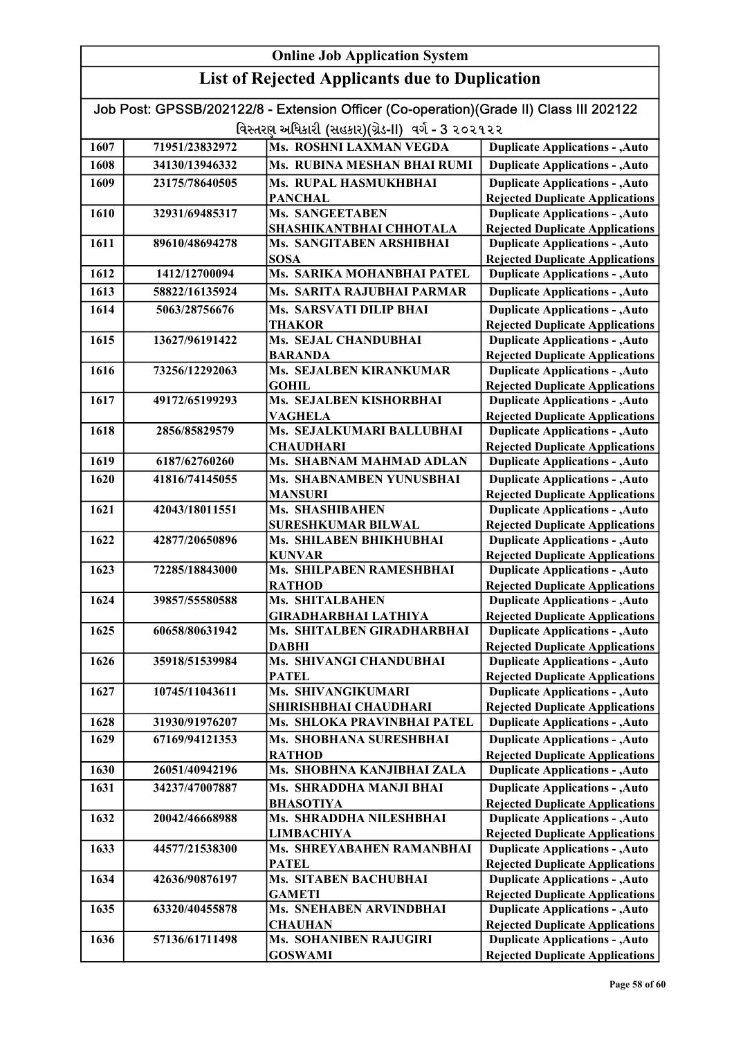# Online Job Application System

## List of Rejected Applicants due to Duplication

Job Post: GPSSB/202122/8 - Extension Officer (Co-operation)(Grade II) Class III 202122

વિસ્તરણ અધિકારી (સહકાર)(ગ્રેડ-II) વર્ગ - 3 ૨૦૨૧૨૨

| | | | |
|---|---|---|---|
| 1607 | 71951/23832972 | Ms. ROSHNI LAXMAN VEGDA | Duplicate Applications - ,Auto |
| 1608 | 34130/13946332 | Ms. RUBINA MESHAN BHAI RUMI | Duplicate Applications - ,Auto |
| 1609 | 23175/78640505 | Ms. RUPAL HASMUKHBHAI PANCHAL | Duplicate Applications - ,Auto Rejected Duplicate Applications |
| 1610 | 32931/69485317 | Ms. SANGEETABEN SHASHIKANTBHAI CHHOTALA | Duplicate Applications - ,Auto Rejected Duplicate Applications |
| 1611 | 89610/48694278 | Ms. SANGITABEN ARSHIBHAI SOSA | Duplicate Applications - ,Auto Rejected Duplicate Applications |
| 1612 | 1412/12700094 | Ms. SARIKA MOHANBHAI PATEL | Duplicate Applications - ,Auto |
| 1613 | 58822/16135924 | Ms. SARITA RAJUBHAI PARMAR | Duplicate Applications - ,Auto |
| 1614 | 5063/28756676 | Ms. SARSVATI DILIP BHAI THAKOR | Duplicate Applications - ,Auto Rejected Duplicate Applications |
| 1615 | 13627/96191422 | Ms. SEJAL CHANDUBHAI BARANDA | Duplicate Applications - ,Auto Rejected Duplicate Applications |
| 1616 | 73256/12292063 | Ms. SEJALBEN KIRANKUMAR GOHIL | Duplicate Applications - ,Auto Rejected Duplicate Applications |
| 1617 | 49172/65199293 | Ms. SEJALBEN KISHORBHAI VAGHELA | Duplicate Applications - ,Auto Rejected Duplicate Applications |
| 1618 | 2856/85829579 | Ms. SEJALKUMARI BALLUBHAI CHAUDHARI | Duplicate Applications - ,Auto Rejected Duplicate Applications |
| 1619 | 6187/62760260 | Ms. SHABNAM MAHMAD ADLAN | Duplicate Applications - ,Auto |
| 1620 | 41816/74145055 | Ms. SHABNAMBEN YUNUSBHAI MANSURI | Duplicate Applications - ,Auto Rejected Duplicate Applications |
| 1621 | 42043/18011551 | Ms. SHASHIBAHEN SURESHKUMAR BILWAL | Duplicate Applications - ,Auto Rejected Duplicate Applications |
| 1622 | 42877/20650896 | Ms. SHILABEN BHIKHUBHAI KUNVAR | Duplicate Applications - ,Auto Rejected Duplicate Applications |
| 1623 | 72285/18843000 | Ms. SHILPABEN RAMESHBHAI RATHOD | Duplicate Applications - ,Auto Rejected Duplicate Applications |
| 1624 | 39857/55580588 | Ms. SHITALBAHEN GIRADHARBHAI LATHIYA | Duplicate Applications - ,Auto Rejected Duplicate Applications |
| 1625 | 60658/80631942 | Ms. SHITALBEN GIRADHARBHAI DABHI | Duplicate Applications - ,Auto Rejected Duplicate Applications |
| 1626 | 35918/51539984 | Ms. SHIVANGI CHANDUBHAI PATEL | Duplicate Applications - ,Auto Rejected Duplicate Applications |
| 1627 | 10745/11043611 | Ms. SHIVANGIKUMARI SHIRISHBHAI CHAUDHARI | Duplicate Applications - ,Auto Rejected Duplicate Applications |
| 1628 | 31930/91976207 | Ms. SHLOKA PRAVINBHAI PATEL | Duplicate Applications - ,Auto |
| 1629 | 67169/94121353 | Ms. SHOBHANA SURESHBHAI RATHOD | Duplicate Applications - ,Auto Rejected Duplicate Applications |
| 1630 | 26051/40942196 | Ms. SHOBHNA KANJIBHAI ZALA | Duplicate Applications - ,Auto |
| 1631 | 34237/47007887 | Ms. SHRADDHA MANJI BHAI BHASOTIYA | Duplicate Applications - ,Auto Rejected Duplicate Applications |
| 1632 | 20042/46668988 | Ms. SHRADDHA NILESHBHAI LIMBACHIYA | Duplicate Applications - ,Auto Rejected Duplicate Applications |
| 1633 | 44577/21538300 | Ms. SHREYABAHEN RAMANBHAI PATEL | Duplicate Applications - ,Auto Rejected Duplicate Applications |
| 1634 | 42636/90876197 | Ms. SITABEN BACHUBHAI GAMETI | Duplicate Applications - ,Auto Rejected Duplicate Applications |
| 1635 | 63320/40455878 | Ms. SNEHABEN ARVINDBHAI CHAUHAN | Duplicate Applications - ,Auto Rejected Duplicate Applications |
| 1636 | 57136/61711498 | Ms. SOHANIBEN RAJUGIRI GOSWAMI | Duplicate Applications - ,Auto Rejected Duplicate Applications |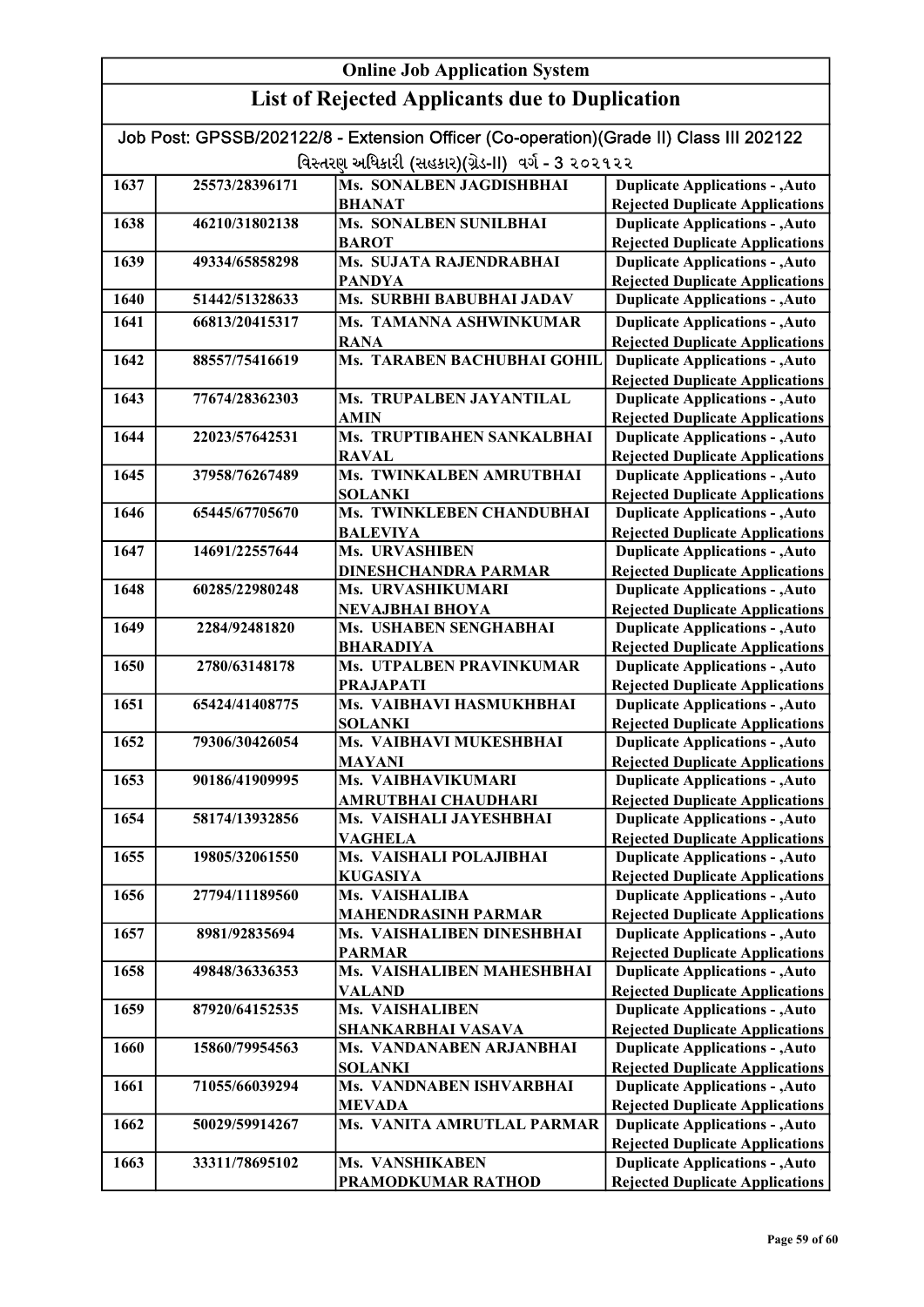# Online Job Application System

## List of Rejected Applicants due to Duplication

Job Post: GPSSB/202122/8 - Extension Officer (Co-operation)(Grade II) Class III 202122

વિસ્તરણ અધિકારી (સહકાર)(ગ્રેડ-II) વર્ગ - 3 ૨૦૨૧૨૨

| | | | |
|---|---|---|---|
| 1637 | 25573/28396171 | Ms. SONALBEN JAGDISHBHAI BHANAT | Duplicate Applications - ,Auto Rejected Duplicate Applications |
| 1638 | 46210/31802138 | Ms. SONALBEN SUNILBHAI BAROT | Duplicate Applications - ,Auto Rejected Duplicate Applications |
| 1639 | 49334/65858298 | Ms. SUJATA RAJENDRABHAI PANDYA | Duplicate Applications - ,Auto Rejected Duplicate Applications |
| 1640 | 51442/51328633 | Ms. SURBHI BABUBHAI JADAV | Duplicate Applications - ,Auto |
| 1641 | 66813/20415317 | Ms. TAMANNA ASHWINKUMAR RANA | Duplicate Applications - ,Auto Rejected Duplicate Applications |
| 1642 | 88557/75416619 | Ms. TARABEN BACHUBHAI GOHIL | Duplicate Applications - ,Auto Rejected Duplicate Applications |
| 1643 | 77674/28362303 | Ms. TRUPALBEN JAYANTILAL AMIN | Duplicate Applications - ,Auto Rejected Duplicate Applications |
| 1644 | 22023/57642531 | Ms. TRUPTIBAHEN SANKALBHAI RAVAL | Duplicate Applications - ,Auto Rejected Duplicate Applications |
| 1645 | 37958/76267489 | Ms. TWINKALBEN AMRUTBHAI SOLANKI | Duplicate Applications - ,Auto Rejected Duplicate Applications |
| 1646 | 65445/67705670 | Ms. TWINKLEBEN CHANDUBHAI BALEVIYA | Duplicate Applications - ,Auto Rejected Duplicate Applications |
| 1647 | 14691/22557644 | Ms. URVASHIBEN DINESHCHANDRA PARMAR | Duplicate Applications - ,Auto Rejected Duplicate Applications |
| 1648 | 60285/22980248 | Ms. URVASHIKUMARI NEVAJBHAI BHOYA | Duplicate Applications - ,Auto Rejected Duplicate Applications |
| 1649 | 2284/92481820 | Ms. USHABEN SENGHABHAI BHARADIYA | Duplicate Applications - ,Auto Rejected Duplicate Applications |
| 1650 | 2780/63148178 | Ms. UTPALBEN PRAVINKUMAR PRAJAPATI | Duplicate Applications - ,Auto Rejected Duplicate Applications |
| 1651 | 65424/41408775 | Ms. VAIBHAVI HASMUKHBHAI SOLANKI | Duplicate Applications - ,Auto Rejected Duplicate Applications |
| 1652 | 79306/30426054 | Ms. VAIBHAVI MUKESHBHAI MAYANI | Duplicate Applications - ,Auto Rejected Duplicate Applications |
| 1653 | 90186/41909995 | Ms. VAIBHAVIKUMARI AMRUTBHAI CHAUDHARI | Duplicate Applications - ,Auto Rejected Duplicate Applications |
| 1654 | 58174/13932856 | Ms. VAISHALI JAYESHBHAI VAGHELA | Duplicate Applications - ,Auto Rejected Duplicate Applications |
| 1655 | 19805/32061550 | Ms. VAISHALI POLAJIBHAI KUGASIYA | Duplicate Applications - ,Auto Rejected Duplicate Applications |
| 1656 | 27794/11189560 | Ms. VAISHALIBA MAHENDRASINH PARMAR | Duplicate Applications - ,Auto Rejected Duplicate Applications |
| 1657 | 8981/92835694 | Ms. VAISHALIBEN DINESHBHAI PARMAR | Duplicate Applications - ,Auto Rejected Duplicate Applications |
| 1658 | 49848/36336353 | Ms. VAISHALIBEN MAHESHBHAI VALAND | Duplicate Applications - ,Auto Rejected Duplicate Applications |
| 1659 | 87920/64152535 | Ms. VAISHALIBEN SHANKARBHAI VASAVA | Duplicate Applications - ,Auto Rejected Duplicate Applications |
| 1660 | 15860/79954563 | Ms. VANDANABEN ARJANBHAI SOLANKI | Duplicate Applications - ,Auto Rejected Duplicate Applications |
| 1661 | 71055/66039294 | Ms. VANDNABEN ISHVARBHAI MEVADA | Duplicate Applications - ,Auto Rejected Duplicate Applications |
| 1662 | 50029/59914267 | Ms. VANITA AMRUTLAL PARMAR | Duplicate Applications - ,Auto Rejected Duplicate Applications |
| 1663 | 33311/78695102 | Ms. VANSHIKABEN PRAMODKUMAR RATHOD | Duplicate Applications - ,Auto Rejected Duplicate Applications |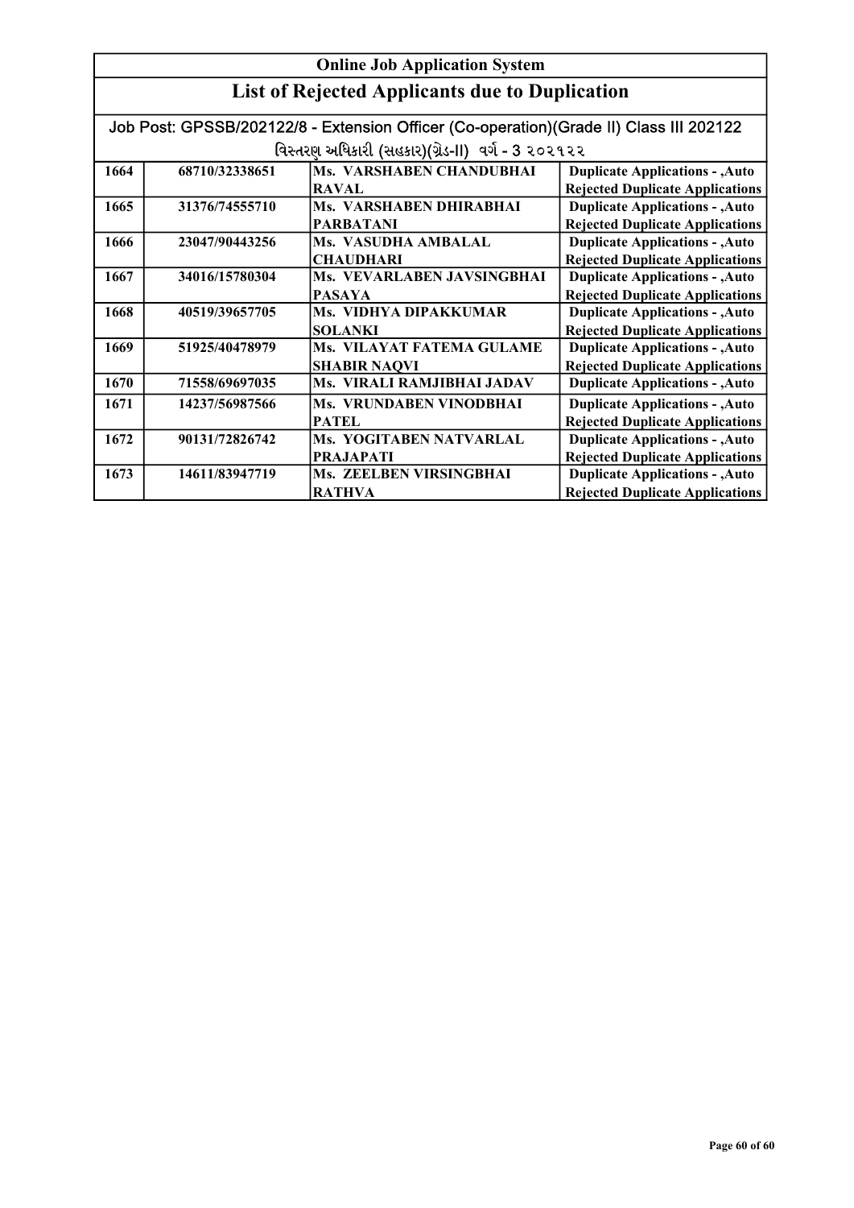# Online Job Application System

## List of Rejected Applicants due to Duplication

Job Post: GPSSB/202122/8 - Extension Officer (Co-operation)(Grade II) Class III 202122

વિસ્તરણ અધિકારી (સહકાર)(ગ્રેડ-II) વર્ગ - 3 ૨૦૨૧૨૨

| | | | |
|---|---|---|---|
| 1664 | 68710/32338651 | Ms. VARSHABEN CHANDUBHAI RAVAL | Duplicate Applications - ,Auto Rejected Duplicate Applications |
| 1665 | 31376/74555710 | Ms. VARSHABEN DHIRABHAI PARBATANI | Duplicate Applications - ,Auto Rejected Duplicate Applications |
| 1666 | 23047/90443256 | Ms. VASUDHA AMBALAL CHAUDHARI | Duplicate Applications - ,Auto Rejected Duplicate Applications |
| 1667 | 34016/15780304 | Ms. VEVARLABEN JAVSINGBHAI PASAYA | Duplicate Applications - ,Auto Rejected Duplicate Applications |
| 1668 | 40519/39657705 | Ms. VIDHYA DIPAKKUMAR SOLANKI | Duplicate Applications - ,Auto Rejected Duplicate Applications |
| 1669 | 51925/40478979 | Ms. VILAYAT FATEMA GULAME SHABIR NAQVI | Duplicate Applications - ,Auto Rejected Duplicate Applications |
| 1670 | 71558/69697035 | Ms. VIRALI RAMJIBHAI JADAV | Duplicate Applications - ,Auto |
| 1671 | 14237/56987566 | Ms. VRUNDABEN VINODBHAI PATEL | Duplicate Applications - ,Auto Rejected Duplicate Applications |
| 1672 | 90131/72826742 | Ms. YOGITABEN NATVARLAL PRAJAPATI | Duplicate Applications - ,Auto Rejected Duplicate Applications |
| 1673 | 14611/83947719 | Ms. ZEELBEN VIRSINGBHAI RATHVA | Duplicate Applications - ,Auto Rejected Duplicate Applications |